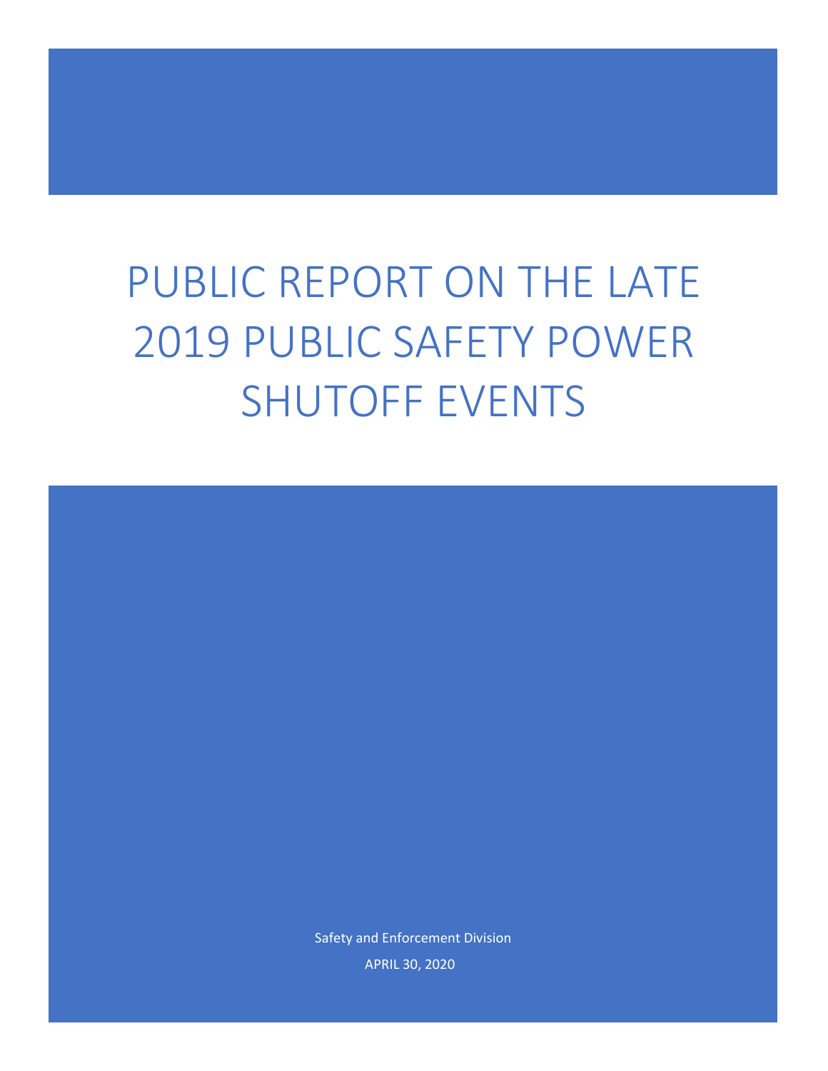# PUBLIC REPORT ON THE LATE 2019 PUBLIC SAFETY POWER SHUTOFF EVENTS

Safety and Enforcement Division

APRIL 30, 2020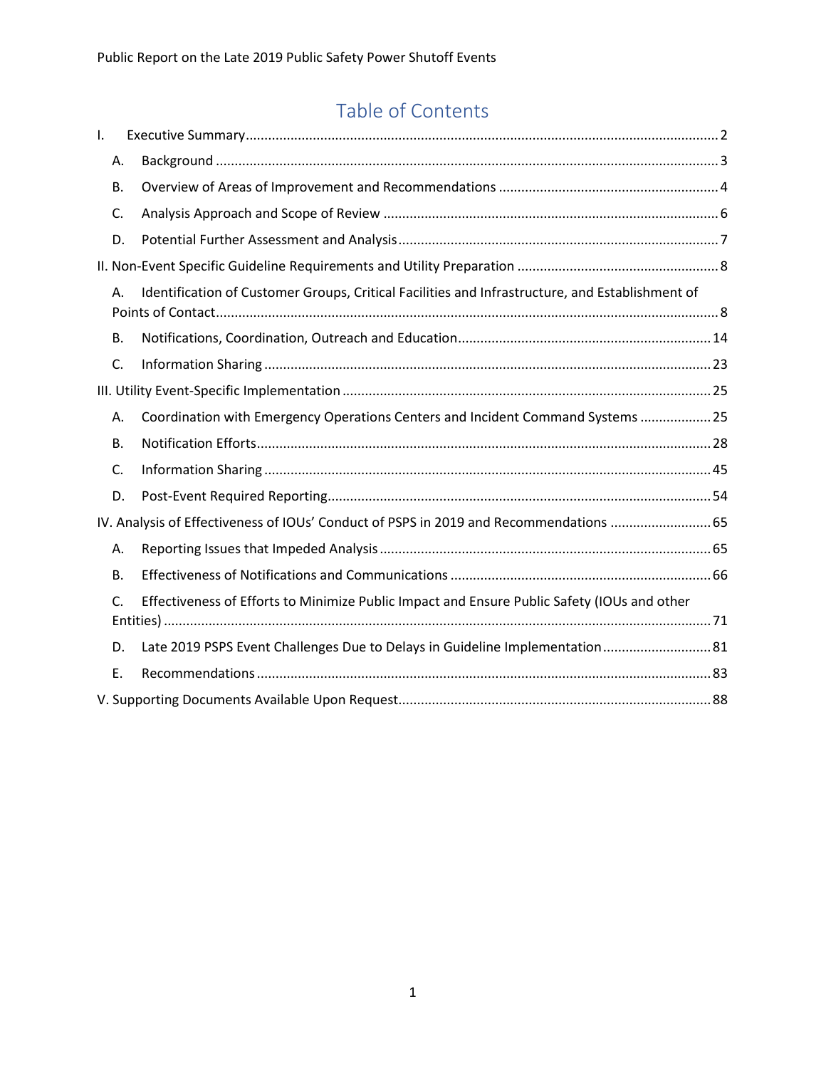# Table of Contents

I. Executive Summary ..... 2

- A. Background ..... 3
- B. Overview of Areas of Improvement and Recommendations ..... 4
- C. Analysis Approach and Scope of Review ..... 6
- D. Potential Further Assessment and Analysis ..... 7

II. Non-Event Specific Guideline Requirements and Utility Preparation ..... 8

- A. Identification of Customer Groups, Critical Facilities and Infrastructure, and Establishment of Points of Contact ..... 8
- B. Notifications, Coordination, Outreach and Education ..... 14
- C. Information Sharing ..... 23

III. Utility Event-Specific Implementation ..... 25

- A. Coordination with Emergency Operations Centers and Incident Command Systems ..... 25
- B. Notification Efforts ..... 28
- C. Information Sharing ..... 45
- D. Post-Event Required Reporting ..... 54

IV. Analysis of Effectiveness of IOUs' Conduct of PSPS in 2019 and Recommendations ..... 65

- A. Reporting Issues that Impeded Analysis ..... 65
- B. Effectiveness of Notifications and Communications ..... 66
- C. Effectiveness of Efforts to Minimize Public Impact and Ensure Public Safety (IOUs and other Entities) ..... 71
- D. Late 2019 PSPS Event Challenges Due to Delays in Guideline Implementation ..... 81
- E. Recommendations ..... 83

V. Supporting Documents Available Upon Request ..... 88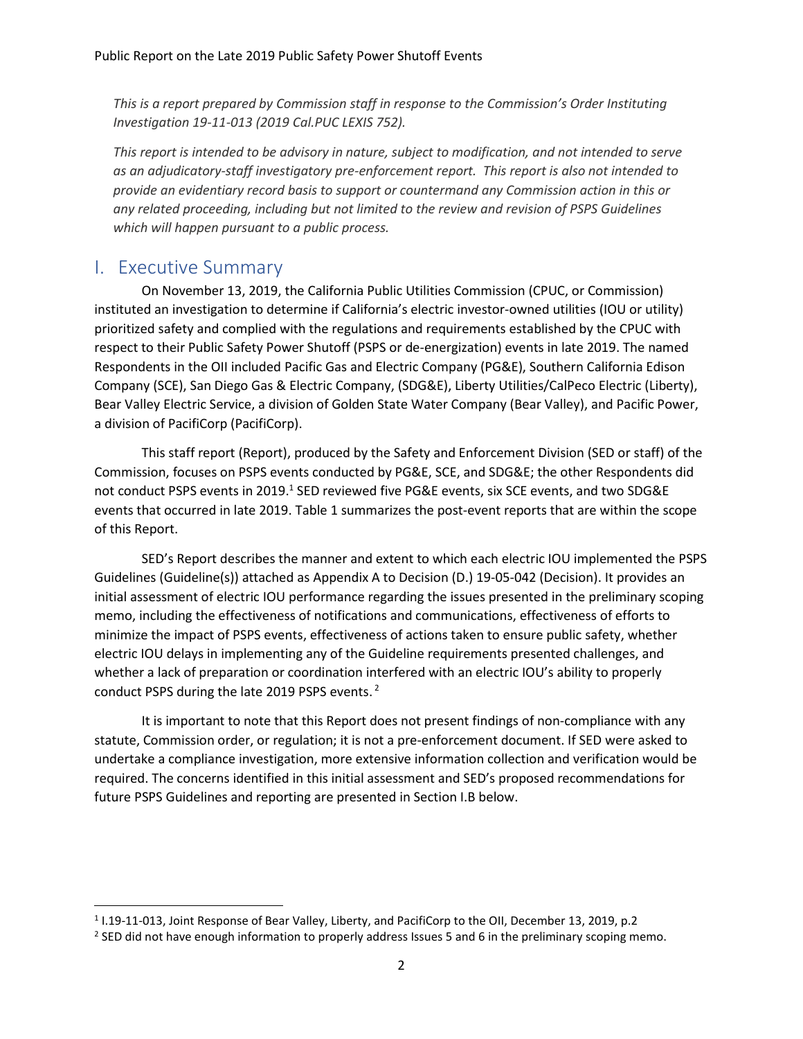*This is a report prepared by Commission staff in response to the Commission's Order Instituting Investigation 19-11-013 (2019 Cal.PUC LEXIS 752).*

*This report is intended to be advisory in nature, subject to modification, and not intended to serve as an adjudicatory-staff investigatory pre-enforcement report. This report is also not intended to provide an evidentiary record basis to support or countermand any Commission action in this or any related proceeding, including but not limited to the review and revision of PSPS Guidelines which will happen pursuant to a public process.*

# I. Executive Summary

On November 13, 2019, the California Public Utilities Commission (CPUC, or Commission) instituted an investigation to determine if California's electric investor-owned utilities (IOU or utility) prioritized safety and complied with the regulations and requirements established by the CPUC with respect to their Public Safety Power Shutoff (PSPS or de-energization) events in late 2019. The named Respondents in the OII included Pacific Gas and Electric Company (PG&E), Southern California Edison Company (SCE), San Diego Gas & Electric Company, (SDG&E), Liberty Utilities/CalPeco Electric (Liberty), Bear Valley Electric Service, a division of Golden State Water Company (Bear Valley), and Pacific Power, a division of PacifiCorp (PacifiCorp).

This staff report (Report), produced by the Safety and Enforcement Division (SED or staff) of the Commission, focuses on PSPS events conducted by PG&E, SCE, and SDG&E; the other Respondents did not conduct PSPS events in 2019.[1] SED reviewed five PG&E events, six SCE events, and two SDG&E events that occurred in late 2019. Table 1 summarizes the post-event reports that are within the scope of this Report.

SED's Report describes the manner and extent to which each electric IOU implemented the PSPS Guidelines (Guideline(s)) attached as Appendix A to Decision (D.) 19-05-042 (Decision). It provides an initial assessment of electric IOU performance regarding the issues presented in the preliminary scoping memo, including the effectiveness of notifications and communications, effectiveness of efforts to minimize the impact of PSPS events, effectiveness of actions taken to ensure public safety, whether electric IOU delays in implementing any of the Guideline requirements presented challenges, and whether a lack of preparation or coordination interfered with an electric IOU's ability to properly conduct PSPS during the late 2019 PSPS events.[2]

It is important to note that this Report does not present findings of non-compliance with any statute, Commission order, or regulation; it is not a pre-enforcement document. If SED were asked to undertake a compliance investigation, more extensive information collection and verification would be required. The concerns identified in this initial assessment and SED's proposed recommendations for future PSPS Guidelines and reporting are presented in Section I.B below.

---

[1] I.19-11-013, Joint Response of Bear Valley, Liberty, and PacifiCorp to the OII, December 13, 2019, p.2

[2] SED did not have enough information to properly address Issues 5 and 6 in the preliminary scoping memo.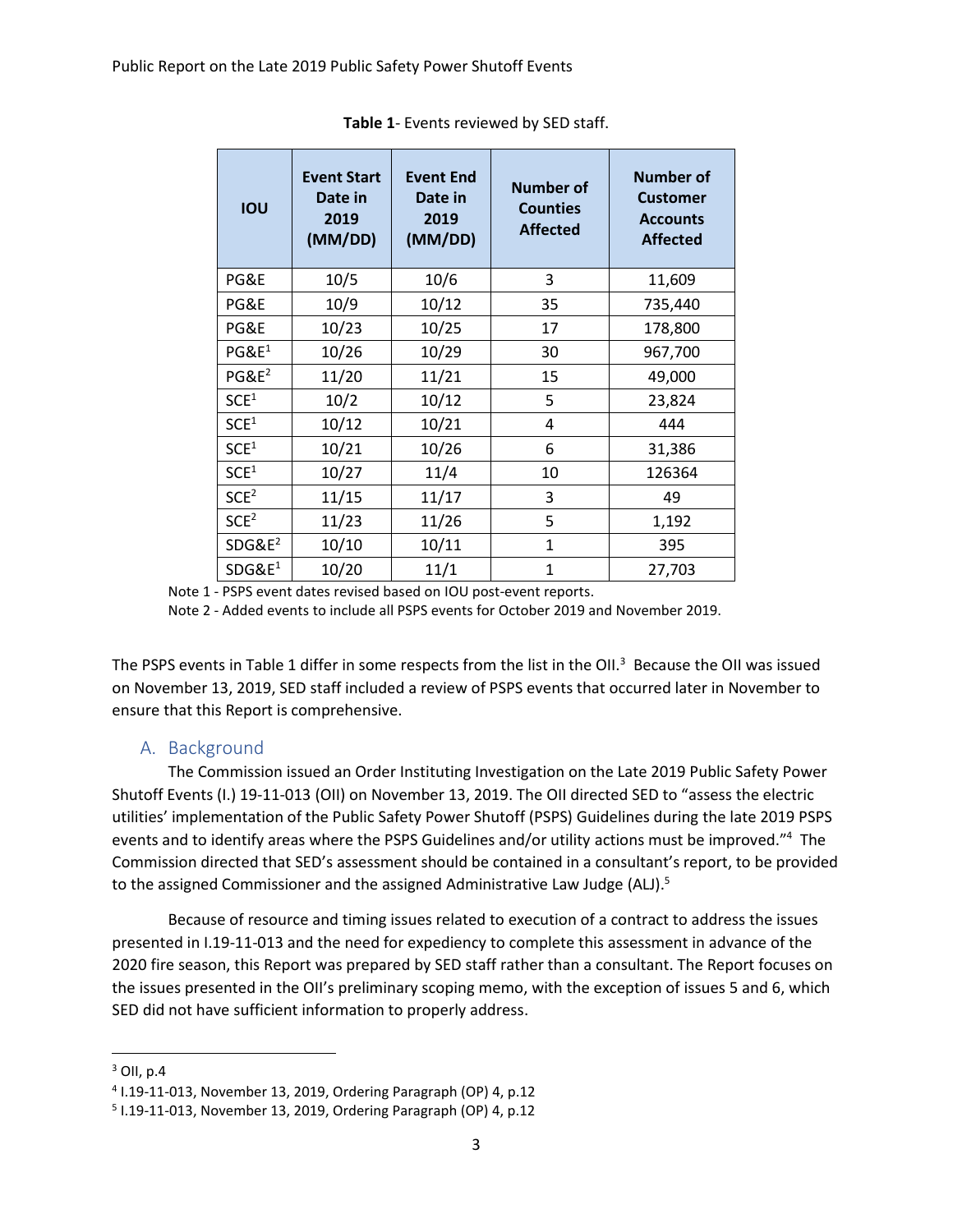**Table 1**- Events reviewed by SED staff.

| IOU | Event Start Date in 2019 (MM/DD) | Event End Date in 2019 (MM/DD) | Number of Counties Affected | Number of Customer Accounts Affected |
|---|---|---|---|---|
| PG&E | 10/5 | 10/6 | 3 | 11,609 |
| PG&E | 10/9 | 10/12 | 35 | 735,440 |
| PG&E | 10/23 | 10/25 | 17 | 178,800 |
| PG&E[1] | 10/26 | 10/29 | 30 | 967,700 |
| PG&E[2] | 11/20 | 11/21 | 15 | 49,000 |
| SCE[1] | 10/2 | 10/12 | 5 | 23,824 |
| SCE[1] | 10/12 | 10/21 | 4 | 444 |
| SCE[1] | 10/21 | 10/26 | 6 | 31,386 |
| SCE[1] | 10/27 | 11/4 | 10 | 126364 |
| SCE[2] | 11/15 | 11/17 | 3 | 49 |
| SCE[2] | 11/23 | 11/26 | 5 | 1,192 |
| SDG&E[2] | 10/10 | 10/11 | 1 | 395 |
| SDG&E[1] | 10/20 | 11/1 | 1 | 27,703 |

Note 1 - PSPS event dates revised based on IOU post-event reports.

Note 2 - Added events to include all PSPS events for October 2019 and November 2019.

The PSPS events in Table 1 differ in some respects from the list in the OII.[3] Because the OII was issued on November 13, 2019, SED staff included a review of PSPS events that occurred later in November to ensure that this Report is comprehensive.

## A. Background

The Commission issued an Order Instituting Investigation on the Late 2019 Public Safety Power Shutoff Events (I.) 19-11-013 (OII) on November 13, 2019. The OII directed SED to "assess the electric utilities' implementation of the Public Safety Power Shutoff (PSPS) Guidelines during the late 2019 PSPS events and to identify areas where the PSPS Guidelines and/or utility actions must be improved."[4] The Commission directed that SED's assessment should be contained in a consultant's report, to be provided to the assigned Commissioner and the assigned Administrative Law Judge (ALJ).[5]

Because of resource and timing issues related to execution of a contract to address the issues presented in I.19-11-013 and the need for expediency to complete this assessment in advance of the 2020 fire season, this Report was prepared by SED staff rather than a consultant. The Report focuses on the issues presented in the OII's preliminary scoping memo, with the exception of issues 5 and 6, which SED did not have sufficient information to properly address.

---

[3] OII, p.4

[4] I.19-11-013, November 13, 2019, Ordering Paragraph (OP) 4, p.12

[5] I.19-11-013, November 13, 2019, Ordering Paragraph (OP) 4, p.12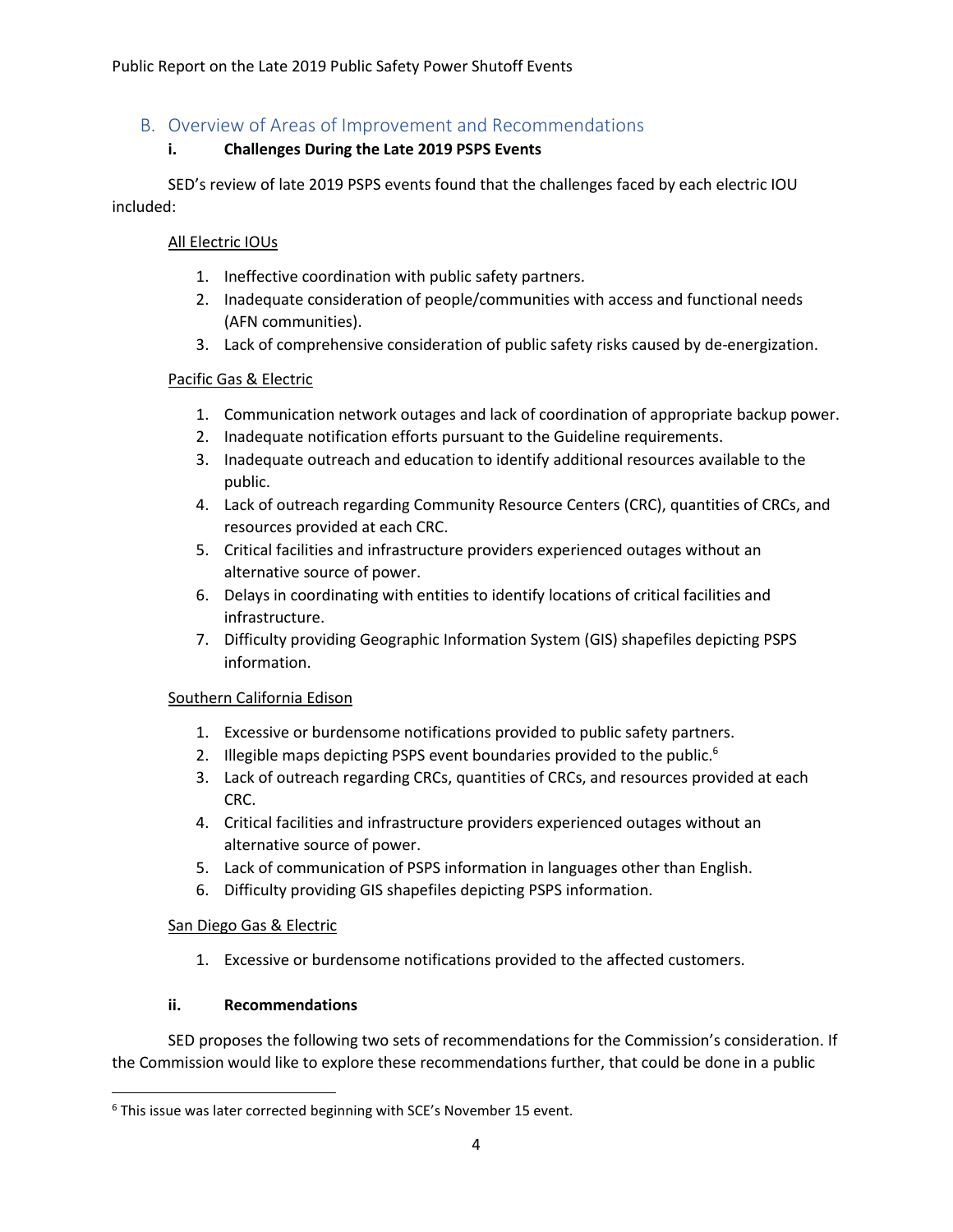## B. Overview of Areas of Improvement and Recommendations

### i. Challenges During the Late 2019 PSPS Events

SED's review of late 2019 PSPS events found that the challenges faced by each electric IOU included:

All Electric IOUs

1. Ineffective coordination with public safety partners.
2. Inadequate consideration of people/communities with access and functional needs (AFN communities).
3. Lack of comprehensive consideration of public safety risks caused by de-energization.

Pacific Gas & Electric

1. Communication network outages and lack of coordination of appropriate backup power.
2. Inadequate notification efforts pursuant to the Guideline requirements.
3. Inadequate outreach and education to identify additional resources available to the public.
4. Lack of outreach regarding Community Resource Centers (CRC), quantities of CRCs, and resources provided at each CRC.
5. Critical facilities and infrastructure providers experienced outages without an alternative source of power.
6. Delays in coordinating with entities to identify locations of critical facilities and infrastructure.
7. Difficulty providing Geographic Information System (GIS) shapefiles depicting PSPS information.

Southern California Edison

1. Excessive or burdensome notifications provided to public safety partners.
2. Illegible maps depicting PSPS event boundaries provided to the public.[6]
3. Lack of outreach regarding CRCs, quantities of CRCs, and resources provided at each CRC.
4. Critical facilities and infrastructure providers experienced outages without an alternative source of power.
5. Lack of communication of PSPS information in languages other than English.
6. Difficulty providing GIS shapefiles depicting PSPS information.

San Diego Gas & Electric

1. Excessive or burdensome notifications provided to the affected customers.

### ii. Recommendations

SED proposes the following two sets of recommendations for the Commission's consideration. If the Commission would like to explore these recommendations further, that could be done in a public

[6] This issue was later corrected beginning with SCE's November 15 event.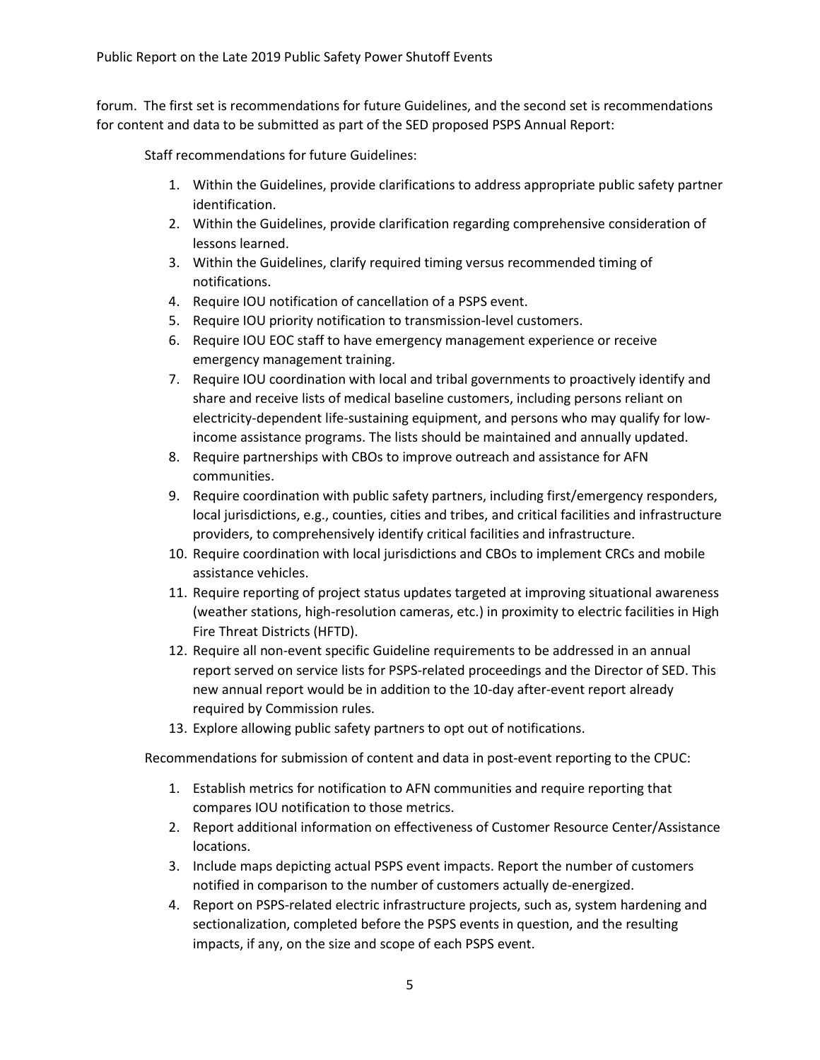forum. The first set is recommendations for future Guidelines, and the second set is recommendations for content and data to be submitted as part of the SED proposed PSPS Annual Report:

Staff recommendations for future Guidelines:

1. Within the Guidelines, provide clarifications to address appropriate public safety partner identification.
2. Within the Guidelines, provide clarification regarding comprehensive consideration of lessons learned.
3. Within the Guidelines, clarify required timing versus recommended timing of notifications.
4. Require IOU notification of cancellation of a PSPS event.
5. Require IOU priority notification to transmission-level customers.
6. Require IOU EOC staff to have emergency management experience or receive emergency management training.
7. Require IOU coordination with local and tribal governments to proactively identify and share and receive lists of medical baseline customers, including persons reliant on electricity-dependent life-sustaining equipment, and persons who may qualify for low-income assistance programs. The lists should be maintained and annually updated.
8. Require partnerships with CBOs to improve outreach and assistance for AFN communities.
9. Require coordination with public safety partners, including first/emergency responders, local jurisdictions, e.g., counties, cities and tribes, and critical facilities and infrastructure providers, to comprehensively identify critical facilities and infrastructure.
10. Require coordination with local jurisdictions and CBOs to implement CRCs and mobile assistance vehicles.
11. Require reporting of project status updates targeted at improving situational awareness (weather stations, high-resolution cameras, etc.) in proximity to electric facilities in High Fire Threat Districts (HFTD).
12. Require all non-event specific Guideline requirements to be addressed in an annual report served on service lists for PSPS-related proceedings and the Director of SED. This new annual report would be in addition to the 10-day after-event report already required by Commission rules.
13. Explore allowing public safety partners to opt out of notifications.

Recommendations for submission of content and data in post-event reporting to the CPUC:

1. Establish metrics for notification to AFN communities and require reporting that compares IOU notification to those metrics.
2. Report additional information on effectiveness of Customer Resource Center/Assistance locations.
3. Include maps depicting actual PSPS event impacts. Report the number of customers notified in comparison to the number of customers actually de-energized.
4. Report on PSPS-related electric infrastructure projects, such as, system hardening and sectionalization, completed before the PSPS events in question, and the resulting impacts, if any, on the size and scope of each PSPS event.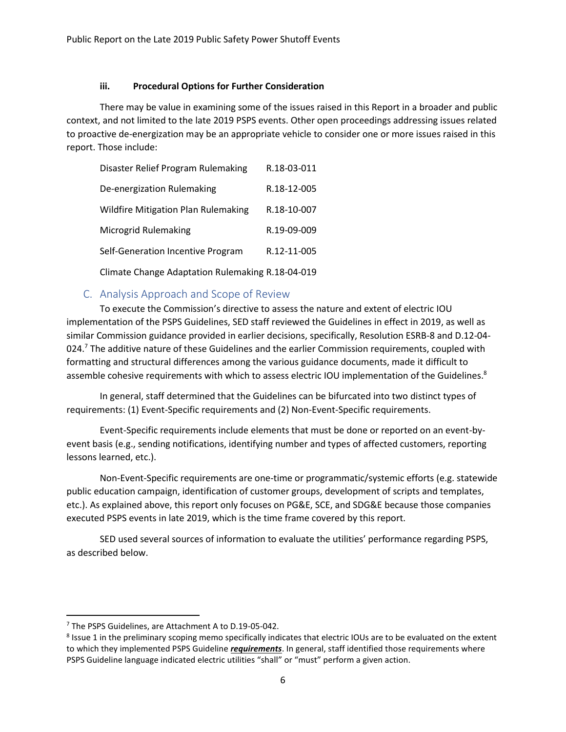#### iii. Procedural Options for Further Consideration

There may be value in examining some of the issues raised in this Report in a broader and public context, and not limited to the late 2019 PSPS events. Other open proceedings addressing issues related to proactive de-energization may be an appropriate vehicle to consider one or more issues raised in this report. Those include:

| | |
|---|---|
| Disaster Relief Program Rulemaking | R.18-03-011 |
| De-energization Rulemaking | R.18-12-005 |
| Wildfire Mitigation Plan Rulemaking | R.18-10-007 |
| Microgrid Rulemaking | R.19-09-009 |
| Self-Generation Incentive Program | R.12-11-005 |
| Climate Change Adaptation Rulemaking | R.18-04-019 |

## C. Analysis Approach and Scope of Review

To execute the Commission's directive to assess the nature and extent of electric IOU implementation of the PSPS Guidelines, SED staff reviewed the Guidelines in effect in 2019, as well as similar Commission guidance provided in earlier decisions, specifically, Resolution ESRB-8 and D.12-04-024.[7] The additive nature of these Guidelines and the earlier Commission requirements, coupled with formatting and structural differences among the various guidance documents, made it difficult to assemble cohesive requirements with which to assess electric IOU implementation of the Guidelines.[8]

In general, staff determined that the Guidelines can be bifurcated into two distinct types of requirements: (1) Event-Specific requirements and (2) Non-Event-Specific requirements.

Event-Specific requirements include elements that must be done or reported on an event-by-event basis (e.g., sending notifications, identifying number and types of affected customers, reporting lessons learned, etc.).

Non-Event-Specific requirements are one-time or programmatic/systemic efforts (e.g. statewide public education campaign, identification of customer groups, development of scripts and templates, etc.). As explained above, this report only focuses on PG&E, SCE, and SDG&E because those companies executed PSPS events in late 2019, which is the time frame covered by this report.

SED used several sources of information to evaluate the utilities' performance regarding PSPS, as described below.

---

[7] The PSPS Guidelines, are Attachment A to D.19-05-042.

[8] Issue 1 in the preliminary scoping memo specifically indicates that electric IOUs are to be evaluated on the extent to which they implemented PSPS Guideline ***requirements***. In general, staff identified those requirements where PSPS Guideline language indicated electric utilities "shall" or "must" perform a given action.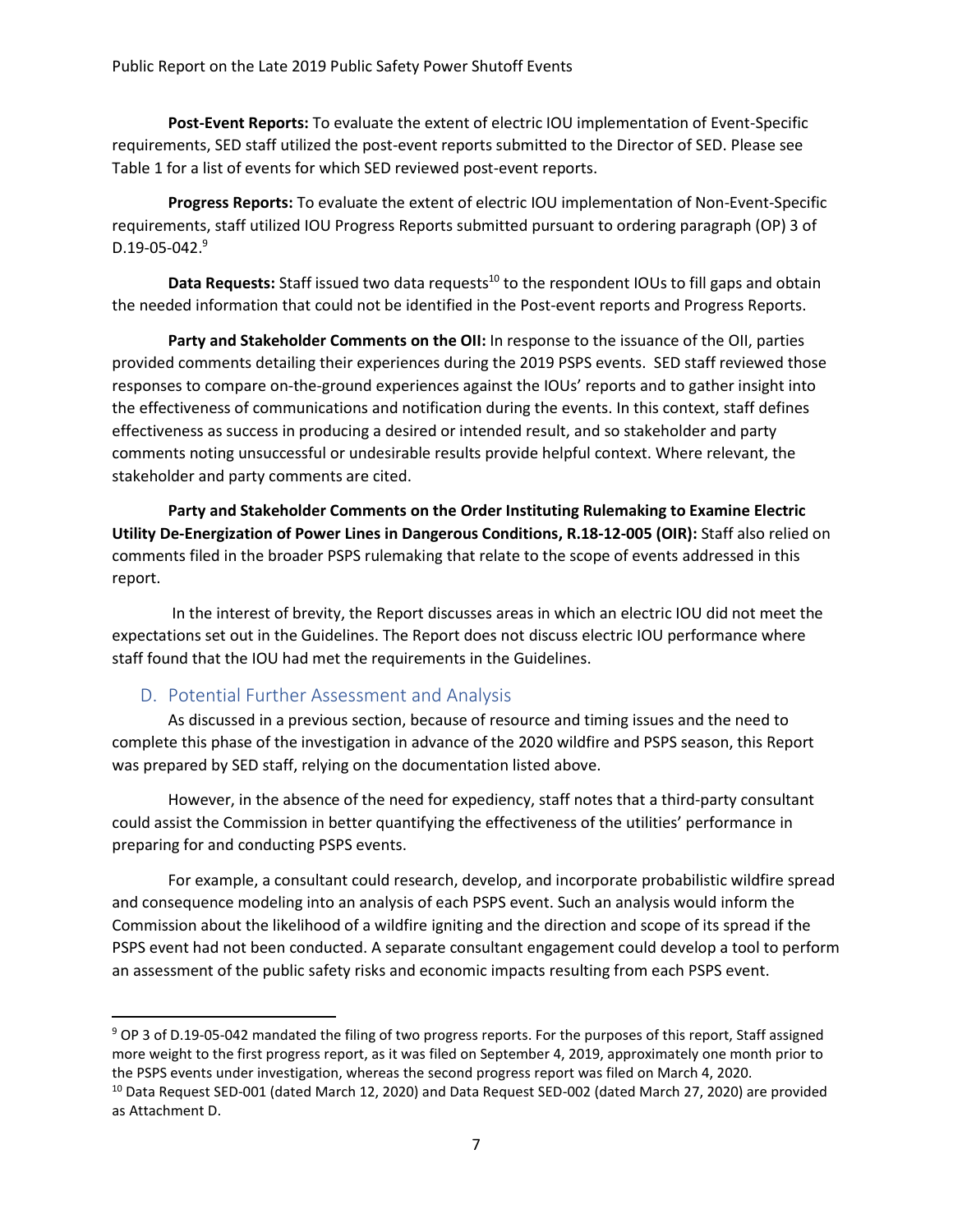**Post-Event Reports:** To evaluate the extent of electric IOU implementation of Event-Specific requirements, SED staff utilized the post-event reports submitted to the Director of SED. Please see Table 1 for a list of events for which SED reviewed post-event reports.

**Progress Reports:** To evaluate the extent of electric IOU implementation of Non-Event-Specific requirements, staff utilized IOU Progress Reports submitted pursuant to ordering paragraph (OP) 3 of D.19-05-042.[9]

**Data Requests:** Staff issued two data requests[10] to the respondent IOUs to fill gaps and obtain the needed information that could not be identified in the Post-event reports and Progress Reports.

**Party and Stakeholder Comments on the OII:** In response to the issuance of the OII, parties provided comments detailing their experiences during the 2019 PSPS events. SED staff reviewed those responses to compare on-the-ground experiences against the IOUs' reports and to gather insight into the effectiveness of communications and notification during the events. In this context, staff defines effectiveness as success in producing a desired or intended result, and so stakeholder and party comments noting unsuccessful or undesirable results provide helpful context. Where relevant, the stakeholder and party comments are cited.

**Party and Stakeholder Comments on the Order Instituting Rulemaking to Examine Electric Utility De-Energization of Power Lines in Dangerous Conditions, R.18-12-005 (OIR):** Staff also relied on comments filed in the broader PSPS rulemaking that relate to the scope of events addressed in this report.

In the interest of brevity, the Report discusses areas in which an electric IOU did not meet the expectations set out in the Guidelines. The Report does not discuss electric IOU performance where staff found that the IOU had met the requirements in the Guidelines.

## D. Potential Further Assessment and Analysis

As discussed in a previous section, because of resource and timing issues and the need to complete this phase of the investigation in advance of the 2020 wildfire and PSPS season, this Report was prepared by SED staff, relying on the documentation listed above.

However, in the absence of the need for expediency, staff notes that a third-party consultant could assist the Commission in better quantifying the effectiveness of the utilities' performance in preparing for and conducting PSPS events.

For example, a consultant could research, develop, and incorporate probabilistic wildfire spread and consequence modeling into an analysis of each PSPS event. Such an analysis would inform the Commission about the likelihood of a wildfire igniting and the direction and scope of its spread if the PSPS event had not been conducted. A separate consultant engagement could develop a tool to perform an assessment of the public safety risks and economic impacts resulting from each PSPS event.

---

[9] OP 3 of D.19-05-042 mandated the filing of two progress reports. For the purposes of this report, Staff assigned more weight to the first progress report, as it was filed on September 4, 2019, approximately one month prior to the PSPS events under investigation, whereas the second progress report was filed on March 4, 2020.

[10] Data Request SED-001 (dated March 12, 2020) and Data Request SED-002 (dated March 27, 2020) are provided as Attachment D.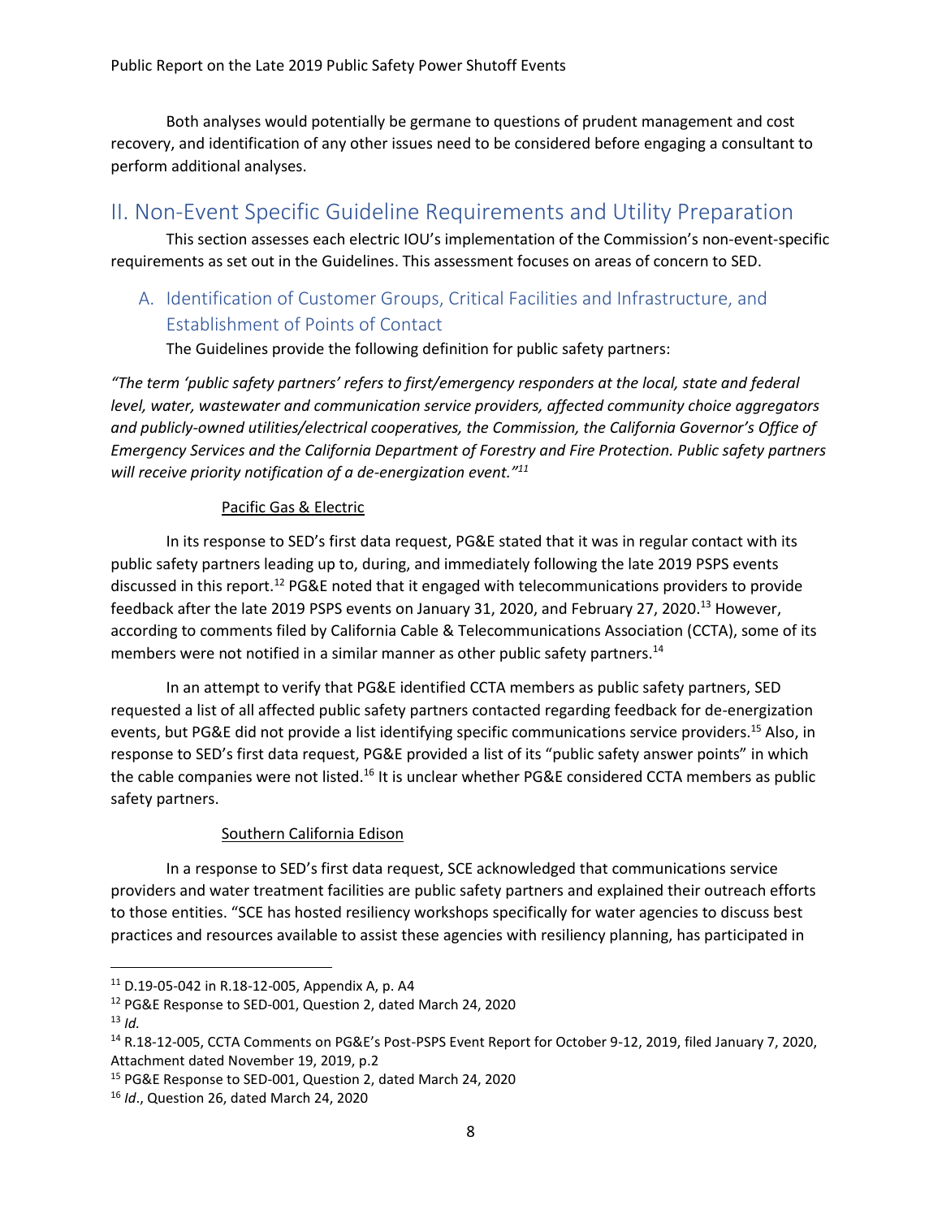Both analyses would potentially be germane to questions of prudent management and cost recovery, and identification of any other issues need to be considered before engaging a consultant to perform additional analyses.

## II. Non-Event Specific Guideline Requirements and Utility Preparation

This section assesses each electric IOU's implementation of the Commission's non-event-specific requirements as set out in the Guidelines. This assessment focuses on areas of concern to SED.

### A. Identification of Customer Groups, Critical Facilities and Infrastructure, and Establishment of Points of Contact

The Guidelines provide the following definition for public safety partners:

*"The term 'public safety partners' refers to first/emergency responders at the local, state and federal level, water, wastewater and communication service providers, affected community choice aggregators and publicly-owned utilities/electrical cooperatives, the Commission, the California Governor's Office of Emergency Services and the California Department of Forestry and Fire Protection. Public safety partners will receive priority notification of a de-energization event."*[11]

#### Pacific Gas & Electric

In its response to SED's first data request, PG&E stated that it was in regular contact with its public safety partners leading up to, during, and immediately following the late 2019 PSPS events discussed in this report.[12] PG&E noted that it engaged with telecommunications providers to provide feedback after the late 2019 PSPS events on January 31, 2020, and February 27, 2020.[13] However, according to comments filed by California Cable & Telecommunications Association (CCTA), some of its members were not notified in a similar manner as other public safety partners.[14]

In an attempt to verify that PG&E identified CCTA members as public safety partners, SED requested a list of all affected public safety partners contacted regarding feedback for de-energization events, but PG&E did not provide a list identifying specific communications service providers.[15] Also, in response to SED's first data request, PG&E provided a list of its "public safety answer points" in which the cable companies were not listed.[16] It is unclear whether PG&E considered CCTA members as public safety partners.

#### Southern California Edison

In a response to SED's first data request, SCE acknowledged that communications service providers and water treatment facilities are public safety partners and explained their outreach efforts to those entities. "SCE has hosted resiliency workshops specifically for water agencies to discuss best practices and resources available to assist these agencies with resiliency planning, has participated in

---

[11] D.19-05-042 in R.18-12-005, Appendix A, p. A4

[12] PG&E Response to SED-001, Question 2, dated March 24, 2020

[13] *Id.*

[14] R.18-12-005, CCTA Comments on PG&E's Post-PSPS Event Report for October 9-12, 2019, filed January 7, 2020, Attachment dated November 19, 2019, p.2

[15] PG&E Response to SED-001, Question 2, dated March 24, 2020

[16] *Id*., Question 26, dated March 24, 2020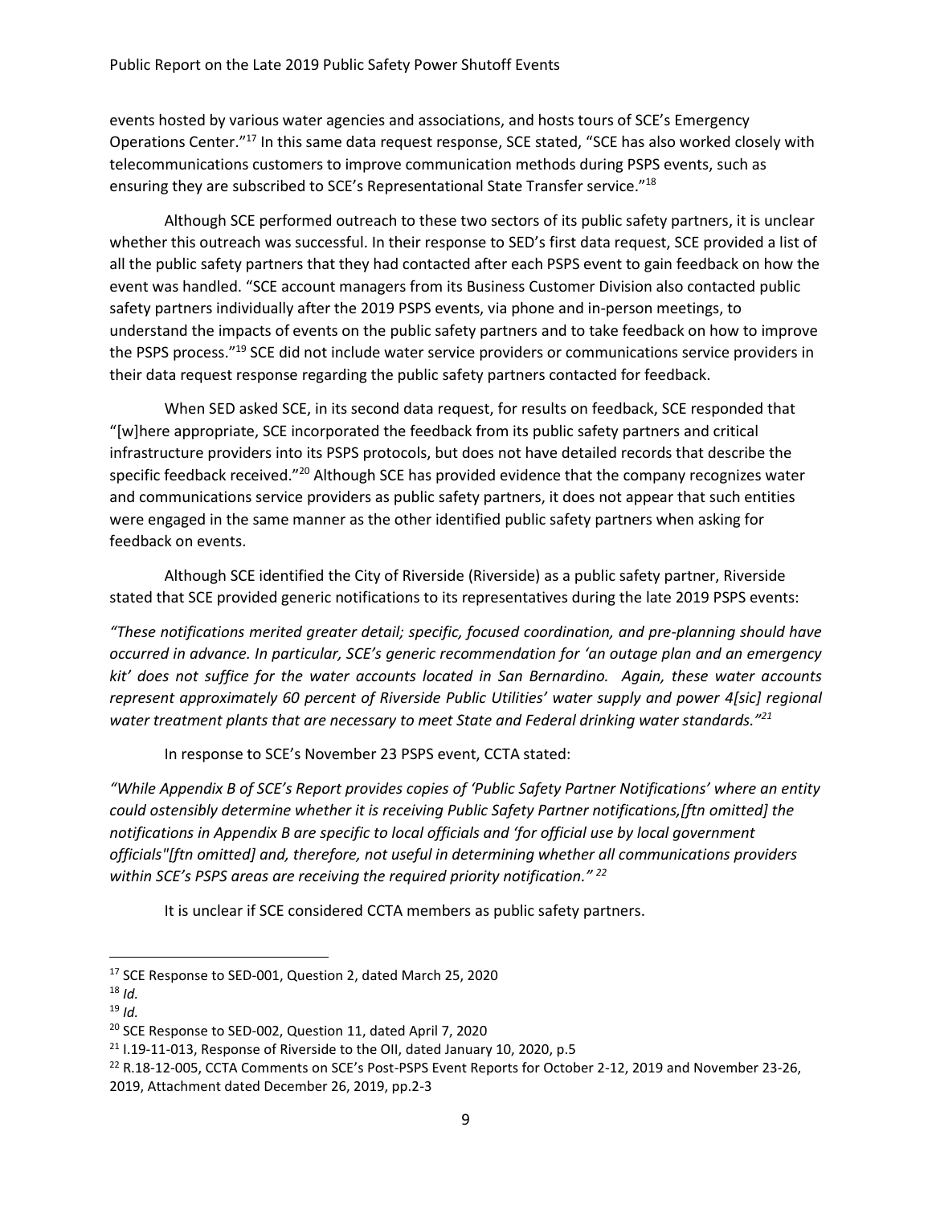events hosted by various water agencies and associations, and hosts tours of SCE's Emergency Operations Center."[17] In this same data request response, SCE stated, "SCE has also worked closely with telecommunications customers to improve communication methods during PSPS events, such as ensuring they are subscribed to SCE's Representational State Transfer service."[18]

Although SCE performed outreach to these two sectors of its public safety partners, it is unclear whether this outreach was successful. In their response to SED's first data request, SCE provided a list of all the public safety partners that they had contacted after each PSPS event to gain feedback on how the event was handled. "SCE account managers from its Business Customer Division also contacted public safety partners individually after the 2019 PSPS events, via phone and in-person meetings, to understand the impacts of events on the public safety partners and to take feedback on how to improve the PSPS process."[19] SCE did not include water service providers or communications service providers in their data request response regarding the public safety partners contacted for feedback.

When SED asked SCE, in its second data request, for results on feedback, SCE responded that "[w]here appropriate, SCE incorporated the feedback from its public safety partners and critical infrastructure providers into its PSPS protocols, but does not have detailed records that describe the specific feedback received."[20] Although SCE has provided evidence that the company recognizes water and communications service providers as public safety partners, it does not appear that such entities were engaged in the same manner as the other identified public safety partners when asking for feedback on events.

Although SCE identified the City of Riverside (Riverside) as a public safety partner, Riverside stated that SCE provided generic notifications to its representatives during the late 2019 PSPS events:

*"These notifications merited greater detail; specific, focused coordination, and pre-planning should have occurred in advance. In particular, SCE's generic recommendation for 'an outage plan and an emergency kit' does not suffice for the water accounts located in San Bernardino. Again, these water accounts represent approximately 60 percent of Riverside Public Utilities' water supply and power 4[sic] regional water treatment plants that are necessary to meet State and Federal drinking water standards."*[21]

In response to SCE's November 23 PSPS event, CCTA stated:

*"While Appendix B of SCE's Report provides copies of 'Public Safety Partner Notifications' where an entity could ostensibly determine whether it is receiving Public Safety Partner notifications,[ftn omitted] the notifications in Appendix B are specific to local officials and 'for official use by local government officials"[ftn omitted] and, therefore, not useful in determining whether all communications providers within SCE's PSPS areas are receiving the required priority notification."* [22]

It is unclear if SCE considered CCTA members as public safety partners.

---

[17] SCE Response to SED-001, Question 2, dated March 25, 2020

[18] *Id.*

[19] *Id.*

[20] SCE Response to SED-002, Question 11, dated April 7, 2020

[21] I.19-11-013, Response of Riverside to the OII, dated January 10, 2020, p.5

[22] R.18-12-005, CCTA Comments on SCE's Post-PSPS Event Reports for October 2-12, 2019 and November 23-26, 2019, Attachment dated December 26, 2019, pp.2-3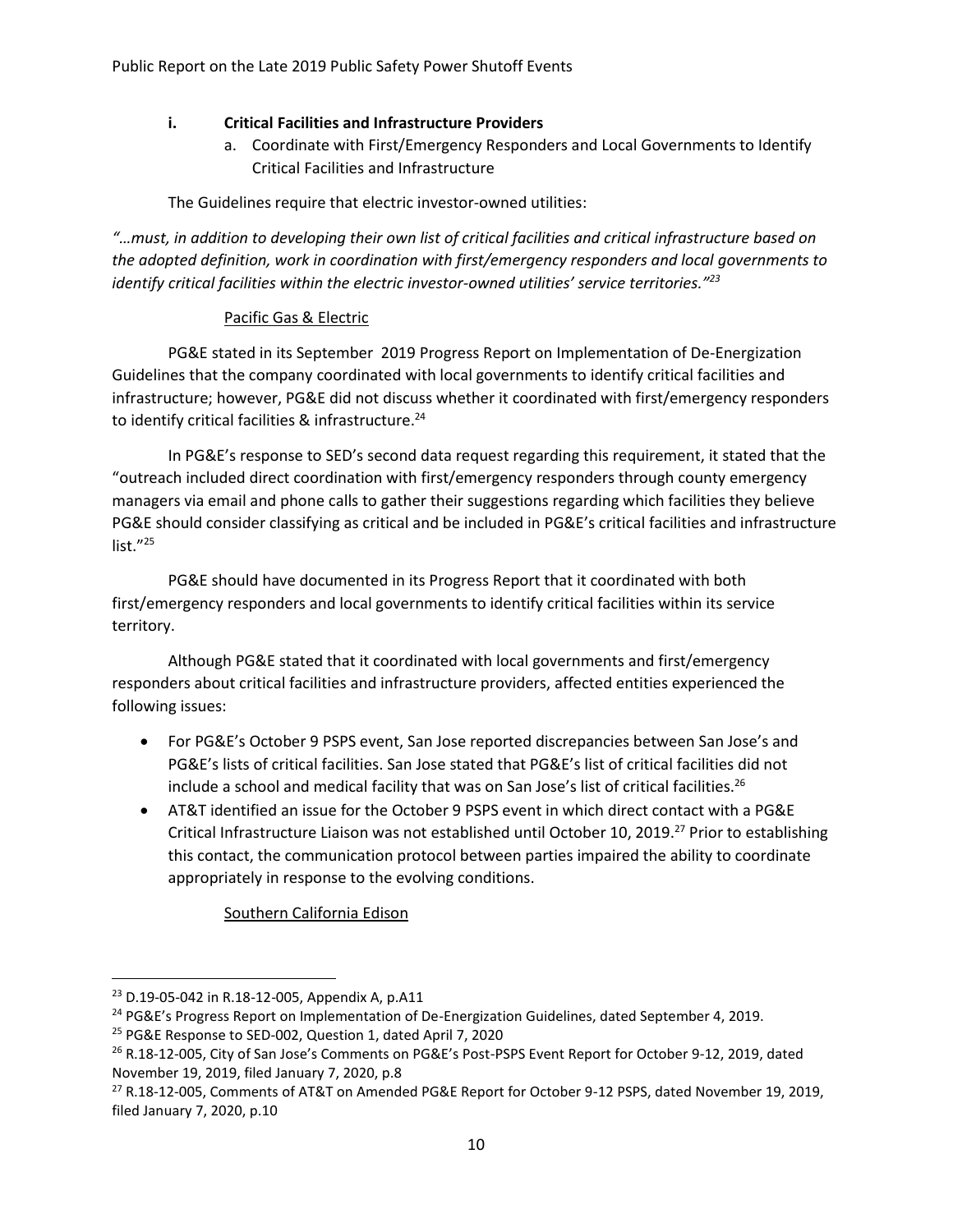### i. Critical Facilities and Infrastructure Providers

a. Coordinate with First/Emergency Responders and Local Governments to Identify Critical Facilities and Infrastructure

The Guidelines require that electric investor-owned utilities:

*"…must, in addition to developing their own list of critical facilities and critical infrastructure based on the adopted definition, work in coordination with first/emergency responders and local governments to identify critical facilities within the electric investor-owned utilities' service territories."*[23]

<u>Pacific Gas & Electric</u>

PG&E stated in its September 2019 Progress Report on Implementation of De-Energization Guidelines that the company coordinated with local governments to identify critical facilities and infrastructure; however, PG&E did not discuss whether it coordinated with first/emergency responders to identify critical facilities & infrastructure.[24]

In PG&E's response to SED's second data request regarding this requirement, it stated that the "outreach included direct coordination with first/emergency responders through county emergency managers via email and phone calls to gather their suggestions regarding which facilities they believe PG&E should consider classifying as critical and be included in PG&E's critical facilities and infrastructure list."[25]

PG&E should have documented in its Progress Report that it coordinated with both first/emergency responders and local governments to identify critical facilities within its service territory.

Although PG&E stated that it coordinated with local governments and first/emergency responders about critical facilities and infrastructure providers, affected entities experienced the following issues:

- For PG&E's October 9 PSPS event, San Jose reported discrepancies between San Jose's and PG&E's lists of critical facilities. San Jose stated that PG&E's list of critical facilities did not include a school and medical facility that was on San Jose's list of critical facilities.[26]
- AT&T identified an issue for the October 9 PSPS event in which direct contact with a PG&E Critical Infrastructure Liaison was not established until October 10, 2019.[27] Prior to establishing this contact, the communication protocol between parties impaired the ability to coordinate appropriately in response to the evolving conditions.

<u>Southern California Edison</u>

---

[23] D.19-05-042 in R.18-12-005, Appendix A, p.A11

[24] PG&E's Progress Report on Implementation of De-Energization Guidelines, dated September 4, 2019.

[25] PG&E Response to SED-002, Question 1, dated April 7, 2020

[26] R.18-12-005, City of San Jose's Comments on PG&E's Post-PSPS Event Report for October 9-12, 2019, dated November 19, 2019, filed January 7, 2020, p.8

[27] R.18-12-005, Comments of AT&T on Amended PG&E Report for October 9-12 PSPS, dated November 19, 2019, filed January 7, 2020, p.10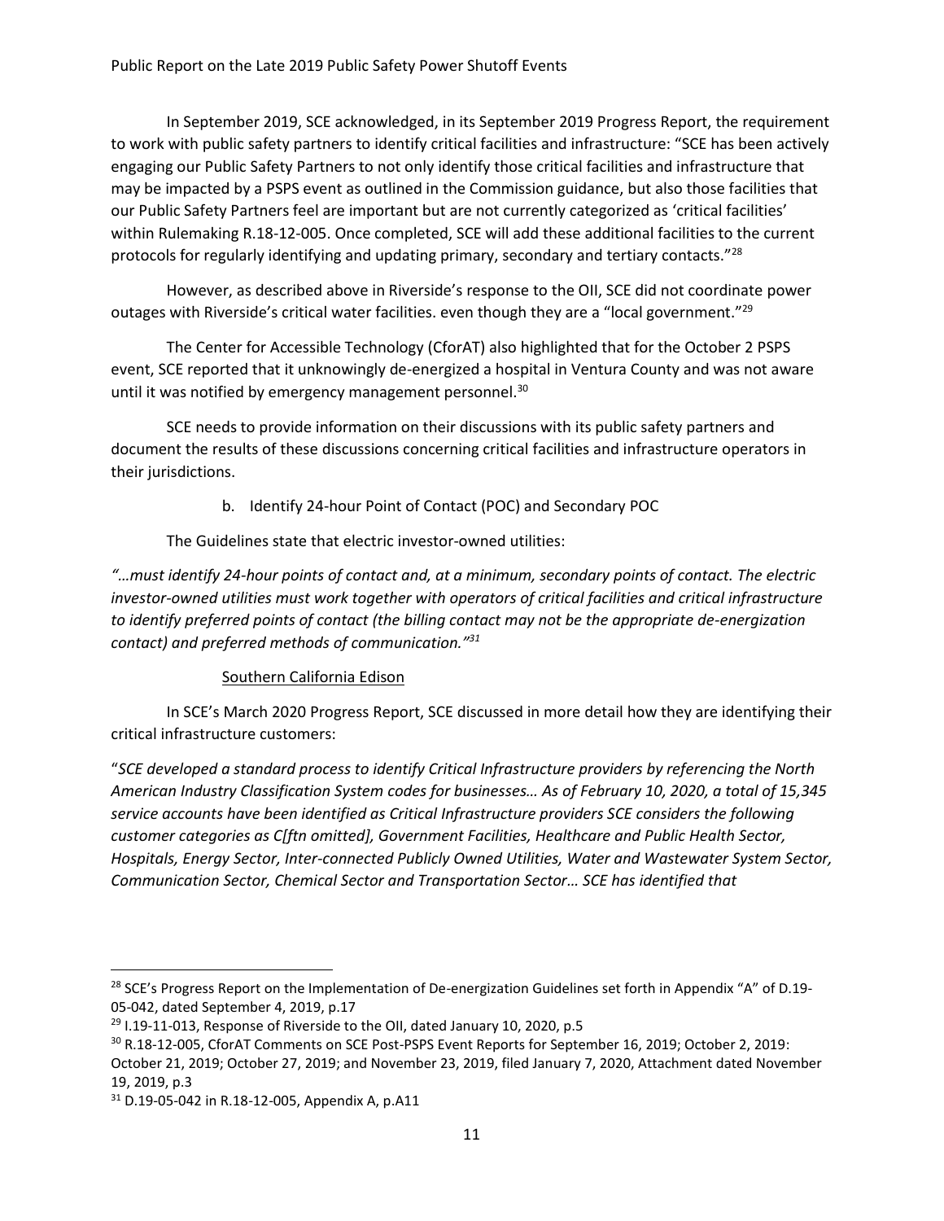In September 2019, SCE acknowledged, in its September 2019 Progress Report, the requirement to work with public safety partners to identify critical facilities and infrastructure: "SCE has been actively engaging our Public Safety Partners to not only identify those critical facilities and infrastructure that may be impacted by a PSPS event as outlined in the Commission guidance, but also those facilities that our Public Safety Partners feel are important but are not currently categorized as 'critical facilities' within Rulemaking R.18-12-005. Once completed, SCE will add these additional facilities to the current protocols for regularly identifying and updating primary, secondary and tertiary contacts."[28]

However, as described above in Riverside's response to the OII, SCE did not coordinate power outages with Riverside's critical water facilities. even though they are a "local government."[29]

The Center for Accessible Technology (CforAT) also highlighted that for the October 2 PSPS event, SCE reported that it unknowingly de-energized a hospital in Ventura County and was not aware until it was notified by emergency management personnel.[30]

SCE needs to provide information on their discussions with its public safety partners and document the results of these discussions concerning critical facilities and infrastructure operators in their jurisdictions.

b. Identify 24-hour Point of Contact (POC) and Secondary POC

The Guidelines state that electric investor-owned utilities:

*"…must identify 24-hour points of contact and, at a minimum, secondary points of contact. The electric investor-owned utilities must work together with operators of critical facilities and critical infrastructure to identify preferred points of contact (the billing contact may not be the appropriate de-energization contact) and preferred methods of communication."*[31]

<u>Southern California Edison</u>

In SCE's March 2020 Progress Report, SCE discussed in more detail how they are identifying their critical infrastructure customers:

"*SCE developed a standard process to identify Critical Infrastructure providers by referencing the North American Industry Classification System codes for businesses… As of February 10, 2020, a total of 15,345 service accounts have been identified as Critical Infrastructure providers SCE considers the following customer categories as C[ftn omitted], Government Facilities, Healthcare and Public Health Sector, Hospitals, Energy Sector, Inter-connected Publicly Owned Utilities, Water and Wastewater System Sector, Communication Sector, Chemical Sector and Transportation Sector… SCE has identified that*

---

[28] SCE's Progress Report on the Implementation of De-energization Guidelines set forth in Appendix "A" of D.19-05-042, dated September 4, 2019, p.17

[29] I.19-11-013, Response of Riverside to the OII, dated January 10, 2020, p.5

[30] R.18-12-005, CforAT Comments on SCE Post-PSPS Event Reports for September 16, 2019; October 2, 2019: October 21, 2019; October 27, 2019; and November 23, 2019, filed January 7, 2020, Attachment dated November 19, 2019, p.3

[31] D.19-05-042 in R.18-12-005, Appendix A, p.A11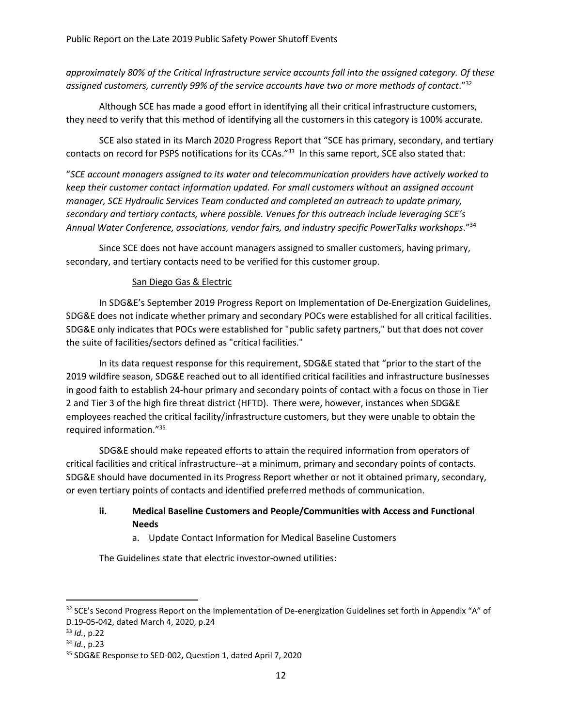*approximately 80% of the Critical Infrastructure service accounts fall into the assigned category. Of these assigned customers, currently 99% of the service accounts have two or more methods of contact*."[32]

Although SCE has made a good effort in identifying all their critical infrastructure customers, they need to verify that this method of identifying all the customers in this category is 100% accurate.

SCE also stated in its March 2020 Progress Report that "SCE has primary, secondary, and tertiary contacts on record for PSPS notifications for its CCAs."[33] In this same report, SCE also stated that:

"*SCE account managers assigned to its water and telecommunication providers have actively worked to keep their customer contact information updated. For small customers without an assigned account manager, SCE Hydraulic Services Team conducted and completed an outreach to update primary, secondary and tertiary contacts, where possible. Venues for this outreach include leveraging SCE's Annual Water Conference, associations, vendor fairs, and industry specific PowerTalks workshops*."[34]

Since SCE does not have account managers assigned to smaller customers, having primary, secondary, and tertiary contacts need to be verified for this customer group.

San Diego Gas & Electric

In SDG&E's September 2019 Progress Report on Implementation of De-Energization Guidelines, SDG&E does not indicate whether primary and secondary POCs were established for all critical facilities. SDG&E only indicates that POCs were established for "public safety partners," but that does not cover the suite of facilities/sectors defined as "critical facilities."

In its data request response for this requirement, SDG&E stated that "prior to the start of the 2019 wildfire season, SDG&E reached out to all identified critical facilities and infrastructure businesses in good faith to establish 24-hour primary and secondary points of contact with a focus on those in Tier 2 and Tier 3 of the high fire threat district (HFTD). There were, however, instances when SDG&E employees reached the critical facility/infrastructure customers, but they were unable to obtain the required information."[35]

SDG&E should make repeated efforts to attain the required information from operators of critical facilities and critical infrastructure--at a minimum, primary and secondary points of contacts. SDG&E should have documented in its Progress Report whether or not it obtained primary, secondary, or even tertiary points of contacts and identified preferred methods of communication.

#### ii. Medical Baseline Customers and People/Communities with Access and Functional Needs

a. Update Contact Information for Medical Baseline Customers

The Guidelines state that electric investor-owned utilities:

---

[32] SCE's Second Progress Report on the Implementation of De-energization Guidelines set forth in Appendix "A" of D.19-05-042, dated March 4, 2020, p.24

[33] *Id.*, p.22

[34] *Id.*, p.23

[35] SDG&E Response to SED-002, Question 1, dated April 7, 2020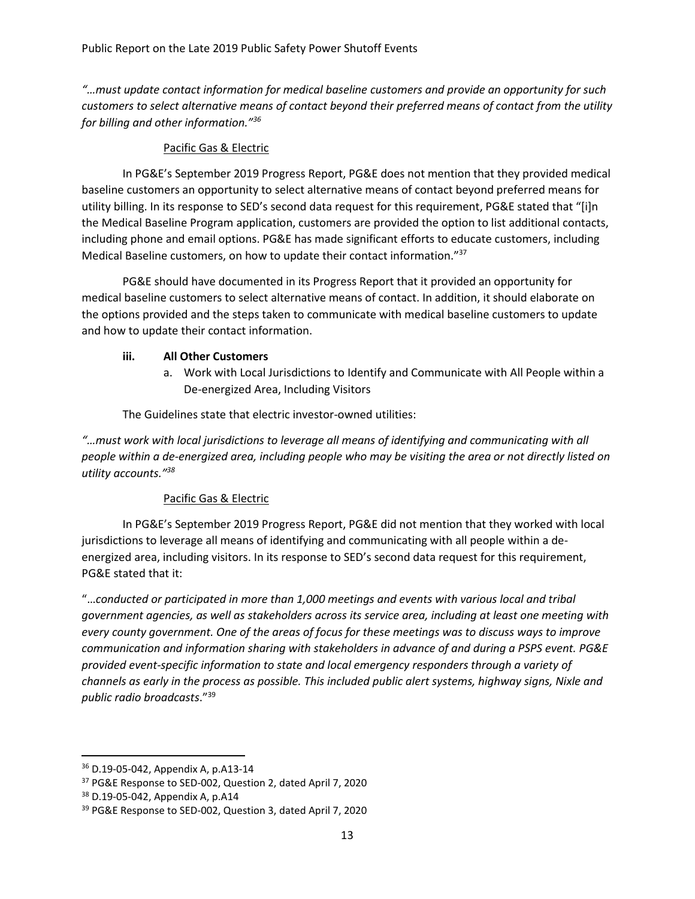*"…must update contact information for medical baseline customers and provide an opportunity for such customers to select alternative means of contact beyond their preferred means of contact from the utility for billing and other information."*[36]

Pacific Gas & Electric

In PG&E's September 2019 Progress Report, PG&E does not mention that they provided medical baseline customers an opportunity to select alternative means of contact beyond preferred means for utility billing. In its response to SED's second data request for this requirement, PG&E stated that "[i]n the Medical Baseline Program application, customers are provided the option to list additional contacts, including phone and email options. PG&E has made significant efforts to educate customers, including Medical Baseline customers, on how to update their contact information."[37]

PG&E should have documented in its Progress Report that it provided an opportunity for medical baseline customers to select alternative means of contact. In addition, it should elaborate on the options provided and the steps taken to communicate with medical baseline customers to update and how to update their contact information.

#### iii. All Other Customers

a. Work with Local Jurisdictions to Identify and Communicate with All People within a De-energized Area, Including Visitors

The Guidelines state that electric investor-owned utilities:

*"…must work with local jurisdictions to leverage all means of identifying and communicating with all people within a de-energized area, including people who may be visiting the area or not directly listed on utility accounts."*[38]

Pacific Gas & Electric

In PG&E's September 2019 Progress Report, PG&E did not mention that they worked with local jurisdictions to leverage all means of identifying and communicating with all people within a de-energized area, including visitors. In its response to SED's second data request for this requirement, PG&E stated that it:

"*…conducted or participated in more than 1,000 meetings and events with various local and tribal government agencies, as well as stakeholders across its service area, including at least one meeting with every county government. One of the areas of focus for these meetings was to discuss ways to improve communication and information sharing with stakeholders in advance of and during a PSPS event. PG&E provided event-specific information to state and local emergency responders through a variety of channels as early in the process as possible. This included public alert systems, highway signs, Nixle and public radio broadcasts*."[39]

---

[36] D.19-05-042, Appendix A, p.A13-14

[37] PG&E Response to SED-002, Question 2, dated April 7, 2020

[38] D.19-05-042, Appendix A, p.A14

[39] PG&E Response to SED-002, Question 3, dated April 7, 2020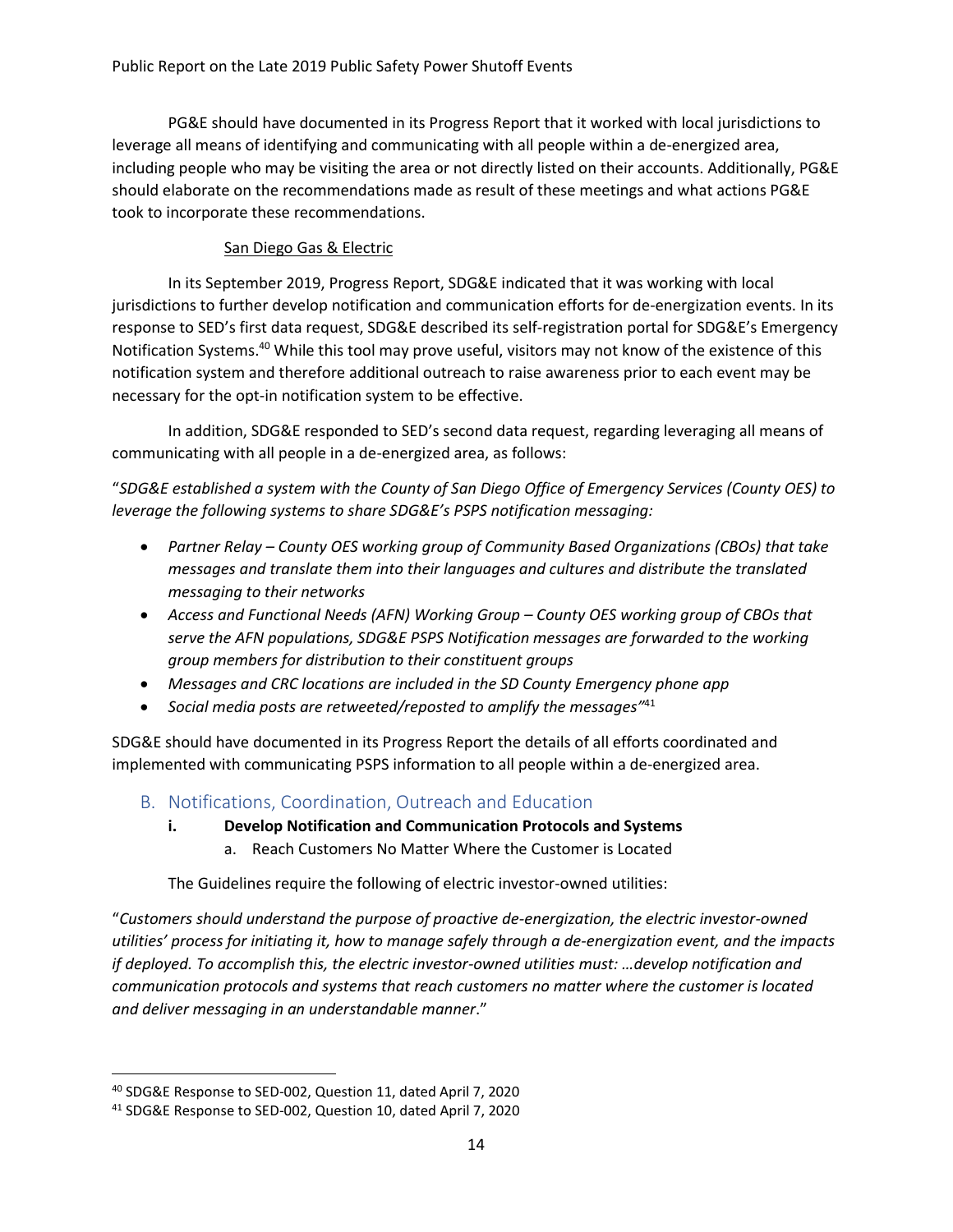PG&E should have documented in its Progress Report that it worked with local jurisdictions to leverage all means of identifying and communicating with all people within a de-energized area, including people who may be visiting the area or not directly listed on their accounts. Additionally, PG&E should elaborate on the recommendations made as result of these meetings and what actions PG&E took to incorporate these recommendations.

San Diego Gas & Electric

In its September 2019, Progress Report, SDG&E indicated that it was working with local jurisdictions to further develop notification and communication efforts for de-energization events. In its response to SED's first data request, SDG&E described its self-registration portal for SDG&E's Emergency Notification Systems.[40] While this tool may prove useful, visitors may not know of the existence of this notification system and therefore additional outreach to raise awareness prior to each event may be necessary for the opt-in notification system to be effective.

In addition, SDG&E responded to SED's second data request, regarding leveraging all means of communicating with all people in a de-energized area, as follows:

"*SDG&E established a system with the County of San Diego Office of Emergency Services (County OES) to leverage the following systems to share SDG&E's PSPS notification messaging:*

- *Partner Relay – County OES working group of Community Based Organizations (CBOs) that take messages and translate them into their languages and cultures and distribute the translated messaging to their networks*
- *Access and Functional Needs (AFN) Working Group – County OES working group of CBOs that serve the AFN populations, SDG&E PSPS Notification messages are forwarded to the working group members for distribution to their constituent groups*
- *Messages and CRC locations are included in the SD County Emergency phone app*
- *Social media posts are retweeted/reposted to amplify the messages"*[41]

SDG&E should have documented in its Progress Report the details of all efforts coordinated and implemented with communicating PSPS information to all people within a de-energized area.

## B. Notifications, Coordination, Outreach and Education

### i. Develop Notification and Communication Protocols and Systems

a. Reach Customers No Matter Where the Customer is Located

The Guidelines require the following of electric investor-owned utilities:

"*Customers should understand the purpose of proactive de-energization, the electric investor-owned utilities' process for initiating it, how to manage safely through a de-energization event, and the impacts if deployed. To accomplish this, the electric investor-owned utilities must: …develop notification and communication protocols and systems that reach customers no matter where the customer is located and deliver messaging in an understandable manner*."

---

[40] SDG&E Response to SED-002, Question 11, dated April 7, 2020

[41] SDG&E Response to SED-002, Question 10, dated April 7, 2020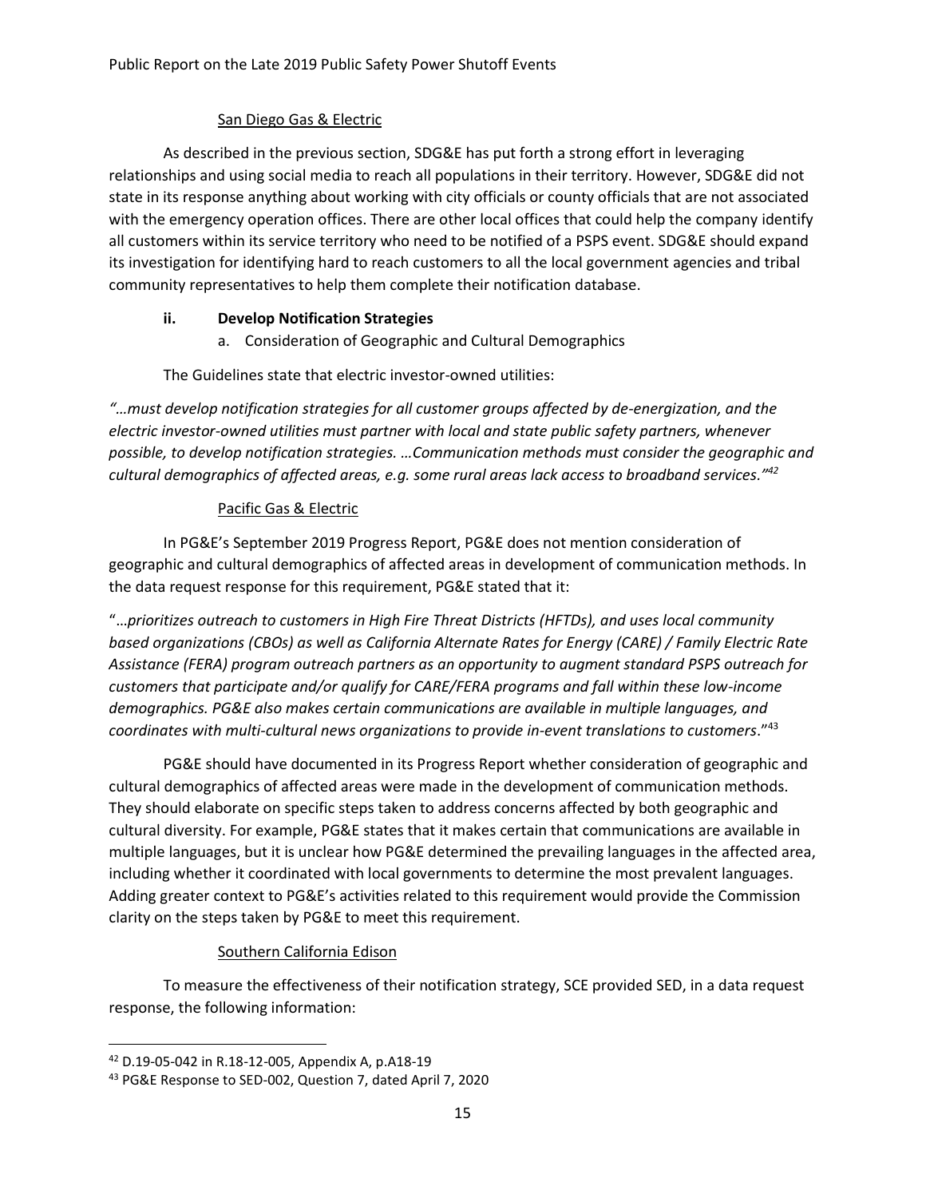<u>San Diego Gas & Electric</u>

As described in the previous section, SDG&E has put forth a strong effort in leveraging relationships and using social media to reach all populations in their territory. However, SDG&E did not state in its response anything about working with city officials or county officials that are not associated with the emergency operation offices. There are other local offices that could help the company identify all customers within its service territory who need to be notified of a PSPS event. SDG&E should expand its investigation for identifying hard to reach customers to all the local government agencies and tribal community representatives to help them complete their notification database.

**ii. Develop Notification Strategies**

a. Consideration of Geographic and Cultural Demographics

The Guidelines state that electric investor-owned utilities:

*"…must develop notification strategies for all customer groups affected by de-energization, and the electric investor-owned utilities must partner with local and state public safety partners, whenever possible, to develop notification strategies. …Communication methods must consider the geographic and cultural demographics of affected areas, e.g. some rural areas lack access to broadband services."*[42]

<u>Pacific Gas & Electric</u>

In PG&E's September 2019 Progress Report, PG&E does not mention consideration of geographic and cultural demographics of affected areas in development of communication methods. In the data request response for this requirement, PG&E stated that it:

"*…prioritizes outreach to customers in High Fire Threat Districts (HFTDs), and uses local community based organizations (CBOs) as well as California Alternate Rates for Energy (CARE) / Family Electric Rate Assistance (FERA) program outreach partners as an opportunity to augment standard PSPS outreach for customers that participate and/or qualify for CARE/FERA programs and fall within these low-income demographics. PG&E also makes certain communications are available in multiple languages, and coordinates with multi-cultural news organizations to provide in-event translations to customers*."[43]

PG&E should have documented in its Progress Report whether consideration of geographic and cultural demographics of affected areas were made in the development of communication methods. They should elaborate on specific steps taken to address concerns affected by both geographic and cultural diversity. For example, PG&E states that it makes certain that communications are available in multiple languages, but it is unclear how PG&E determined the prevailing languages in the affected area, including whether it coordinated with local governments to determine the most prevalent languages. Adding greater context to PG&E's activities related to this requirement would provide the Commission clarity on the steps taken by PG&E to meet this requirement.

<u>Southern California Edison</u>

To measure the effectiveness of their notification strategy, SCE provided SED, in a data request response, the following information:

[42] D.19-05-042 in R.18-12-005, Appendix A, p.A18-19

[43] PG&E Response to SED-002, Question 7, dated April 7, 2020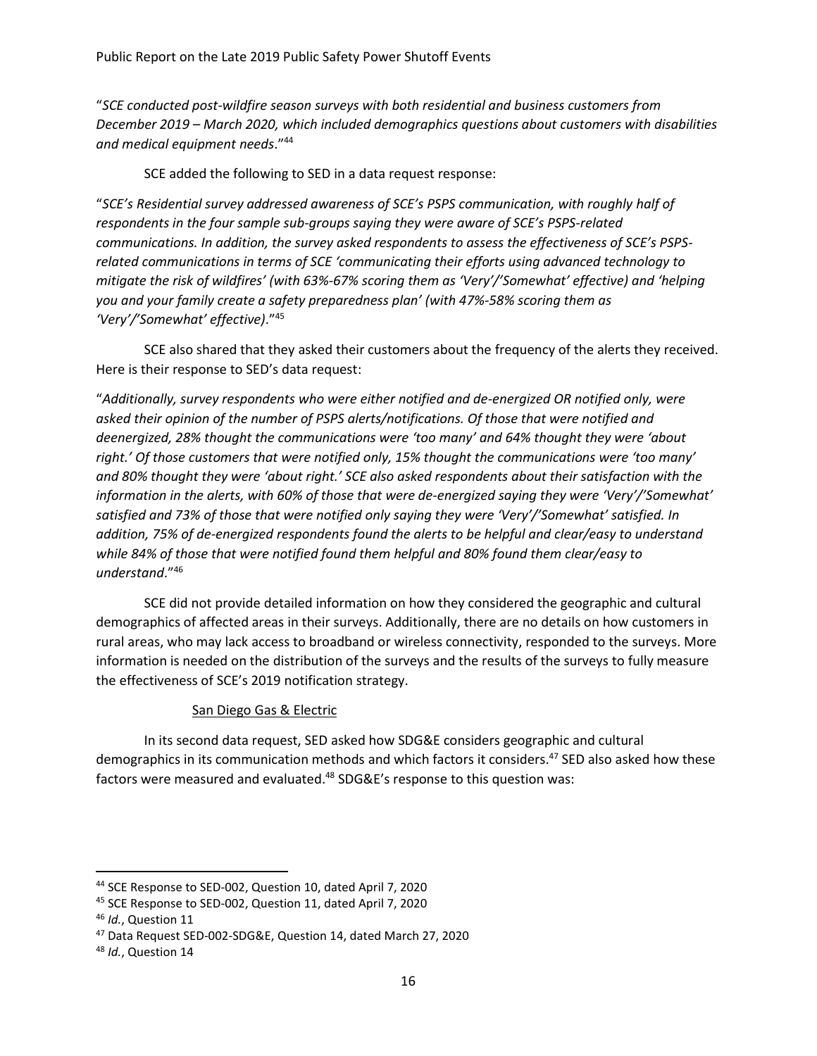"*SCE conducted post-wildfire season surveys with both residential and business customers from December 2019 – March 2020, which included demographics questions about customers with disabilities and medical equipment needs*."[44]

SCE added the following to SED in a data request response:

"*SCE's Residential survey addressed awareness of SCE's PSPS communication, with roughly half of respondents in the four sample sub-groups saying they were aware of SCE's PSPS-related communications. In addition, the survey asked respondents to assess the effectiveness of SCE's PSPS-related communications in terms of SCE 'communicating their efforts using advanced technology to mitigate the risk of wildfires' (with 63%-67% scoring them as 'Very'/'Somewhat' effective) and 'helping you and your family create a safety preparedness plan' (with 47%-58% scoring them as 'Very'/'Somewhat' effective)*."[45]

SCE also shared that they asked their customers about the frequency of the alerts they received. Here is their response to SED's data request:

"*Additionally, survey respondents who were either notified and de-energized OR notified only, were asked their opinion of the number of PSPS alerts/notifications. Of those that were notified and deenergized, 28% thought the communications were 'too many' and 64% thought they were 'about right.' Of those customers that were notified only, 15% thought the communications were 'too many' and 80% thought they were 'about right.' SCE also asked respondents about their satisfaction with the information in the alerts, with 60% of those that were de-energized saying they were 'Very'/'Somewhat' satisfied and 73% of those that were notified only saying they were 'Very'/'Somewhat' satisfied. In addition, 75% of de-energized respondents found the alerts to be helpful and clear/easy to understand while 84% of those that were notified found them helpful and 80% found them clear/easy to understand*."[46]

SCE did not provide detailed information on how they considered the geographic and cultural demographics of affected areas in their surveys. Additionally, there are no details on how customers in rural areas, who may lack access to broadband or wireless connectivity, responded to the surveys. More information is needed on the distribution of the surveys and the results of the surveys to fully measure the effectiveness of SCE's 2019 notification strategy.

San Diego Gas & Electric

In its second data request, SED asked how SDG&E considers geographic and cultural demographics in its communication methods and which factors it considers.[47] SED also asked how these factors were measured and evaluated.[48] SDG&E's response to this question was:

---

[44] SCE Response to SED-002, Question 10, dated April 7, 2020

[45] SCE Response to SED-002, Question 11, dated April 7, 2020

[46] *Id.*, Question 11

[47] Data Request SED-002-SDG&E, Question 14, dated March 27, 2020

[48] *Id.*, Question 14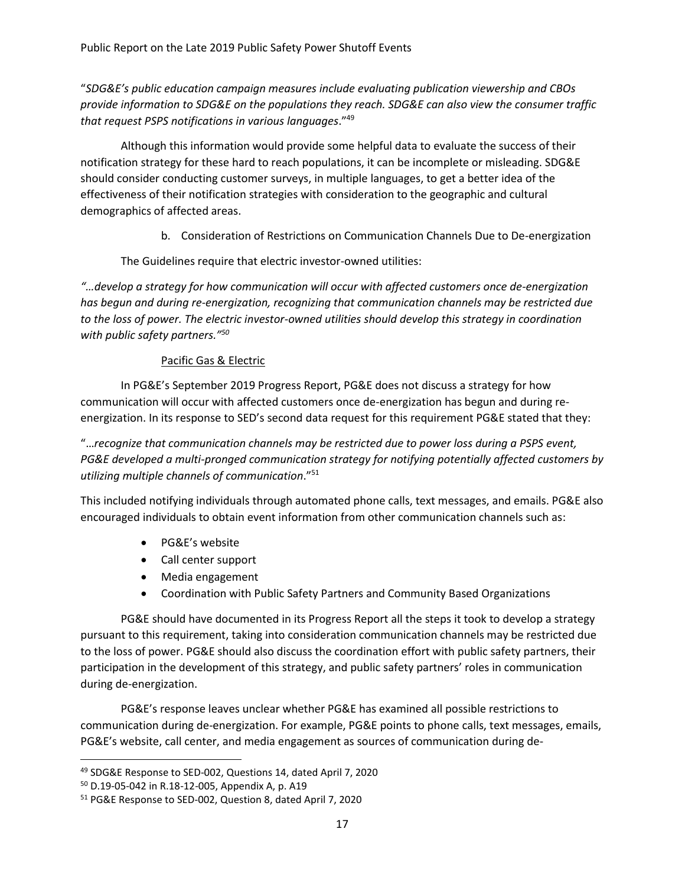"*SDG&E's public education campaign measures include evaluating publication viewership and CBOs provide information to SDG&E on the populations they reach. SDG&E can also view the consumer traffic that request PSPS notifications in various languages*."[49]

Although this information would provide some helpful data to evaluate the success of their notification strategy for these hard to reach populations, it can be incomplete or misleading. SDG&E should consider conducting customer surveys, in multiple languages, to get a better idea of the effectiveness of their notification strategies with consideration to the geographic and cultural demographics of affected areas.

b. Consideration of Restrictions on Communication Channels Due to De-energization

The Guidelines require that electric investor-owned utilities:

*"…develop a strategy for how communication will occur with affected customers once de-energization has begun and during re-energization, recognizing that communication channels may be restricted due to the loss of power. The electric investor-owned utilities should develop this strategy in coordination with public safety partners."*[50]

<u>Pacific Gas & Electric</u>

In PG&E's September 2019 Progress Report, PG&E does not discuss a strategy for how communication will occur with affected customers once de-energization has begun and during re-energization. In its response to SED's second data request for this requirement PG&E stated that they:

"*…recognize that communication channels may be restricted due to power loss during a PSPS event, PG&E developed a multi-pronged communication strategy for notifying potentially affected customers by utilizing multiple channels of communication*."[51]

This included notifying individuals through automated phone calls, text messages, and emails. PG&E also encouraged individuals to obtain event information from other communication channels such as:

- PG&E's website
- Call center support
- Media engagement
- Coordination with Public Safety Partners and Community Based Organizations

PG&E should have documented in its Progress Report all the steps it took to develop a strategy pursuant to this requirement, taking into consideration communication channels may be restricted due to the loss of power. PG&E should also discuss the coordination effort with public safety partners, their participation in the development of this strategy, and public safety partners' roles in communication during de-energization.

PG&E's response leaves unclear whether PG&E has examined all possible restrictions to communication during de-energization. For example, PG&E points to phone calls, text messages, emails, PG&E's website, call center, and media engagement as sources of communication during de-

---

[49] SDG&E Response to SED-002, Questions 14, dated April 7, 2020

[50] D.19-05-042 in R.18-12-005, Appendix A, p. A19

[51] PG&E Response to SED-002, Question 8, dated April 7, 2020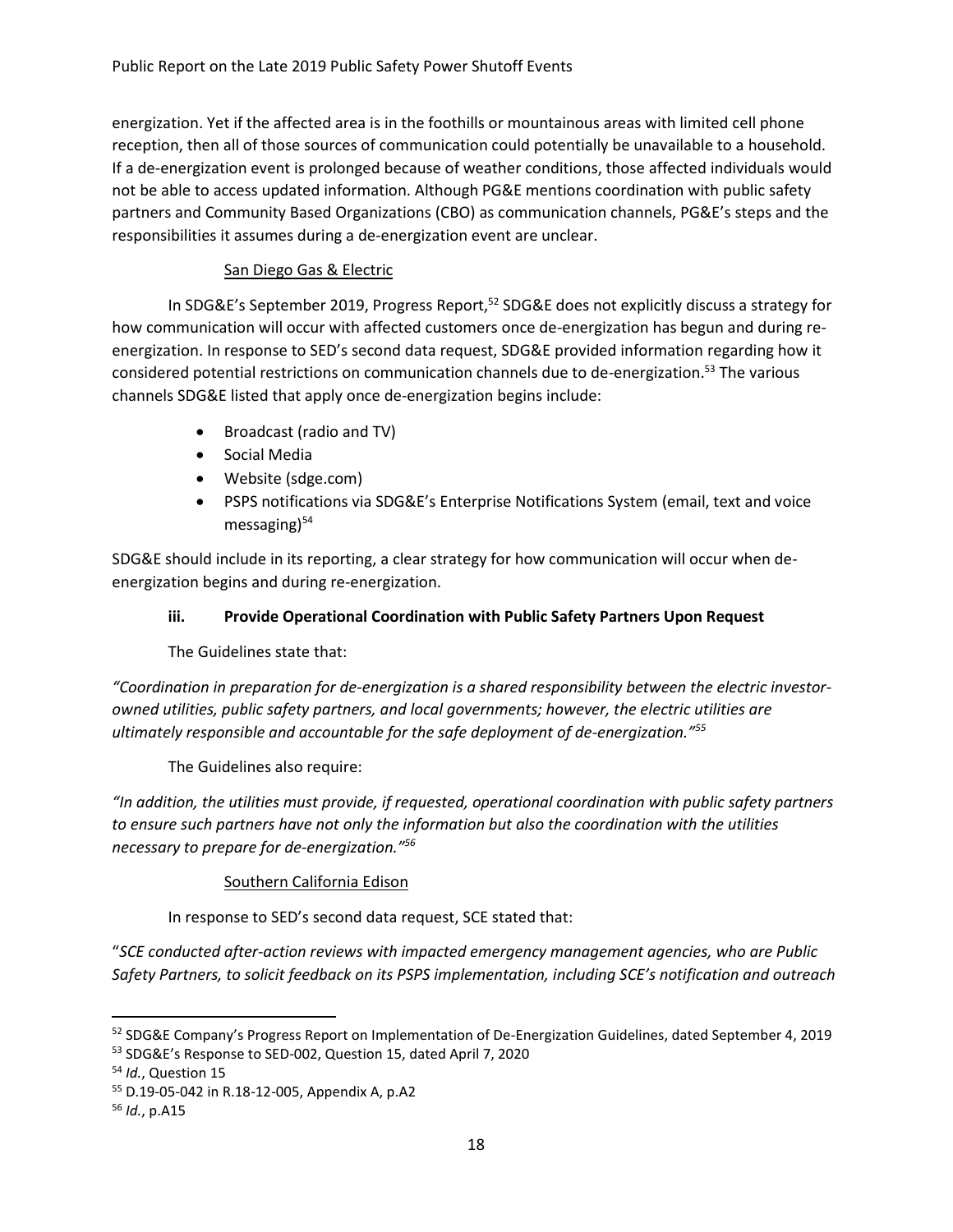energization. Yet if the affected area is in the foothills or mountainous areas with limited cell phone reception, then all of those sources of communication could potentially be unavailable to a household. If a de-energization event is prolonged because of weather conditions, those affected individuals would not be able to access updated information. Although PG&E mentions coordination with public safety partners and Community Based Organizations (CBO) as communication channels, PG&E's steps and the responsibilities it assumes during a de-energization event are unclear.

San Diego Gas & Electric

In SDG&E's September 2019, Progress Report,[52] SDG&E does not explicitly discuss a strategy for how communication will occur with affected customers once de-energization has begun and during re-energization. In response to SED's second data request, SDG&E provided information regarding how it considered potential restrictions on communication channels due to de-energization.[53] The various channels SDG&E listed that apply once de-energization begins include:

- Broadcast (radio and TV)
- Social Media
- Website (sdge.com)
- PSPS notifications via SDG&E's Enterprise Notifications System (email, text and voice messaging)[54]

SDG&E should include in its reporting, a clear strategy for how communication will occur when de-energization begins and during re-energization.

### iii. Provide Operational Coordination with Public Safety Partners Upon Request

The Guidelines state that:

*"Coordination in preparation for de-energization is a shared responsibility between the electric investor-owned utilities, public safety partners, and local governments; however, the electric utilities are ultimately responsible and accountable for the safe deployment of de-energization."[55]*

The Guidelines also require:

*"In addition, the utilities must provide, if requested, operational coordination with public safety partners to ensure such partners have not only the information but also the coordination with the utilities necessary to prepare for de-energization."[56]*

Southern California Edison

In response to SED's second data request, SCE stated that:

"*SCE conducted after-action reviews with impacted emergency management agencies, who are Public Safety Partners, to solicit feedback on its PSPS implementation, including SCE's notification and outreach*

---

[52] SDG&E Company's Progress Report on Implementation of De-Energization Guidelines, dated September 4, 2019

[53] SDG&E's Response to SED-002, Question 15, dated April 7, 2020

[54] *Id.*, Question 15

[55] D.19-05-042 in R.18-12-005, Appendix A, p.A2

[56] *Id.*, p.A15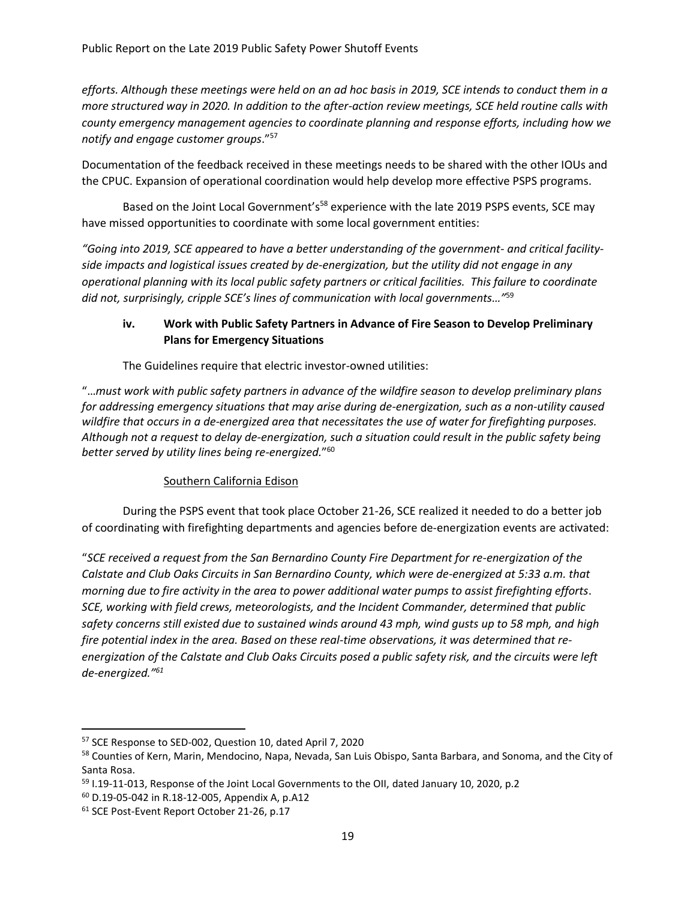*efforts. Although these meetings were held on an ad hoc basis in 2019, SCE intends to conduct them in a more structured way in 2020. In addition to the after-action review meetings, SCE held routine calls with county emergency management agencies to coordinate planning and response efforts, including how we notify and engage customer groups*."[57]

Documentation of the feedback received in these meetings needs to be shared with the other IOUs and the CPUC. Expansion of operational coordination would help develop more effective PSPS programs.

Based on the Joint Local Government's[58] experience with the late 2019 PSPS events, SCE may have missed opportunities to coordinate with some local government entities:

*"Going into 2019, SCE appeared to have a better understanding of the government- and critical facility-side impacts and logistical issues created by de-energization, but the utility did not engage in any operational planning with its local public safety partners or critical facilities. This failure to coordinate did not, surprisingly, cripple SCE's lines of communication with local governments…"*[59]

### iv. Work with Public Safety Partners in Advance of Fire Season to Develop Preliminary Plans for Emergency Situations

The Guidelines require that electric investor-owned utilities:

"*…must work with public safety partners in advance of the wildfire season to develop preliminary plans for addressing emergency situations that may arise during de-energization, such as a non-utility caused wildfire that occurs in a de-energized area that necessitates the use of water for firefighting purposes. Although not a request to delay de-energization, such a situation could result in the public safety being better served by utility lines being re-energized.*"[60]

<u>Southern California Edison</u>

During the PSPS event that took place October 21-26, SCE realized it needed to do a better job of coordinating with firefighting departments and agencies before de-energization events are activated:

"*SCE received a request from the San Bernardino County Fire Department for re-energization of the Calstate and Club Oaks Circuits in San Bernardino County, which were de-energized at 5:33 a.m. that morning due to fire activity in the area to power additional water pumps to assist firefighting efforts. SCE, working with field crews, meteorologists, and the Incident Commander, determined that public safety concerns still existed due to sustained winds around 43 mph, wind gusts up to 58 mph, and high fire potential index in the area. Based on these real-time observations, it was determined that re-energization of the Calstate and Club Oaks Circuits posed a public safety risk, and the circuits were left de-energized."*[61]

---

[57] SCE Response to SED-002, Question 10, dated April 7, 2020

[58] Counties of Kern, Marin, Mendocino, Napa, Nevada, San Luis Obispo, Santa Barbara, and Sonoma, and the City of Santa Rosa.

[59] I.19-11-013, Response of the Joint Local Governments to the OII, dated January 10, 2020, p.2

[60] D.19-05-042 in R.18-12-005, Appendix A, p.A12

[61] SCE Post-Event Report October 21-26, p.17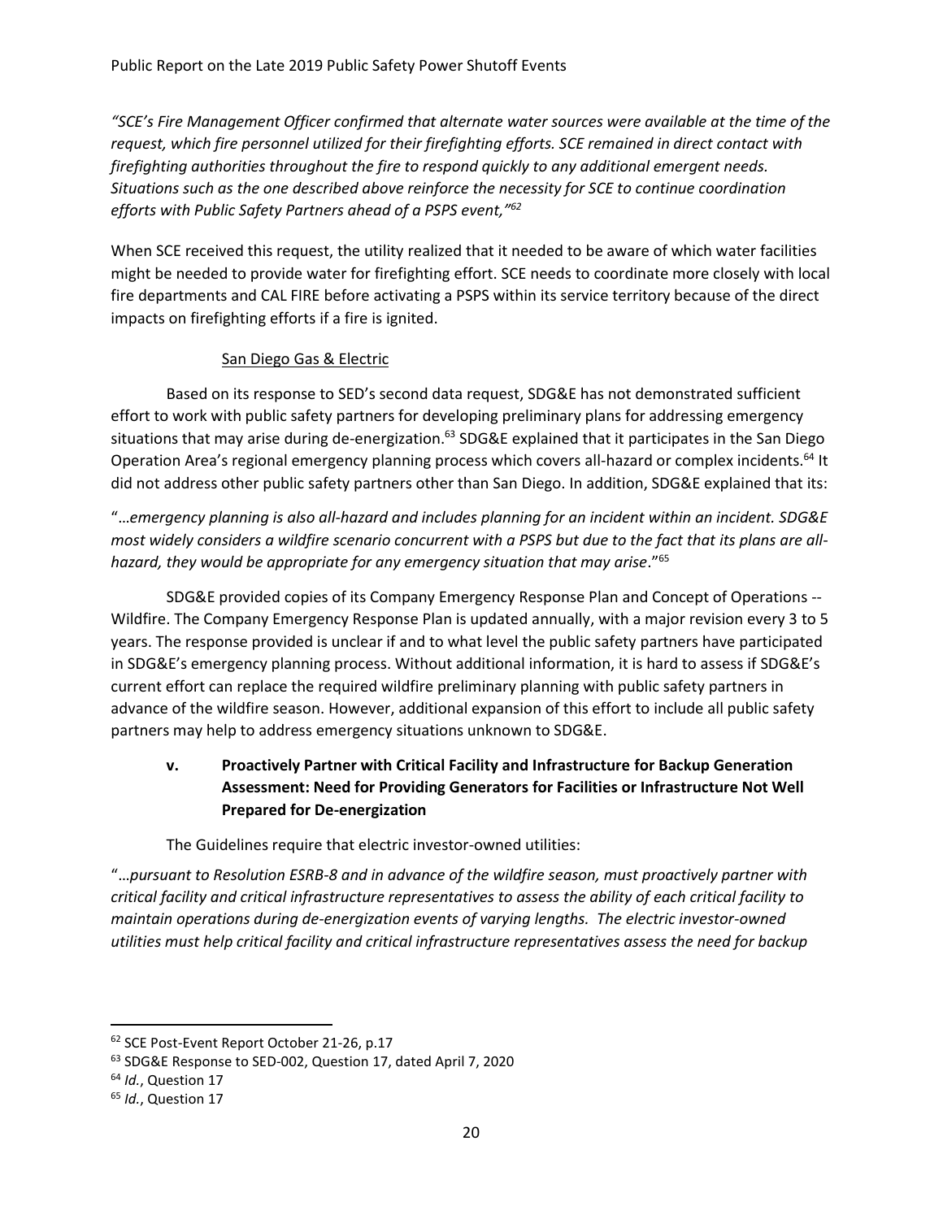*"SCE's Fire Management Officer confirmed that alternate water sources were available at the time of the request, which fire personnel utilized for their firefighting efforts. SCE remained in direct contact with firefighting authorities throughout the fire to respond quickly to any additional emergent needs. Situations such as the one described above reinforce the necessity for SCE to continue coordination efforts with Public Safety Partners ahead of a PSPS event,"*[62]

When SCE received this request, the utility realized that it needed to be aware of which water facilities might be needed to provide water for firefighting effort. SCE needs to coordinate more closely with local fire departments and CAL FIRE before activating a PSPS within its service territory because of the direct impacts on firefighting efforts if a fire is ignited.

San Diego Gas & Electric

Based on its response to SED's second data request, SDG&E has not demonstrated sufficient effort to work with public safety partners for developing preliminary plans for addressing emergency situations that may arise during de-energization.[63] SDG&E explained that it participates in the San Diego Operation Area's regional emergency planning process which covers all-hazard or complex incidents.[64] It did not address other public safety partners other than San Diego. In addition, SDG&E explained that its:

"…*emergency planning is also all-hazard and includes planning for an incident within an incident. SDG&E most widely considers a wildfire scenario concurrent with a PSPS but due to the fact that its plans are all-hazard, they would be appropriate for any emergency situation that may arise*."[65]

SDG&E provided copies of its Company Emergency Response Plan and Concept of Operations -- Wildfire. The Company Emergency Response Plan is updated annually, with a major revision every 3 to 5 years. The response provided is unclear if and to what level the public safety partners have participated in SDG&E's emergency planning process. Without additional information, it is hard to assess if SDG&E's current effort can replace the required wildfire preliminary planning with public safety partners in advance of the wildfire season. However, additional expansion of this effort to include all public safety partners may help to address emergency situations unknown to SDG&E.

### v. Proactively Partner with Critical Facility and Infrastructure for Backup Generation Assessment: Need for Providing Generators for Facilities or Infrastructure Not Well Prepared for De-energization

The Guidelines require that electric investor-owned utilities:

"…*pursuant to Resolution ESRB-8 and in advance of the wildfire season, must proactively partner with critical facility and critical infrastructure representatives to assess the ability of each critical facility to maintain operations during de-energization events of varying lengths. The electric investor-owned utilities must help critical facility and critical infrastructure representatives assess the need for backup*

---

[62] SCE Post-Event Report October 21-26, p.17

[63] SDG&E Response to SED-002, Question 17, dated April 7, 2020

[64] *Id.*, Question 17

[65] *Id.*, Question 17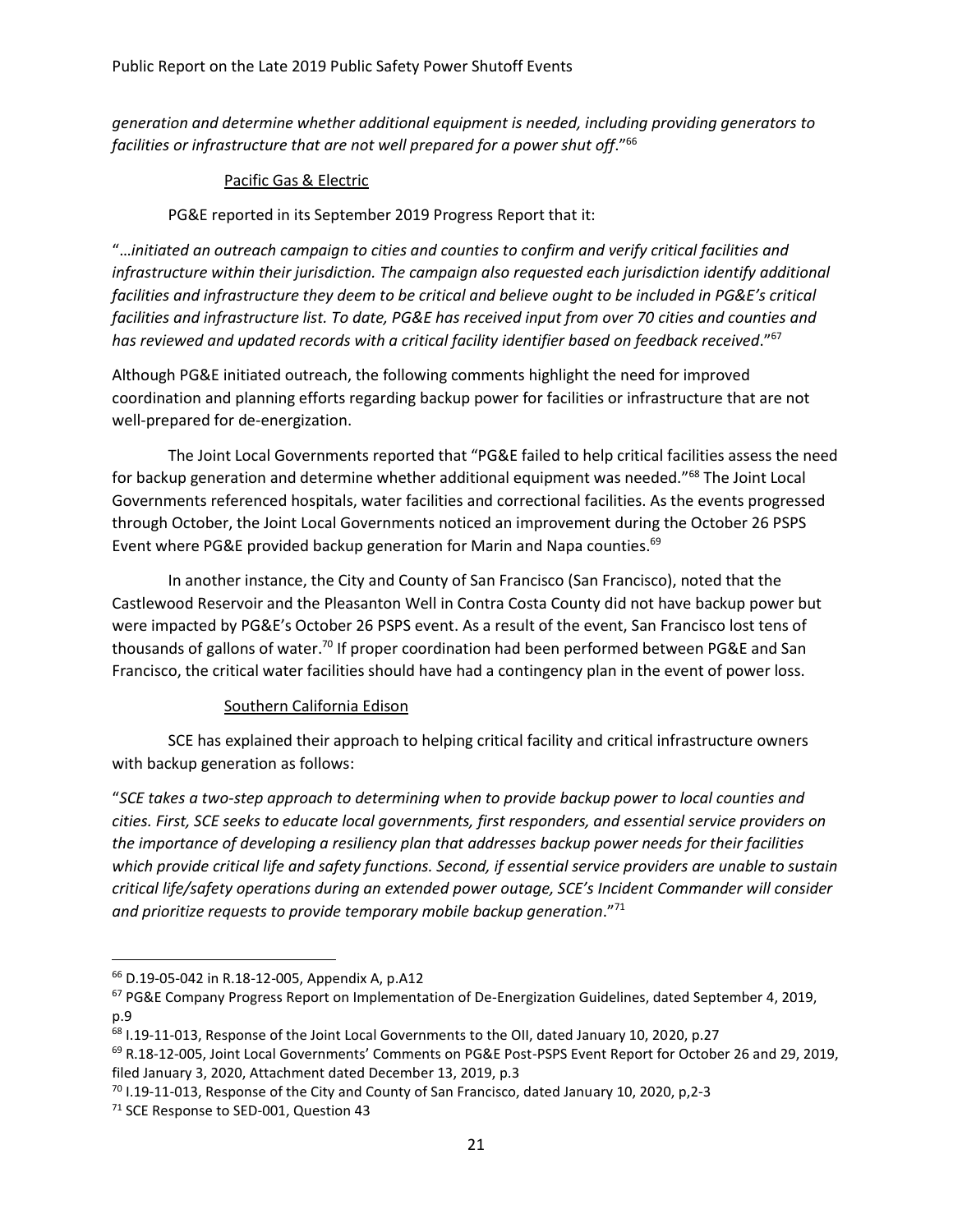*generation and determine whether additional equipment is needed, including providing generators to facilities or infrastructure that are not well prepared for a power shut off*."[66]

Pacific Gas & Electric

PG&E reported in its September 2019 Progress Report that it:

"…*initiated an outreach campaign to cities and counties to confirm and verify critical facilities and infrastructure within their jurisdiction. The campaign also requested each jurisdiction identify additional facilities and infrastructure they deem to be critical and believe ought to be included in PG&E's critical facilities and infrastructure list. To date, PG&E has received input from over 70 cities and counties and has reviewed and updated records with a critical facility identifier based on feedback received*."[67]

Although PG&E initiated outreach, the following comments highlight the need for improved coordination and planning efforts regarding backup power for facilities or infrastructure that are not well-prepared for de-energization.

The Joint Local Governments reported that "PG&E failed to help critical facilities assess the need for backup generation and determine whether additional equipment was needed."[68] The Joint Local Governments referenced hospitals, water facilities and correctional facilities. As the events progressed through October, the Joint Local Governments noticed an improvement during the October 26 PSPS Event where PG&E provided backup generation for Marin and Napa counties.[69]

In another instance, the City and County of San Francisco (San Francisco), noted that the Castlewood Reservoir and the Pleasanton Well in Contra Costa County did not have backup power but were impacted by PG&E's October 26 PSPS event. As a result of the event, San Francisco lost tens of thousands of gallons of water.[70] If proper coordination had been performed between PG&E and San Francisco, the critical water facilities should have had a contingency plan in the event of power loss.

Southern California Edison

SCE has explained their approach to helping critical facility and critical infrastructure owners with backup generation as follows:

"*SCE takes a two-step approach to determining when to provide backup power to local counties and cities. First, SCE seeks to educate local governments, first responders, and essential service providers on the importance of developing a resiliency plan that addresses backup power needs for their facilities which provide critical life and safety functions. Second, if essential service providers are unable to sustain critical life/safety operations during an extended power outage, SCE's Incident Commander will consider and prioritize requests to provide temporary mobile backup generation*."[71]

---

[66] D.19-05-042 in R.18-12-005, Appendix A, p.A12

[67] PG&E Company Progress Report on Implementation of De-Energization Guidelines, dated September 4, 2019, p.9

[68] I.19-11-013, Response of the Joint Local Governments to the OII, dated January 10, 2020, p.27

[69] R.18-12-005, Joint Local Governments' Comments on PG&E Post-PSPS Event Report for October 26 and 29, 2019, filed January 3, 2020, Attachment dated December 13, 2019, p.3

[70] I.19-11-013, Response of the City and County of San Francisco, dated January 10, 2020, p,2-3

[71] SCE Response to SED-001, Question 43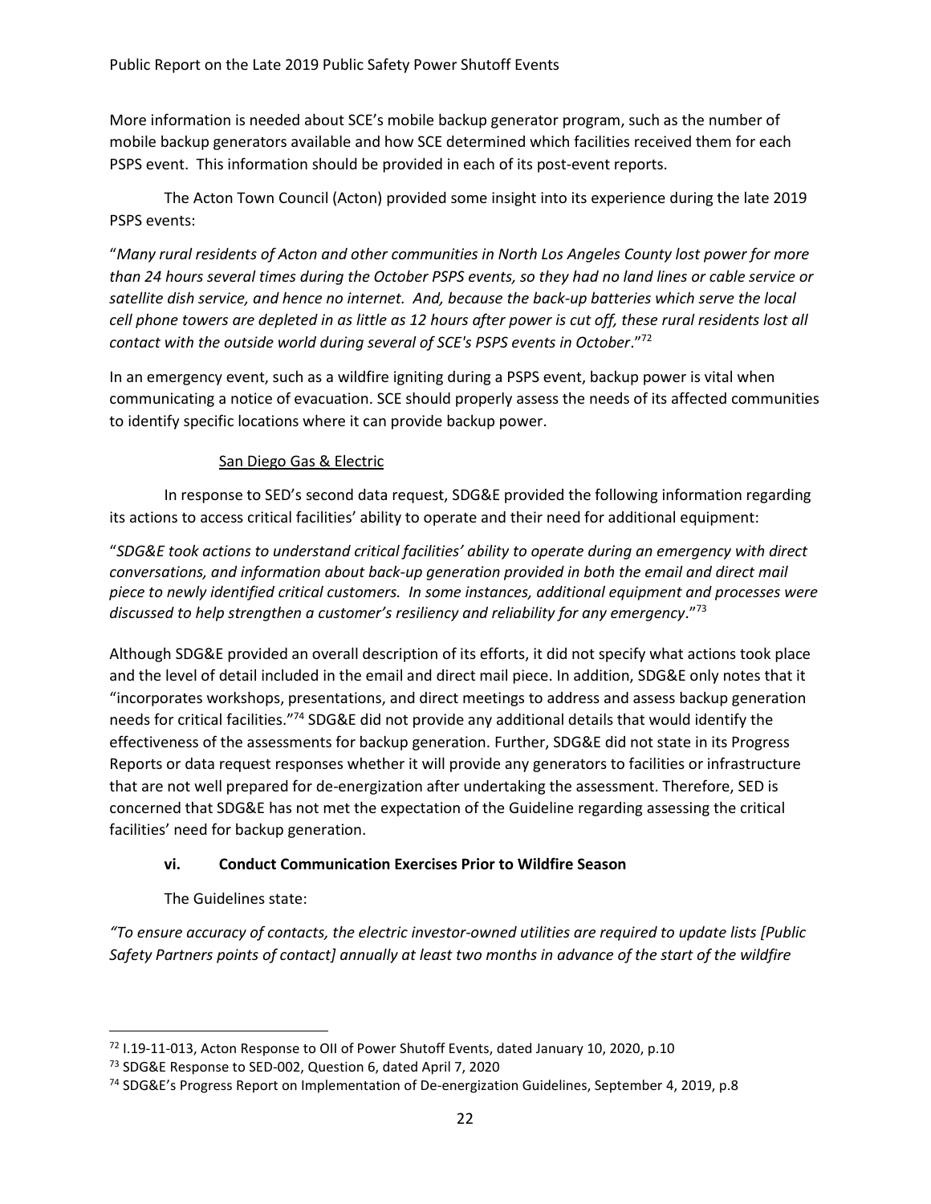More information is needed about SCE's mobile backup generator program, such as the number of mobile backup generators available and how SCE determined which facilities received them for each PSPS event. This information should be provided in each of its post-event reports.

The Acton Town Council (Acton) provided some insight into its experience during the late 2019 PSPS events:

"*Many rural residents of Acton and other communities in North Los Angeles County lost power for more than 24 hours several times during the October PSPS events, so they had no land lines or cable service or satellite dish service, and hence no internet. And, because the back-up batteries which serve the local cell phone towers are depleted in as little as 12 hours after power is cut off, these rural residents lost all contact with the outside world during several of SCE's PSPS events in October*."[72]

In an emergency event, such as a wildfire igniting during a PSPS event, backup power is vital when communicating a notice of evacuation. SCE should properly assess the needs of its affected communities to identify specific locations where it can provide backup power.

San Diego Gas & Electric

In response to SED's second data request, SDG&E provided the following information regarding its actions to access critical facilities' ability to operate and their need for additional equipment:

"*SDG&E took actions to understand critical facilities' ability to operate during an emergency with direct conversations, and information about back-up generation provided in both the email and direct mail piece to newly identified critical customers. In some instances, additional equipment and processes were discussed to help strengthen a customer's resiliency and reliability for any emergency*."[73]

Although SDG&E provided an overall description of its efforts, it did not specify what actions took place and the level of detail included in the email and direct mail piece. In addition, SDG&E only notes that it "incorporates workshops, presentations, and direct meetings to address and assess backup generation needs for critical facilities."[74] SDG&E did not provide any additional details that would identify the effectiveness of the assessments for backup generation. Further, SDG&E did not state in its Progress Reports or data request responses whether it will provide any generators to facilities or infrastructure that are not well prepared for de-energization after undertaking the assessment. Therefore, SED is concerned that SDG&E has not met the expectation of the Guideline regarding assessing the critical facilities' need for backup generation.

#### vi. Conduct Communication Exercises Prior to Wildfire Season

The Guidelines state:

*"To ensure accuracy of contacts, the electric investor-owned utilities are required to update lists [Public Safety Partners points of contact] annually at least two months in advance of the start of the wildfire*

---

[72] I.19-11-013, Acton Response to OII of Power Shutoff Events, dated January 10, 2020, p.10

[73] SDG&E Response to SED-002, Question 6, dated April 7, 2020

[74] SDG&E's Progress Report on Implementation of De-energization Guidelines, September 4, 2019, p.8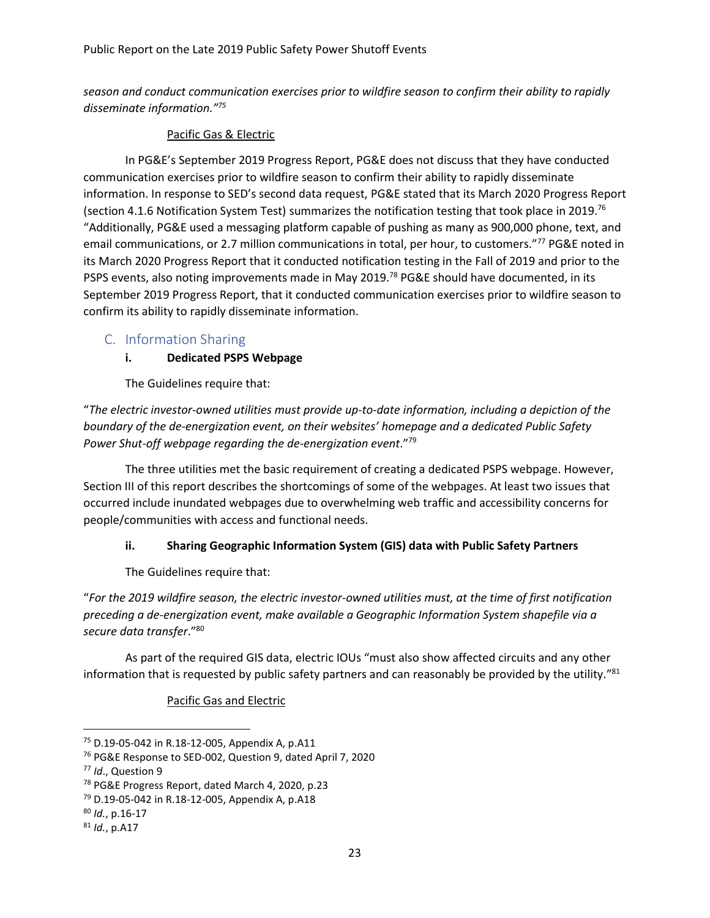*season and conduct communication exercises prior to wildfire season to confirm their ability to rapidly disseminate information."*[75]

Pacific Gas & Electric

In PG&E's September 2019 Progress Report, PG&E does not discuss that they have conducted communication exercises prior to wildfire season to confirm their ability to rapidly disseminate information. In response to SED's second data request, PG&E stated that its March 2020 Progress Report (section 4.1.6 Notification System Test) summarizes the notification testing that took place in 2019.[76] "Additionally, PG&E used a messaging platform capable of pushing as many as 900,000 phone, text, and email communications, or 2.7 million communications in total, per hour, to customers."[77] PG&E noted in its March 2020 Progress Report that it conducted notification testing in the Fall of 2019 and prior to the PSPS events, also noting improvements made in May 2019.[78] PG&E should have documented, in its September 2019 Progress Report, that it conducted communication exercises prior to wildfire season to confirm its ability to rapidly disseminate information.

## C. Information Sharing

### i. Dedicated PSPS Webpage

The Guidelines require that:

"*The electric investor-owned utilities must provide up-to-date information, including a depiction of the boundary of the de-energization event, on their websites' homepage and a dedicated Public Safety Power Shut-off webpage regarding the de-energization event*."[79]

The three utilities met the basic requirement of creating a dedicated PSPS webpage. However, Section III of this report describes the shortcomings of some of the webpages. At least two issues that occurred include inundated webpages due to overwhelming web traffic and accessibility concerns for people/communities with access and functional needs.

### ii. Sharing Geographic Information System (GIS) data with Public Safety Partners

The Guidelines require that:

"*For the 2019 wildfire season, the electric investor-owned utilities must, at the time of first notification preceding a de-energization event, make available a Geographic Information System shapefile via a secure data transfer*."[80]

As part of the required GIS data, electric IOUs "must also show affected circuits and any other information that is requested by public safety partners and can reasonably be provided by the utility."[81]

Pacific Gas and Electric

[75] D.19-05-042 in R.18-12-005, Appendix A, p.A11

[76] PG&E Response to SED-002, Question 9, dated April 7, 2020

[77] *Id*., Question 9

[78] PG&E Progress Report, dated March 4, 2020, p.23

[79] D.19-05-042 in R.18-12-005, Appendix A, p.A18

[80] *Id.*, p.16-17

[81] *Id.*, p.A17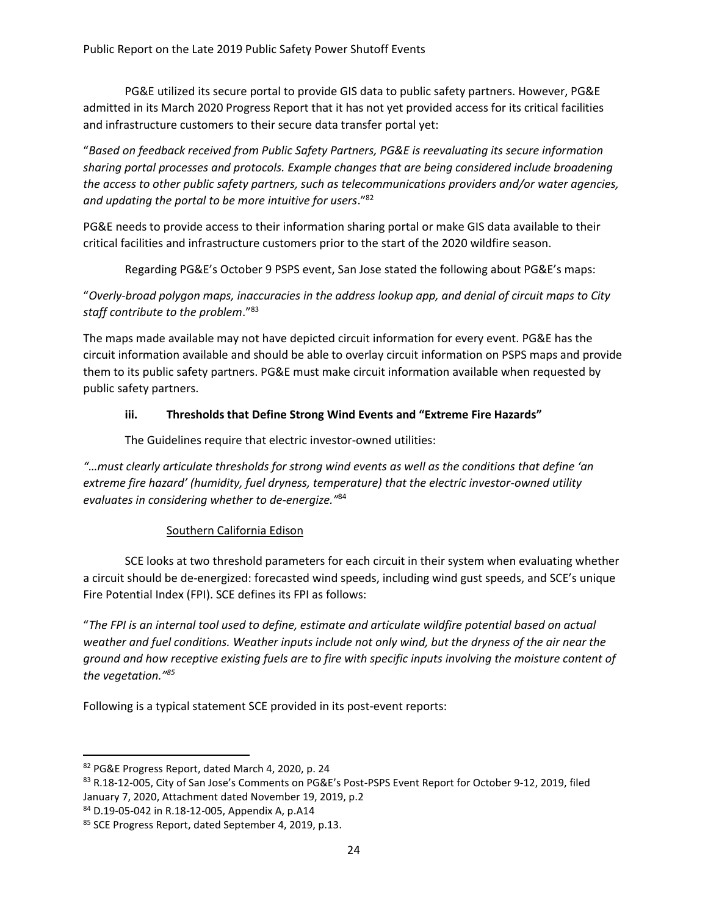PG&E utilized its secure portal to provide GIS data to public safety partners. However, PG&E admitted in its March 2020 Progress Report that it has not yet provided access for its critical facilities and infrastructure customers to their secure data transfer portal yet:

"*Based on feedback received from Public Safety Partners, PG&E is reevaluating its secure information sharing portal processes and protocols. Example changes that are being considered include broadening the access to other public safety partners, such as telecommunications providers and/or water agencies, and updating the portal to be more intuitive for users*."[82]

PG&E needs to provide access to their information sharing portal or make GIS data available to their critical facilities and infrastructure customers prior to the start of the 2020 wildfire season.

Regarding PG&E's October 9 PSPS event, San Jose stated the following about PG&E's maps:

"*Overly-broad polygon maps, inaccuracies in the address lookup app, and denial of circuit maps to City staff contribute to the problem*."[83]

The maps made available may not have depicted circuit information for every event. PG&E has the circuit information available and should be able to overlay circuit information on PSPS maps and provide them to its public safety partners. PG&E must make circuit information available when requested by public safety partners.

#### iii. Thresholds that Define Strong Wind Events and "Extreme Fire Hazards"

The Guidelines require that electric investor-owned utilities:

*"…must clearly articulate thresholds for strong wind events as well as the conditions that define 'an extreme fire hazard' (humidity, fuel dryness, temperature) that the electric investor-owned utility evaluates in considering whether to de-energize."*[84]

##### Southern California Edison

SCE looks at two threshold parameters for each circuit in their system when evaluating whether a circuit should be de-energized: forecasted wind speeds, including wind gust speeds, and SCE's unique Fire Potential Index (FPI). SCE defines its FPI as follows:

"*The FPI is an internal tool used to define, estimate and articulate wildfire potential based on actual weather and fuel conditions. Weather inputs include not only wind, but the dryness of the air near the ground and how receptive existing fuels are to fire with specific inputs involving the moisture content of the vegetation."*[85]

Following is a typical statement SCE provided in its post-event reports:

---

[82] PG&E Progress Report, dated March 4, 2020, p. 24

[83] R.18-12-005, City of San Jose's Comments on PG&E's Post-PSPS Event Report for October 9-12, 2019, filed January 7, 2020, Attachment dated November 19, 2019, p.2

[84] D.19-05-042 in R.18-12-005, Appendix A, p.A14

[85] SCE Progress Report, dated September 4, 2019, p.13.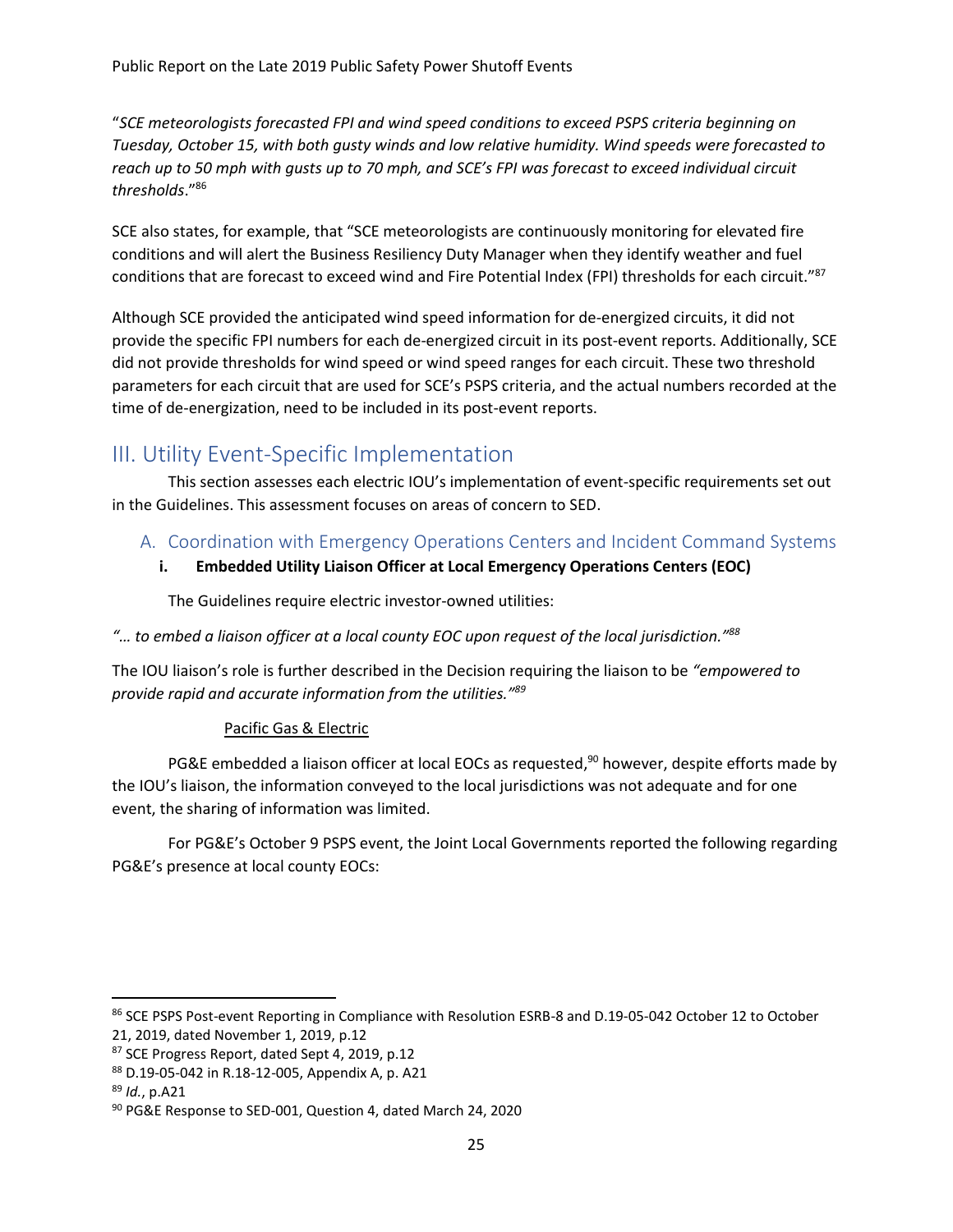"*SCE meteorologists forecasted FPI and wind speed conditions to exceed PSPS criteria beginning on Tuesday, October 15, with both gusty winds and low relative humidity. Wind speeds were forecasted to reach up to 50 mph with gusts up to 70 mph, and SCE's FPI was forecast to exceed individual circuit thresholds*."[86]

SCE also states, for example, that "SCE meteorologists are continuously monitoring for elevated fire conditions and will alert the Business Resiliency Duty Manager when they identify weather and fuel conditions that are forecast to exceed wind and Fire Potential Index (FPI) thresholds for each circuit."[87]

Although SCE provided the anticipated wind speed information for de-energized circuits, it did not provide the specific FPI numbers for each de-energized circuit in its post-event reports. Additionally, SCE did not provide thresholds for wind speed or wind speed ranges for each circuit. These two threshold parameters for each circuit that are used for SCE's PSPS criteria, and the actual numbers recorded at the time of de-energization, need to be included in its post-event reports.

# III. Utility Event-Specific Implementation

This section assesses each electric IOU's implementation of event-specific requirements set out in the Guidelines. This assessment focuses on areas of concern to SED.

## A. Coordination with Emergency Operations Centers and Incident Command Systems

### i. Embedded Utility Liaison Officer at Local Emergency Operations Centers (EOC)

The Guidelines require electric investor-owned utilities:

*"… to embed a liaison officer at a local county EOC upon request of the local jurisdiction."*[88]

The IOU liaison's role is further described in the Decision requiring the liaison to be *"empowered to provide rapid and accurate information from the utilities."*[89]

<u>Pacific Gas & Electric</u>

PG&E embedded a liaison officer at local EOCs as requested,[90] however, despite efforts made by the IOU's liaison, the information conveyed to the local jurisdictions was not adequate and for one event, the sharing of information was limited.

For PG&E's October 9 PSPS event, the Joint Local Governments reported the following regarding PG&E's presence at local county EOCs:

---

[86] SCE PSPS Post-event Reporting in Compliance with Resolution ESRB-8 and D.19-05-042 October 12 to October 21, 2019, dated November 1, 2019, p.12

[87] SCE Progress Report, dated Sept 4, 2019, p.12

[88] D.19-05-042 in R.18-12-005, Appendix A, p. A21

[89] *Id.*, p.A21

[90] PG&E Response to SED-001, Question 4, dated March 24, 2020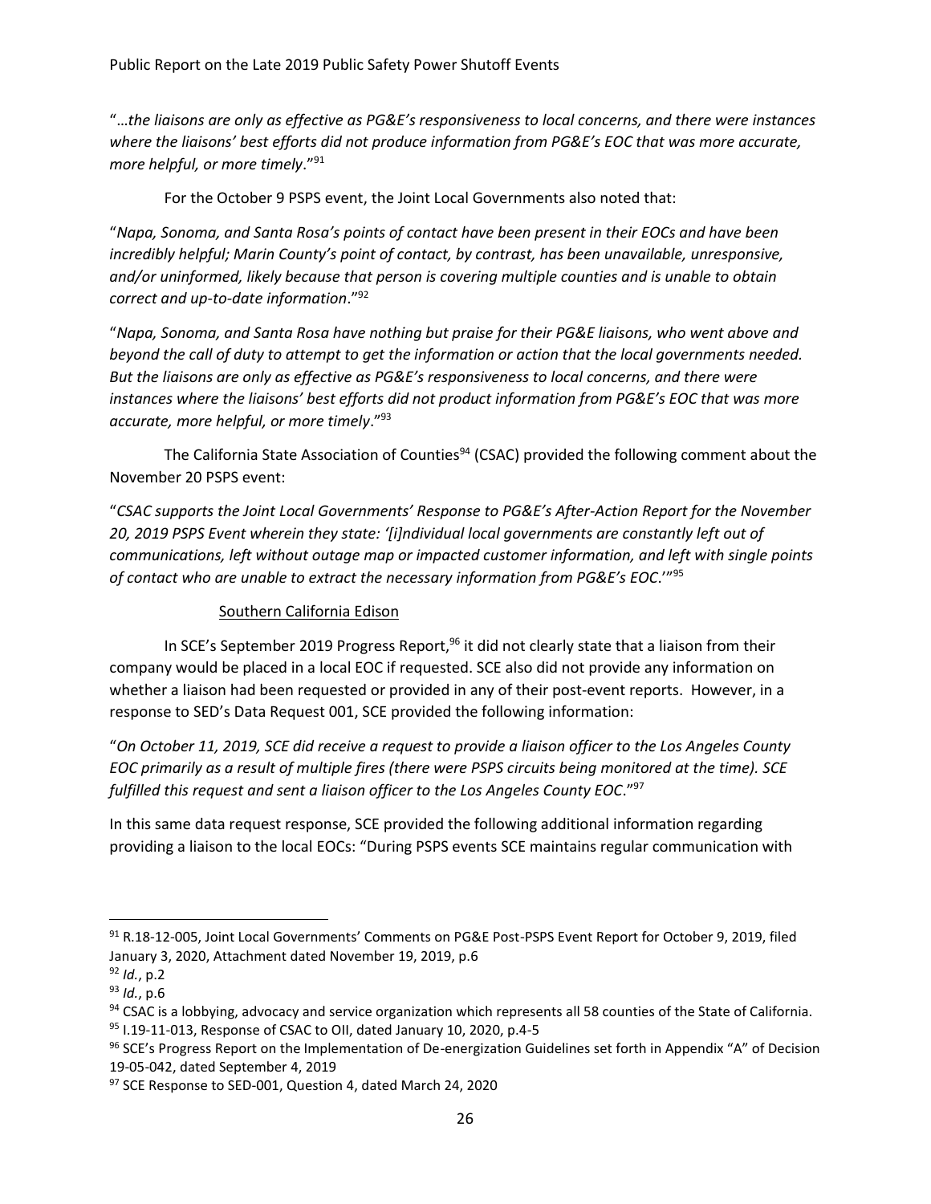"…*the liaisons are only as effective as PG&E's responsiveness to local concerns, and there were instances where the liaisons' best efforts did not produce information from PG&E's EOC that was more accurate, more helpful, or more timely*."[91]

For the October 9 PSPS event, the Joint Local Governments also noted that:

"*Napa, Sonoma, and Santa Rosa's points of contact have been present in their EOCs and have been incredibly helpful; Marin County's point of contact, by contrast, has been unavailable, unresponsive, and/or uninformed, likely because that person is covering multiple counties and is unable to obtain correct and up-to-date information*."[92]

"*Napa, Sonoma, and Santa Rosa have nothing but praise for their PG&E liaisons, who went above and beyond the call of duty to attempt to get the information or action that the local governments needed. But the liaisons are only as effective as PG&E's responsiveness to local concerns, and there were instances where the liaisons' best efforts did not product information from PG&E's EOC that was more accurate, more helpful, or more timely*."[93]

The California State Association of Counties[94] (CSAC) provided the following comment about the November 20 PSPS event:

"*CSAC supports the Joint Local Governments' Response to PG&E's After-Action Report for the November 20, 2019 PSPS Event wherein they state: '[i]ndividual local governments are constantly left out of communications, left without outage map or impacted customer information, and left with single points of contact who are unable to extract the necessary information from PG&E's EOC*.'"[95]

Southern California Edison

In SCE's September 2019 Progress Report,[96] it did not clearly state that a liaison from their company would be placed in a local EOC if requested. SCE also did not provide any information on whether a liaison had been requested or provided in any of their post-event reports. However, in a response to SED's Data Request 001, SCE provided the following information:

"*On October 11, 2019, SCE did receive a request to provide a liaison officer to the Los Angeles County EOC primarily as a result of multiple fires (there were PSPS circuits being monitored at the time). SCE fulfilled this request and sent a liaison officer to the Los Angeles County EOC*."[97]

In this same data request response, SCE provided the following additional information regarding providing a liaison to the local EOCs: "During PSPS events SCE maintains regular communication with

---

[91] R.18-12-005, Joint Local Governments' Comments on PG&E Post-PSPS Event Report for October 9, 2019, filed January 3, 2020, Attachment dated November 19, 2019, p.6

[92] *Id.*, p.2

[93] *Id.*, p.6

[94] CSAC is a lobbying, advocacy and service organization which represents all 58 counties of the State of California.

[95] I.19-11-013, Response of CSAC to OII, dated January 10, 2020, p.4-5

[96] SCE's Progress Report on the Implementation of De-energization Guidelines set forth in Appendix "A" of Decision 19-05-042, dated September 4, 2019

[97] SCE Response to SED-001, Question 4, dated March 24, 2020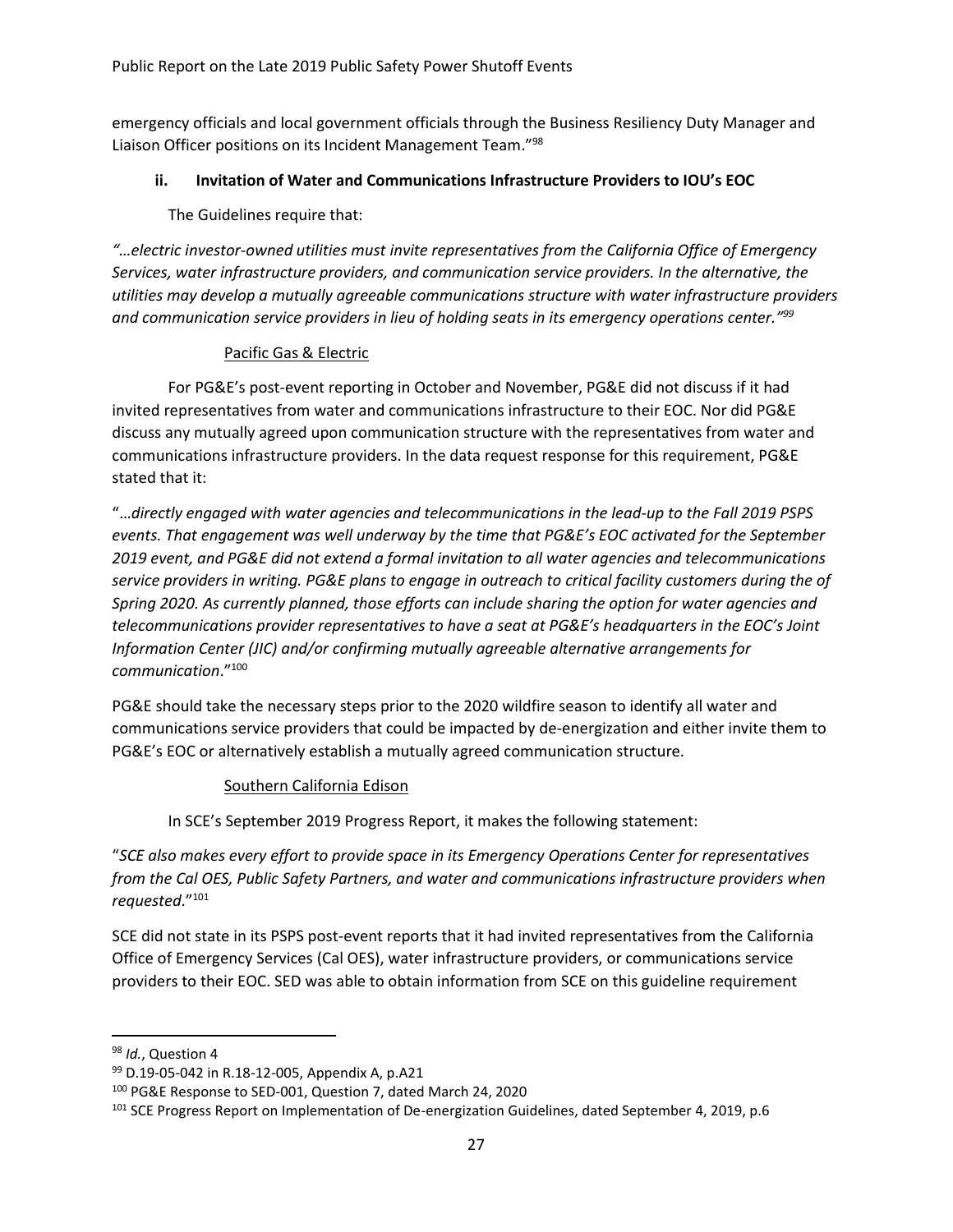emergency officials and local government officials through the Business Resiliency Duty Manager and Liaison Officer positions on its Incident Management Team."[98]

### ii. Invitation of Water and Communications Infrastructure Providers to IOU's EOC

The Guidelines require that:

*"…electric investor-owned utilities must invite representatives from the California Office of Emergency Services, water infrastructure providers, and communication service providers. In the alternative, the utilities may develop a mutually agreeable communications structure with water infrastructure providers and communication service providers in lieu of holding seats in its emergency operations center."*[99]

#### Pacific Gas & Electric

For PG&E's post-event reporting in October and November, PG&E did not discuss if it had invited representatives from water and communications infrastructure to their EOC. Nor did PG&E discuss any mutually agreed upon communication structure with the representatives from water and communications infrastructure providers. In the data request response for this requirement, PG&E stated that it:

"*…directly engaged with water agencies and telecommunications in the lead-up to the Fall 2019 PSPS events. That engagement was well underway by the time that PG&E's EOC activated for the September 2019 event, and PG&E did not extend a formal invitation to all water agencies and telecommunications service providers in writing. PG&E plans to engage in outreach to critical facility customers during the of Spring 2020. As currently planned, those efforts can include sharing the option for water agencies and telecommunications provider representatives to have a seat at PG&E's headquarters in the EOC's Joint Information Center (JIC) and/or confirming mutually agreeable alternative arrangements for communication*."[100]

PG&E should take the necessary steps prior to the 2020 wildfire season to identify all water and communications service providers that could be impacted by de-energization and either invite them to PG&E's EOC or alternatively establish a mutually agreed communication structure.

#### Southern California Edison

In SCE's September 2019 Progress Report, it makes the following statement:

"*SCE also makes every effort to provide space in its Emergency Operations Center for representatives from the Cal OES, Public Safety Partners, and water and communications infrastructure providers when requested*."[101]

SCE did not state in its PSPS post-event reports that it had invited representatives from the California Office of Emergency Services (Cal OES), water infrastructure providers, or communications service providers to their EOC. SED was able to obtain information from SCE on this guideline requirement

---

[98] *Id.*, Question 4

[99] D.19-05-042 in R.18-12-005, Appendix A, p.A21

[100] PG&E Response to SED-001, Question 7, dated March 24, 2020

[101] SCE Progress Report on Implementation of De-energization Guidelines, dated September 4, 2019, p.6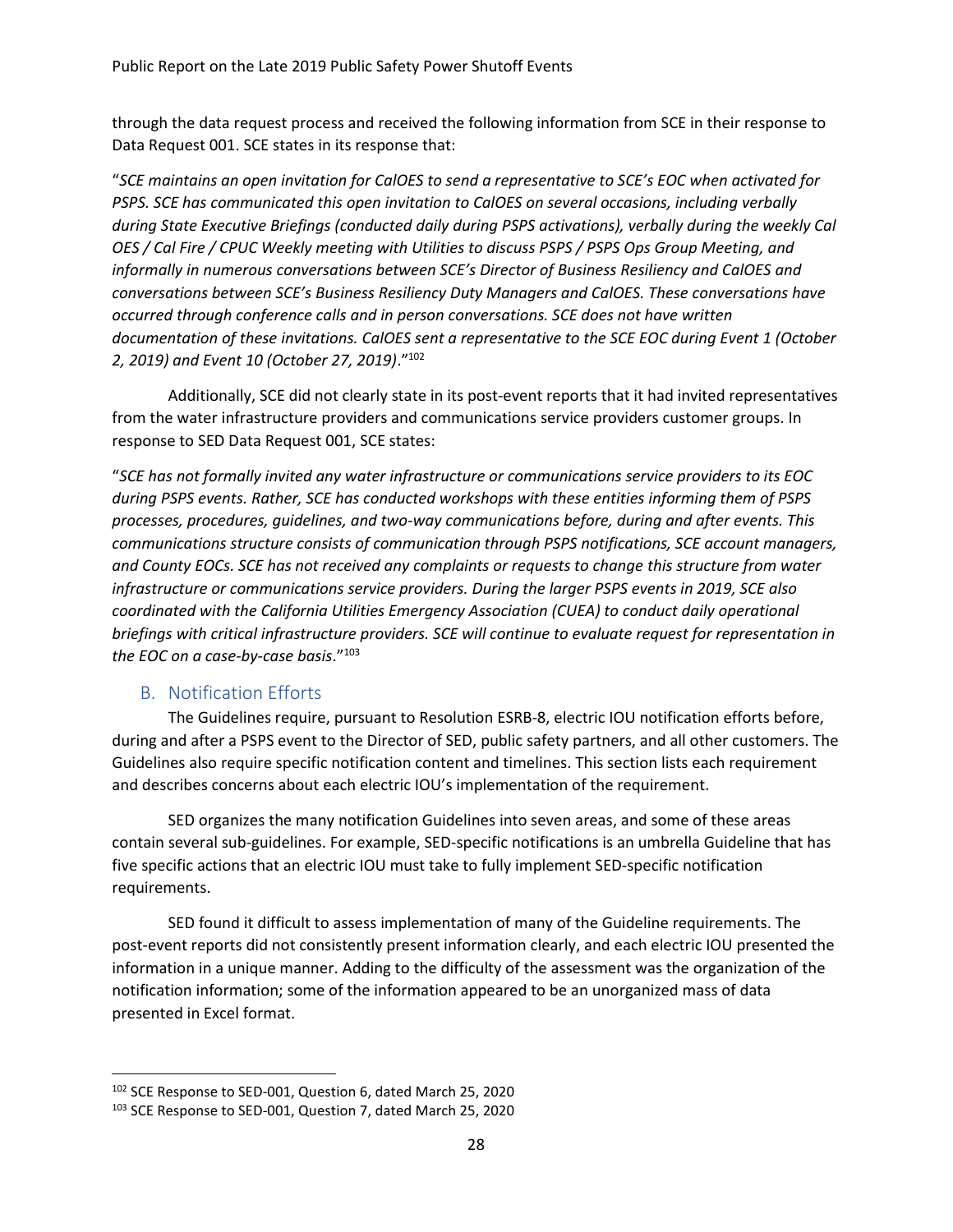through the data request process and received the following information from SCE in their response to Data Request 001. SCE states in its response that:

"*SCE maintains an open invitation for CalOES to send a representative to SCE's EOC when activated for PSPS. SCE has communicated this open invitation to CalOES on several occasions, including verbally during State Executive Briefings (conducted daily during PSPS activations), verbally during the weekly Cal OES / Cal Fire / CPUC Weekly meeting with Utilities to discuss PSPS / PSPS Ops Group Meeting, and informally in numerous conversations between SCE's Director of Business Resiliency and CalOES and conversations between SCE's Business Resiliency Duty Managers and CalOES. These conversations have occurred through conference calls and in person conversations. SCE does not have written documentation of these invitations. CalOES sent a representative to the SCE EOC during Event 1 (October 2, 2019) and Event 10 (October 27, 2019)*."[102]

Additionally, SCE did not clearly state in its post-event reports that it had invited representatives from the water infrastructure providers and communications service providers customer groups. In response to SED Data Request 001, SCE states:

"*SCE has not formally invited any water infrastructure or communications service providers to its EOC during PSPS events. Rather, SCE has conducted workshops with these entities informing them of PSPS processes, procedures, guidelines, and two-way communications before, during and after events. This communications structure consists of communication through PSPS notifications, SCE account managers, and County EOCs. SCE has not received any complaints or requests to change this structure from water infrastructure or communications service providers. During the larger PSPS events in 2019, SCE also coordinated with the California Utilities Emergency Association (CUEA) to conduct daily operational briefings with critical infrastructure providers. SCE will continue to evaluate request for representation in the EOC on a case-by-case basis*."[103]

## B. Notification Efforts

The Guidelines require, pursuant to Resolution ESRB-8, electric IOU notification efforts before, during and after a PSPS event to the Director of SED, public safety partners, and all other customers. The Guidelines also require specific notification content and timelines. This section lists each requirement and describes concerns about each electric IOU's implementation of the requirement.

SED organizes the many notification Guidelines into seven areas, and some of these areas contain several sub-guidelines. For example, SED-specific notifications is an umbrella Guideline that has five specific actions that an electric IOU must take to fully implement SED-specific notification requirements.

SED found it difficult to assess implementation of many of the Guideline requirements. The post-event reports did not consistently present information clearly, and each electric IOU presented the information in a unique manner. Adding to the difficulty of the assessment was the organization of the notification information; some of the information appeared to be an unorganized mass of data presented in Excel format.

---

[102] SCE Response to SED-001, Question 6, dated March 25, 2020

[103] SCE Response to SED-001, Question 7, dated March 25, 2020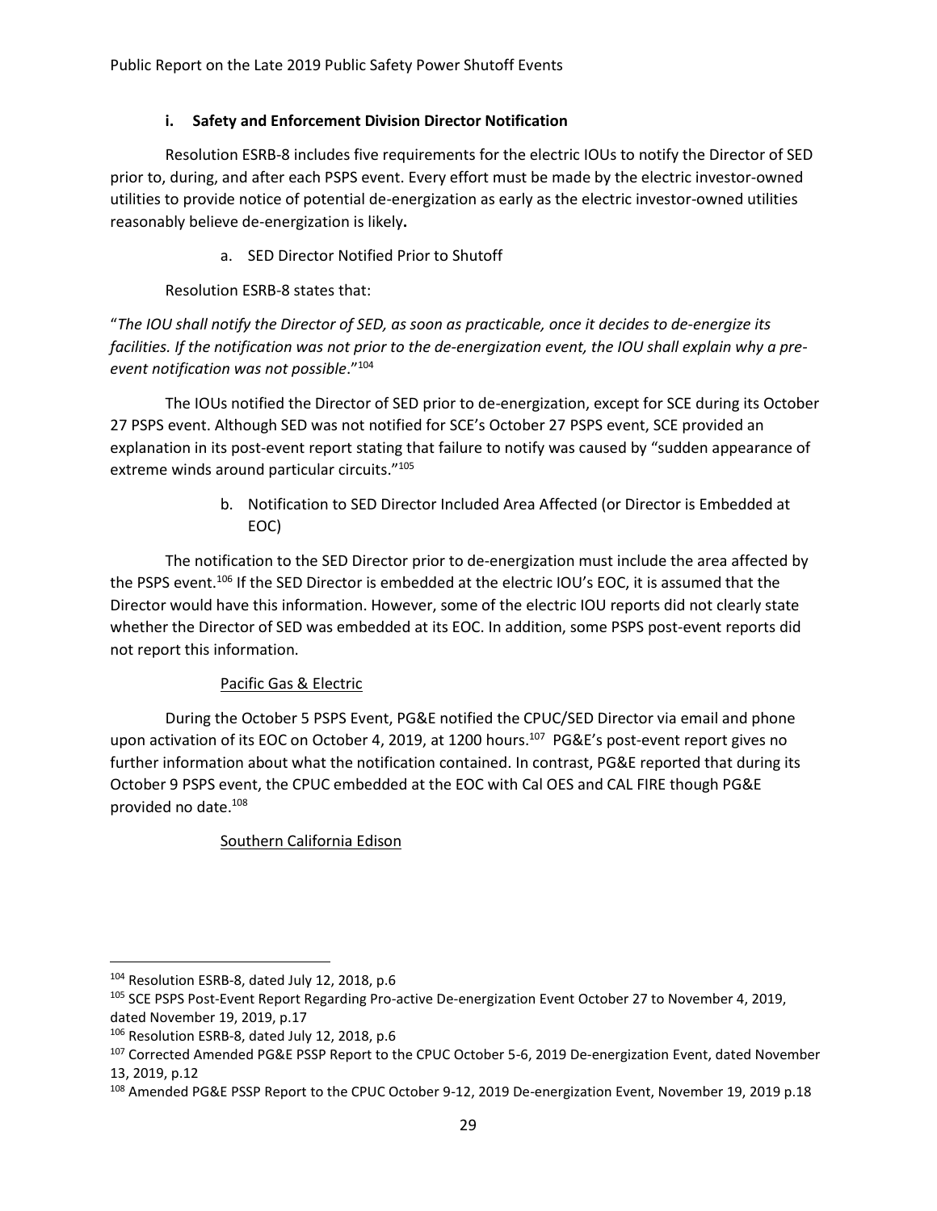### i. Safety and Enforcement Division Director Notification

Resolution ESRB-8 includes five requirements for the electric IOUs to notify the Director of SED prior to, during, and after each PSPS event. Every effort must be made by the electric investor-owned utilities to provide notice of potential de-energization as early as the electric investor-owned utilities reasonably believe de-energization is likely**.**

a. SED Director Notified Prior to Shutoff

Resolution ESRB-8 states that:

"*The IOU shall notify the Director of SED, as soon as practicable, once it decides to de-energize its facilities. If the notification was not prior to the de-energization event, the IOU shall explain why a pre-event notification was not possible*."[104]

The IOUs notified the Director of SED prior to de-energization, except for SCE during its October 27 PSPS event. Although SED was not notified for SCE's October 27 PSPS event, SCE provided an explanation in its post-event report stating that failure to notify was caused by "sudden appearance of extreme winds around particular circuits."[105]

b. Notification to SED Director Included Area Affected (or Director is Embedded at EOC)

The notification to the SED Director prior to de-energization must include the area affected by the PSPS event.[106] If the SED Director is embedded at the electric IOU's EOC, it is assumed that the Director would have this information. However, some of the electric IOU reports did not clearly state whether the Director of SED was embedded at its EOC. In addition, some PSPS post-event reports did not report this information.

<u>Pacific Gas & Electric</u>

During the October 5 PSPS Event, PG&E notified the CPUC/SED Director via email and phone upon activation of its EOC on October 4, 2019, at 1200 hours.[107] PG&E's post-event report gives no further information about what the notification contained. In contrast, PG&E reported that during its October 9 PSPS event, the CPUC embedded at the EOC with Cal OES and CAL FIRE though PG&E provided no date.[108]

<u>Southern California Edison</u>

---

[104] Resolution ESRB-8, dated July 12, 2018, p.6

[105] SCE PSPS Post-Event Report Regarding Pro-active De-energization Event October 27 to November 4, 2019, dated November 19, 2019, p.17

[106] Resolution ESRB-8, dated July 12, 2018, p.6

[107] Corrected Amended PG&E PSSP Report to the CPUC October 5-6, 2019 De-energization Event, dated November 13, 2019, p.12

[108] Amended PG&E PSSP Report to the CPUC October 9-12, 2019 De-energization Event, November 19, 2019 p.18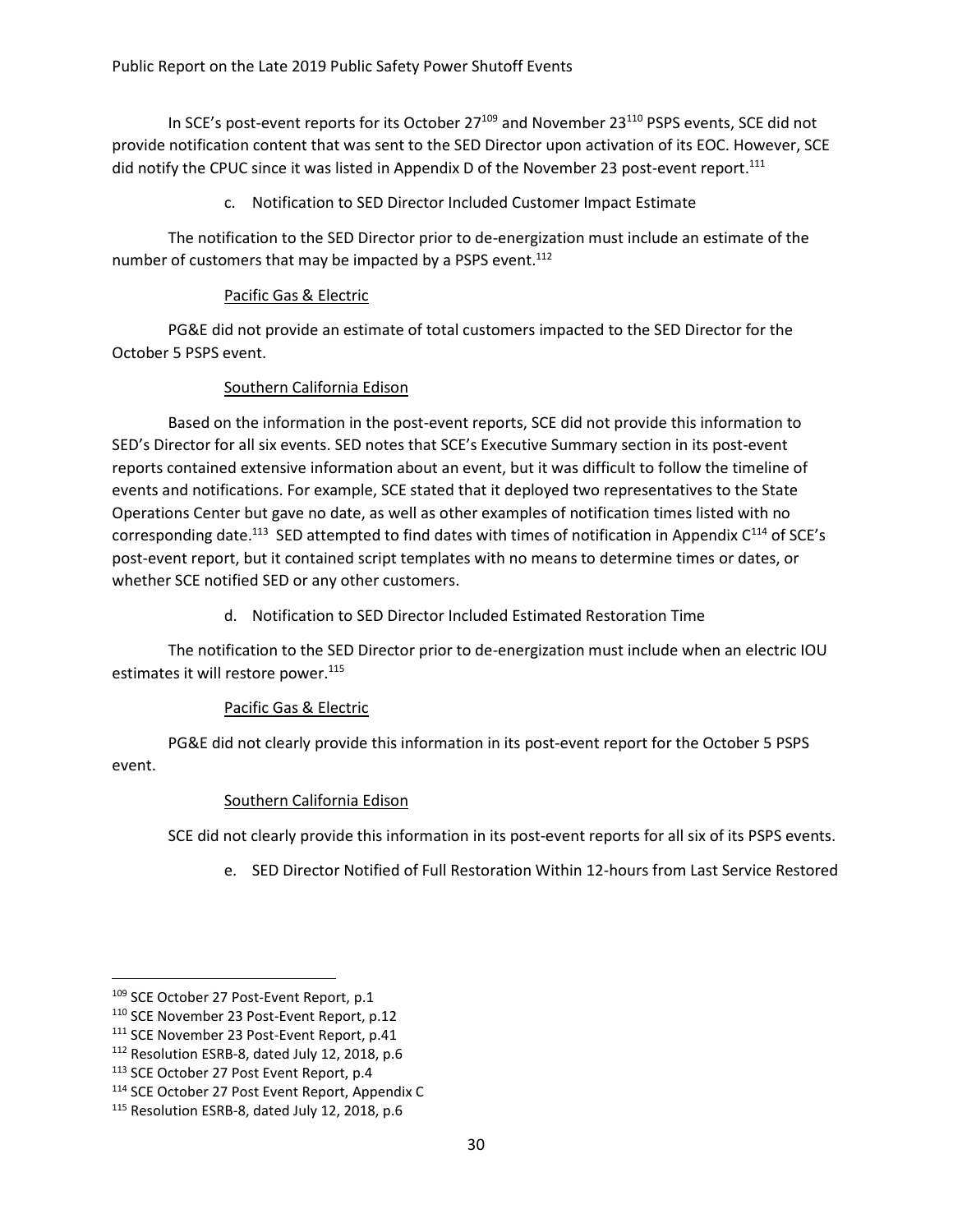In SCE's post-event reports for its October 27[109] and November 23[110] PSPS events, SCE did not provide notification content that was sent to the SED Director upon activation of its EOC. However, SCE did notify the CPUC since it was listed in Appendix D of the November 23 post-event report.[111]

c. Notification to SED Director Included Customer Impact Estimate

The notification to the SED Director prior to de-energization must include an estimate of the number of customers that may be impacted by a PSPS event.[112]

Pacific Gas & Electric

PG&E did not provide an estimate of total customers impacted to the SED Director for the October 5 PSPS event.

Southern California Edison

Based on the information in the post-event reports, SCE did not provide this information to SED's Director for all six events. SED notes that SCE's Executive Summary section in its post-event reports contained extensive information about an event, but it was difficult to follow the timeline of events and notifications. For example, SCE stated that it deployed two representatives to the State Operations Center but gave no date, as well as other examples of notification times listed with no corresponding date.[113] SED attempted to find dates with times of notification in Appendix C[114] of SCE's post-event report, but it contained script templates with no means to determine times or dates, or whether SCE notified SED or any other customers.

d. Notification to SED Director Included Estimated Restoration Time

The notification to the SED Director prior to de-energization must include when an electric IOU estimates it will restore power.[115]

Pacific Gas & Electric

PG&E did not clearly provide this information in its post-event report for the October 5 PSPS event.

Southern California Edison

SCE did not clearly provide this information in its post-event reports for all six of its PSPS events.

e. SED Director Notified of Full Restoration Within 12-hours from Last Service Restored

---

[109] SCE October 27 Post-Event Report, p.1

[110] SCE November 23 Post-Event Report, p.12

[111] SCE November 23 Post-Event Report, p.41

[112] Resolution ESRB-8, dated July 12, 2018, p.6

[113] SCE October 27 Post Event Report, p.4

[114] SCE October 27 Post Event Report, Appendix C

[115] Resolution ESRB-8, dated July 12, 2018, p.6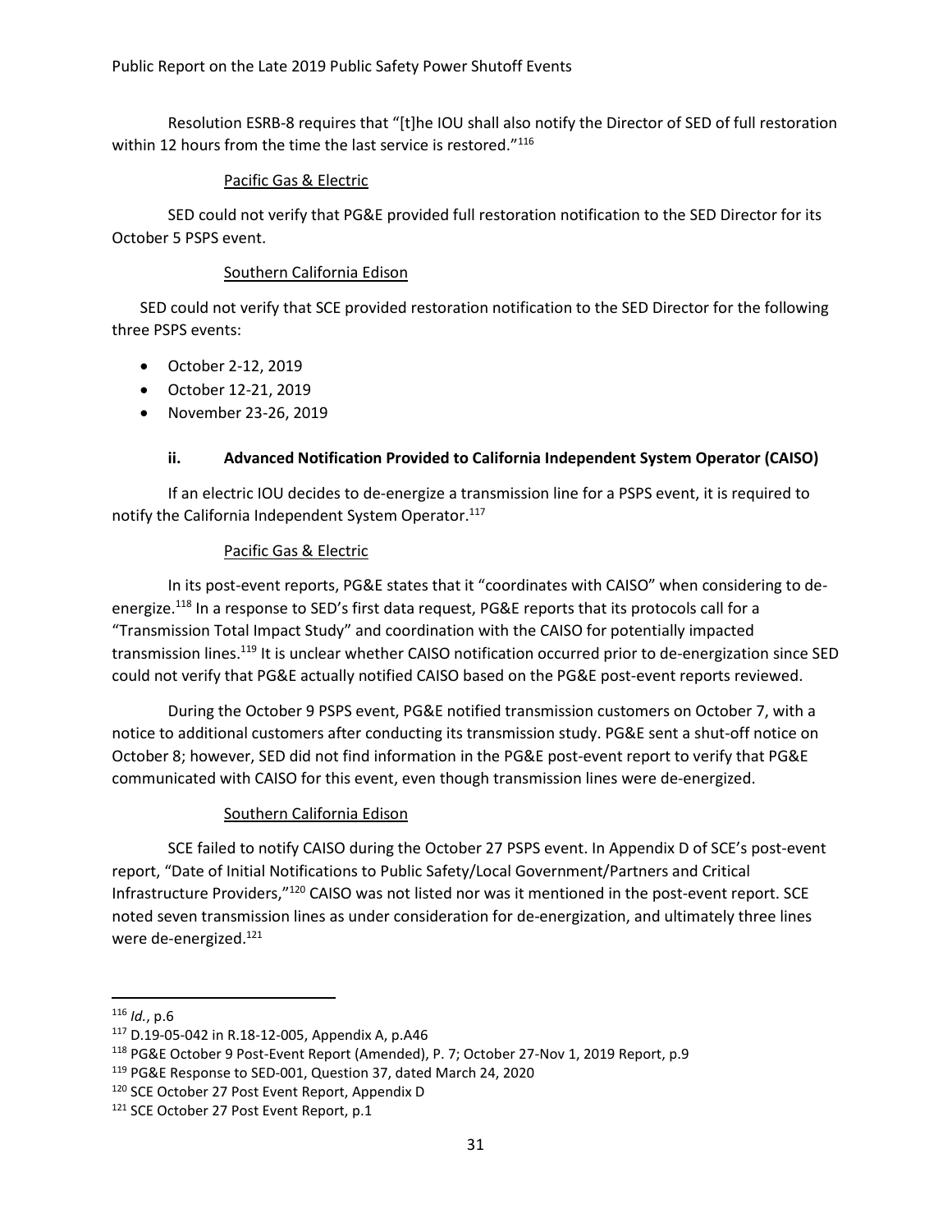Resolution ESRB-8 requires that "[t]he IOU shall also notify the Director of SED of full restoration within 12 hours from the time the last service is restored."[116]

Pacific Gas & Electric

SED could not verify that PG&E provided full restoration notification to the SED Director for its October 5 PSPS event.

Southern California Edison

SED could not verify that SCE provided restoration notification to the SED Director for the following three PSPS events:

- October 2-12, 2019
- October 12-21, 2019
- November 23-26, 2019

### ii. Advanced Notification Provided to California Independent System Operator (CAISO)

If an electric IOU decides to de-energize a transmission line for a PSPS event, it is required to notify the California Independent System Operator.[117]

Pacific Gas & Electric

In its post-event reports, PG&E states that it "coordinates with CAISO" when considering to de-energize.[118] In a response to SED's first data request, PG&E reports that its protocols call for a "Transmission Total Impact Study" and coordination with the CAISO for potentially impacted transmission lines.[119] It is unclear whether CAISO notification occurred prior to de-energization since SED could not verify that PG&E actually notified CAISO based on the PG&E post-event reports reviewed.

During the October 9 PSPS event, PG&E notified transmission customers on October 7, with a notice to additional customers after conducting its transmission study. PG&E sent a shut-off notice on October 8; however, SED did not find information in the PG&E post-event report to verify that PG&E communicated with CAISO for this event, even though transmission lines were de-energized.

Southern California Edison

SCE failed to notify CAISO during the October 27 PSPS event. In Appendix D of SCE's post-event report, "Date of Initial Notifications to Public Safety/Local Government/Partners and Critical Infrastructure Providers,"[120] CAISO was not listed nor was it mentioned in the post-event report. SCE noted seven transmission lines as under consideration for de-energization, and ultimately three lines were de-energized.[121]

---

[116] *Id.*, p.6

[117] D.19-05-042 in R.18-12-005, Appendix A, p.A46

[118] PG&E October 9 Post-Event Report (Amended), P. 7; October 27-Nov 1, 2019 Report, p.9

[119] PG&E Response to SED-001, Question 37, dated March 24, 2020

[120] SCE October 27 Post Event Report, Appendix D

[121] SCE October 27 Post Event Report, p.1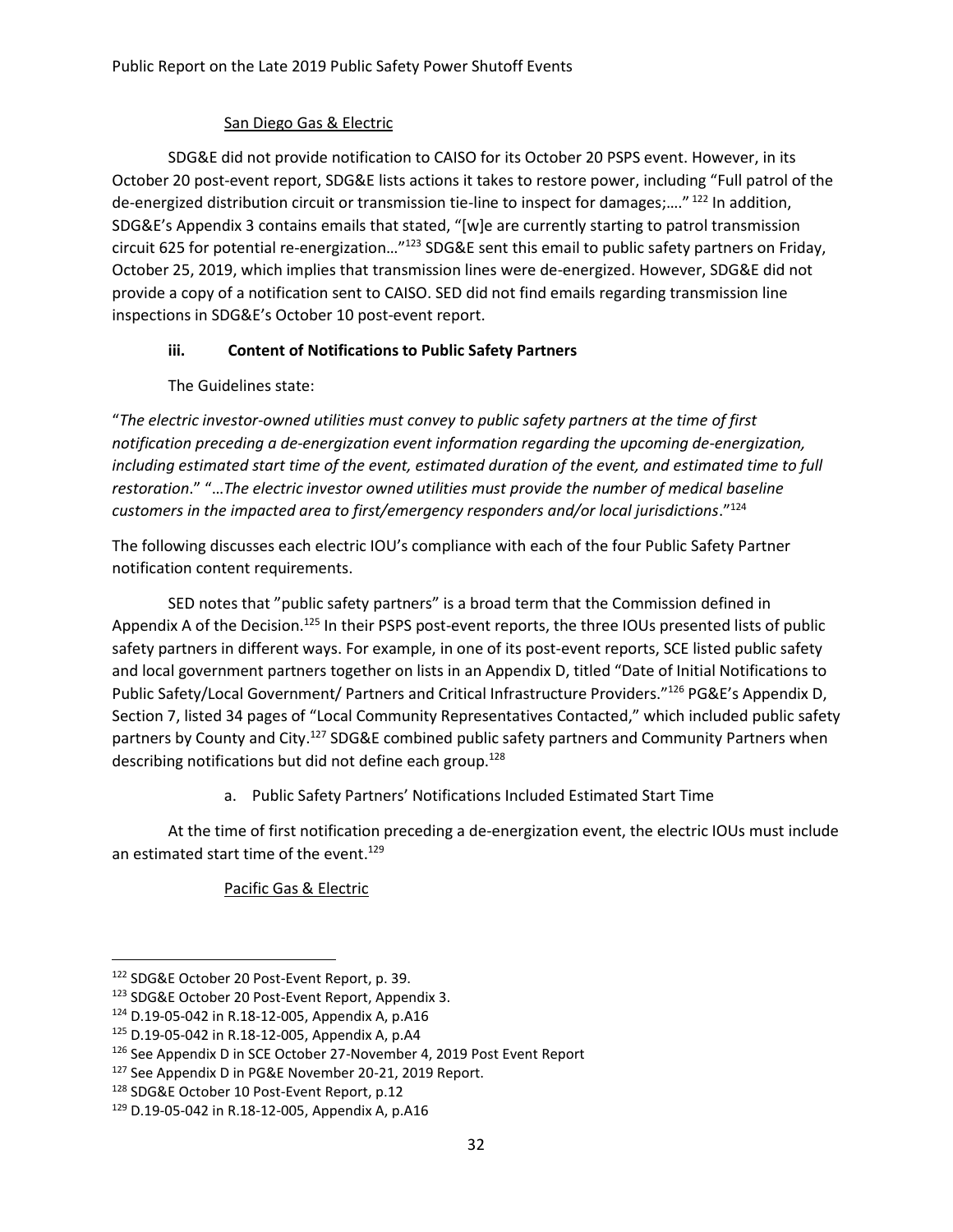San Diego Gas & Electric

SDG&E did not provide notification to CAISO for its October 20 PSPS event. However, in its October 20 post-event report, SDG&E lists actions it takes to restore power, including "Full patrol of the de-energized distribution circuit or transmission tie-line to inspect for damages;…." [122] In addition, SDG&E's Appendix 3 contains emails that stated, "[w]e are currently starting to patrol transmission circuit 625 for potential re-energization…"[123] SDG&E sent this email to public safety partners on Friday, October 25, 2019, which implies that transmission lines were de-energized. However, SDG&E did not provide a copy of a notification sent to CAISO. SED did not find emails regarding transmission line inspections in SDG&E's October 10 post-event report.

### iii. Content of Notifications to Public Safety Partners

The Guidelines state:

"*The electric investor-owned utilities must convey to public safety partners at the time of first notification preceding a de-energization event information regarding the upcoming de-energization, including estimated start time of the event, estimated duration of the event, and estimated time to full restoration*." "*…The electric investor owned utilities must provide the number of medical baseline customers in the impacted area to first/emergency responders and/or local jurisdictions*."[124]

The following discusses each electric IOU's compliance with each of the four Public Safety Partner notification content requirements.

SED notes that "public safety partners" is a broad term that the Commission defined in Appendix A of the Decision.[125] In their PSPS post-event reports, the three IOUs presented lists of public safety partners in different ways. For example, in one of its post-event reports, SCE listed public safety and local government partners together on lists in an Appendix D, titled "Date of Initial Notifications to Public Safety/Local Government/ Partners and Critical Infrastructure Providers."[126] PG&E's Appendix D, Section 7, listed 34 pages of "Local Community Representatives Contacted," which included public safety partners by County and City.[127] SDG&E combined public safety partners and Community Partners when describing notifications but did not define each group.[128]

a. Public Safety Partners' Notifications Included Estimated Start Time

At the time of first notification preceding a de-energization event, the electric IOUs must include an estimated start time of the event.[129]

Pacific Gas & Electric

---

[122] SDG&E October 20 Post-Event Report, p. 39.

[123] SDG&E October 20 Post-Event Report, Appendix 3.

[124] D.19-05-042 in R.18-12-005, Appendix A, p.A16

[125] D.19-05-042 in R.18-12-005, Appendix A, p.A4

[126] See Appendix D in SCE October 27-November 4, 2019 Post Event Report

[127] See Appendix D in PG&E November 20-21, 2019 Report.

[128] SDG&E October 10 Post-Event Report, p.12

[129] D.19-05-042 in R.18-12-005, Appendix A, p.A16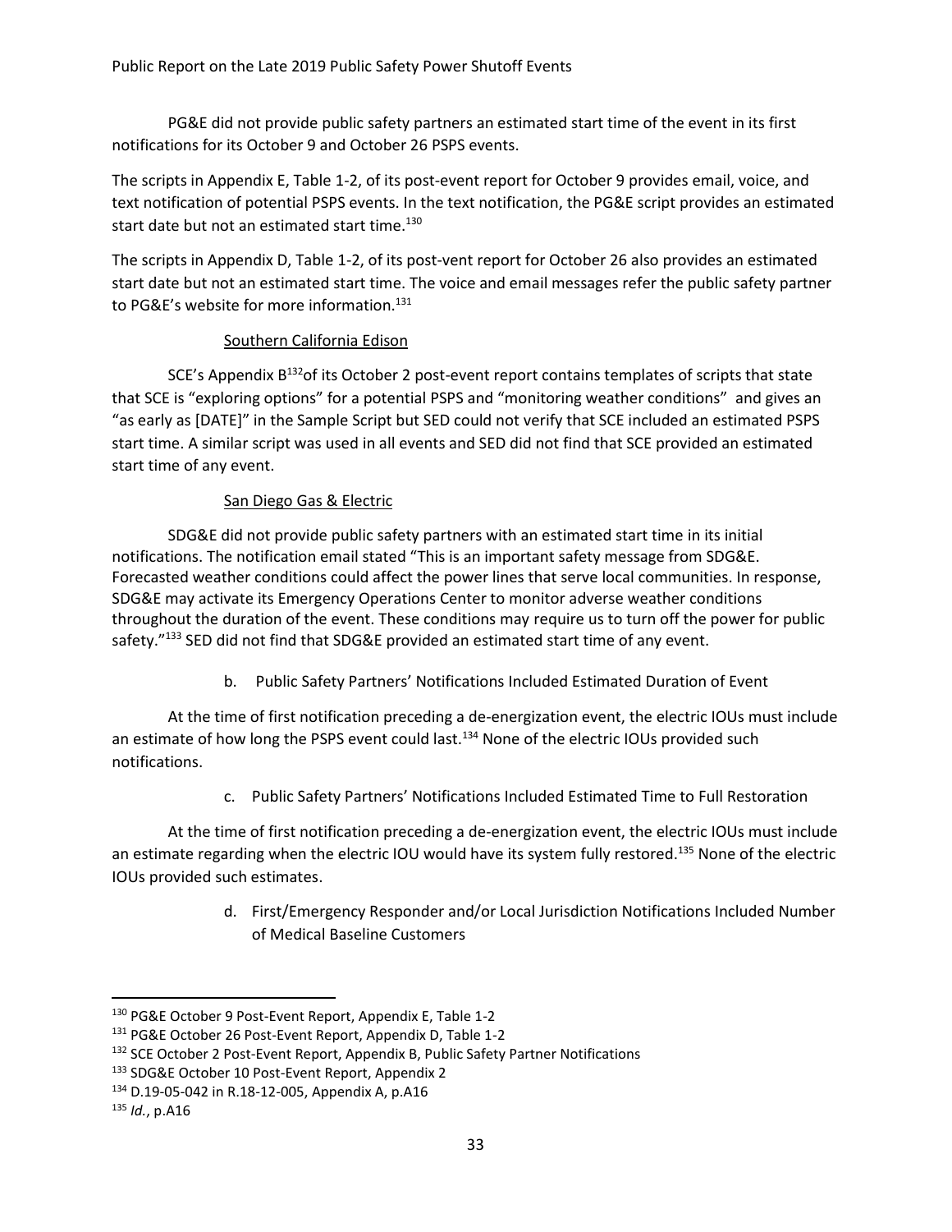PG&E did not provide public safety partners an estimated start time of the event in its first notifications for its October 9 and October 26 PSPS events.

The scripts in Appendix E, Table 1-2, of its post-event report for October 9 provides email, voice, and text notification of potential PSPS events. In the text notification, the PG&E script provides an estimated start date but not an estimated start time.[130]

The scripts in Appendix D, Table 1-2, of its post-vent report for October 26 also provides an estimated start date but not an estimated start time. The voice and email messages refer the public safety partner to PG&E's website for more information.[131]

Southern California Edison

SCE's Appendix B[132]of its October 2 post-event report contains templates of scripts that state that SCE is "exploring options" for a potential PSPS and "monitoring weather conditions" and gives an "as early as [DATE]" in the Sample Script but SED could not verify that SCE included an estimated PSPS start time. A similar script was used in all events and SED did not find that SCE provided an estimated start time of any event.

San Diego Gas & Electric

SDG&E did not provide public safety partners with an estimated start time in its initial notifications. The notification email stated "This is an important safety message from SDG&E. Forecasted weather conditions could affect the power lines that serve local communities. In response, SDG&E may activate its Emergency Operations Center to monitor adverse weather conditions throughout the duration of the event. These conditions may require us to turn off the power for public safety."[133] SED did not find that SDG&E provided an estimated start time of any event.

b. Public Safety Partners' Notifications Included Estimated Duration of Event

At the time of first notification preceding a de-energization event, the electric IOUs must include an estimate of how long the PSPS event could last.[134] None of the electric IOUs provided such notifications.

c. Public Safety Partners' Notifications Included Estimated Time to Full Restoration

At the time of first notification preceding a de-energization event, the electric IOUs must include an estimate regarding when the electric IOU would have its system fully restored.[135] None of the electric IOUs provided such estimates.

d. First/Emergency Responder and/or Local Jurisdiction Notifications Included Number of Medical Baseline Customers

---

[130] PG&E October 9 Post-Event Report, Appendix E, Table 1-2

[131] PG&E October 26 Post-Event Report, Appendix D, Table 1-2

[132] SCE October 2 Post-Event Report, Appendix B, Public Safety Partner Notifications

[133] SDG&E October 10 Post-Event Report, Appendix 2

[134] D.19-05-042 in R.18-12-005, Appendix A, p.A16

[135] *Id.*, p.A16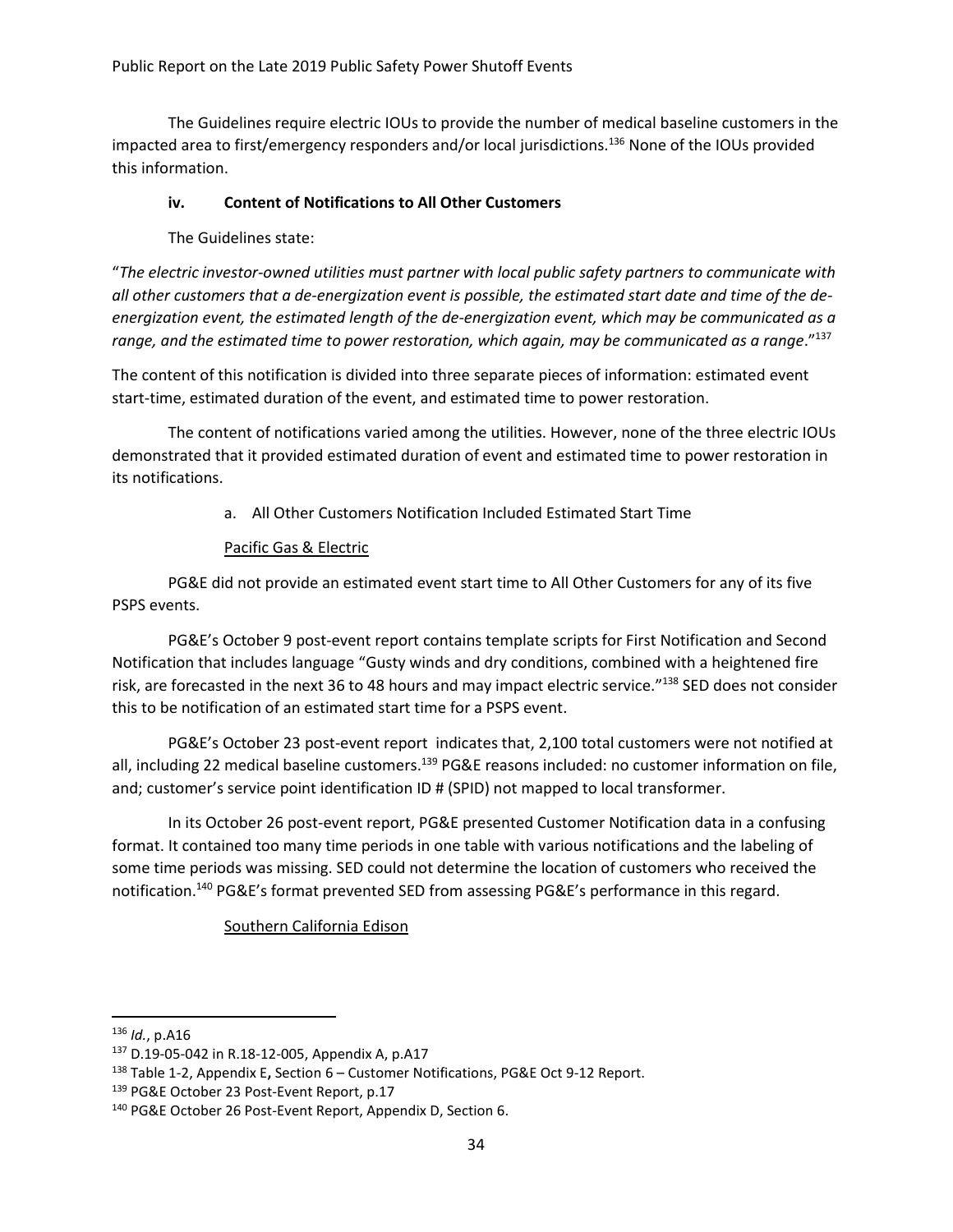The Guidelines require electric IOUs to provide the number of medical baseline customers in the impacted area to first/emergency responders and/or local jurisdictions.[136] None of the IOUs provided this information.

#### iv. Content of Notifications to All Other Customers

The Guidelines state:

"*The electric investor-owned utilities must partner with local public safety partners to communicate with all other customers that a de-energization event is possible, the estimated start date and time of the de-energization event, the estimated length of the de-energization event, which may be communicated as a range, and the estimated time to power restoration, which again, may be communicated as a range*."[137]

The content of this notification is divided into three separate pieces of information: estimated event start-time, estimated duration of the event, and estimated time to power restoration.

The content of notifications varied among the utilities. However, none of the three electric IOUs demonstrated that it provided estimated duration of event and estimated time to power restoration in its notifications.

a. All Other Customers Notification Included Estimated Start Time

<u>Pacific Gas & Electric</u>

PG&E did not provide an estimated event start time to All Other Customers for any of its five PSPS events.

PG&E's October 9 post-event report contains template scripts for First Notification and Second Notification that includes language "Gusty winds and dry conditions, combined with a heightened fire risk, are forecasted in the next 36 to 48 hours and may impact electric service."[138] SED does not consider this to be notification of an estimated start time for a PSPS event.

PG&E's October 23 post-event report indicates that, 2,100 total customers were not notified at all, including 22 medical baseline customers.[139] PG&E reasons included: no customer information on file, and; customer's service point identification ID # (SPID) not mapped to local transformer.

In its October 26 post-event report, PG&E presented Customer Notification data in a confusing format. It contained too many time periods in one table with various notifications and the labeling of some time periods was missing. SED could not determine the location of customers who received the notification.[140] PG&E's format prevented SED from assessing PG&E's performance in this regard.

<u>Southern California Edison</u>

---

[136] *Id.*, p.A16

[137] D.19-05-042 in R.18-12-005, Appendix A, p.A17

[138] Table 1-2, Appendix E**,** Section 6 – Customer Notifications, PG&E Oct 9-12 Report.

[139] PG&E October 23 Post-Event Report, p.17

[140] PG&E October 26 Post-Event Report, Appendix D, Section 6.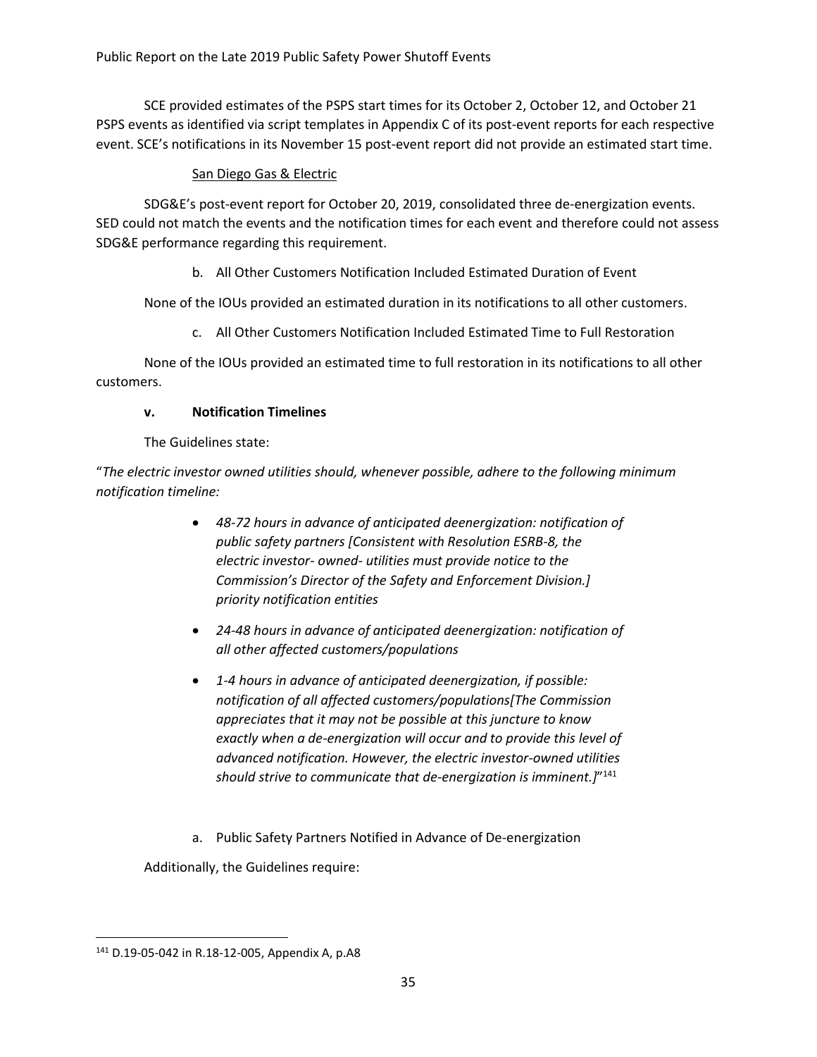SCE provided estimates of the PSPS start times for its October 2, October 12, and October 21 PSPS events as identified via script templates in Appendix C of its post-event reports for each respective event. SCE's notifications in its November 15 post-event report did not provide an estimated start time.

San Diego Gas & Electric

SDG&E's post-event report for October 20, 2019, consolidated three de-energization events. SED could not match the events and the notification times for each event and therefore could not assess SDG&E performance regarding this requirement.

b. All Other Customers Notification Included Estimated Duration of Event

None of the IOUs provided an estimated duration in its notifications to all other customers.

c. All Other Customers Notification Included Estimated Time to Full Restoration

None of the IOUs provided an estimated time to full restoration in its notifications to all other customers.

**v. Notification Timelines**

The Guidelines state:

"*The electric investor owned utilities should, whenever possible, adhere to the following minimum notification timeline:*

- *48-72 hours in advance of anticipated deenergization: notification of public safety partners [Consistent with Resolution ESRB-8, the electric investor- owned- utilities must provide notice to the Commission's Director of the Safety and Enforcement Division.] priority notification entities*
- *24-48 hours in advance of anticipated deenergization: notification of all other affected customers/populations*
- *1-4 hours in advance of anticipated deenergization, if possible: notification of all affected customers/populations[The Commission appreciates that it may not be possible at this juncture to know exactly when a de-energization will occur and to provide this level of advanced notification. However, the electric investor-owned utilities should strive to communicate that de-energization is imminent.]*"[141]

a. Public Safety Partners Notified in Advance of De-energization

Additionally, the Guidelines require:

[141] D.19-05-042 in R.18-12-005, Appendix A, p.A8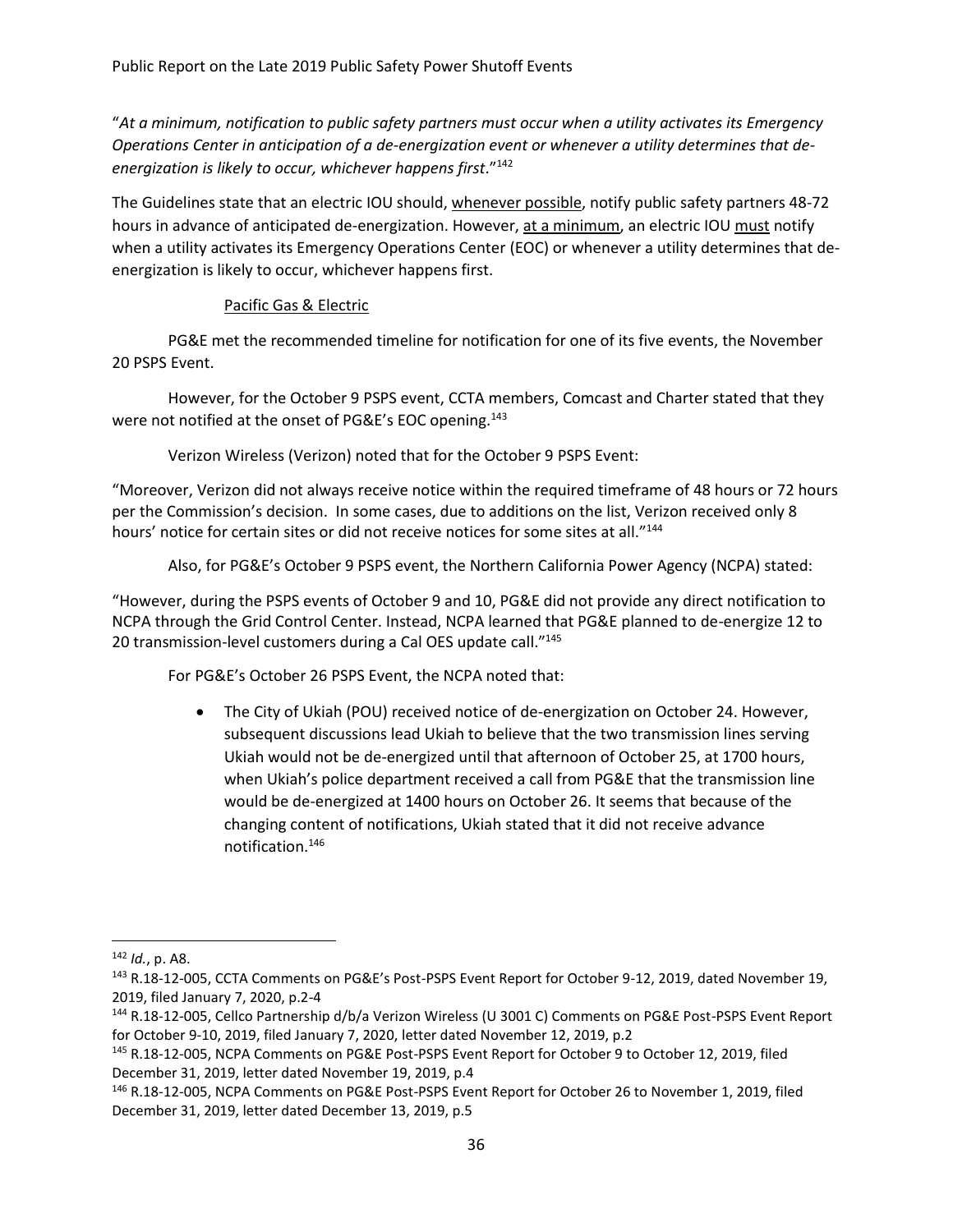"*At a minimum, notification to public safety partners must occur when a utility activates its Emergency Operations Center in anticipation of a de-energization event or whenever a utility determines that de-energization is likely to occur, whichever happens first*."[142]

The Guidelines state that an electric IOU should, whenever possible, notify public safety partners 48-72 hours in advance of anticipated de-energization. However, at a minimum, an electric IOU must notify when a utility activates its Emergency Operations Center (EOC) or whenever a utility determines that de-energization is likely to occur, whichever happens first.

Pacific Gas & Electric

PG&E met the recommended timeline for notification for one of its five events, the November 20 PSPS Event.

However, for the October 9 PSPS event, CCTA members, Comcast and Charter stated that they were not notified at the onset of PG&E's EOC opening.[143]

Verizon Wireless (Verizon) noted that for the October 9 PSPS Event:

"Moreover, Verizon did not always receive notice within the required timeframe of 48 hours or 72 hours per the Commission's decision. In some cases, due to additions on the list, Verizon received only 8 hours' notice for certain sites or did not receive notices for some sites at all."[144]

Also, for PG&E's October 9 PSPS event, the Northern California Power Agency (NCPA) stated:

"However, during the PSPS events of October 9 and 10, PG&E did not provide any direct notification to NCPA through the Grid Control Center. Instead, NCPA learned that PG&E planned to de-energize 12 to 20 transmission-level customers during a Cal OES update call."[145]

For PG&E's October 26 PSPS Event, the NCPA noted that:

- The City of Ukiah (POU) received notice of de-energization on October 24. However, subsequent discussions lead Ukiah to believe that the two transmission lines serving Ukiah would not be de-energized until that afternoon of October 25, at 1700 hours, when Ukiah's police department received a call from PG&E that the transmission line would be de-energized at 1400 hours on October 26. It seems that because of the changing content of notifications, Ukiah stated that it did not receive advance notification.[146]

---

[142] *Id.*, p. A8.

[143] R.18-12-005, CCTA Comments on PG&E's Post-PSPS Event Report for October 9-12, 2019, dated November 19, 2019, filed January 7, 2020, p.2-4

[144] R.18-12-005, Cellco Partnership d/b/a Verizon Wireless (U 3001 C) Comments on PG&E Post-PSPS Event Report for October 9-10, 2019, filed January 7, 2020, letter dated November 12, 2019, p.2

[145] R.18-12-005, NCPA Comments on PG&E Post-PSPS Event Report for October 9 to October 12, 2019, filed December 31, 2019, letter dated November 19, 2019, p.4

[146] R.18-12-005, NCPA Comments on PG&E Post-PSPS Event Report for October 26 to November 1, 2019, filed December 31, 2019, letter dated December 13, 2019, p.5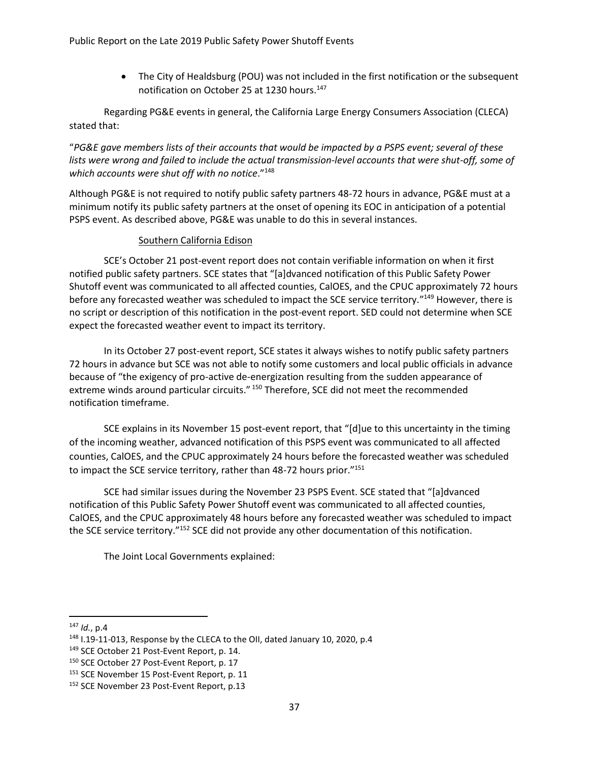- The City of Healdsburg (POU) was not included in the first notification or the subsequent notification on October 25 at 1230 hours.[147]

Regarding PG&E events in general, the California Large Energy Consumers Association (CLECA) stated that:

"*PG&E gave members lists of their accounts that would be impacted by a PSPS event; several of these lists were wrong and failed to include the actual transmission-level accounts that were shut-off, some of which accounts were shut off with no notice*."[148]

Although PG&E is not required to notify public safety partners 48-72 hours in advance, PG&E must at a minimum notify its public safety partners at the onset of opening its EOC in anticipation of a potential PSPS event. As described above, PG&E was unable to do this in several instances.

<u>Southern California Edison</u>

SCE's October 21 post-event report does not contain verifiable information on when it first notified public safety partners. SCE states that "[a]dvanced notification of this Public Safety Power Shutoff event was communicated to all affected counties, CalOES, and the CPUC approximately 72 hours before any forecasted weather was scheduled to impact the SCE service territory."[149] However, there is no script or description of this notification in the post-event report. SED could not determine when SCE expect the forecasted weather event to impact its territory.

In its October 27 post-event report, SCE states it always wishes to notify public safety partners 72 hours in advance but SCE was not able to notify some customers and local public officials in advance because of "the exigency of pro-active de-energization resulting from the sudden appearance of extreme winds around particular circuits." [150] Therefore, SCE did not meet the recommended notification timeframe.

SCE explains in its November 15 post-event report, that "[d]ue to this uncertainty in the timing of the incoming weather, advanced notification of this PSPS event was communicated to all affected counties, CalOES, and the CPUC approximately 24 hours before the forecasted weather was scheduled to impact the SCE service territory, rather than 48-72 hours prior."[151]

SCE had similar issues during the November 23 PSPS Event. SCE stated that "[a]dvanced notification of this Public Safety Power Shutoff event was communicated to all affected counties, CalOES, and the CPUC approximately 48 hours before any forecasted weather was scheduled to impact the SCE service territory."[152] SCE did not provide any other documentation of this notification.

The Joint Local Governments explained:

---

[147] *Id.*, p.4

[148] I.19-11-013, Response by the CLECA to the OII, dated January 10, 2020, p.4

[149] SCE October 21 Post-Event Report, p. 14.

[150] SCE October 27 Post-Event Report, p. 17

[151] SCE November 15 Post-Event Report, p. 11

[152] SCE November 23 Post-Event Report, p.13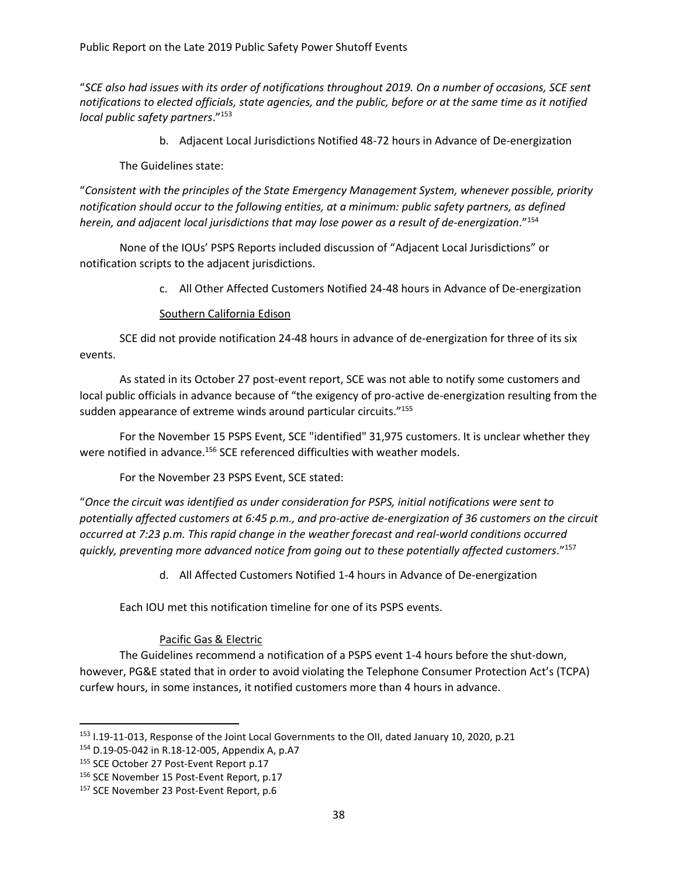"*SCE also had issues with its order of notifications throughout 2019. On a number of occasions, SCE sent notifications to elected officials, state agencies, and the public, before or at the same time as it notified local public safety partners*."[153]

b. Adjacent Local Jurisdictions Notified 48-72 hours in Advance of De-energization

The Guidelines state:

"*Consistent with the principles of the State Emergency Management System, whenever possible, priority notification should occur to the following entities, at a minimum: public safety partners, as defined herein, and adjacent local jurisdictions that may lose power as a result of de-energization*."[154]

None of the IOUs' PSPS Reports included discussion of "Adjacent Local Jurisdictions" or notification scripts to the adjacent jurisdictions.

c. All Other Affected Customers Notified 24-48 hours in Advance of De-energization

Southern California Edison

SCE did not provide notification 24-48 hours in advance of de-energization for three of its six events.

As stated in its October 27 post-event report, SCE was not able to notify some customers and local public officials in advance because of "the exigency of pro-active de-energization resulting from the sudden appearance of extreme winds around particular circuits."[155]

For the November 15 PSPS Event, SCE "identified" 31,975 customers. It is unclear whether they were notified in advance.[156] SCE referenced difficulties with weather models.

For the November 23 PSPS Event, SCE stated:

"*Once the circuit was identified as under consideration for PSPS, initial notifications were sent to potentially affected customers at 6:45 p.m., and pro-active de-energization of 36 customers on the circuit occurred at 7:23 p.m. This rapid change in the weather forecast and real-world conditions occurred quickly, preventing more advanced notice from going out to these potentially affected customers*."[157]

d. All Affected Customers Notified 1-4 hours in Advance of De-energization

Each IOU met this notification timeline for one of its PSPS events.

Pacific Gas & Electric

The Guidelines recommend a notification of a PSPS event 1-4 hours before the shut-down, however, PG&E stated that in order to avoid violating the Telephone Consumer Protection Act's (TCPA) curfew hours, in some instances, it notified customers more than 4 hours in advance.

[153] I.19-11-013, Response of the Joint Local Governments to the OII, dated January 10, 2020, p.21

[154] D.19-05-042 in R.18-12-005, Appendix A, p.A7

[155] SCE October 27 Post-Event Report p.17

[156] SCE November 15 Post-Event Report, p.17

[157] SCE November 23 Post-Event Report, p.6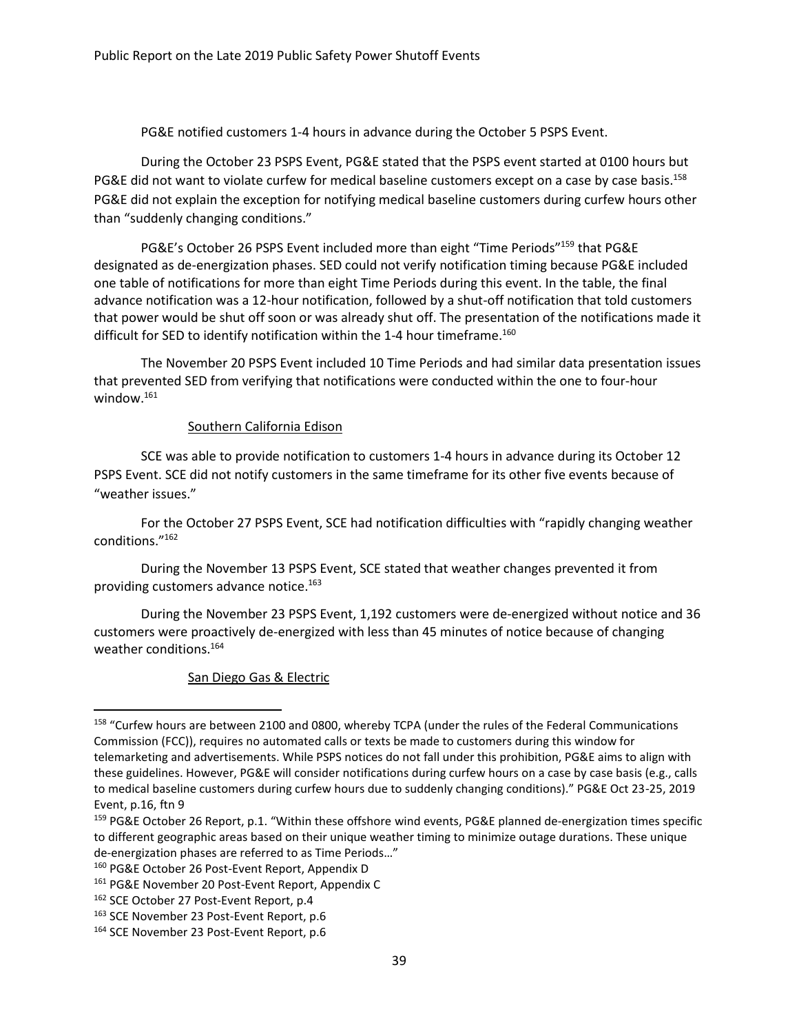PG&E notified customers 1-4 hours in advance during the October 5 PSPS Event.

During the October 23 PSPS Event, PG&E stated that the PSPS event started at 0100 hours but PG&E did not want to violate curfew for medical baseline customers except on a case by case basis.[158] PG&E did not explain the exception for notifying medical baseline customers during curfew hours other than "suddenly changing conditions."

PG&E's October 26 PSPS Event included more than eight "Time Periods"[159] that PG&E designated as de-energization phases. SED could not verify notification timing because PG&E included one table of notifications for more than eight Time Periods during this event. In the table, the final advance notification was a 12-hour notification, followed by a shut-off notification that told customers that power would be shut off soon or was already shut off. The presentation of the notifications made it difficult for SED to identify notification within the 1-4 hour timeframe.[160]

The November 20 PSPS Event included 10 Time Periods and had similar data presentation issues that prevented SED from verifying that notifications were conducted within the one to four-hour window.[161]

<u>Southern California Edison</u>

SCE was able to provide notification to customers 1-4 hours in advance during its October 12 PSPS Event. SCE did not notify customers in the same timeframe for its other five events because of "weather issues."

For the October 27 PSPS Event, SCE had notification difficulties with "rapidly changing weather conditions."[162]

During the November 13 PSPS Event, SCE stated that weather changes prevented it from providing customers advance notice.[163]

During the November 23 PSPS Event, 1,192 customers were de-energized without notice and 36 customers were proactively de-energized with less than 45 minutes of notice because of changing weather conditions.[164]

<u>San Diego Gas & Electric</u>

---

[158] "Curfew hours are between 2100 and 0800, whereby TCPA (under the rules of the Federal Communications Commission (FCC)), requires no automated calls or texts be made to customers during this window for telemarketing and advertisements. While PSPS notices do not fall under this prohibition, PG&E aims to align with these guidelines. However, PG&E will consider notifications during curfew hours on a case by case basis (e.g., calls to medical baseline customers during curfew hours due to suddenly changing conditions)." PG&E Oct 23-25, 2019 Event, p.16, ftn 9

[159] PG&E October 26 Report, p.1. "Within these offshore wind events, PG&E planned de-energization times specific to different geographic areas based on their unique weather timing to minimize outage durations. These unique de-energization phases are referred to as Time Periods…"

[160] PG&E October 26 Post-Event Report, Appendix D

[161] PG&E November 20 Post-Event Report, Appendix C

[162] SCE October 27 Post-Event Report, p.4

[163] SCE November 23 Post-Event Report, p.6

[164] SCE November 23 Post-Event Report, p.6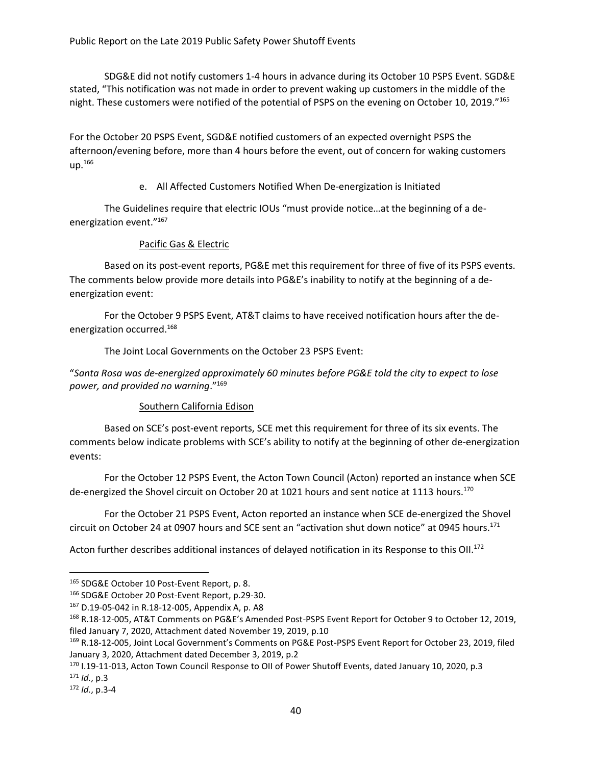SDG&E did not notify customers 1-4 hours in advance during its October 10 PSPS Event. SGD&E stated, "This notification was not made in order to prevent waking up customers in the middle of the night. These customers were notified of the potential of PSPS on the evening on October 10, 2019."[165]

For the October 20 PSPS Event, SGD&E notified customers of an expected overnight PSPS the afternoon/evening before, more than 4 hours before the event, out of concern for waking customers up.[166]

e. All Affected Customers Notified When De-energization is Initiated

The Guidelines require that electric IOUs "must provide notice…at the beginning of a de-energization event."[167]

Pacific Gas & Electric

Based on its post-event reports, PG&E met this requirement for three of five of its PSPS events. The comments below provide more details into PG&E's inability to notify at the beginning of a de-energization event:

For the October 9 PSPS Event, AT&T claims to have received notification hours after the de-energization occurred.[168]

The Joint Local Governments on the October 23 PSPS Event:

"*Santa Rosa was de-energized approximately 60 minutes before PG&E told the city to expect to lose power, and provided no warning*."[169]

Southern California Edison

Based on SCE's post-event reports, SCE met this requirement for three of its six events. The comments below indicate problems with SCE's ability to notify at the beginning of other de-energization events:

For the October 12 PSPS Event, the Acton Town Council (Acton) reported an instance when SCE de-energized the Shovel circuit on October 20 at 1021 hours and sent notice at 1113 hours.[170]

For the October 21 PSPS Event, Acton reported an instance when SCE de-energized the Shovel circuit on October 24 at 0907 hours and SCE sent an "activation shut down notice" at 0945 hours.[171]

Acton further describes additional instances of delayed notification in its Response to this OII.[172]

---

[165] SDG&E October 10 Post-Event Report, p. 8.

[166] SDG&E October 20 Post-Event Report, p.29-30.

[167] D.19-05-042 in R.18-12-005, Appendix A, p. A8

[168] R.18-12-005, AT&T Comments on PG&E's Amended Post-PSPS Event Report for October 9 to October 12, 2019, filed January 7, 2020, Attachment dated November 19, 2019, p.10

[169] R.18-12-005, Joint Local Government's Comments on PG&E Post-PSPS Event Report for October 23, 2019, filed January 3, 2020, Attachment dated December 3, 2019, p.2

[170] I.19-11-013, Acton Town Council Response to OII of Power Shutoff Events, dated January 10, 2020, p.3

[171] *Id.*, p.3

[172] *Id.*, p.3-4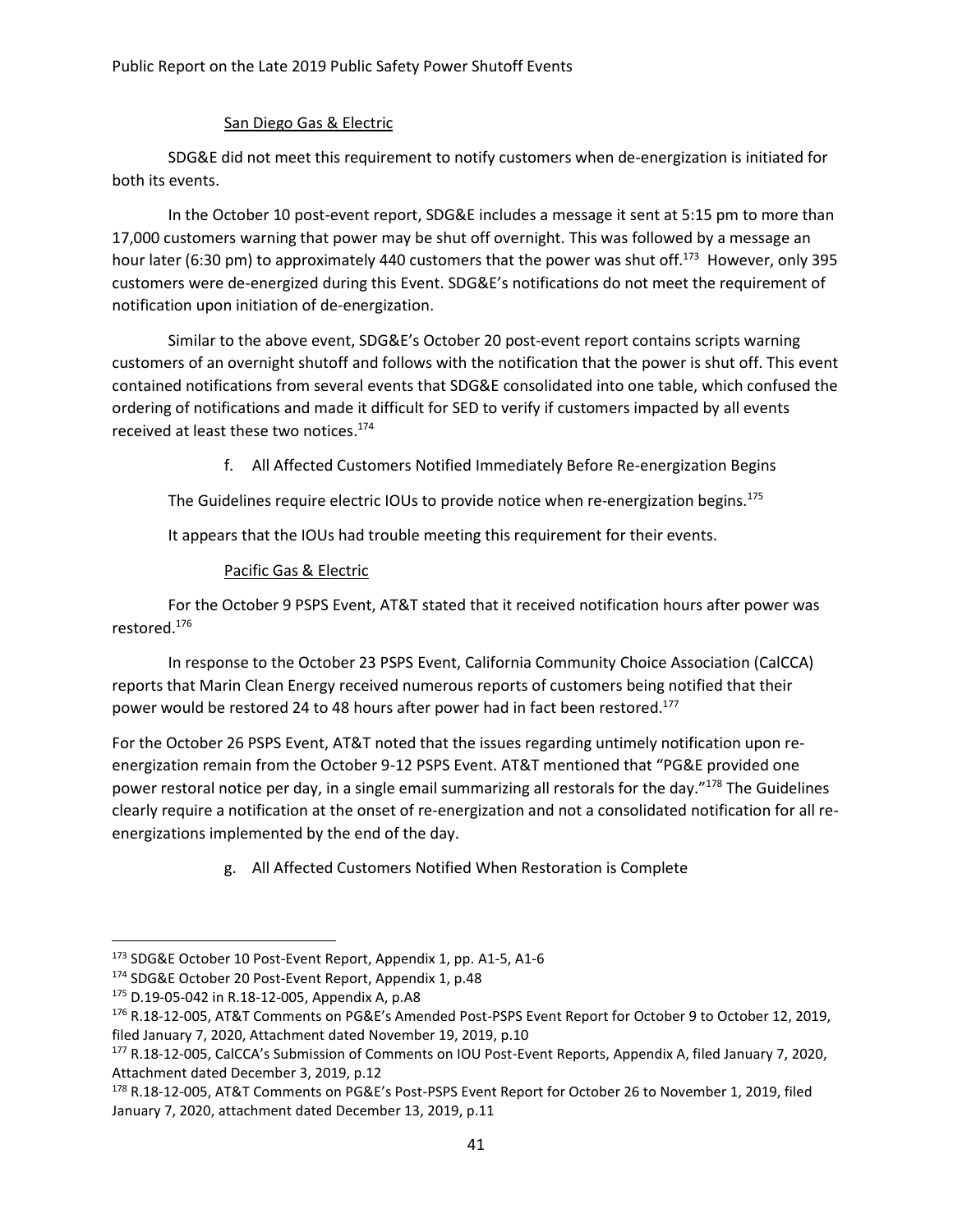San Diego Gas & Electric

SDG&E did not meet this requirement to notify customers when de-energization is initiated for both its events.

In the October 10 post-event report, SDG&E includes a message it sent at 5:15 pm to more than 17,000 customers warning that power may be shut off overnight. This was followed by a message an hour later (6:30 pm) to approximately 440 customers that the power was shut off.[173] However, only 395 customers were de-energized during this Event. SDG&E's notifications do not meet the requirement of notification upon initiation of de-energization.

Similar to the above event, SDG&E's October 20 post-event report contains scripts warning customers of an overnight shutoff and follows with the notification that the power is shut off. This event contained notifications from several events that SDG&E consolidated into one table, which confused the ordering of notifications and made it difficult for SED to verify if customers impacted by all events received at least these two notices.[174]

f. All Affected Customers Notified Immediately Before Re-energization Begins

The Guidelines require electric IOUs to provide notice when re-energization begins.[175]

It appears that the IOUs had trouble meeting this requirement for their events.

Pacific Gas & Electric

For the October 9 PSPS Event, AT&T stated that it received notification hours after power was restored.[176]

In response to the October 23 PSPS Event, California Community Choice Association (CalCCA) reports that Marin Clean Energy received numerous reports of customers being notified that their power would be restored 24 to 48 hours after power had in fact been restored.[177]

For the October 26 PSPS Event, AT&T noted that the issues regarding untimely notification upon re-energization remain from the October 9-12 PSPS Event. AT&T mentioned that "PG&E provided one power restoral notice per day, in a single email summarizing all restorals for the day."[178] The Guidelines clearly require a notification at the onset of re-energization and not a consolidated notification for all re-energizations implemented by the end of the day.

g. All Affected Customers Notified When Restoration is Complete

---

[173] SDG&E October 10 Post-Event Report, Appendix 1, pp. A1-5, A1-6

[174] SDG&E October 20 Post-Event Report, Appendix 1, p.48

[175] D.19-05-042 in R.18-12-005, Appendix A, p.A8

[176] R.18-12-005, AT&T Comments on PG&E's Amended Post-PSPS Event Report for October 9 to October 12, 2019, filed January 7, 2020, Attachment dated November 19, 2019, p.10

[177] R.18-12-005, CalCCA's Submission of Comments on IOU Post-Event Reports, Appendix A, filed January 7, 2020, Attachment dated December 3, 2019, p.12

[178] R.18-12-005, AT&T Comments on PG&E's Post-PSPS Event Report for October 26 to November 1, 2019, filed January 7, 2020, attachment dated December 13, 2019, p.11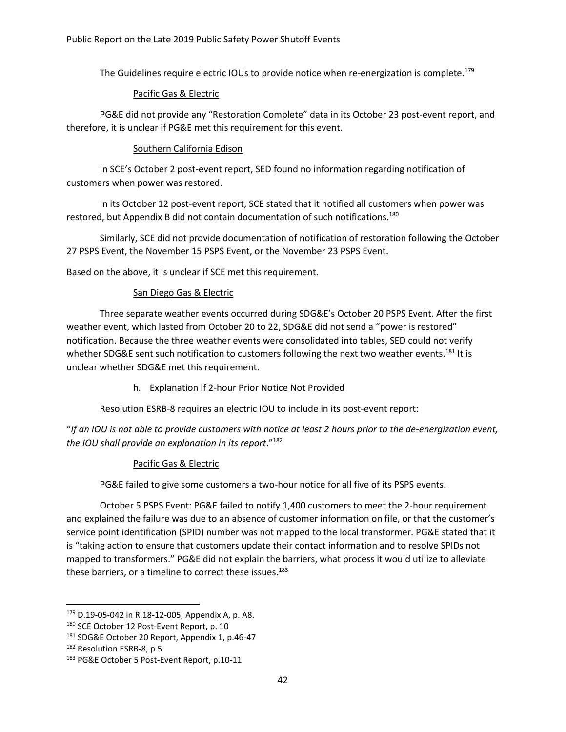The Guidelines require electric IOUs to provide notice when re-energization is complete.[179]

Pacific Gas & Electric

PG&E did not provide any "Restoration Complete" data in its October 23 post-event report, and therefore, it is unclear if PG&E met this requirement for this event.

Southern California Edison

In SCE's October 2 post-event report, SED found no information regarding notification of customers when power was restored.

In its October 12 post-event report, SCE stated that it notified all customers when power was restored, but Appendix B did not contain documentation of such notifications.[180]

Similarly, SCE did not provide documentation of notification of restoration following the October 27 PSPS Event, the November 15 PSPS Event, or the November 23 PSPS Event.

Based on the above, it is unclear if SCE met this requirement.

San Diego Gas & Electric

Three separate weather events occurred during SDG&E's October 20 PSPS Event. After the first weather event, which lasted from October 20 to 22, SDG&E did not send a "power is restored" notification. Because the three weather events were consolidated into tables, SED could not verify whether SDG&E sent such notification to customers following the next two weather events.[181] It is unclear whether SDG&E met this requirement.

h. Explanation if 2-hour Prior Notice Not Provided

Resolution ESRB-8 requires an electric IOU to include in its post-event report:

"*If an IOU is not able to provide customers with notice at least 2 hours prior to the de-energization event, the IOU shall provide an explanation in its report*."[182]

Pacific Gas & Electric

PG&E failed to give some customers a two-hour notice for all five of its PSPS events.

October 5 PSPS Event: PG&E failed to notify 1,400 customers to meet the 2-hour requirement and explained the failure was due to an absence of customer information on file, or that the customer's service point identification (SPID) number was not mapped to the local transformer. PG&E stated that it is "taking action to ensure that customers update their contact information and to resolve SPIDs not mapped to transformers." PG&E did not explain the barriers, what process it would utilize to alleviate these barriers, or a timeline to correct these issues.[183]

---

[179] D.19-05-042 in R.18-12-005, Appendix A, p. A8.

[180] SCE October 12 Post-Event Report, p. 10

[181] SDG&E October 20 Report, Appendix 1, p.46-47

[182] Resolution ESRB-8, p.5

[183] PG&E October 5 Post-Event Report, p.10-11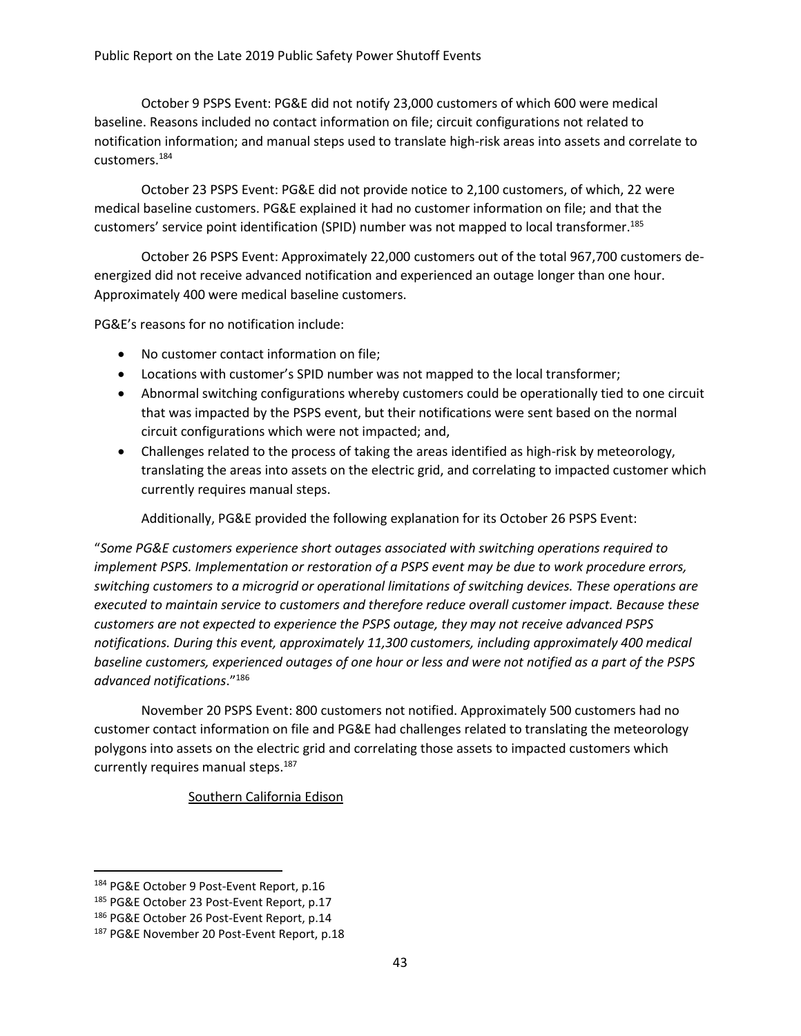October 9 PSPS Event: PG&E did not notify 23,000 customers of which 600 were medical baseline. Reasons included no contact information on file; circuit configurations not related to notification information; and manual steps used to translate high-risk areas into assets and correlate to customers.[184]

October 23 PSPS Event: PG&E did not provide notice to 2,100 customers, of which, 22 were medical baseline customers. PG&E explained it had no customer information on file; and that the customers' service point identification (SPID) number was not mapped to local transformer.[185]

October 26 PSPS Event: Approximately 22,000 customers out of the total 967,700 customers de-energized did not receive advanced notification and experienced an outage longer than one hour. Approximately 400 were medical baseline customers.

PG&E's reasons for no notification include:

- No customer contact information on file;
- Locations with customer's SPID number was not mapped to the local transformer;
- Abnormal switching configurations whereby customers could be operationally tied to one circuit that was impacted by the PSPS event, but their notifications were sent based on the normal circuit configurations which were not impacted; and,
- Challenges related to the process of taking the areas identified as high-risk by meteorology, translating the areas into assets on the electric grid, and correlating to impacted customer which currently requires manual steps.

Additionally, PG&E provided the following explanation for its October 26 PSPS Event:

"*Some PG&E customers experience short outages associated with switching operations required to implement PSPS. Implementation or restoration of a PSPS event may be due to work procedure errors, switching customers to a microgrid or operational limitations of switching devices. These operations are executed to maintain service to customers and therefore reduce overall customer impact. Because these customers are not expected to experience the PSPS outage, they may not receive advanced PSPS notifications. During this event, approximately 11,300 customers, including approximately 400 medical baseline customers, experienced outages of one hour or less and were not notified as a part of the PSPS advanced notifications*."[186]

November 20 PSPS Event: 800 customers not notified. Approximately 500 customers had no customer contact information on file and PG&E had challenges related to translating the meteorology polygons into assets on the electric grid and correlating those assets to impacted customers which currently requires manual steps.[187]

<u>Southern California Edison</u>

[184] PG&E October 9 Post-Event Report, p.16

[185] PG&E October 23 Post-Event Report, p.17

[186] PG&E October 26 Post-Event Report, p.14

[187] PG&E November 20 Post-Event Report, p.18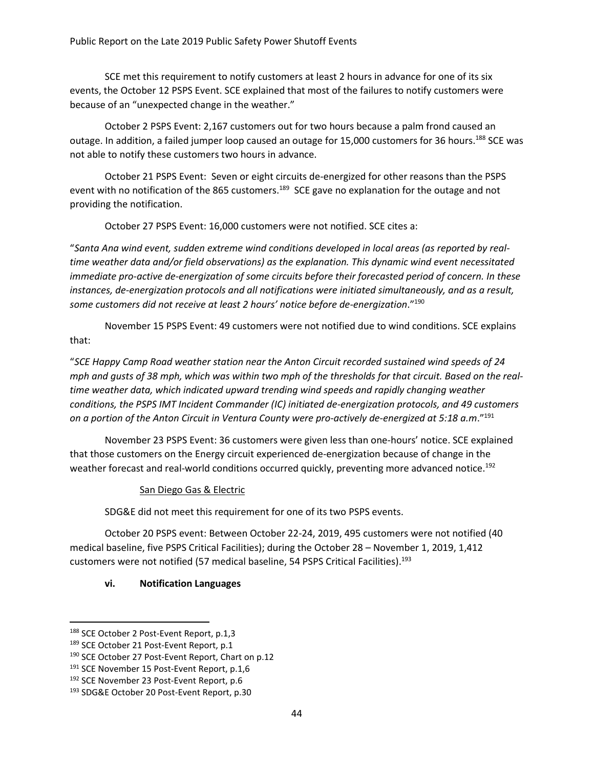SCE met this requirement to notify customers at least 2 hours in advance for one of its six events, the October 12 PSPS Event. SCE explained that most of the failures to notify customers were because of an "unexpected change in the weather."

October 2 PSPS Event: 2,167 customers out for two hours because a palm frond caused an outage. In addition, a failed jumper loop caused an outage for 15,000 customers for 36 hours.[188] SCE was not able to notify these customers two hours in advance.

October 21 PSPS Event: Seven or eight circuits de-energized for other reasons than the PSPS event with no notification of the 865 customers.[189] SCE gave no explanation for the outage and not providing the notification.

October 27 PSPS Event: 16,000 customers were not notified. SCE cites a:

"*Santa Ana wind event, sudden extreme wind conditions developed in local areas (as reported by real-time weather data and/or field observations) as the explanation. This dynamic wind event necessitated immediate pro-active de-energization of some circuits before their forecasted period of concern. In these instances, de-energization protocols and all notifications were initiated simultaneously, and as a result, some customers did not receive at least 2 hours' notice before de-energization*."[190]

November 15 PSPS Event: 49 customers were not notified due to wind conditions. SCE explains that:

"*SCE Happy Camp Road weather station near the Anton Circuit recorded sustained wind speeds of 24 mph and gusts of 38 mph, which was within two mph of the thresholds for that circuit. Based on the real-time weather data, which indicated upward trending wind speeds and rapidly changing weather conditions, the PSPS IMT Incident Commander (IC) initiated de-energization protocols, and 49 customers on a portion of the Anton Circuit in Ventura County were pro-actively de-energized at 5:18 a.m*."[191]

November 23 PSPS Event: 36 customers were given less than one-hours' notice. SCE explained that those customers on the Energy circuit experienced de-energization because of change in the weather forecast and real-world conditions occurred quickly, preventing more advanced notice.[192]

San Diego Gas & Electric

SDG&E did not meet this requirement for one of its two PSPS events.

October 20 PSPS event: Between October 22-24, 2019, 495 customers were not notified (40 medical baseline, five PSPS Critical Facilities); during the October 28 – November 1, 2019, 1,412 customers were not notified (57 medical baseline, 54 PSPS Critical Facilities).[193]

#### vi. Notification Languages

---

[188] SCE October 2 Post-Event Report, p.1,3

[189] SCE October 21 Post-Event Report, p.1

[190] SCE October 27 Post-Event Report, Chart on p.12

[191] SCE November 15 Post-Event Report, p.1,6

[192] SCE November 23 Post-Event Report, p.6

[193] SDG&E October 20 Post-Event Report, p.30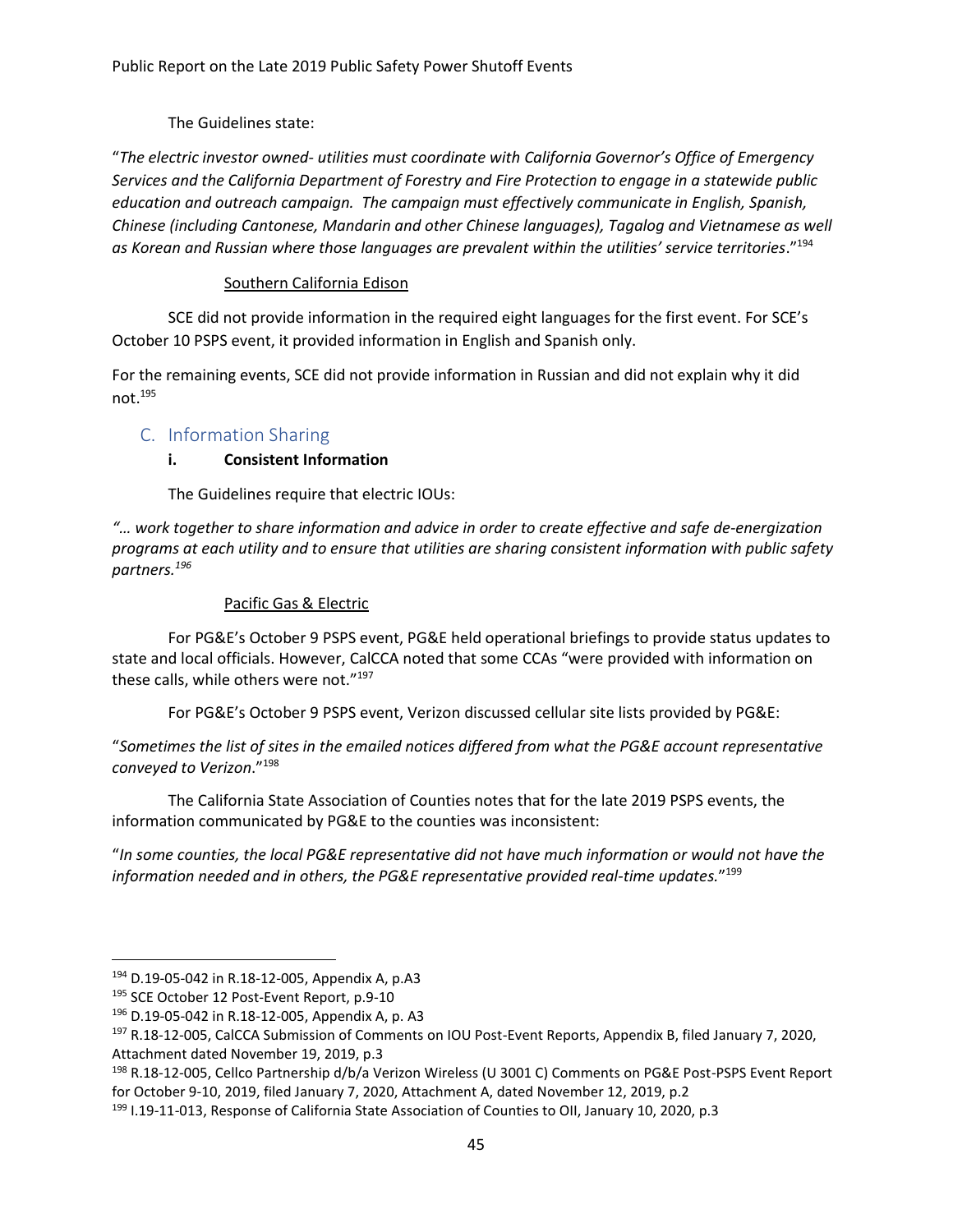The Guidelines state:

"*The electric investor owned- utilities must coordinate with California Governor's Office of Emergency Services and the California Department of Forestry and Fire Protection to engage in a statewide public education and outreach campaign. The campaign must effectively communicate in English, Spanish, Chinese (including Cantonese, Mandarin and other Chinese languages), Tagalog and Vietnamese as well as Korean and Russian where those languages are prevalent within the utilities' service territories*."[194]

Southern California Edison

SCE did not provide information in the required eight languages for the first event. For SCE's October 10 PSPS event, it provided information in English and Spanish only.

For the remaining events, SCE did not provide information in Russian and did not explain why it did not.[195]

## C. Information Sharing

### i. Consistent Information

The Guidelines require that electric IOUs:

*"… work together to share information and advice in order to create effective and safe de-energization programs at each utility and to ensure that utilities are sharing consistent information with public safety partners.[196]*

Pacific Gas & Electric

For PG&E's October 9 PSPS event, PG&E held operational briefings to provide status updates to state and local officials. However, CalCCA noted that some CCAs "were provided with information on these calls, while others were not."[197]

For PG&E's October 9 PSPS event, Verizon discussed cellular site lists provided by PG&E:

"*Sometimes the list of sites in the emailed notices differed from what the PG&E account representative conveyed to Verizon*."[198]

The California State Association of Counties notes that for the late 2019 PSPS events, the information communicated by PG&E to the counties was inconsistent:

"*In some counties, the local PG&E representative did not have much information or would not have the information needed and in others, the PG&E representative provided real-time updates.*"[199]

---

[194] D.19-05-042 in R.18-12-005, Appendix A, p.A3

[195] SCE October 12 Post-Event Report, p.9-10

[196] D.19-05-042 in R.18-12-005, Appendix A, p. A3

[197] R.18-12-005, CalCCA Submission of Comments on IOU Post-Event Reports, Appendix B, filed January 7, 2020, Attachment dated November 19, 2019, p.3

[198] R.18-12-005, Cellco Partnership d/b/a Verizon Wireless (U 3001 C) Comments on PG&E Post-PSPS Event Report for October 9-10, 2019, filed January 7, 2020, Attachment A, dated November 12, 2019, p.2

[199] I.19-11-013, Response of California State Association of Counties to OII, January 10, 2020, p.3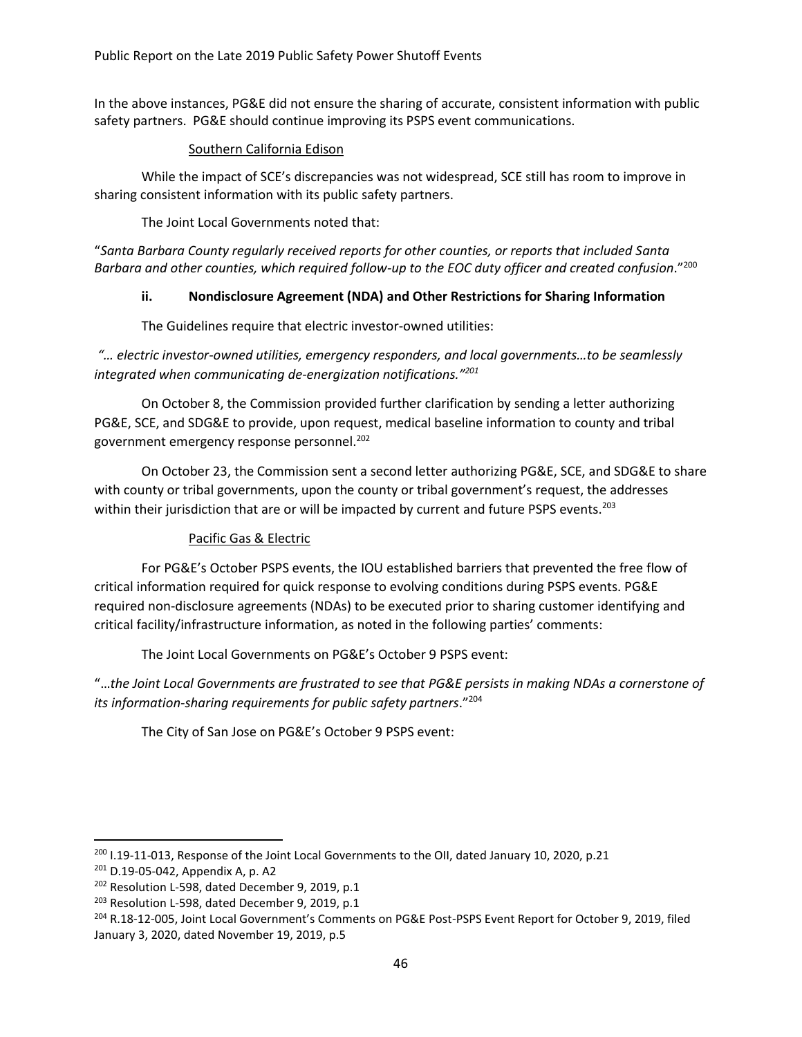In the above instances, PG&E did not ensure the sharing of accurate, consistent information with public safety partners. PG&E should continue improving its PSPS event communications.

Southern California Edison

While the impact of SCE's discrepancies was not widespread, SCE still has room to improve in sharing consistent information with its public safety partners.

The Joint Local Governments noted that:

"*Santa Barbara County regularly received reports for other counties, or reports that included Santa Barbara and other counties, which required follow-up to the EOC duty officer and created confusion*."[200]

#### ii. Nondisclosure Agreement (NDA) and Other Restrictions for Sharing Information

The Guidelines require that electric investor-owned utilities:

*"… electric investor-owned utilities, emergency responders, and local governments…to be seamlessly integrated when communicating de-energization notifications."*[201]

On October 8, the Commission provided further clarification by sending a letter authorizing PG&E, SCE, and SDG&E to provide, upon request, medical baseline information to county and tribal government emergency response personnel.[202]

On October 23, the Commission sent a second letter authorizing PG&E, SCE, and SDG&E to share with county or tribal governments, upon the county or tribal government's request, the addresses within their jurisdiction that are or will be impacted by current and future PSPS events.[203]

Pacific Gas & Electric

For PG&E's October PSPS events, the IOU established barriers that prevented the free flow of critical information required for quick response to evolving conditions during PSPS events. PG&E required non-disclosure agreements (NDAs) to be executed prior to sharing customer identifying and critical facility/infrastructure information, as noted in the following parties' comments:

The Joint Local Governments on PG&E's October 9 PSPS event:

"…*the Joint Local Governments are frustrated to see that PG&E persists in making NDAs a cornerstone of its information-sharing requirements for public safety partners*."[204]

The City of San Jose on PG&E's October 9 PSPS event:

---

[200] I.19-11-013, Response of the Joint Local Governments to the OII, dated January 10, 2020, p.21

[201] D.19-05-042, Appendix A, p. A2

[202] Resolution L-598, dated December 9, 2019, p.1

[203] Resolution L-598, dated December 9, 2019, p.1

[204] R.18-12-005, Joint Local Government's Comments on PG&E Post-PSPS Event Report for October 9, 2019, filed January 3, 2020, dated November 19, 2019, p.5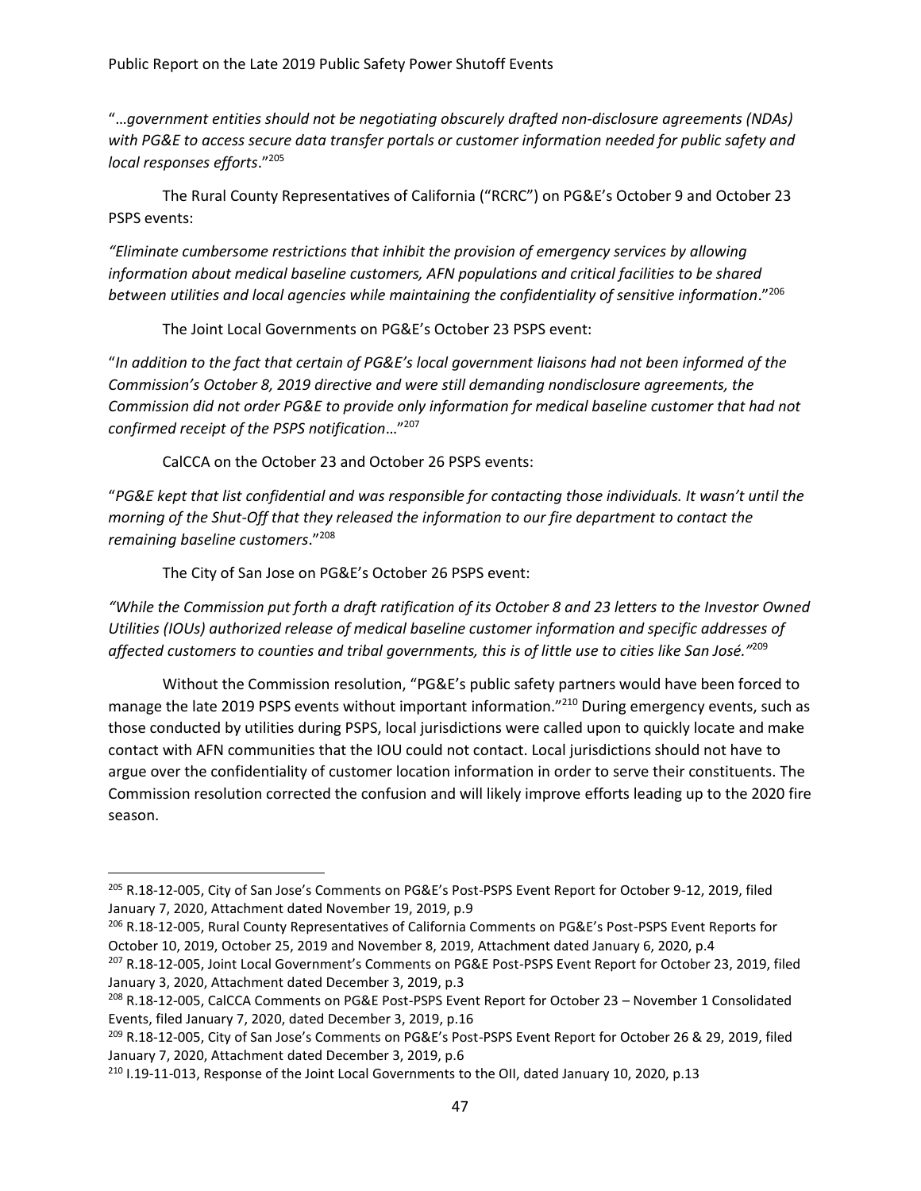"…*government entities should not be negotiating obscurely drafted non-disclosure agreements (NDAs) with PG&E to access secure data transfer portals or customer information needed for public safety and local responses efforts*."[205]

The Rural County Representatives of California ("RCRC") on PG&E's October 9 and October 23 PSPS events:

*"Eliminate cumbersome restrictions that inhibit the provision of emergency services by allowing information about medical baseline customers, AFN populations and critical facilities to be shared between utilities and local agencies while maintaining the confidentiality of sensitive information*."[206]

The Joint Local Governments on PG&E's October 23 PSPS event:

"*In addition to the fact that certain of PG&E's local government liaisons had not been informed of the Commission's October 8, 2019 directive and were still demanding nondisclosure agreements, the Commission did not order PG&E to provide only information for medical baseline customer that had not confirmed receipt of the PSPS notification*…"[207]

CalCCA on the October 23 and October 26 PSPS events:

"*PG&E kept that list confidential and was responsible for contacting those individuals. It wasn't until the morning of the Shut-Off that they released the information to our fire department to contact the remaining baseline customers*."[208]

The City of San Jose on PG&E's October 26 PSPS event:

*"While the Commission put forth a draft ratification of its October 8 and 23 letters to the Investor Owned Utilities (IOUs) authorized release of medical baseline customer information and specific addresses of affected customers to counties and tribal governments, this is of little use to cities like San José."*[209]

Without the Commission resolution, "PG&E's public safety partners would have been forced to manage the late 2019 PSPS events without important information."[210] During emergency events, such as those conducted by utilities during PSPS, local jurisdictions were called upon to quickly locate and make contact with AFN communities that the IOU could not contact. Local jurisdictions should not have to argue over the confidentiality of customer location information in order to serve their constituents. The Commission resolution corrected the confusion and will likely improve efforts leading up to the 2020 fire season.

---

[205] R.18-12-005, City of San Jose's Comments on PG&E's Post-PSPS Event Report for October 9-12, 2019, filed January 7, 2020, Attachment dated November 19, 2019, p.9

[206] R.18-12-005, Rural County Representatives of California Comments on PG&E's Post-PSPS Event Reports for October 10, 2019, October 25, 2019 and November 8, 2019, Attachment dated January 6, 2020, p.4

[207] R.18-12-005, Joint Local Government's Comments on PG&E Post-PSPS Event Report for October 23, 2019, filed January 3, 2020, Attachment dated December 3, 2019, p.3

[208] R.18-12-005, CalCCA Comments on PG&E Post-PSPS Event Report for October 23 – November 1 Consolidated Events, filed January 7, 2020, dated December 3, 2019, p.16

[209] R.18-12-005, City of San Jose's Comments on PG&E's Post-PSPS Event Report for October 26 & 29, 2019, filed January 7, 2020, Attachment dated December 3, 2019, p.6

[210] I.19-11-013, Response of the Joint Local Governments to the OII, dated January 10, 2020, p.13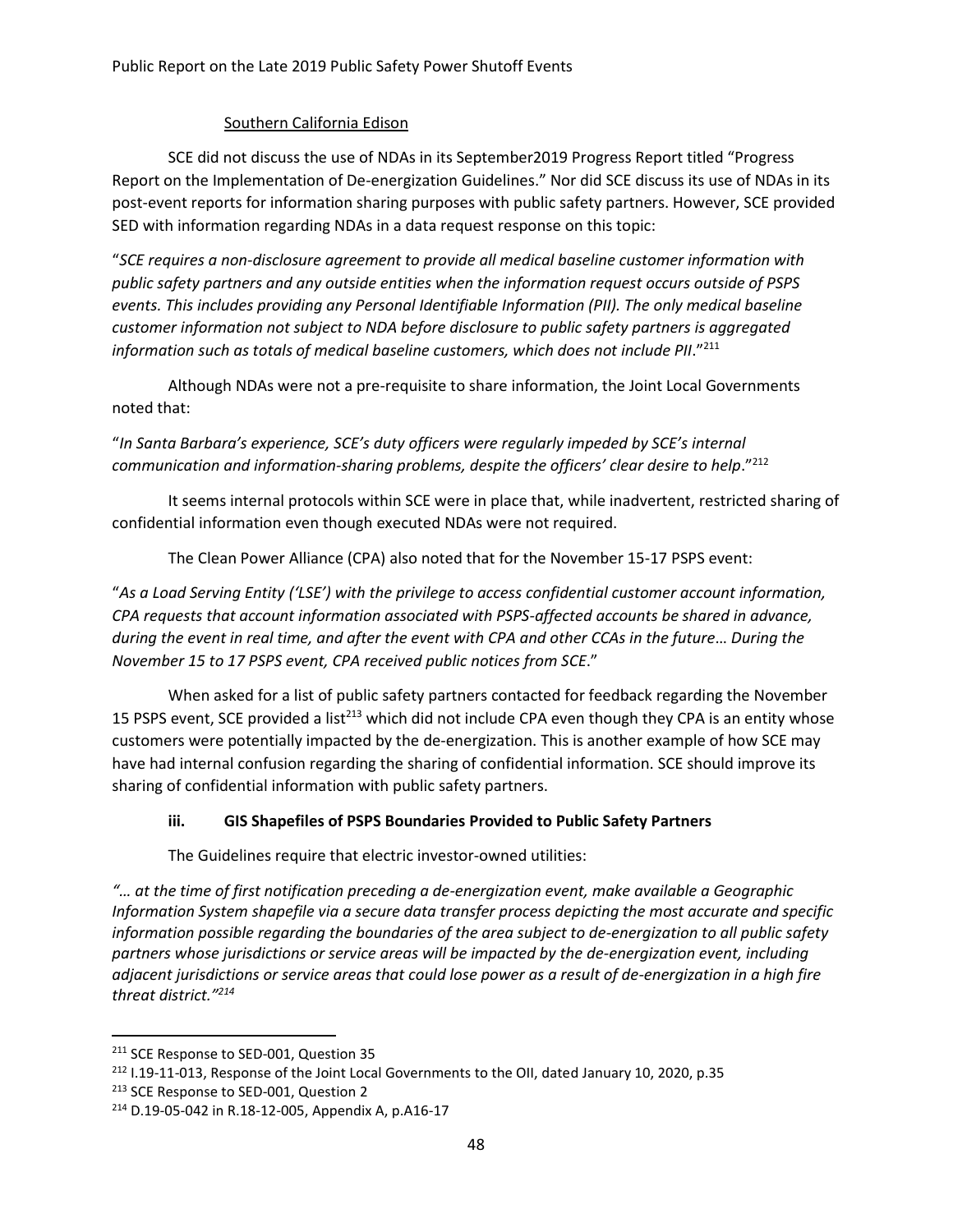Southern California Edison

SCE did not discuss the use of NDAs in its September2019 Progress Report titled "Progress Report on the Implementation of De-energization Guidelines." Nor did SCE discuss its use of NDAs in its post-event reports for information sharing purposes with public safety partners. However, SCE provided SED with information regarding NDAs in a data request response on this topic:

"*SCE requires a non-disclosure agreement to provide all medical baseline customer information with public safety partners and any outside entities when the information request occurs outside of PSPS events. This includes providing any Personal Identifiable Information (PII). The only medical baseline customer information not subject to NDA before disclosure to public safety partners is aggregated information such as totals of medical baseline customers, which does not include PII*."[211]

Although NDAs were not a pre-requisite to share information, the Joint Local Governments noted that:

"*In Santa Barbara's experience, SCE's duty officers were regularly impeded by SCE's internal communication and information-sharing problems, despite the officers' clear desire to help*."[212]

It seems internal protocols within SCE were in place that, while inadvertent, restricted sharing of confidential information even though executed NDAs were not required.

The Clean Power Alliance (CPA) also noted that for the November 15-17 PSPS event:

"*As a Load Serving Entity ('LSE') with the privilege to access confidential customer account information, CPA requests that account information associated with PSPS-affected accounts be shared in advance, during the event in real time, and after the event with CPA and other CCAs in the future… During the November 15 to 17 PSPS event, CPA received public notices from SCE*."

When asked for a list of public safety partners contacted for feedback regarding the November 15 PSPS event, SCE provided a list[213] which did not include CPA even though they CPA is an entity whose customers were potentially impacted by the de-energization. This is another example of how SCE may have had internal confusion regarding the sharing of confidential information. SCE should improve its sharing of confidential information with public safety partners.

### iii. GIS Shapefiles of PSPS Boundaries Provided to Public Safety Partners

The Guidelines require that electric investor-owned utilities:

*"… at the time of first notification preceding a de-energization event, make available a Geographic Information System shapefile via a secure data transfer process depicting the most accurate and specific information possible regarding the boundaries of the area subject to de-energization to all public safety partners whose jurisdictions or service areas will be impacted by the de-energization event, including adjacent jurisdictions or service areas that could lose power as a result of de-energization in a high fire threat district."*[214]

---

[211] SCE Response to SED-001, Question 35

[212] I.19-11-013, Response of the Joint Local Governments to the OII, dated January 10, 2020, p.35

[213] SCE Response to SED-001, Question 2

[214] D.19-05-042 in R.18-12-005, Appendix A, p.A16-17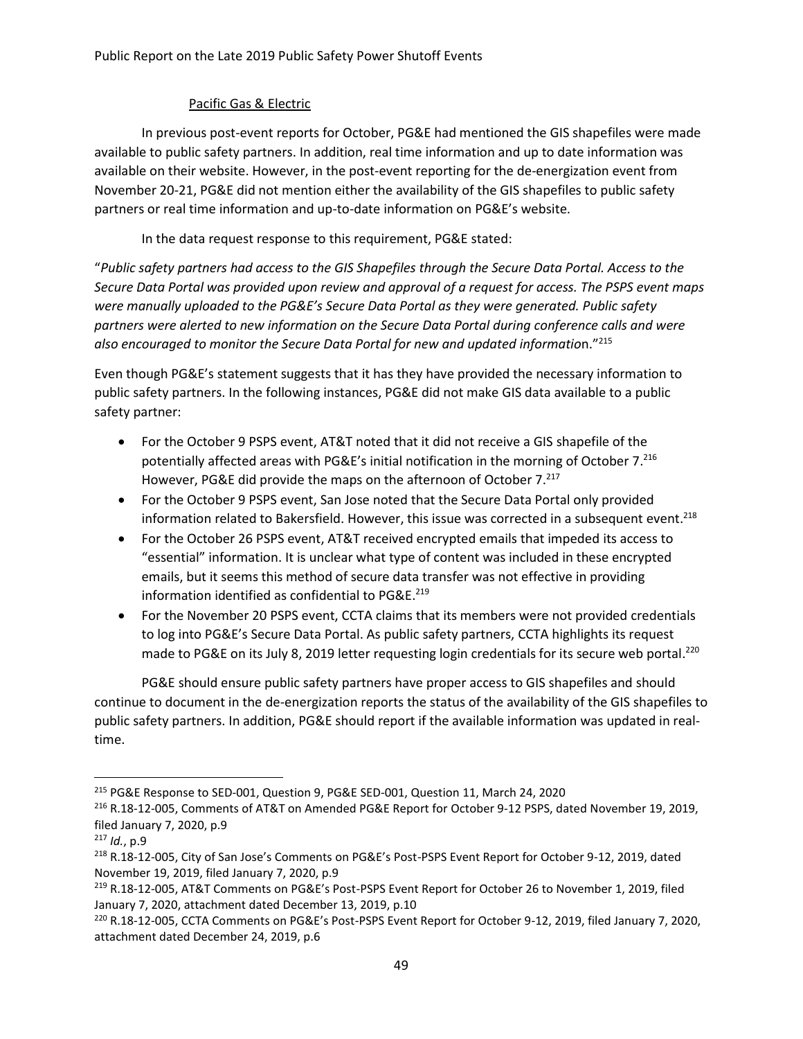Pacific Gas & Electric

In previous post-event reports for October, PG&E had mentioned the GIS shapefiles were made available to public safety partners. In addition, real time information and up to date information was available on their website. However, in the post-event reporting for the de-energization event from November 20-21, PG&E did not mention either the availability of the GIS shapefiles to public safety partners or real time information and up-to-date information on PG&E's website.

In the data request response to this requirement, PG&E stated:

"*Public safety partners had access to the GIS Shapefiles through the Secure Data Portal. Access to the Secure Data Portal was provided upon review and approval of a request for access. The PSPS event maps were manually uploaded to the PG&E's Secure Data Portal as they were generated. Public safety partners were alerted to new information on the Secure Data Portal during conference calls and were also encouraged to monitor the Secure Data Portal for new and updated informatio*n."[215]

Even though PG&E's statement suggests that it has they have provided the necessary information to public safety partners. In the following instances, PG&E did not make GIS data available to a public safety partner:

- For the October 9 PSPS event, AT&T noted that it did not receive a GIS shapefile of the potentially affected areas with PG&E's initial notification in the morning of October 7.[216] However, PG&E did provide the maps on the afternoon of October 7.[217]
- For the October 9 PSPS event, San Jose noted that the Secure Data Portal only provided information related to Bakersfield. However, this issue was corrected in a subsequent event.[218]
- For the October 26 PSPS event, AT&T received encrypted emails that impeded its access to "essential" information. It is unclear what type of content was included in these encrypted emails, but it seems this method of secure data transfer was not effective in providing information identified as confidential to PG&E.[219]
- For the November 20 PSPS event, CCTA claims that its members were not provided credentials to log into PG&E's Secure Data Portal. As public safety partners, CCTA highlights its request made to PG&E on its July 8, 2019 letter requesting login credentials for its secure web portal.[220]

PG&E should ensure public safety partners have proper access to GIS shapefiles and should continue to document in the de-energization reports the status of the availability of the GIS shapefiles to public safety partners. In addition, PG&E should report if the available information was updated in real-time.

---

[215] PG&E Response to SED-001, Question 9, PG&E SED-001, Question 11, March 24, 2020

[216] R.18-12-005, Comments of AT&T on Amended PG&E Report for October 9-12 PSPS, dated November 19, 2019, filed January 7, 2020, p.9

[217] *Id.*, p.9

[218] R.18-12-005, City of San Jose's Comments on PG&E's Post-PSPS Event Report for October 9-12, 2019, dated November 19, 2019, filed January 7, 2020, p.9

[219] R.18-12-005, AT&T Comments on PG&E's Post-PSPS Event Report for October 26 to November 1, 2019, filed January 7, 2020, attachment dated December 13, 2019, p.10

[220] R.18-12-005, CCTA Comments on PG&E's Post-PSPS Event Report for October 9-12, 2019, filed January 7, 2020, attachment dated December 24, 2019, p.6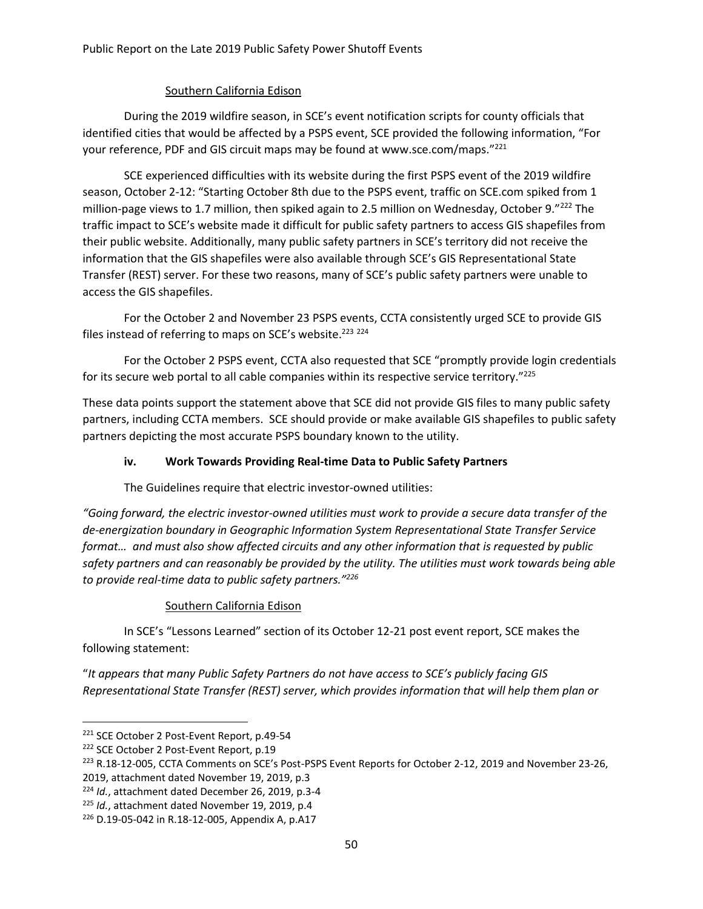Southern California Edison

During the 2019 wildfire season, in SCE's event notification scripts for county officials that identified cities that would be affected by a PSPS event, SCE provided the following information, "For your reference, PDF and GIS circuit maps may be found at www.sce.com/maps."[221]

SCE experienced difficulties with its website during the first PSPS event of the 2019 wildfire season, October 2-12: "Starting October 8th due to the PSPS event, traffic on SCE.com spiked from 1 million-page views to 1.7 million, then spiked again to 2.5 million on Wednesday, October 9."[222] The traffic impact to SCE's website made it difficult for public safety partners to access GIS shapefiles from their public website. Additionally, many public safety partners in SCE's territory did not receive the information that the GIS shapefiles were also available through SCE's GIS Representational State Transfer (REST) server. For these two reasons, many of SCE's public safety partners were unable to access the GIS shapefiles.

For the October 2 and November 23 PSPS events, CCTA consistently urged SCE to provide GIS files instead of referring to maps on SCE's website.[223] [224]

For the October 2 PSPS event, CCTA also requested that SCE "promptly provide login credentials for its secure web portal to all cable companies within its respective service territory."[225]

These data points support the statement above that SCE did not provide GIS files to many public safety partners, including CCTA members. SCE should provide or make available GIS shapefiles to public safety partners depicting the most accurate PSPS boundary known to the utility.

### iv. Work Towards Providing Real-time Data to Public Safety Partners

The Guidelines require that electric investor-owned utilities:

*"Going forward, the electric investor-owned utilities must work to provide a secure data transfer of the de-energization boundary in Geographic Information System Representational State Transfer Service format… and must also show affected circuits and any other information that is requested by public safety partners and can reasonably be provided by the utility. The utilities must work towards being able to provide real-time data to public safety partners."*[226]

Southern California Edison

In SCE's "Lessons Learned" section of its October 12-21 post event report, SCE makes the following statement:

"*It appears that many Public Safety Partners do not have access to SCE's publicly facing GIS Representational State Transfer (REST) server, which provides information that will help them plan or*

---

[221] SCE October 2 Post-Event Report, p.49-54

[222] SCE October 2 Post-Event Report, p.19

[223] R.18-12-005, CCTA Comments on SCE's Post-PSPS Event Reports for October 2-12, 2019 and November 23-26, 2019, attachment dated November 19, 2019, p.3

[224] *Id.*, attachment dated December 26, 2019, p.3-4

[225] *Id.*, attachment dated November 19, 2019, p.4

[226] D.19-05-042 in R.18-12-005, Appendix A, p.A17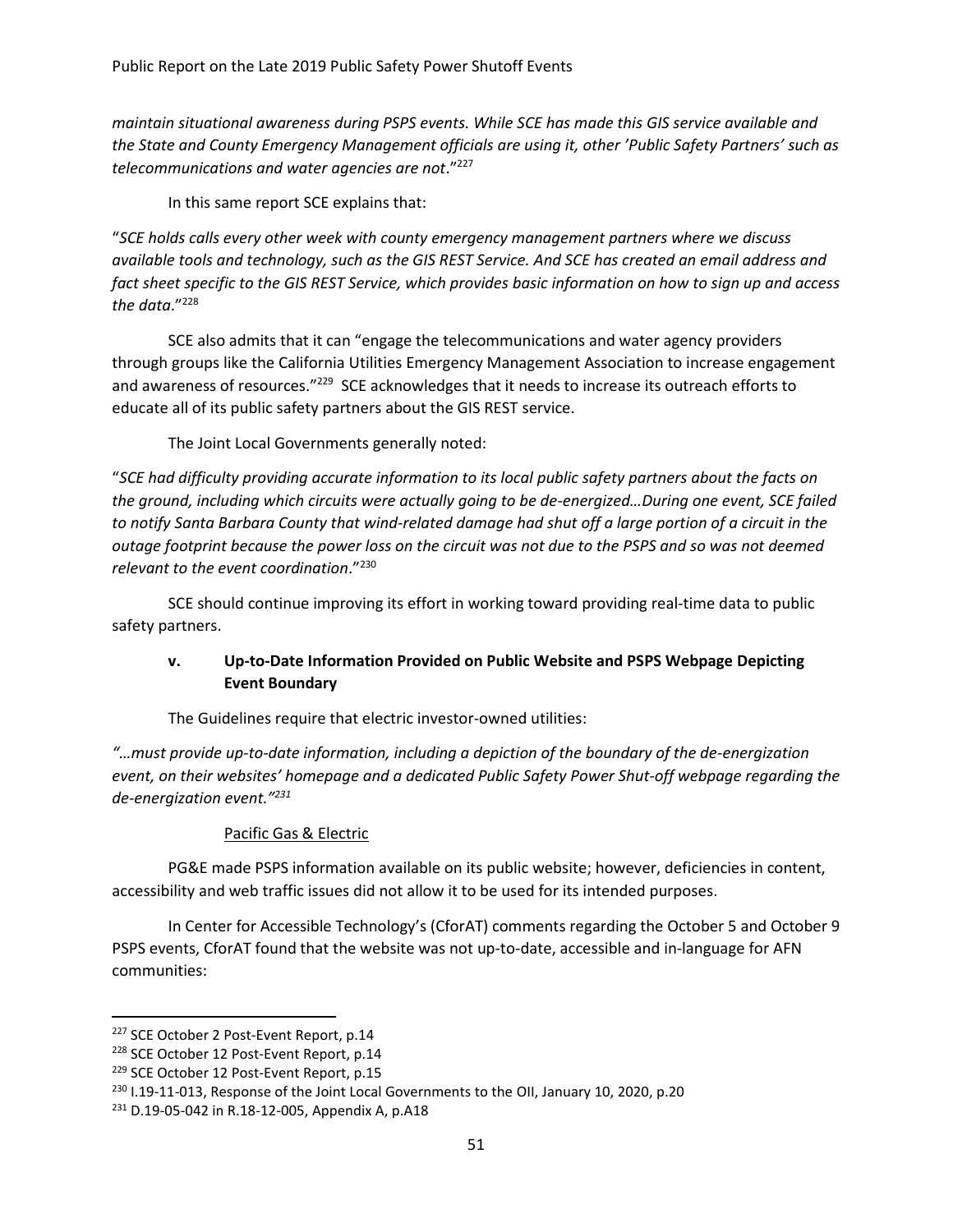*maintain situational awareness during PSPS events. While SCE has made this GIS service available and the State and County Emergency Management officials are using it, other 'Public Safety Partners' such as telecommunications and water agencies are not*."[227]

In this same report SCE explains that:

"*SCE holds calls every other week with county emergency management partners where we discuss available tools and technology, such as the GIS REST Service. And SCE has created an email address and fact sheet specific to the GIS REST Service, which provides basic information on how to sign up and access the data*."[228]

SCE also admits that it can "engage the telecommunications and water agency providers through groups like the California Utilities Emergency Management Association to increase engagement and awareness of resources."[229] SCE acknowledges that it needs to increase its outreach efforts to educate all of its public safety partners about the GIS REST service.

The Joint Local Governments generally noted:

"*SCE had difficulty providing accurate information to its local public safety partners about the facts on the ground, including which circuits were actually going to be de-energized…During one event, SCE failed to notify Santa Barbara County that wind-related damage had shut off a large portion of a circuit in the outage footprint because the power loss on the circuit was not due to the PSPS and so was not deemed relevant to the event coordination*."[230]

SCE should continue improving its effort in working toward providing real-time data to public safety partners.

### v. Up-to-Date Information Provided on Public Website and PSPS Webpage Depicting Event Boundary

The Guidelines require that electric investor-owned utilities:

*"…must provide up-to-date information, including a depiction of the boundary of the de-energization event, on their websites' homepage and a dedicated Public Safety Power Shut-off webpage regarding the de-energization event."*[231]

<u>Pacific Gas & Electric</u>

PG&E made PSPS information available on its public website; however, deficiencies in content, accessibility and web traffic issues did not allow it to be used for its intended purposes.

In Center for Accessible Technology's (CforAT) comments regarding the October 5 and October 9 PSPS events, CforAT found that the website was not up-to-date, accessible and in-language for AFN communities:

---

[227] SCE October 2 Post-Event Report, p.14

[228] SCE October 12 Post-Event Report, p.14

[229] SCE October 12 Post-Event Report, p.15

[230] I.19-11-013, Response of the Joint Local Governments to the OII, January 10, 2020, p.20

[231] D.19-05-042 in R.18-12-005, Appendix A, p.A18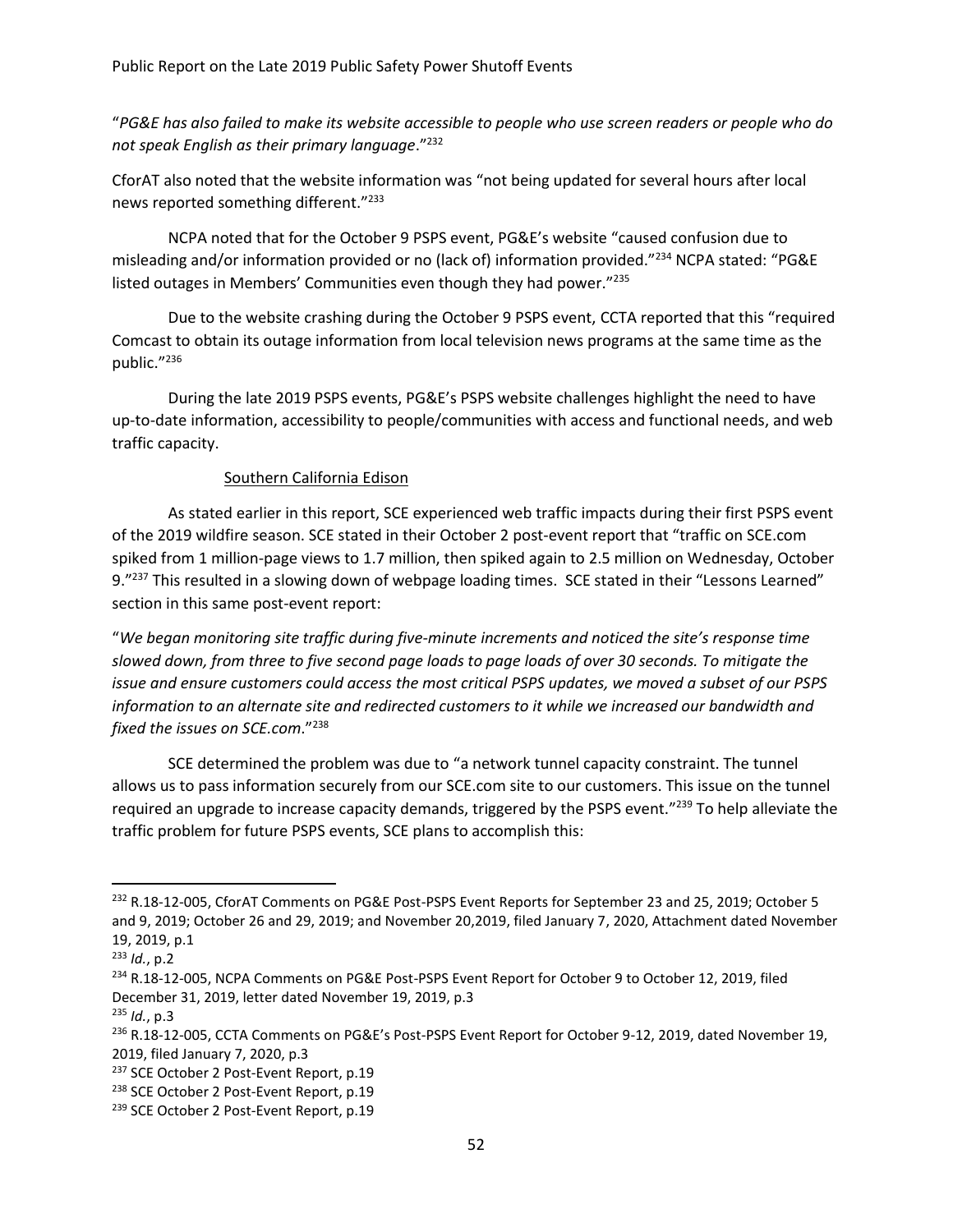"*PG&E has also failed to make its website accessible to people who use screen readers or people who do not speak English as their primary language*."[232]

CforAT also noted that the website information was "not being updated for several hours after local news reported something different."[233]

NCPA noted that for the October 9 PSPS event, PG&E's website "caused confusion due to misleading and/or information provided or no (lack of) information provided."[234] NCPA stated: "PG&E listed outages in Members' Communities even though they had power."[235]

Due to the website crashing during the October 9 PSPS event, CCTA reported that this "required Comcast to obtain its outage information from local television news programs at the same time as the public."[236]

During the late 2019 PSPS events, PG&E's PSPS website challenges highlight the need to have up-to-date information, accessibility to people/communities with access and functional needs, and web traffic capacity.

Southern California Edison

As stated earlier in this report, SCE experienced web traffic impacts during their first PSPS event of the 2019 wildfire season. SCE stated in their October 2 post-event report that "traffic on SCE.com spiked from 1 million-page views to 1.7 million, then spiked again to 2.5 million on Wednesday, October 9."[237] This resulted in a slowing down of webpage loading times. SCE stated in their "Lessons Learned" section in this same post-event report:

"*We began monitoring site traffic during five-minute increments and noticed the site's response time slowed down, from three to five second page loads to page loads of over 30 seconds. To mitigate the issue and ensure customers could access the most critical PSPS updates, we moved a subset of our PSPS information to an alternate site and redirected customers to it while we increased our bandwidth and fixed the issues on SCE.com*."[238]

SCE determined the problem was due to "a network tunnel capacity constraint. The tunnel allows us to pass information securely from our SCE.com site to our customers. This issue on the tunnel required an upgrade to increase capacity demands, triggered by the PSPS event."[239] To help alleviate the traffic problem for future PSPS events, SCE plans to accomplish this:

---

[232] R.18-12-005, CforAT Comments on PG&E Post-PSPS Event Reports for September 23 and 25, 2019; October 5 and 9, 2019; October 26 and 29, 2019; and November 20,2019, filed January 7, 2020, Attachment dated November 19, 2019, p.1

[233] *Id.*, p.2

[234] R.18-12-005, NCPA Comments on PG&E Post-PSPS Event Report for October 9 to October 12, 2019, filed December 31, 2019, letter dated November 19, 2019, p.3

[235] *Id.*, p.3

[236] R.18-12-005, CCTA Comments on PG&E's Post-PSPS Event Report for October 9-12, 2019, dated November 19, 2019, filed January 7, 2020, p.3

[237] SCE October 2 Post-Event Report, p.19

[238] SCE October 2 Post-Event Report, p.19

[239] SCE October 2 Post-Event Report, p.19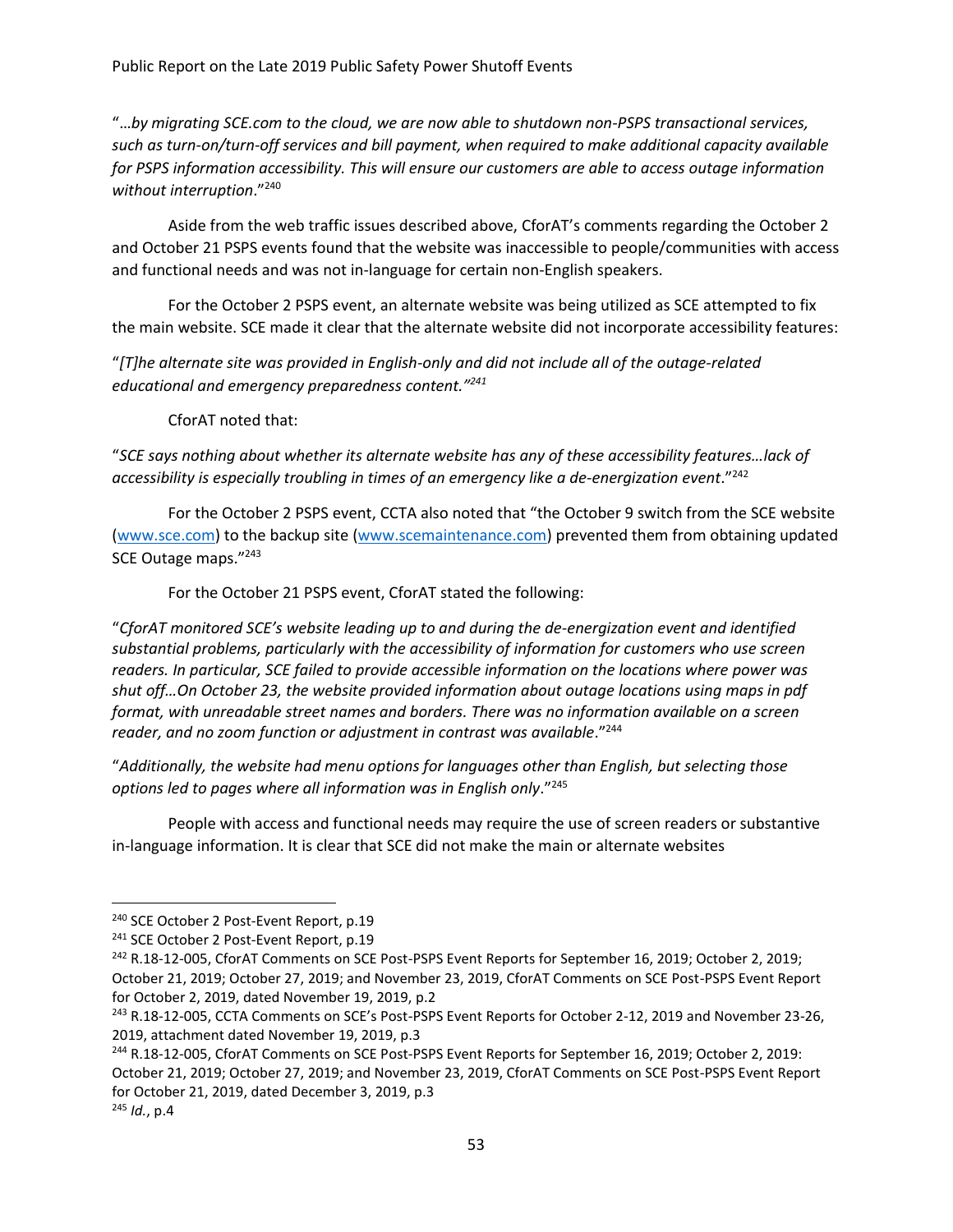"…*by migrating SCE.com to the cloud, we are now able to shutdown non-PSPS transactional services, such as turn-on/turn-off services and bill payment, when required to make additional capacity available for PSPS information accessibility. This will ensure our customers are able to access outage information without interruption*."[240]

Aside from the web traffic issues described above, CforAT's comments regarding the October 2 and October 21 PSPS events found that the website was inaccessible to people/communities with access and functional needs and was not in-language for certain non-English speakers.

For the October 2 PSPS event, an alternate website was being utilized as SCE attempted to fix the main website. SCE made it clear that the alternate website did not incorporate accessibility features:

"*[T]he alternate site was provided in English-only and did not include all of the outage-related educational and emergency preparedness content."*[241]

CforAT noted that:

"*SCE says nothing about whether its alternate website has any of these accessibility features…lack of accessibility is especially troubling in times of an emergency like a de-energization event*."[242]

For the October 2 PSPS event, CCTA also noted that "the October 9 switch from the SCE website (www.sce.com) to the backup site (www.scemaintenance.com) prevented them from obtaining updated SCE Outage maps."[243]

For the October 21 PSPS event, CforAT stated the following:

"*CforAT monitored SCE's website leading up to and during the de-energization event and identified substantial problems, particularly with the accessibility of information for customers who use screen readers. In particular, SCE failed to provide accessible information on the locations where power was shut off…On October 23, the website provided information about outage locations using maps in pdf format, with unreadable street names and borders. There was no information available on a screen reader, and no zoom function or adjustment in contrast was available*."[244]

"*Additionally, the website had menu options for languages other than English, but selecting those options led to pages where all information was in English only*."[245]

People with access and functional needs may require the use of screen readers or substantive in-language information. It is clear that SCE did not make the main or alternate websites

---

[240] SCE October 2 Post-Event Report, p.19

[241] SCE October 2 Post-Event Report, p.19

[242] R.18-12-005, CforAT Comments on SCE Post-PSPS Event Reports for September 16, 2019; October 2, 2019; October 21, 2019; October 27, 2019; and November 23, 2019, CforAT Comments on SCE Post-PSPS Event Report for October 2, 2019, dated November 19, 2019, p.2

[243] R.18-12-005, CCTA Comments on SCE's Post-PSPS Event Reports for October 2-12, 2019 and November 23-26, 2019, attachment dated November 19, 2019, p.3

[244] R.18-12-005, CforAT Comments on SCE Post-PSPS Event Reports for September 16, 2019; October 2, 2019: October 21, 2019; October 27, 2019; and November 23, 2019, CforAT Comments on SCE Post-PSPS Event Report for October 21, 2019, dated December 3, 2019, p.3

[245] *Id.*, p.4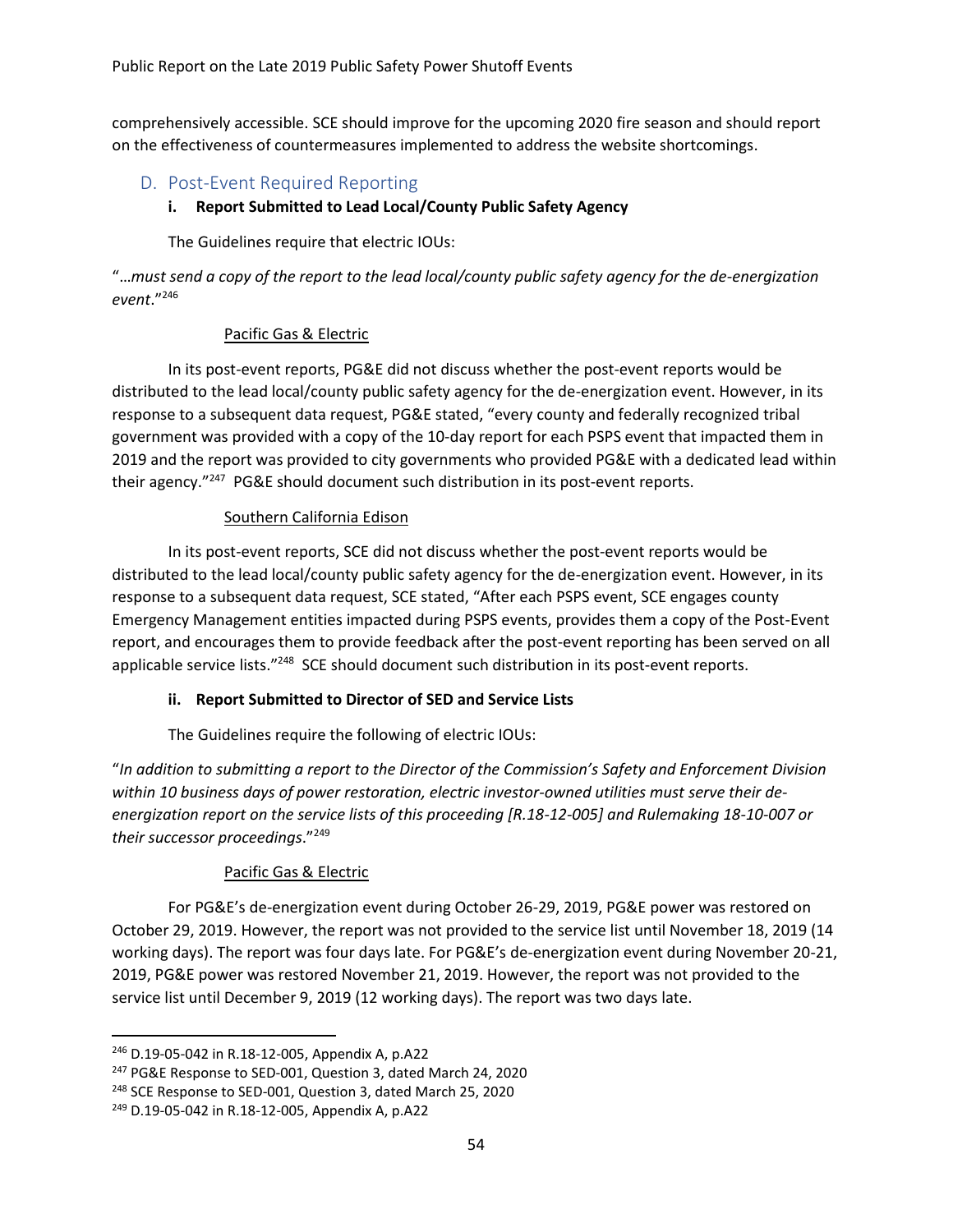comprehensively accessible. SCE should improve for the upcoming 2020 fire season and should report on the effectiveness of countermeasures implemented to address the website shortcomings.

## D. Post-Event Required Reporting

### i. Report Submitted to Lead Local/County Public Safety Agency

The Guidelines require that electric IOUs:

"…*must send a copy of the report to the lead local/county public safety agency for the de-energization event*."[246]

Pacific Gas & Electric

In its post-event reports, PG&E did not discuss whether the post-event reports would be distributed to the lead local/county public safety agency for the de-energization event. However, in its response to a subsequent data request, PG&E stated, "every county and federally recognized tribal government was provided with a copy of the 10-day report for each PSPS event that impacted them in 2019 and the report was provided to city governments who provided PG&E with a dedicated lead within their agency."[247] PG&E should document such distribution in its post-event reports.

Southern California Edison

In its post-event reports, SCE did not discuss whether the post-event reports would be distributed to the lead local/county public safety agency for the de-energization event. However, in its response to a subsequent data request, SCE stated, "After each PSPS event, SCE engages county Emergency Management entities impacted during PSPS events, provides them a copy of the Post-Event report, and encourages them to provide feedback after the post-event reporting has been served on all applicable service lists."[248] SCE should document such distribution in its post-event reports.

### ii. Report Submitted to Director of SED and Service Lists

The Guidelines require the following of electric IOUs:

"*In addition to submitting a report to the Director of the Commission's Safety and Enforcement Division within 10 business days of power restoration, electric investor-owned utilities must serve their de-energization report on the service lists of this proceeding [R.18-12-005] and Rulemaking 18-10-007 or their successor proceedings*."[249]

Pacific Gas & Electric

For PG&E's de-energization event during October 26-29, 2019, PG&E power was restored on October 29, 2019. However, the report was not provided to the service list until November 18, 2019 (14 working days). The report was four days late. For PG&E's de-energization event during November 20-21, 2019, PG&E power was restored November 21, 2019. However, the report was not provided to the service list until December 9, 2019 (12 working days). The report was two days late.

---

[246] D.19-05-042 in R.18-12-005, Appendix A, p.A22

[247] PG&E Response to SED-001, Question 3, dated March 24, 2020

[248] SCE Response to SED-001, Question 3, dated March 25, 2020

[249] D.19-05-042 in R.18-12-005, Appendix A, p.A22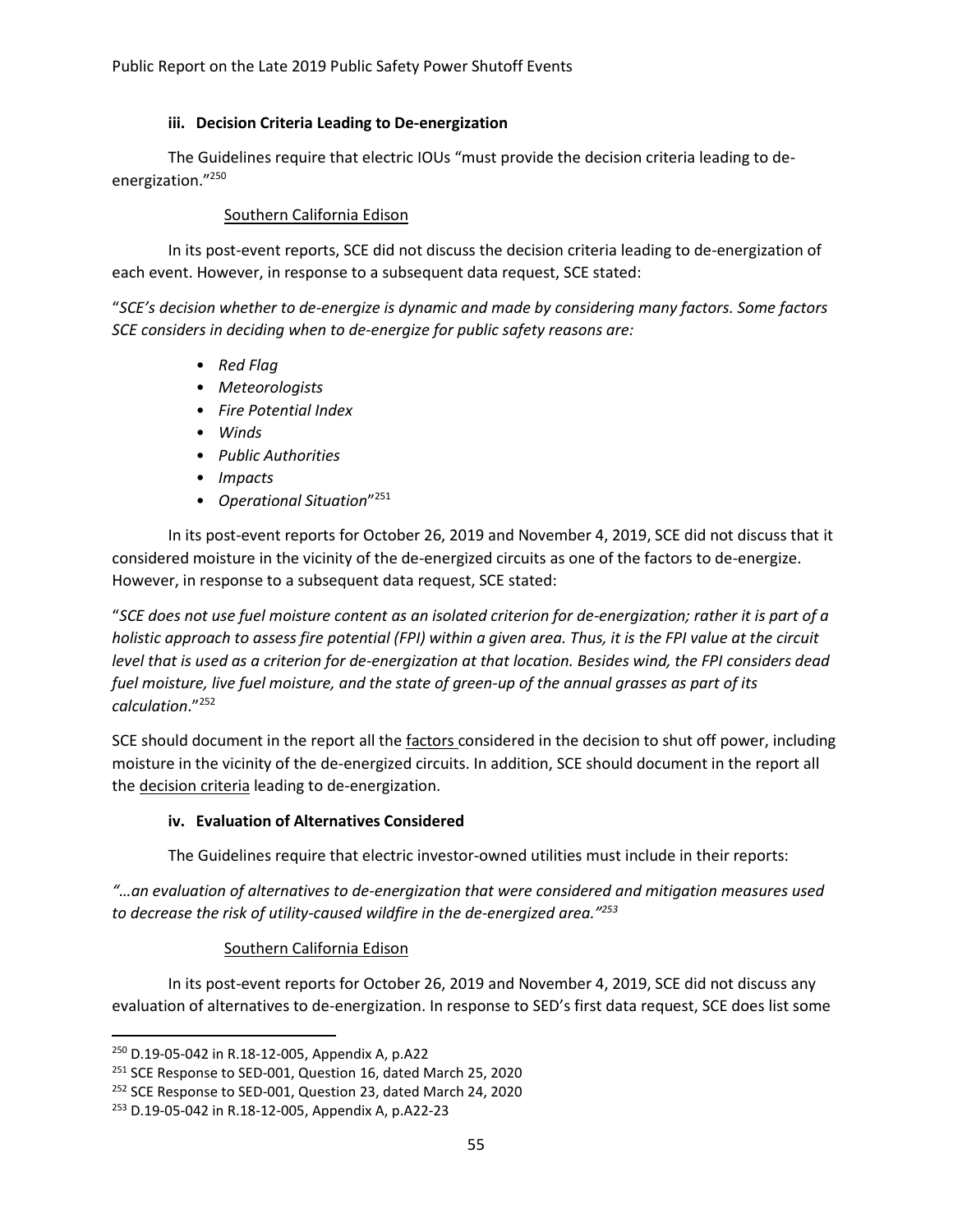### iii. Decision Criteria Leading to De-energization

The Guidelines require that electric IOUs "must provide the decision criteria leading to de-energization."[250]

Southern California Edison

In its post-event reports, SCE did not discuss the decision criteria leading to de-energization of each event. However, in response to a subsequent data request, SCE stated:

"*SCE's decision whether to de-energize is dynamic and made by considering many factors. Some factors SCE considers in deciding when to de-energize for public safety reasons are:*

- *Red Flag*
- *Meteorologists*
- *Fire Potential Index*
- *Winds*
- *Public Authorities*
- *Impacts*
- *Operational Situation*"[251]

In its post-event reports for October 26, 2019 and November 4, 2019, SCE did not discuss that it considered moisture in the vicinity of the de-energized circuits as one of the factors to de-energize. However, in response to a subsequent data request, SCE stated:

"*SCE does not use fuel moisture content as an isolated criterion for de-energization; rather it is part of a holistic approach to assess fire potential (FPI) within a given area. Thus, it is the FPI value at the circuit level that is used as a criterion for de-energization at that location. Besides wind, the FPI considers dead fuel moisture, live fuel moisture, and the state of green-up of the annual grasses as part of its calculation*."[252]

SCE should document in the report all the <u>factors</u> considered in the decision to shut off power, including moisture in the vicinity of the de-energized circuits. In addition, SCE should document in the report all the <u>decision criteria</u> leading to de-energization.

### iv. Evaluation of Alternatives Considered

The Guidelines require that electric investor-owned utilities must include in their reports:

*"…an evaluation of alternatives to de-energization that were considered and mitigation measures used to decrease the risk of utility-caused wildfire in the de-energized area."*[253]

Southern California Edison

In its post-event reports for October 26, 2019 and November 4, 2019, SCE did not discuss any evaluation of alternatives to de-energization. In response to SED's first data request, SCE does list some

---

[250] D.19-05-042 in R.18-12-005, Appendix A, p.A22

[251] SCE Response to SED-001, Question 16, dated March 25, 2020

[252] SCE Response to SED-001, Question 23, dated March 24, 2020

[253] D.19-05-042 in R.18-12-005, Appendix A, p.A22-23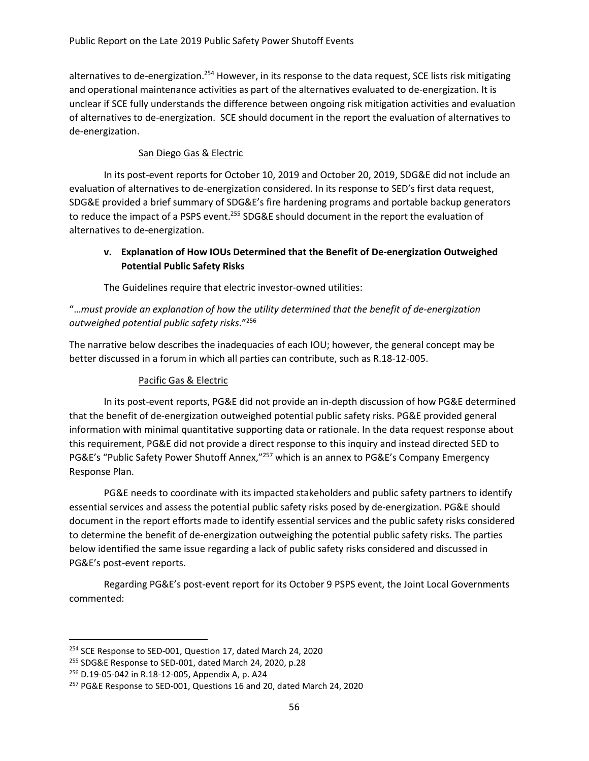alternatives to de-energization.[254] However, in its response to the data request, SCE lists risk mitigating and operational maintenance activities as part of the alternatives evaluated to de-energization. It is unclear if SCE fully understands the difference between ongoing risk mitigation activities and evaluation of alternatives to de-energization. SCE should document in the report the evaluation of alternatives to de-energization.

San Diego Gas & Electric

In its post-event reports for October 10, 2019 and October 20, 2019, SDG&E did not include an evaluation of alternatives to de-energization considered. In its response to SED's first data request, SDG&E provided a brief summary of SDG&E's fire hardening programs and portable backup generators to reduce the impact of a PSPS event.[255] SDG&E should document in the report the evaluation of alternatives to de-energization.

#### v. Explanation of How IOUs Determined that the Benefit of De-energization Outweighed Potential Public Safety Risks

The Guidelines require that electric investor-owned utilities:

"…*must provide an explanation of how the utility determined that the benefit of de-energization outweighed potential public safety risks*."[256]

The narrative below describes the inadequacies of each IOU; however, the general concept may be better discussed in a forum in which all parties can contribute, such as R.18-12-005.

Pacific Gas & Electric

In its post-event reports, PG&E did not provide an in-depth discussion of how PG&E determined that the benefit of de-energization outweighed potential public safety risks. PG&E provided general information with minimal quantitative supporting data or rationale. In the data request response about this requirement, PG&E did not provide a direct response to this inquiry and instead directed SED to PG&E's "Public Safety Power Shutoff Annex,"[257] which is an annex to PG&E's Company Emergency Response Plan.

PG&E needs to coordinate with its impacted stakeholders and public safety partners to identify essential services and assess the potential public safety risks posed by de-energization. PG&E should document in the report efforts made to identify essential services and the public safety risks considered to determine the benefit of de-energization outweighing the potential public safety risks. The parties below identified the same issue regarding a lack of public safety risks considered and discussed in PG&E's post-event reports.

Regarding PG&E's post-event report for its October 9 PSPS event, the Joint Local Governments commented:

---

[254] SCE Response to SED-001, Question 17, dated March 24, 2020

[255] SDG&E Response to SED-001, dated March 24, 2020, p.28

[256] D.19-05-042 in R.18-12-005, Appendix A, p. A24

[257] PG&E Response to SED-001, Questions 16 and 20, dated March 24, 2020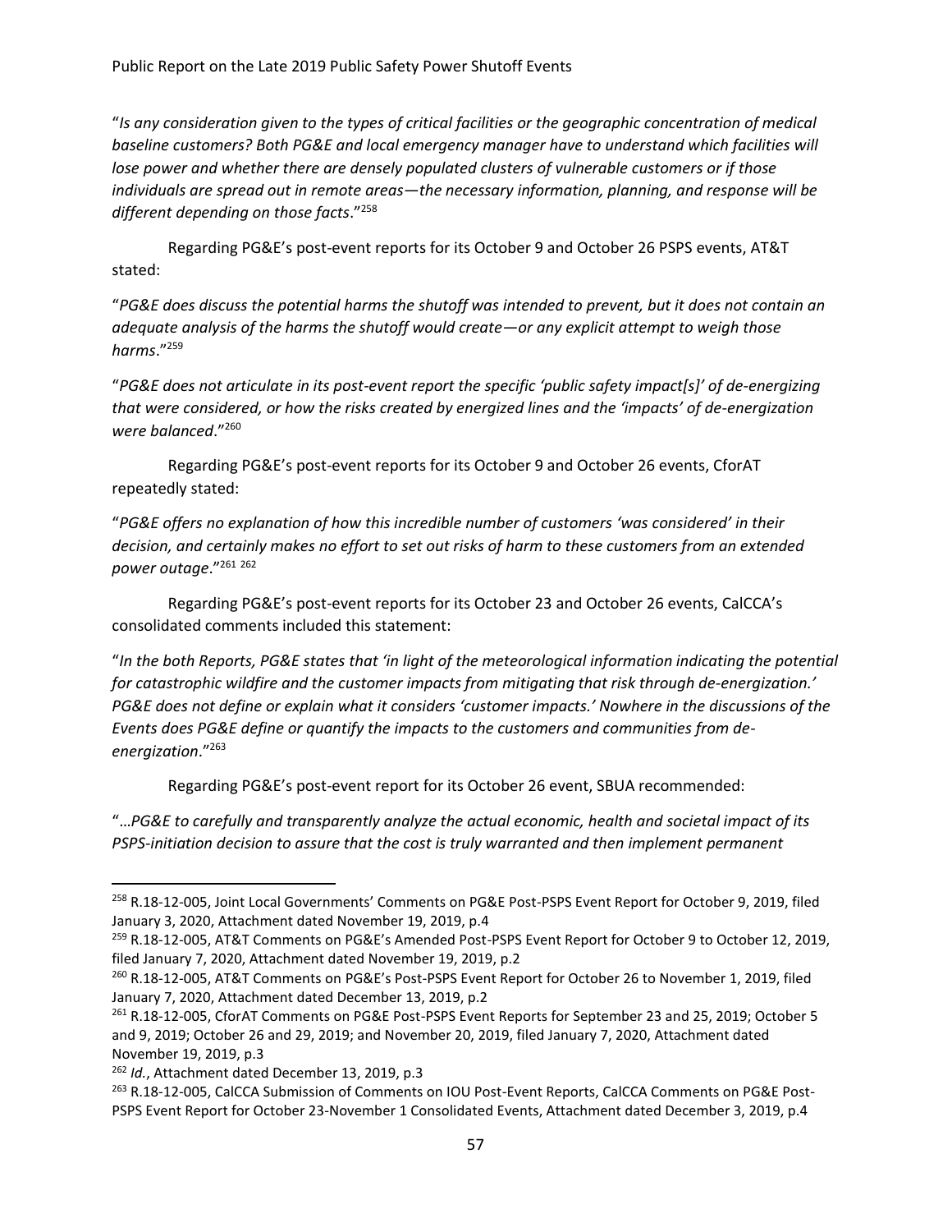"*Is any consideration given to the types of critical facilities or the geographic concentration of medical baseline customers? Both PG&E and local emergency manager have to understand which facilities will lose power and whether there are densely populated clusters of vulnerable customers or if those individuals are spread out in remote areas—the necessary information, planning, and response will be different depending on those facts*."[258]

Regarding PG&E's post-event reports for its October 9 and October 26 PSPS events, AT&T stated:

"*PG&E does discuss the potential harms the shutoff was intended to prevent, but it does not contain an adequate analysis of the harms the shutoff would create—or any explicit attempt to weigh those harms*."[259]

"*PG&E does not articulate in its post-event report the specific 'public safety impact[s]' of de-energizing that were considered, or how the risks created by energized lines and the 'impacts' of de-energization were balanced*."[260]

Regarding PG&E's post-event reports for its October 9 and October 26 events, CforAT repeatedly stated:

"*PG&E offers no explanation of how this incredible number of customers 'was considered' in their decision, and certainly makes no effort to set out risks of harm to these customers from an extended power outage*."[261] [262]

Regarding PG&E's post-event reports for its October 23 and October 26 events, CalCCA's consolidated comments included this statement:

"*In the both Reports, PG&E states that 'in light of the meteorological information indicating the potential for catastrophic wildfire and the customer impacts from mitigating that risk through de-energization.' PG&E does not define or explain what it considers 'customer impacts.' Nowhere in the discussions of the Events does PG&E define or quantify the impacts to the customers and communities from de-energization*."[263]

Regarding PG&E's post-event report for its October 26 event, SBUA recommended:

"…*PG&E to carefully and transparently analyze the actual economic, health and societal impact of its PSPS-initiation decision to assure that the cost is truly warranted and then implement permanent*

---

[258] R.18-12-005, Joint Local Governments' Comments on PG&E Post-PSPS Event Report for October 9, 2019, filed January 3, 2020, Attachment dated November 19, 2019, p.4

[259] R.18-12-005, AT&T Comments on PG&E's Amended Post-PSPS Event Report for October 9 to October 12, 2019, filed January 7, 2020, Attachment dated November 19, 2019, p.2

[260] R.18-12-005, AT&T Comments on PG&E's Post-PSPS Event Report for October 26 to November 1, 2019, filed January 7, 2020, Attachment dated December 13, 2019, p.2

[261] R.18-12-005, CforAT Comments on PG&E Post-PSPS Event Reports for September 23 and 25, 2019; October 5 and 9, 2019; October 26 and 29, 2019; and November 20, 2019, filed January 7, 2020, Attachment dated November 19, 2019, p.3

[262] *Id.*, Attachment dated December 13, 2019, p.3

[263] R.18-12-005, CalCCA Submission of Comments on IOU Post-Event Reports, CalCCA Comments on PG&E Post-PSPS Event Report for October 23-November 1 Consolidated Events, Attachment dated December 3, 2019, p.4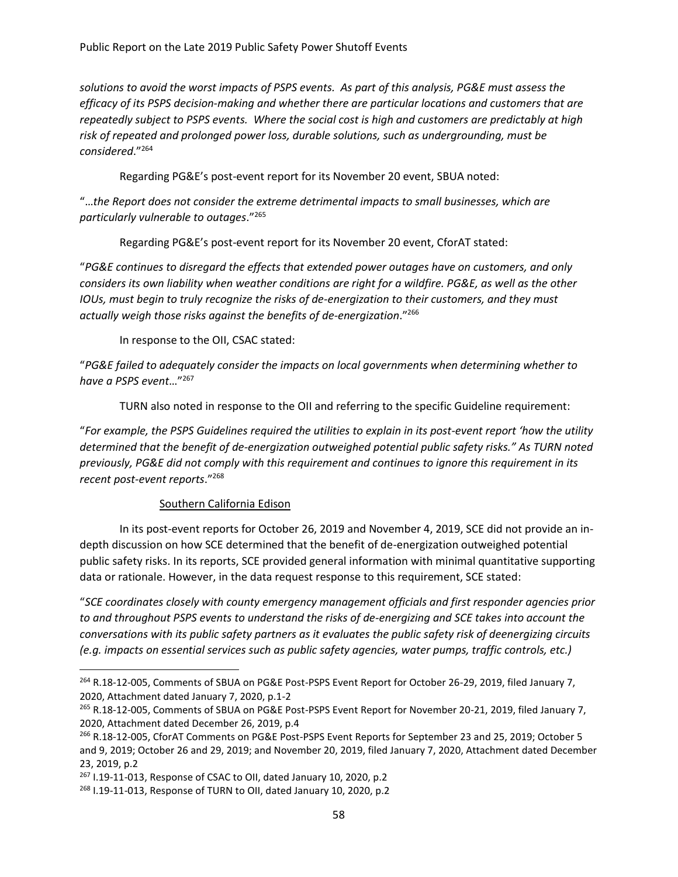*solutions to avoid the worst impacts of PSPS events. As part of this analysis, PG&E must assess the efficacy of its PSPS decision-making and whether there are particular locations and customers that are repeatedly subject to PSPS events. Where the social cost is high and customers are predictably at high risk of repeated and prolonged power loss, durable solutions, such as undergrounding, must be considered*."[264]

Regarding PG&E's post-event report for its November 20 event, SBUA noted:

"*…the Report does not consider the extreme detrimental impacts to small businesses, which are particularly vulnerable to outages*."[265]

Regarding PG&E's post-event report for its November 20 event, CforAT stated:

"*PG&E continues to disregard the effects that extended power outages have on customers, and only considers its own liability when weather conditions are right for a wildfire. PG&E, as well as the other IOUs, must begin to truly recognize the risks of de-energization to their customers, and they must actually weigh those risks against the benefits of de-energization*."[266]

In response to the OII, CSAC stated:

"*PG&E failed to adequately consider the impacts on local governments when determining whether to have a PSPS event*…"[267]

TURN also noted in response to the OII and referring to the specific Guideline requirement:

"*For example, the PSPS Guidelines required the utilities to explain in its post-event report 'how the utility determined that the benefit of de-energization outweighed potential public safety risks." As TURN noted previously, PG&E did not comply with this requirement and continues to ignore this requirement in its recent post-event reports*."[268]

Southern California Edison

In its post-event reports for October 26, 2019 and November 4, 2019, SCE did not provide an in-depth discussion on how SCE determined that the benefit of de-energization outweighed potential public safety risks. In its reports, SCE provided general information with minimal quantitative supporting data or rationale. However, in the data request response to this requirement, SCE stated:

"*SCE coordinates closely with county emergency management officials and first responder agencies prior to and throughout PSPS events to understand the risks of de-energizing and SCE takes into account the conversations with its public safety partners as it evaluates the public safety risk of deenergizing circuits (e.g. impacts on essential services such as public safety agencies, water pumps, traffic controls, etc.)*

---

[264] R.18-12-005, Comments of SBUA on PG&E Post-PSPS Event Report for October 26-29, 2019, filed January 7, 2020, Attachment dated January 7, 2020, p.1-2

[265] R.18-12-005, Comments of SBUA on PG&E Post-PSPS Event Report for November 20-21, 2019, filed January 7, 2020, Attachment dated December 26, 2019, p.4

[266] R.18-12-005, CforAT Comments on PG&E Post-PSPS Event Reports for September 23 and 25, 2019; October 5 and 9, 2019; October 26 and 29, 2019; and November 20, 2019, filed January 7, 2020, Attachment dated December 23, 2019, p.2

[267] I.19-11-013, Response of CSAC to OII, dated January 10, 2020, p.2

[268] I.19-11-013, Response of TURN to OII, dated January 10, 2020, p.2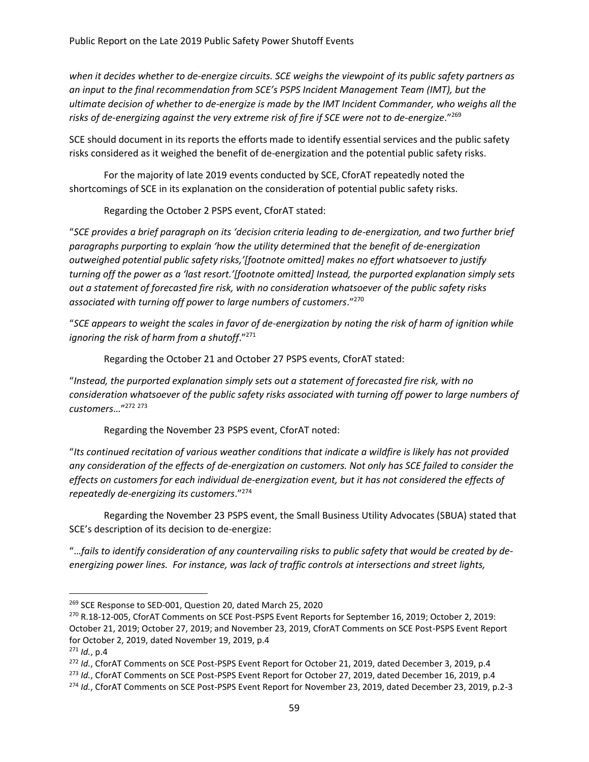*when it decides whether to de-energize circuits. SCE weighs the viewpoint of its public safety partners as an input to the final recommendation from SCE's PSPS Incident Management Team (IMT), but the ultimate decision of whether to de-energize is made by the IMT Incident Commander, who weighs all the risks of de-energizing against the very extreme risk of fire if SCE were not to de-energize*."[269]

SCE should document in its reports the efforts made to identify essential services and the public safety risks considered as it weighed the benefit of de-energization and the potential public safety risks.

For the majority of late 2019 events conducted by SCE, CforAT repeatedly noted the shortcomings of SCE in its explanation on the consideration of potential public safety risks.

Regarding the October 2 PSPS event, CforAT stated:

"*SCE provides a brief paragraph on its 'decision criteria leading to de-energization, and two further brief paragraphs purporting to explain 'how the utility determined that the benefit of de-energization outweighed potential public safety risks,'[footnote omitted] makes no effort whatsoever to justify turning off the power as a 'last resort.'[footnote omitted] Instead, the purported explanation simply sets out a statement of forecasted fire risk, with no consideration whatsoever of the public safety risks associated with turning off power to large numbers of customers*."[270]

"*SCE appears to weight the scales in favor of de-energization by noting the risk of harm of ignition while ignoring the risk of harm from a shutoff*."[271]

Regarding the October 21 and October 27 PSPS events, CforAT stated:

"*Instead, the purported explanation simply sets out a statement of forecasted fire risk, with no consideration whatsoever of the public safety risks associated with turning off power to large numbers of customers…*"[272] [273]

Regarding the November 23 PSPS event, CforAT noted:

"*Its continued recitation of various weather conditions that indicate a wildfire is likely has not provided any consideration of the effects of de-energization on customers. Not only has SCE failed to consider the effects on customers for each individual de-energization event, but it has not considered the effects of repeatedly de-energizing its customers*."[274]

Regarding the November 23 PSPS event, the Small Business Utility Advocates (SBUA) stated that SCE's description of its decision to de-energize:

"*…fails to identify consideration of any countervailing risks to public safety that would be created by de-energizing power lines. For instance, was lack of traffic controls at intersections and street lights,*

---

[269] SCE Response to SED-001, Question 20, dated March 25, 2020

[270] R.18-12-005, CforAT Comments on SCE Post-PSPS Event Reports for September 16, 2019; October 2, 2019: October 21, 2019; October 27, 2019; and November 23, 2019, CforAT Comments on SCE Post-PSPS Event Report for October 2, 2019, dated November 19, 2019, p.4

[271] *Id.*, p.4

[272] *Id.*, CforAT Comments on SCE Post-PSPS Event Report for October 21, 2019, dated December 3, 2019, p.4

[273] *Id.*, CforAT Comments on SCE Post-PSPS Event Report for October 27, 2019, dated December 16, 2019, p.4

[274] *Id.*, CforAT Comments on SCE Post-PSPS Event Report for November 23, 2019, dated December 23, 2019, p.2-3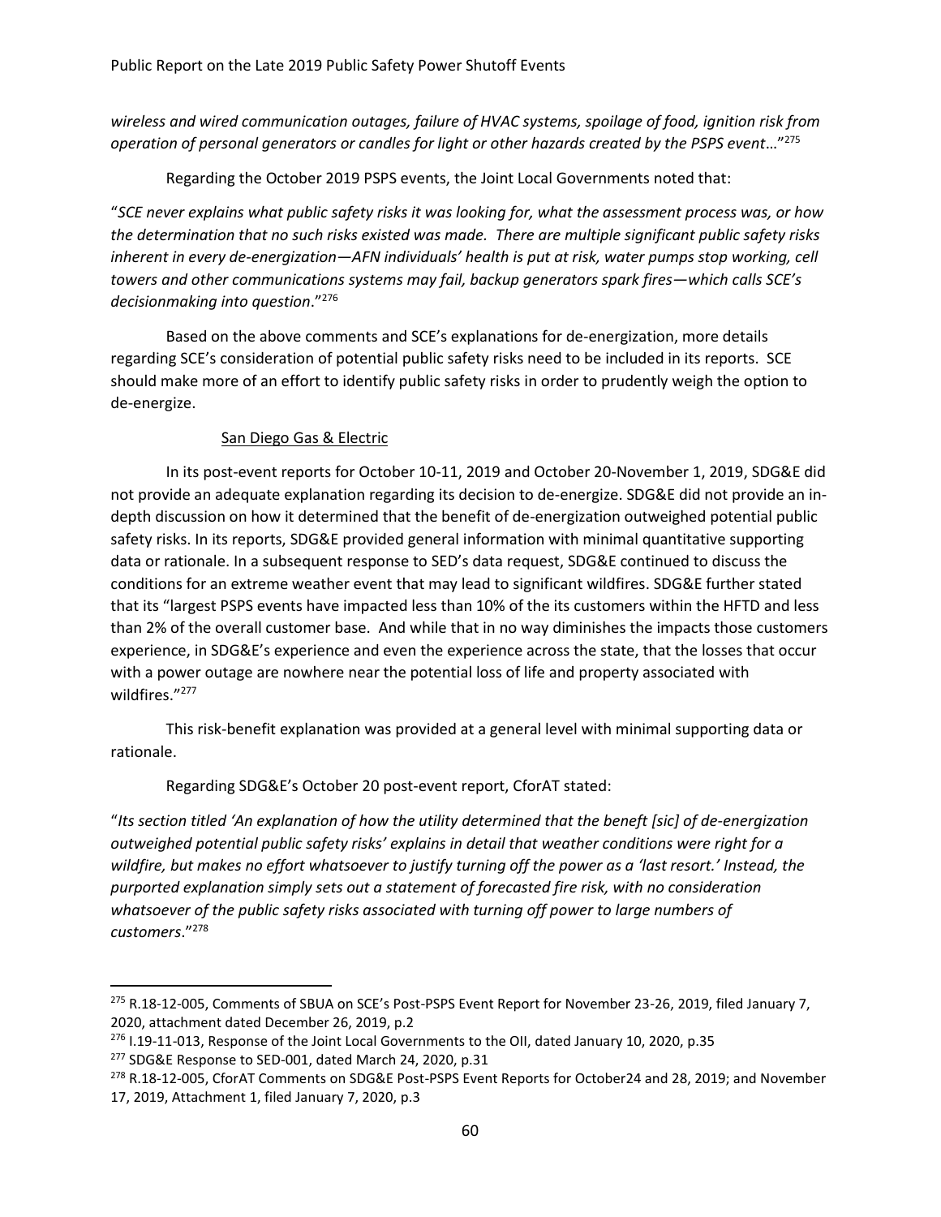*wireless and wired communication outages, failure of HVAC systems, spoilage of food, ignition risk from operation of personal generators or candles for light or other hazards created by the PSPS event*…"[275]

Regarding the October 2019 PSPS events, the Joint Local Governments noted that:

"*SCE never explains what public safety risks it was looking for, what the assessment process was, or how the determination that no such risks existed was made. There are multiple significant public safety risks inherent in every de-energization—AFN individuals' health is put at risk, water pumps stop working, cell towers and other communications systems may fail, backup generators spark fires—which calls SCE's decisionmaking into question*."[276]

Based on the above comments and SCE's explanations for de-energization, more details regarding SCE's consideration of potential public safety risks need to be included in its reports. SCE should make more of an effort to identify public safety risks in order to prudently weigh the option to de-energize.

San Diego Gas & Electric

In its post-event reports for October 10-11, 2019 and October 20-November 1, 2019, SDG&E did not provide an adequate explanation regarding its decision to de-energize. SDG&E did not provide an in-depth discussion on how it determined that the benefit of de-energization outweighed potential public safety risks. In its reports, SDG&E provided general information with minimal quantitative supporting data or rationale. In a subsequent response to SED's data request, SDG&E continued to discuss the conditions for an extreme weather event that may lead to significant wildfires. SDG&E further stated that its "largest PSPS events have impacted less than 10% of the its customers within the HFTD and less than 2% of the overall customer base. And while that in no way diminishes the impacts those customers experience, in SDG&E's experience and even the experience across the state, that the losses that occur with a power outage are nowhere near the potential loss of life and property associated with wildfires."[277]

This risk-benefit explanation was provided at a general level with minimal supporting data or rationale.

Regarding SDG&E's October 20 post-event report, CforAT stated:

"*Its section titled 'An explanation of how the utility determined that the beneft [sic] of de-energization outweighed potential public safety risks' explains in detail that weather conditions were right for a wildfire, but makes no effort whatsoever to justify turning off the power as a 'last resort.' Instead, the purported explanation simply sets out a statement of forecasted fire risk, with no consideration whatsoever of the public safety risks associated with turning off power to large numbers of customers*."[278]

---

[275] R.18-12-005, Comments of SBUA on SCE's Post-PSPS Event Report for November 23-26, 2019, filed January 7, 2020, attachment dated December 26, 2019, p.2

[276] I.19-11-013, Response of the Joint Local Governments to the OII, dated January 10, 2020, p.35

[277] SDG&E Response to SED-001, dated March 24, 2020, p.31

[278] R.18-12-005, CforAT Comments on SDG&E Post-PSPS Event Reports for October24 and 28, 2019; and November 17, 2019, Attachment 1, filed January 7, 2020, p.3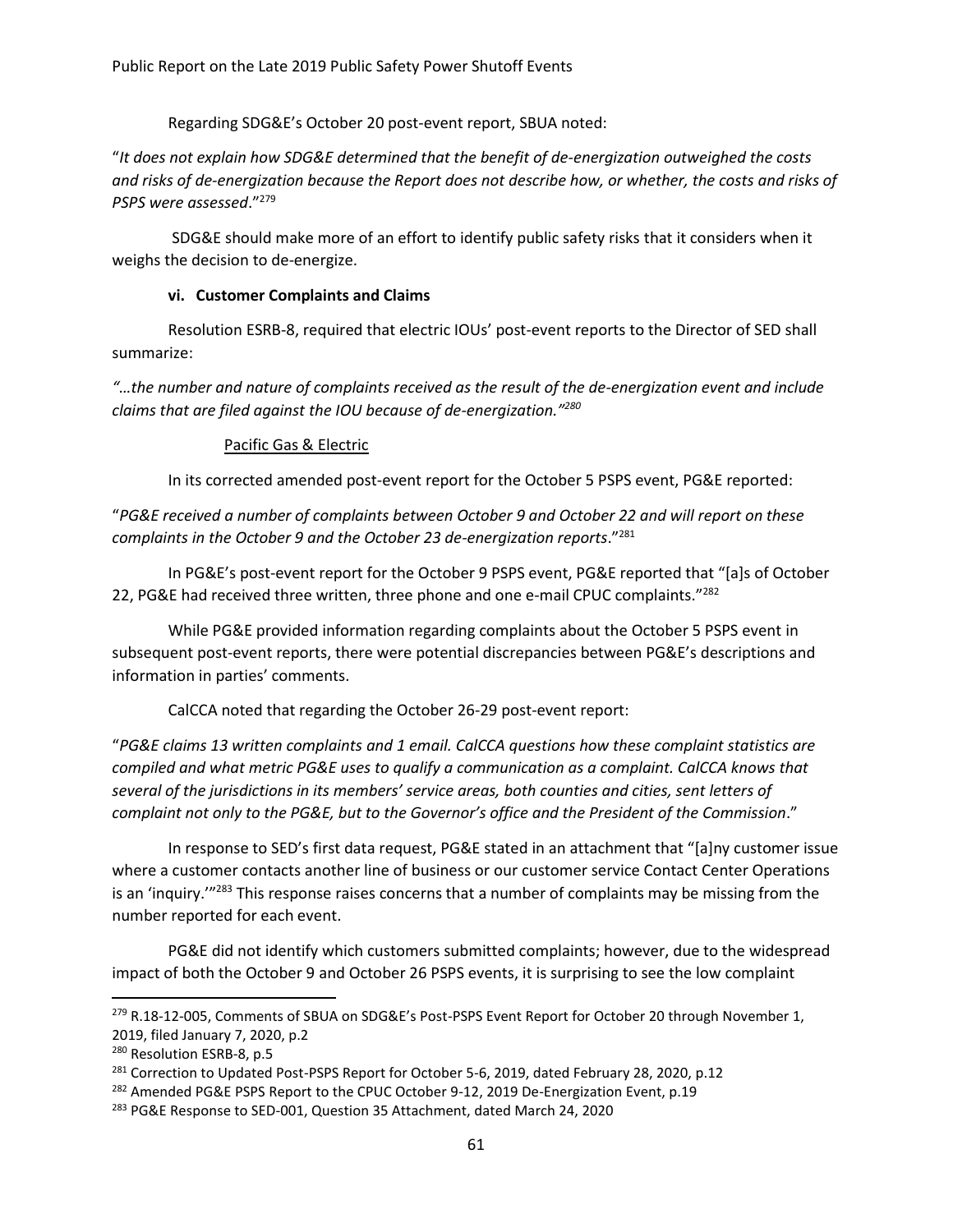Regarding SDG&E's October 20 post-event report, SBUA noted:

"*It does not explain how SDG&E determined that the benefit of de-energization outweighed the costs and risks of de-energization because the Report does not describe how, or whether, the costs and risks of PSPS were assessed*."[279]

SDG&E should make more of an effort to identify public safety risks that it considers when it weighs the decision to de-energize.

#### vi. Customer Complaints and Claims

Resolution ESRB-8, required that electric IOUs' post-event reports to the Director of SED shall summarize:

*"…the number and nature of complaints received as the result of the de-energization event and include claims that are filed against the IOU because of de-energization."*[280]

Pacific Gas & Electric

In its corrected amended post-event report for the October 5 PSPS event, PG&E reported:

"*PG&E received a number of complaints between October 9 and October 22 and will report on these complaints in the October 9 and the October 23 de-energization reports*."[281]

In PG&E's post-event report for the October 9 PSPS event, PG&E reported that "[a]s of October 22, PG&E had received three written, three phone and one e-mail CPUC complaints."[282]

While PG&E provided information regarding complaints about the October 5 PSPS event in subsequent post-event reports, there were potential discrepancies between PG&E's descriptions and information in parties' comments.

CalCCA noted that regarding the October 26-29 post-event report:

"*PG&E claims 13 written complaints and 1 email. CalCCA questions how these complaint statistics are compiled and what metric PG&E uses to qualify a communication as a complaint. CalCCA knows that several of the jurisdictions in its members' service areas, both counties and cities, sent letters of complaint not only to the PG&E, but to the Governor's office and the President of the Commission*."

In response to SED's first data request, PG&E stated in an attachment that "[a]ny customer issue where a customer contacts another line of business or our customer service Contact Center Operations is an 'inquiry.'"[283] This response raises concerns that a number of complaints may be missing from the number reported for each event.

PG&E did not identify which customers submitted complaints; however, due to the widespread impact of both the October 9 and October 26 PSPS events, it is surprising to see the low complaint

---

[279] R.18-12-005, Comments of SBUA on SDG&E's Post-PSPS Event Report for October 20 through November 1, 2019, filed January 7, 2020, p.2

[280] Resolution ESRB-8, p.5

[281] Correction to Updated Post-PSPS Report for October 5-6, 2019, dated February 28, 2020, p.12

[282] Amended PG&E PSPS Report to the CPUC October 9-12, 2019 De-Energization Event, p.19

[283] PG&E Response to SED-001, Question 35 Attachment, dated March 24, 2020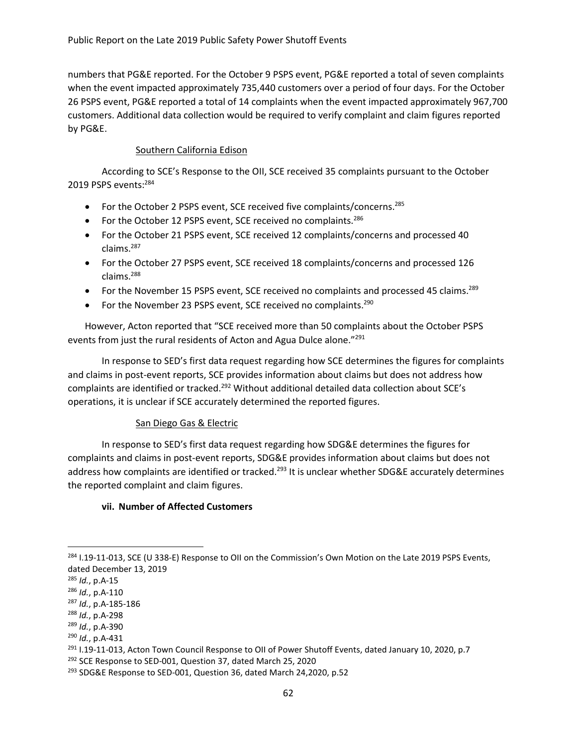numbers that PG&E reported. For the October 9 PSPS event, PG&E reported a total of seven complaints when the event impacted approximately 735,440 customers over a period of four days. For the October 26 PSPS event, PG&E reported a total of 14 complaints when the event impacted approximately 967,700 customers. Additional data collection would be required to verify complaint and claim figures reported by PG&E.

Southern California Edison

According to SCE's Response to the OII, SCE received 35 complaints pursuant to the October 2019 PSPS events:[284]

- For the October 2 PSPS event, SCE received five complaints/concerns.[285]
- For the October 12 PSPS event, SCE received no complaints.[286]
- For the October 21 PSPS event, SCE received 12 complaints/concerns and processed 40 claims.[287]
- For the October 27 PSPS event, SCE received 18 complaints/concerns and processed 126 claims.[288]
- For the November 15 PSPS event, SCE received no complaints and processed 45 claims.[289]
- For the November 23 PSPS event, SCE received no complaints.[290]

However, Acton reported that "SCE received more than 50 complaints about the October PSPS events from just the rural residents of Acton and Agua Dulce alone."[291]

In response to SED's first data request regarding how SCE determines the figures for complaints and claims in post-event reports, SCE provides information about claims but does not address how complaints are identified or tracked.[292] Without additional detailed data collection about SCE's operations, it is unclear if SCE accurately determined the reported figures.

San Diego Gas & Electric

In response to SED's first data request regarding how SDG&E determines the figures for complaints and claims in post-event reports, SDG&E provides information about claims but does not address how complaints are identified or tracked.[293] It is unclear whether SDG&E accurately determines the reported complaint and claim figures.

**vii. Number of Affected Customers**

---

[284] I.19-11-013, SCE (U 338-E) Response to OII on the Commission's Own Motion on the Late 2019 PSPS Events, dated December 13, 2019

[285] *Id.*, p.A-15

[286] *Id.*, p.A-110

[287] *Id.*, p.A-185-186

[288] *Id.*, p.A-298

[289] *Id.*, p.A-390

[290] *Id.*, p.A-431

[291] I.19-11-013, Acton Town Council Response to OII of Power Shutoff Events, dated January 10, 2020, p.7

[292] SCE Response to SED-001, Question 37, dated March 25, 2020

[293] SDG&E Response to SED-001, Question 36, dated March 24,2020, p.52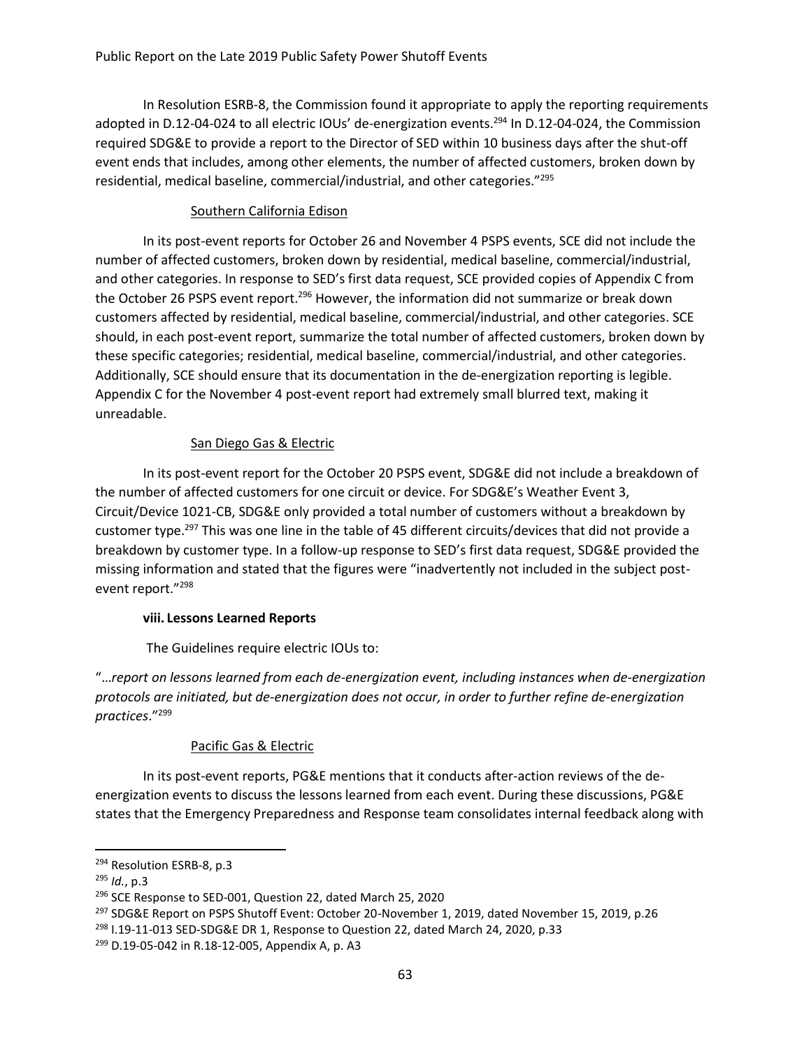In Resolution ESRB-8, the Commission found it appropriate to apply the reporting requirements adopted in D.12-04-024 to all electric IOUs' de-energization events.[294] In D.12-04-024, the Commission required SDG&E to provide a report to the Director of SED within 10 business days after the shut-off event ends that includes, among other elements, the number of affected customers, broken down by residential, medical baseline, commercial/industrial, and other categories."[295]

Southern California Edison

In its post-event reports for October 26 and November 4 PSPS events, SCE did not include the number of affected customers, broken down by residential, medical baseline, commercial/industrial, and other categories. In response to SED's first data request, SCE provided copies of Appendix C from the October 26 PSPS event report.[296] However, the information did not summarize or break down customers affected by residential, medical baseline, commercial/industrial, and other categories. SCE should, in each post-event report, summarize the total number of affected customers, broken down by these specific categories; residential, medical baseline, commercial/industrial, and other categories. Additionally, SCE should ensure that its documentation in the de-energization reporting is legible. Appendix C for the November 4 post-event report had extremely small blurred text, making it unreadable.

San Diego Gas & Electric

In its post-event report for the October 20 PSPS event, SDG&E did not include a breakdown of the number of affected customers for one circuit or device. For SDG&E's Weather Event 3, Circuit/Device 1021-CB, SDG&E only provided a total number of customers without a breakdown by customer type.[297] This was one line in the table of 45 different circuits/devices that did not provide a breakdown by customer type. In a follow-up response to SED's first data request, SDG&E provided the missing information and stated that the figures were "inadvertently not included in the subject post-event report."[298]

**viii. Lessons Learned Reports**

The Guidelines require electric IOUs to:

"*…report on lessons learned from each de-energization event, including instances when de-energization protocols are initiated, but de-energization does not occur, in order to further refine de-energization practices*."[299]

Pacific Gas & Electric

In its post-event reports, PG&E mentions that it conducts after-action reviews of the de-energization events to discuss the lessons learned from each event. During these discussions, PG&E states that the Emergency Preparedness and Response team consolidates internal feedback along with

[294] Resolution ESRB-8, p.3

[295] *Id.*, p.3

[296] SCE Response to SED-001, Question 22, dated March 25, 2020

[297] SDG&E Report on PSPS Shutoff Event: October 20-November 1, 2019, dated November 15, 2019, p.26

[298] I.19-11-013 SED-SDG&E DR 1, Response to Question 22, dated March 24, 2020, p.33

[299] D.19-05-042 in R.18-12-005, Appendix A, p. A3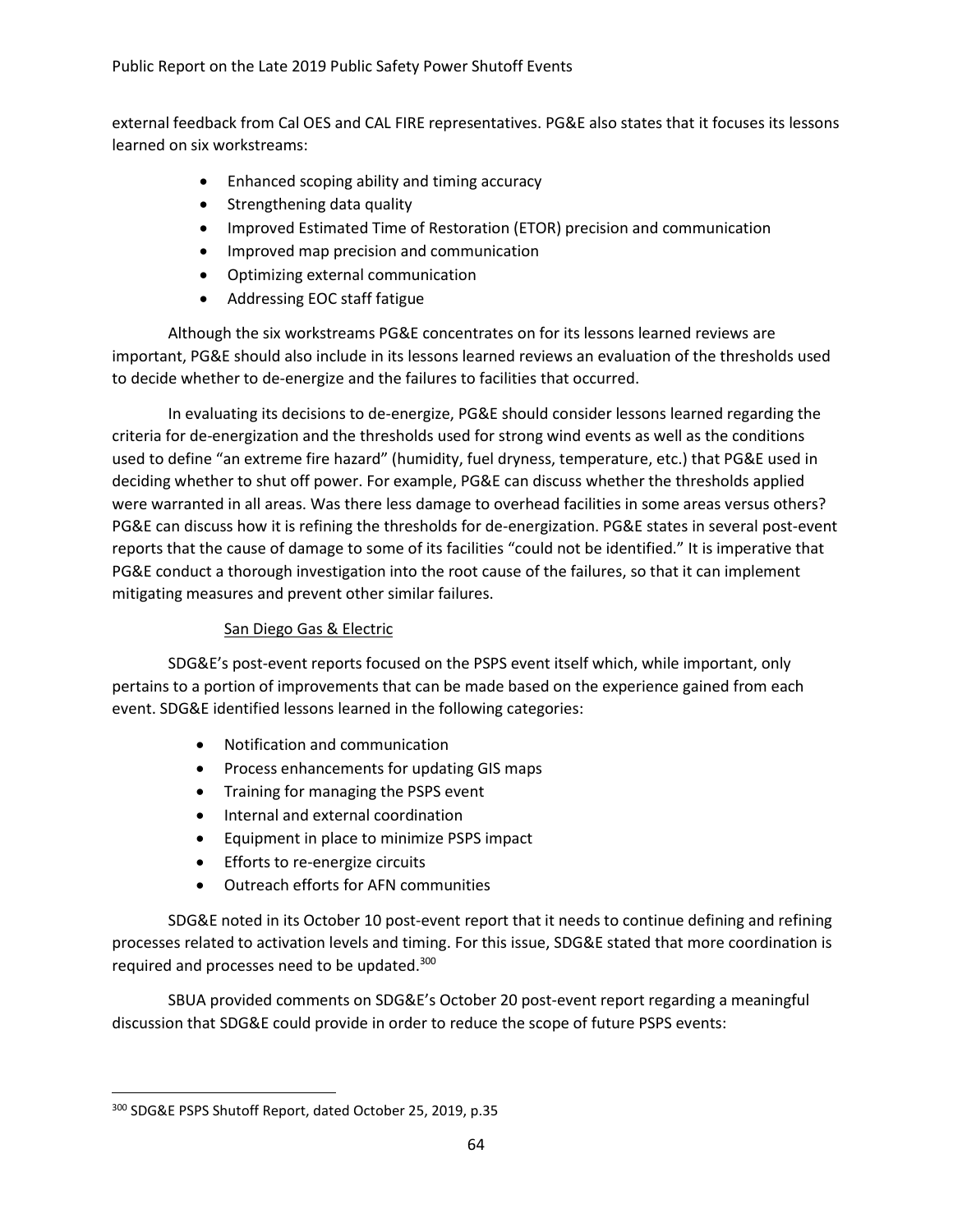external feedback from Cal OES and CAL FIRE representatives. PG&E also states that it focuses its lessons learned on six workstreams:

- Enhanced scoping ability and timing accuracy
- Strengthening data quality
- Improved Estimated Time of Restoration (ETOR) precision and communication
- Improved map precision and communication
- Optimizing external communication
- Addressing EOC staff fatigue

Although the six workstreams PG&E concentrates on for its lessons learned reviews are important, PG&E should also include in its lessons learned reviews an evaluation of the thresholds used to decide whether to de-energize and the failures to facilities that occurred.

In evaluating its decisions to de-energize, PG&E should consider lessons learned regarding the criteria for de-energization and the thresholds used for strong wind events as well as the conditions used to define "an extreme fire hazard" (humidity, fuel dryness, temperature, etc.) that PG&E used in deciding whether to shut off power. For example, PG&E can discuss whether the thresholds applied were warranted in all areas. Was there less damage to overhead facilities in some areas versus others? PG&E can discuss how it is refining the thresholds for de-energization. PG&E states in several post-event reports that the cause of damage to some of its facilities "could not be identified." It is imperative that PG&E conduct a thorough investigation into the root cause of the failures, so that it can implement mitigating measures and prevent other similar failures.

San Diego Gas & Electric

SDG&E's post-event reports focused on the PSPS event itself which, while important, only pertains to a portion of improvements that can be made based on the experience gained from each event. SDG&E identified lessons learned in the following categories:

- Notification and communication
- Process enhancements for updating GIS maps
- Training for managing the PSPS event
- Internal and external coordination
- Equipment in place to minimize PSPS impact
- Efforts to re-energize circuits
- Outreach efforts for AFN communities

SDG&E noted in its October 10 post-event report that it needs to continue defining and refining processes related to activation levels and timing. For this issue, SDG&E stated that more coordination is required and processes need to be updated.[300]

SBUA provided comments on SDG&E's October 20 post-event report regarding a meaningful discussion that SDG&E could provide in order to reduce the scope of future PSPS events:

[300] SDG&E PSPS Shutoff Report, dated October 25, 2019, p.35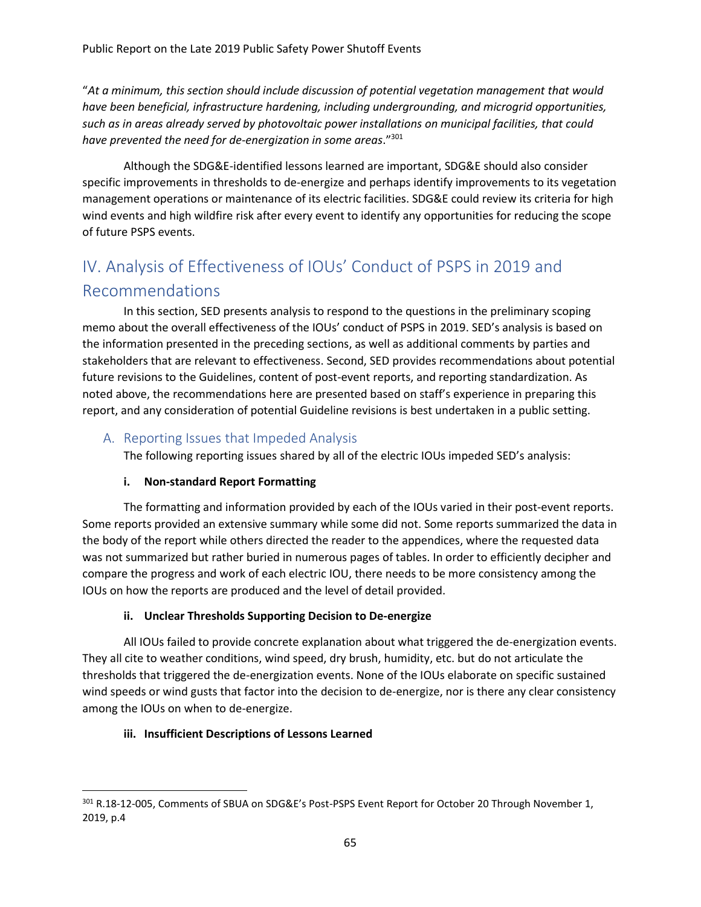"*At a minimum, this section should include discussion of potential vegetation management that would have been beneficial, infrastructure hardening, including undergrounding, and microgrid opportunities, such as in areas already served by photovoltaic power installations on municipal facilities, that could have prevented the need for de-energization in some areas*."[301]

Although the SDG&E-identified lessons learned are important, SDG&E should also consider specific improvements in thresholds to de-energize and perhaps identify improvements to its vegetation management operations or maintenance of its electric facilities. SDG&E could review its criteria for high wind events and high wildfire risk after every event to identify any opportunities for reducing the scope of future PSPS events.

# IV. Analysis of Effectiveness of IOUs' Conduct of PSPS in 2019 and Recommendations

In this section, SED presents analysis to respond to the questions in the preliminary scoping memo about the overall effectiveness of the IOUs' conduct of PSPS in 2019. SED's analysis is based on the information presented in the preceding sections, as well as additional comments by parties and stakeholders that are relevant to effectiveness. Second, SED provides recommendations about potential future revisions to the Guidelines, content of post-event reports, and reporting standardization. As noted above, the recommendations here are presented based on staff's experience in preparing this report, and any consideration of potential Guideline revisions is best undertaken in a public setting.

## A. Reporting Issues that Impeded Analysis

The following reporting issues shared by all of the electric IOUs impeded SED's analysis:

### i. Non-standard Report Formatting

The formatting and information provided by each of the IOUs varied in their post-event reports. Some reports provided an extensive summary while some did not. Some reports summarized the data in the body of the report while others directed the reader to the appendices, where the requested data was not summarized but rather buried in numerous pages of tables. In order to efficiently decipher and compare the progress and work of each electric IOU, there needs to be more consistency among the IOUs on how the reports are produced and the level of detail provided.

### ii. Unclear Thresholds Supporting Decision to De-energize

All IOUs failed to provide concrete explanation about what triggered the de-energization events. They all cite to weather conditions, wind speed, dry brush, humidity, etc. but do not articulate the thresholds that triggered the de-energization events. None of the IOUs elaborate on specific sustained wind speeds or wind gusts that factor into the decision to de-energize, nor is there any clear consistency among the IOUs on when to de-energize.

### iii. Insufficient Descriptions of Lessons Learned

---

[301] R.18-12-005, Comments of SBUA on SDG&E's Post-PSPS Event Report for October 20 Through November 1, 2019, p.4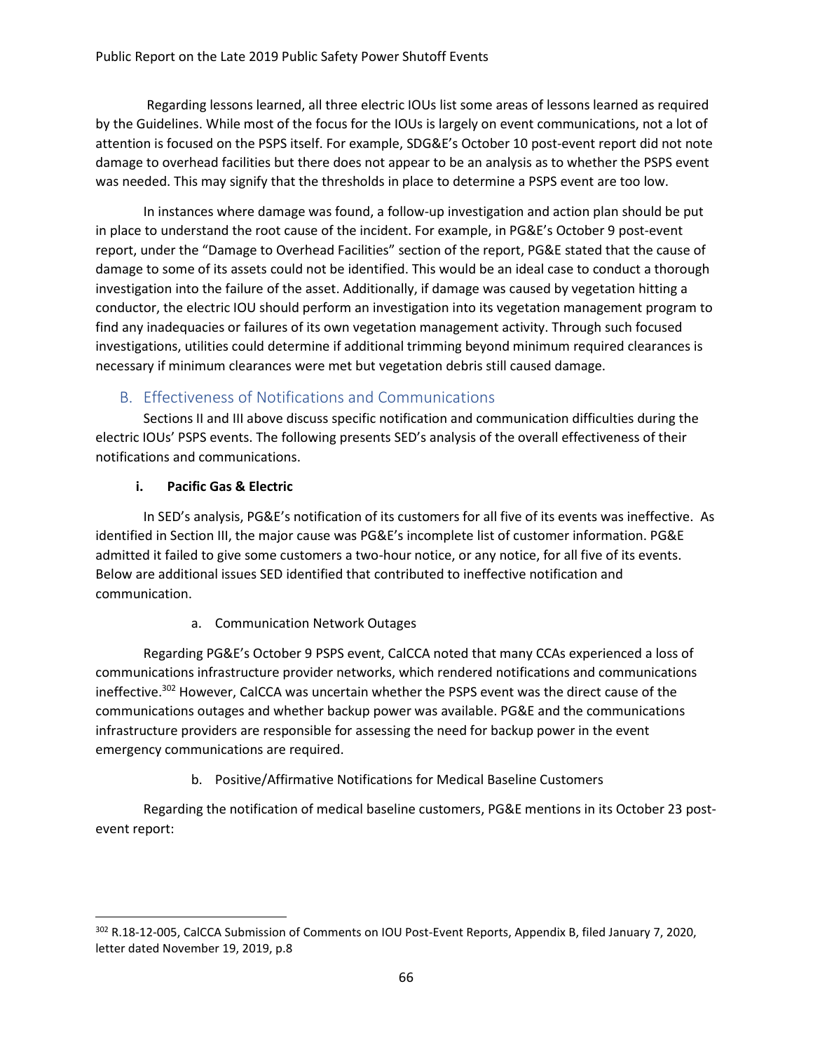Regarding lessons learned, all three electric IOUs list some areas of lessons learned as required by the Guidelines. While most of the focus for the IOUs is largely on event communications, not a lot of attention is focused on the PSPS itself. For example, SDG&E's October 10 post-event report did not note damage to overhead facilities but there does not appear to be an analysis as to whether the PSPS event was needed. This may signify that the thresholds in place to determine a PSPS event are too low.

In instances where damage was found, a follow-up investigation and action plan should be put in place to understand the root cause of the incident. For example, in PG&E's October 9 post-event report, under the "Damage to Overhead Facilities" section of the report, PG&E stated that the cause of damage to some of its assets could not be identified. This would be an ideal case to conduct a thorough investigation into the failure of the asset. Additionally, if damage was caused by vegetation hitting a conductor, the electric IOU should perform an investigation into its vegetation management program to find any inadequacies or failures of its own vegetation management activity. Through such focused investigations, utilities could determine if additional trimming beyond minimum required clearances is necessary if minimum clearances were met but vegetation debris still caused damage.

## B. Effectiveness of Notifications and Communications

Sections II and III above discuss specific notification and communication difficulties during the electric IOUs' PSPS events. The following presents SED's analysis of the overall effectiveness of their notifications and communications.

### i. Pacific Gas & Electric

In SED's analysis, PG&E's notification of its customers for all five of its events was ineffective. As identified in Section III, the major cause was PG&E's incomplete list of customer information. PG&E admitted it failed to give some customers a two-hour notice, or any notice, for all five of its events. Below are additional issues SED identified that contributed to ineffective notification and communication.

a. Communication Network Outages

Regarding PG&E's October 9 PSPS event, CalCCA noted that many CCAs experienced a loss of communications infrastructure provider networks, which rendered notifications and communications ineffective.[302] However, CalCCA was uncertain whether the PSPS event was the direct cause of the communications outages and whether backup power was available. PG&E and the communications infrastructure providers are responsible for assessing the need for backup power in the event emergency communications are required.

b. Positive/Affirmative Notifications for Medical Baseline Customers

Regarding the notification of medical baseline customers, PG&E mentions in its October 23 post-event report:

---

[302] R.18-12-005, CalCCA Submission of Comments on IOU Post-Event Reports, Appendix B, filed January 7, 2020, letter dated November 19, 2019, p.8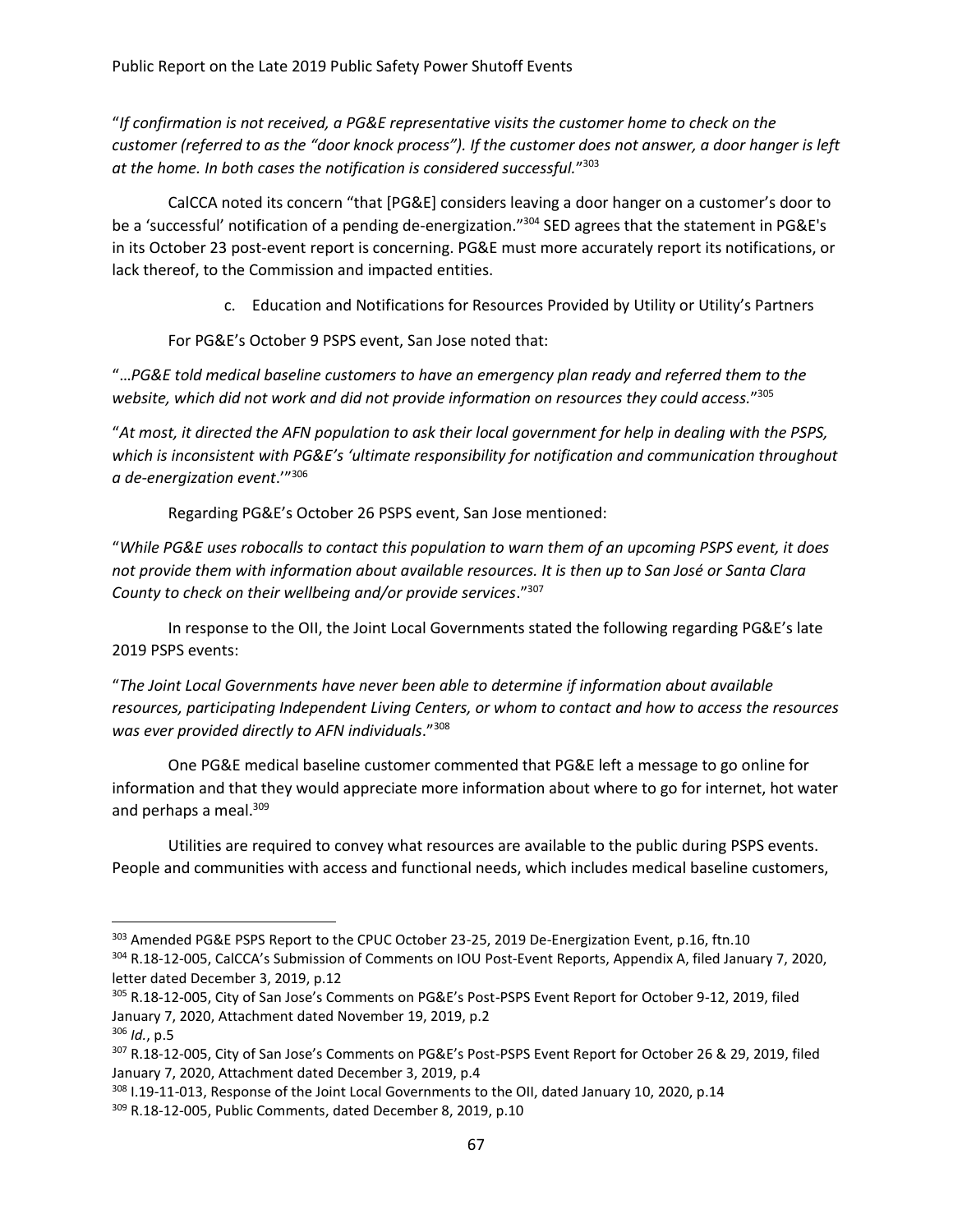"*If confirmation is not received, a PG&E representative visits the customer home to check on the customer (referred to as the "door knock process"). If the customer does not answer, a door hanger is left at the home. In both cases the notification is considered successful.*"[303]

CalCCA noted its concern "that [PG&E] considers leaving a door hanger on a customer's door to be a 'successful' notification of a pending de-energization."[304] SED agrees that the statement in PG&E's in its October 23 post-event report is concerning. PG&E must more accurately report its notifications, or lack thereof, to the Commission and impacted entities.

c. Education and Notifications for Resources Provided by Utility or Utility's Partners

For PG&E's October 9 PSPS event, San Jose noted that:

"*…PG&E told medical baseline customers to have an emergency plan ready and referred them to the website, which did not work and did not provide information on resources they could access.*"[305]

"*At most, it directed the AFN population to ask their local government for help in dealing with the PSPS, which is inconsistent with PG&E's 'ultimate responsibility for notification and communication throughout a de-energization event*.'"[306]

Regarding PG&E's October 26 PSPS event, San Jose mentioned:

"*While PG&E uses robocalls to contact this population to warn them of an upcoming PSPS event, it does not provide them with information about available resources. It is then up to San José or Santa Clara County to check on their wellbeing and/or provide services*."[307]

In response to the OII, the Joint Local Governments stated the following regarding PG&E's late 2019 PSPS events:

"*The Joint Local Governments have never been able to determine if information about available resources, participating Independent Living Centers, or whom to contact and how to access the resources was ever provided directly to AFN individuals*."[308]

One PG&E medical baseline customer commented that PG&E left a message to go online for information and that they would appreciate more information about where to go for internet, hot water and perhaps a meal.[309]

Utilities are required to convey what resources are available to the public during PSPS events. People and communities with access and functional needs, which includes medical baseline customers,

---

[303] Amended PG&E PSPS Report to the CPUC October 23-25, 2019 De-Energization Event, p.16, ftn.10

[304] R.18-12-005, CalCCA's Submission of Comments on IOU Post-Event Reports, Appendix A, filed January 7, 2020, letter dated December 3, 2019, p.12

[305] R.18-12-005, City of San Jose's Comments on PG&E's Post-PSPS Event Report for October 9-12, 2019, filed January 7, 2020, Attachment dated November 19, 2019, p.2

[306] *Id.*, p.5

[307] R.18-12-005, City of San Jose's Comments on PG&E's Post-PSPS Event Report for October 26 & 29, 2019, filed January 7, 2020, Attachment dated December 3, 2019, p.4

[308] I.19-11-013, Response of the Joint Local Governments to the OII, dated January 10, 2020, p.14

[309] R.18-12-005, Public Comments, dated December 8, 2019, p.10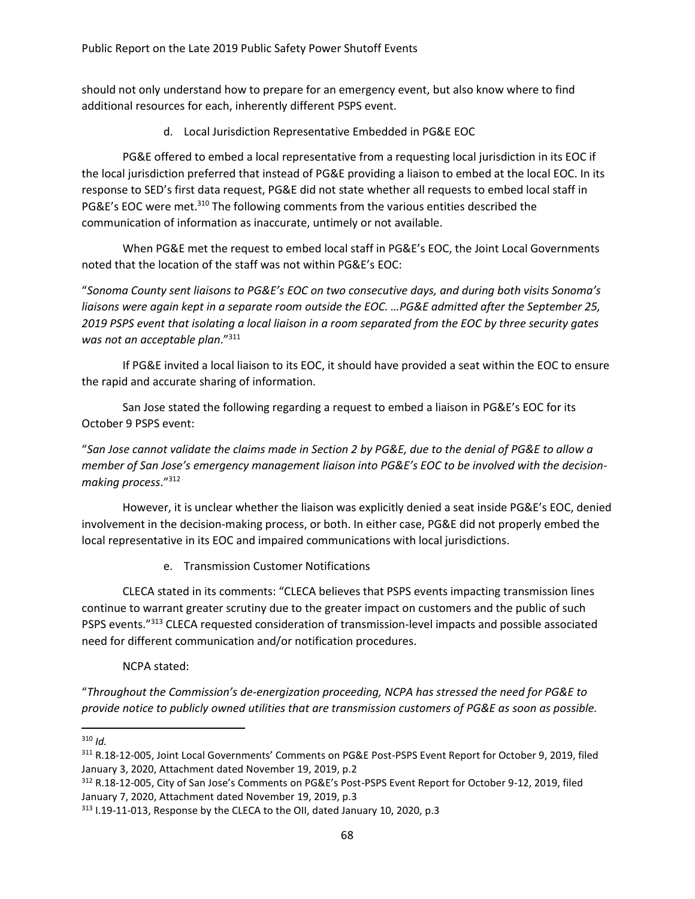should not only understand how to prepare for an emergency event, but also know where to find additional resources for each, inherently different PSPS event.

#### d. Local Jurisdiction Representative Embedded in PG&E EOC

PG&E offered to embed a local representative from a requesting local jurisdiction in its EOC if the local jurisdiction preferred that instead of PG&E providing a liaison to embed at the local EOC. In its response to SED's first data request, PG&E did not state whether all requests to embed local staff in PG&E's EOC were met.[310] The following comments from the various entities described the communication of information as inaccurate, untimely or not available.

When PG&E met the request to embed local staff in PG&E's EOC, the Joint Local Governments noted that the location of the staff was not within PG&E's EOC:

"*Sonoma County sent liaisons to PG&E's EOC on two consecutive days, and during both visits Sonoma's liaisons were again kept in a separate room outside the EOC. …PG&E admitted after the September 25, 2019 PSPS event that isolating a local liaison in a room separated from the EOC by three security gates was not an acceptable plan*."[311]

If PG&E invited a local liaison to its EOC, it should have provided a seat within the EOC to ensure the rapid and accurate sharing of information.

San Jose stated the following regarding a request to embed a liaison in PG&E's EOC for its October 9 PSPS event:

"*San Jose cannot validate the claims made in Section 2 by PG&E, due to the denial of PG&E to allow a member of San Jose's emergency management liaison into PG&E's EOC to be involved with the decision-making process*."[312]

However, it is unclear whether the liaison was explicitly denied a seat inside PG&E's EOC, denied involvement in the decision-making process, or both. In either case, PG&E did not properly embed the local representative in its EOC and impaired communications with local jurisdictions.

#### e. Transmission Customer Notifications

CLECA stated in its comments: "CLECA believes that PSPS events impacting transmission lines continue to warrant greater scrutiny due to the greater impact on customers and the public of such PSPS events."[313] CLECA requested consideration of transmission-level impacts and possible associated need for different communication and/or notification procedures.

NCPA stated:

"*Throughout the Commission's de-energization proceeding, NCPA has stressed the need for PG&E to provide notice to publicly owned utilities that are transmission customers of PG&E as soon as possible.*

---

[310] *Id.*

[311] R.18-12-005, Joint Local Governments' Comments on PG&E Post-PSPS Event Report for October 9, 2019, filed January 3, 2020, Attachment dated November 19, 2019, p.2

[312] R.18-12-005, City of San Jose's Comments on PG&E's Post-PSPS Event Report for October 9-12, 2019, filed January 7, 2020, Attachment dated November 19, 2019, p.3

[313] I.19-11-013, Response by the CLECA to the OII, dated January 10, 2020, p.3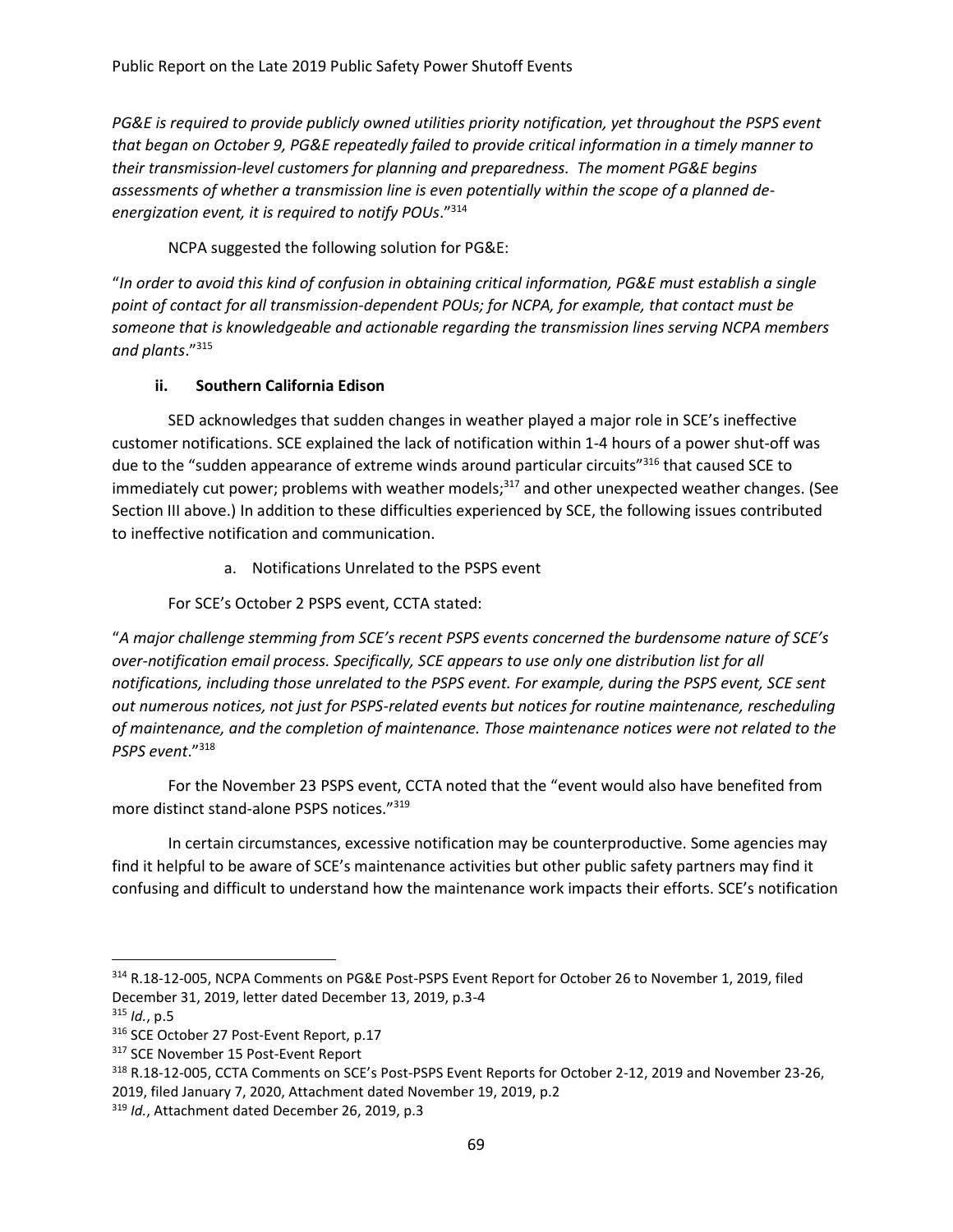*PG&E is required to provide publicly owned utilities priority notification, yet throughout the PSPS event that began on October 9, PG&E repeatedly failed to provide critical information in a timely manner to their transmission-level customers for planning and preparedness. The moment PG&E begins assessments of whether a transmission line is even potentially within the scope of a planned de-energization event, it is required to notify POUs*."[314]

NCPA suggested the following solution for PG&E:

"*In order to avoid this kind of confusion in obtaining critical information, PG&E must establish a single point of contact for all transmission-dependent POUs; for NCPA, for example, that contact must be someone that is knowledgeable and actionable regarding the transmission lines serving NCPA members and plants*."[315]

### ii. Southern California Edison

SED acknowledges that sudden changes in weather played a major role in SCE's ineffective customer notifications. SCE explained the lack of notification within 1-4 hours of a power shut-off was due to the "sudden appearance of extreme winds around particular circuits"[316] that caused SCE to immediately cut power; problems with weather models;[317] and other unexpected weather changes. (See Section III above.) In addition to these difficulties experienced by SCE, the following issues contributed to ineffective notification and communication.

a. Notifications Unrelated to the PSPS event

For SCE's October 2 PSPS event, CCTA stated:

"*A major challenge stemming from SCE's recent PSPS events concerned the burdensome nature of SCE's over-notification email process. Specifically, SCE appears to use only one distribution list for all notifications, including those unrelated to the PSPS event. For example, during the PSPS event, SCE sent out numerous notices, not just for PSPS-related events but notices for routine maintenance, rescheduling of maintenance, and the completion of maintenance. Those maintenance notices were not related to the PSPS event*."[318]

For the November 23 PSPS event, CCTA noted that the "event would also have benefited from more distinct stand-alone PSPS notices."[319]

In certain circumstances, excessive notification may be counterproductive. Some agencies may find it helpful to be aware of SCE's maintenance activities but other public safety partners may find it confusing and difficult to understand how the maintenance work impacts their efforts. SCE's notification

---

[314] R.18-12-005, NCPA Comments on PG&E Post-PSPS Event Report for October 26 to November 1, 2019, filed December 31, 2019, letter dated December 13, 2019, p.3-4

[315] *Id.*, p.5

[316] SCE October 27 Post-Event Report, p.17

[317] SCE November 15 Post-Event Report

[318] R.18-12-005, CCTA Comments on SCE's Post-PSPS Event Reports for October 2-12, 2019 and November 23-26, 2019, filed January 7, 2020, Attachment dated November 19, 2019, p.2

[319] *Id.*, Attachment dated December 26, 2019, p.3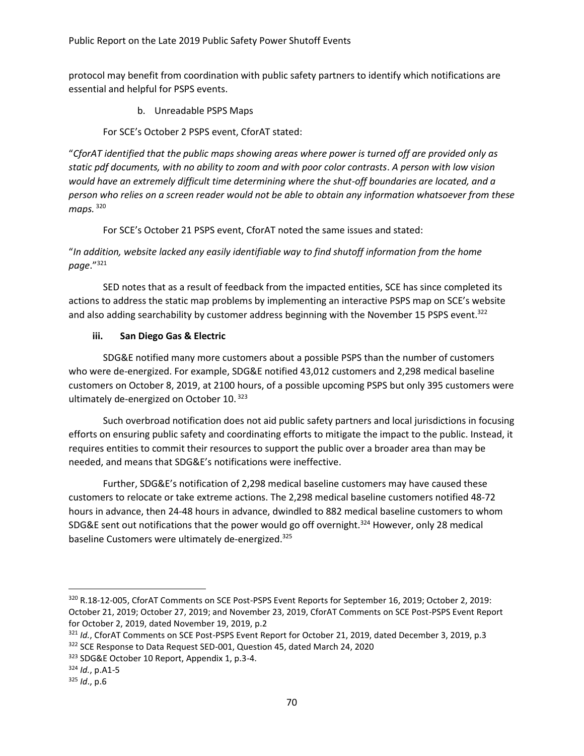protocol may benefit from coordination with public safety partners to identify which notifications are essential and helpful for PSPS events.

b. Unreadable PSPS Maps

For SCE's October 2 PSPS event, CforAT stated:

"*CforAT identified that the public maps showing areas where power is turned off are provided only as static pdf documents, with no ability to zoom and with poor color contrasts*. *A person with low vision would have an extremely difficult time determining where the shut-off boundaries are located, and a person who relies on a screen reader would not be able to obtain any information whatsoever from these maps.* [320]

For SCE's October 21 PSPS event, CforAT noted the same issues and stated:

"*In addition, website lacked any easily identifiable way to find shutoff information from the home page*."[321]

SED notes that as a result of feedback from the impacted entities, SCE has since completed its actions to address the static map problems by implementing an interactive PSPS map on SCE's website and also adding searchability by customer address beginning with the November 15 PSPS event.[322]

### iii. San Diego Gas & Electric

SDG&E notified many more customers about a possible PSPS than the number of customers who were de-energized. For example, SDG&E notified 43,012 customers and 2,298 medical baseline customers on October 8, 2019, at 2100 hours, of a possible upcoming PSPS but only 395 customers were ultimately de-energized on October 10. [323]

Such overbroad notification does not aid public safety partners and local jurisdictions in focusing efforts on ensuring public safety and coordinating efforts to mitigate the impact to the public. Instead, it requires entities to commit their resources to support the public over a broader area than may be needed, and means that SDG&E's notifications were ineffective.

Further, SDG&E's notification of 2,298 medical baseline customers may have caused these customers to relocate or take extreme actions. The 2,298 medical baseline customers notified 48-72 hours in advance, then 24-48 hours in advance, dwindled to 882 medical baseline customers to whom SDG&E sent out notifications that the power would go off overnight.[324] However, only 28 medical baseline Customers were ultimately de-energized.[325]

---

[320] R.18-12-005, CforAT Comments on SCE Post-PSPS Event Reports for September 16, 2019; October 2, 2019: October 21, 2019; October 27, 2019; and November 23, 2019, CforAT Comments on SCE Post-PSPS Event Report for October 2, 2019, dated November 19, 2019, p.2

[321] *Id.*, CforAT Comments on SCE Post-PSPS Event Report for October 21, 2019, dated December 3, 2019, p.3

[322] SCE Response to Data Request SED-001, Question 45, dated March 24, 2020

[323] SDG&E October 10 Report, Appendix 1, p.3-4.

[324] *Id.*, p.A1-5

[325] *Id*., p.6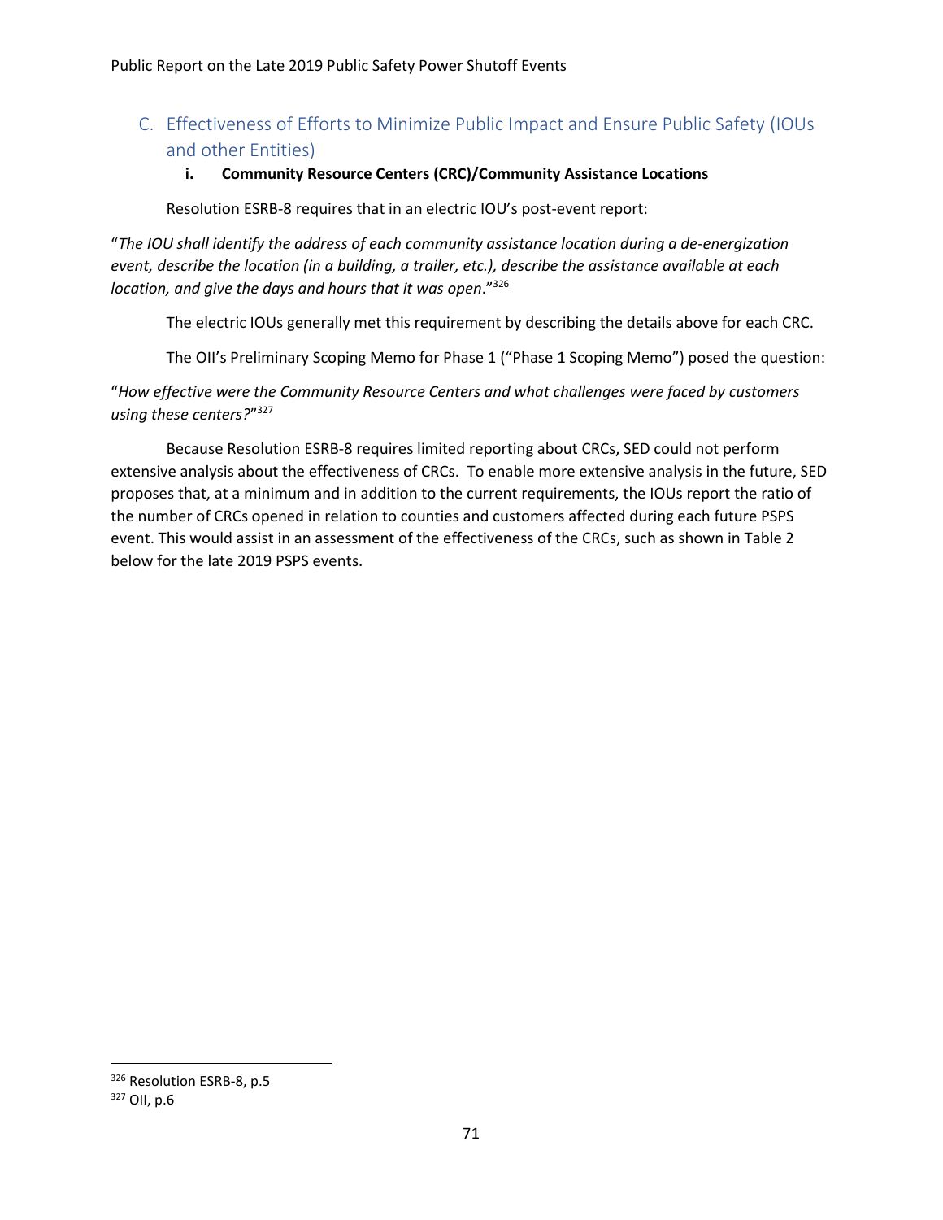## C. Effectiveness of Efforts to Minimize Public Impact and Ensure Public Safety (IOUs and other Entities)

### i. Community Resource Centers (CRC)/Community Assistance Locations

Resolution ESRB-8 requires that in an electric IOU's post-event report:

"*The IOU shall identify the address of each community assistance location during a de-energization event, describe the location (in a building, a trailer, etc.), describe the assistance available at each location, and give the days and hours that it was open*."[326]

The electric IOUs generally met this requirement by describing the details above for each CRC.

The OII's Preliminary Scoping Memo for Phase 1 ("Phase 1 Scoping Memo") posed the question:

"*How effective were the Community Resource Centers and what challenges were faced by customers using these centers?*"[327]

Because Resolution ESRB-8 requires limited reporting about CRCs, SED could not perform extensive analysis about the effectiveness of CRCs. To enable more extensive analysis in the future, SED proposes that, at a minimum and in addition to the current requirements, the IOUs report the ratio of the number of CRCs opened in relation to counties and customers affected during each future PSPS event. This would assist in an assessment of the effectiveness of the CRCs, such as shown in Table 2 below for the late 2019 PSPS events.

---

[326] Resolution ESRB-8, p.5

[327] OII, p.6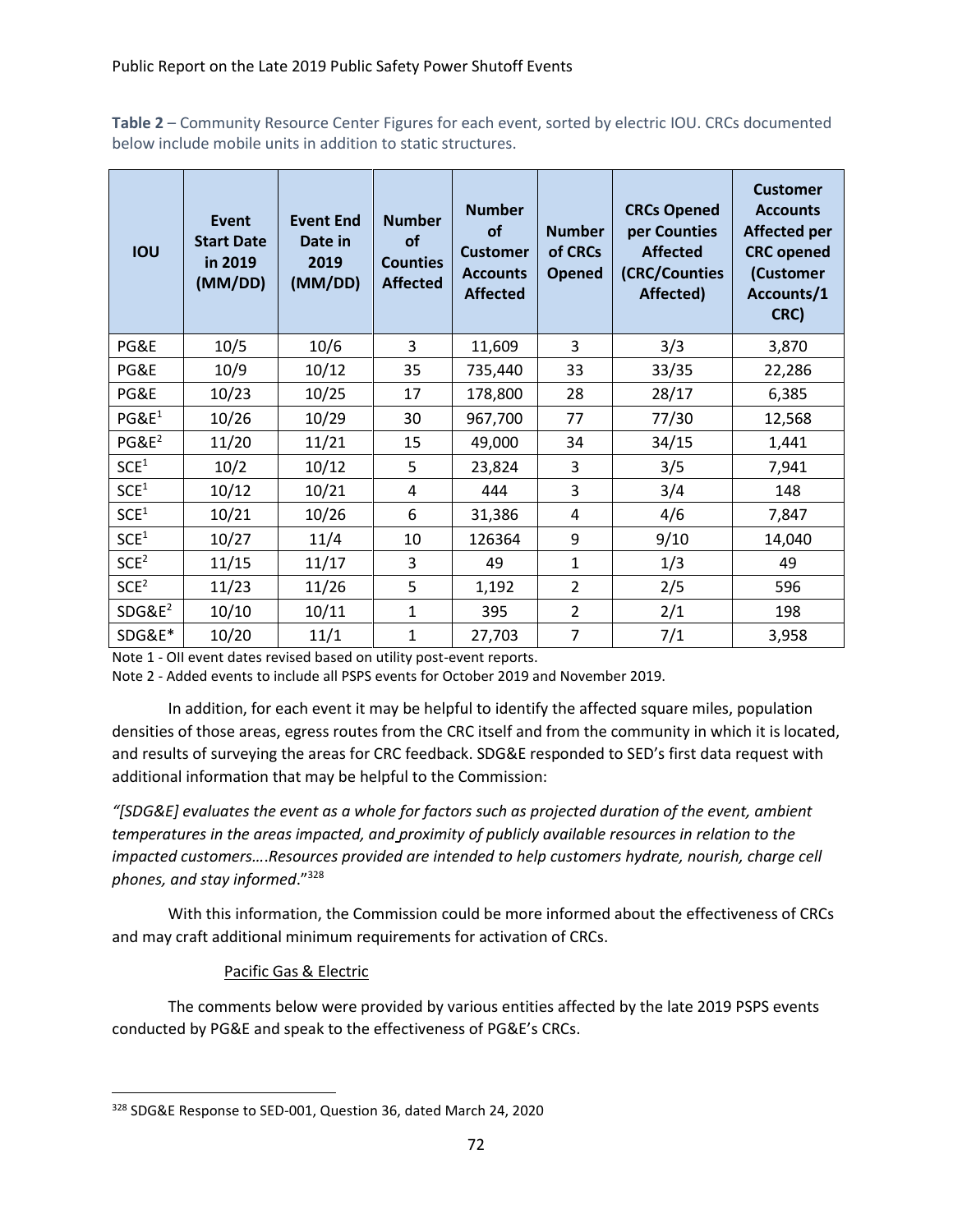**Table 2** – Community Resource Center Figures for each event, sorted by electric IOU. CRCs documented below include mobile units in addition to static structures.

| IOU | Event Start Date in 2019 (MM/DD) | Event End Date in 2019 (MM/DD) | Number of Counties Affected | Number of Customer Accounts Affected | Number of CRCs Opened | CRCs Opened per Counties Affected (CRC/Counties Affected) | Customer Accounts Affected per CRC opened (Customer Accounts/1 CRC) |
|---|---|---|---|---|---|---|---|
| PG&E | 10/5 | 10/6 | 3 | 11,609 | 3 | 3/3 | 3,870 |
| PG&E | 10/9 | 10/12 | 35 | 735,440 | 33 | 33/35 | 22,286 |
| PG&E | 10/23 | 10/25 | 17 | 178,800 | 28 | 28/17 | 6,385 |
| PG&E[1] | 10/26 | 10/29 | 30 | 967,700 | 77 | 77/30 | 12,568 |
| PG&E[2] | 11/20 | 11/21 | 15 | 49,000 | 34 | 34/15 | 1,441 |
| SCE[1] | 10/2 | 10/12 | 5 | 23,824 | 3 | 3/5 | 7,941 |
| SCE[1] | 10/12 | 10/21 | 4 | 444 | 3 | 3/4 | 148 |
| SCE[1] | 10/21 | 10/26 | 6 | 31,386 | 4 | 4/6 | 7,847 |
| SCE[1] | 10/27 | 11/4 | 10 | 126364 | 9 | 9/10 | 14,040 |
| SCE[2] | 11/15 | 11/17 | 3 | 49 | 1 | 1/3 | 49 |
| SCE[2] | 11/23 | 11/26 | 5 | 1,192 | 2 | 2/5 | 596 |
| SDG&E[2] | 10/10 | 10/11 | 1 | 395 | 2 | 2/1 | 198 |
| SDG&E* | 10/20 | 11/1 | 1 | 27,703 | 7 | 7/1 | 3,958 |

Note 1 - OII event dates revised based on utility post-event reports.

Note 2 - Added events to include all PSPS events for October 2019 and November 2019.

In addition, for each event it may be helpful to identify the affected square miles, population densities of those areas, egress routes from the CRC itself and from the community in which it is located, and results of surveying the areas for CRC feedback. SDG&E responded to SED's first data request with additional information that may be helpful to the Commission:

*"[SDG&E] evaluates the event as a whole for factors such as projected duration of the event, ambient temperatures in the areas impacted, and proximity of publicly available resources in relation to the impacted customers….Resources provided are intended to help customers hydrate, nourish, charge cell phones, and stay informed."*[328]

With this information, the Commission could be more informed about the effectiveness of CRCs and may craft additional minimum requirements for activation of CRCs.

Pacific Gas & Electric

The comments below were provided by various entities affected by the late 2019 PSPS events conducted by PG&E and speak to the effectiveness of PG&E's CRCs.

[328] SDG&E Response to SED-001, Question 36, dated March 24, 2020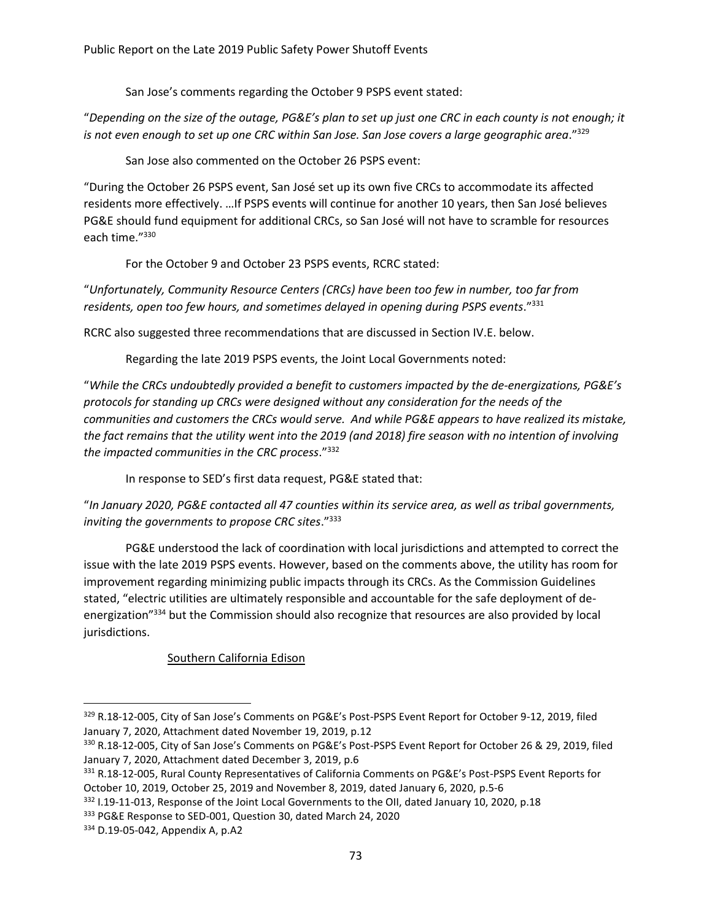San Jose's comments regarding the October 9 PSPS event stated:

"*Depending on the size of the outage, PG&E's plan to set up just one CRC in each county is not enough; it is not even enough to set up one CRC within San Jose. San Jose covers a large geographic area*."[329]

San Jose also commented on the October 26 PSPS event:

"During the October 26 PSPS event, San José set up its own five CRCs to accommodate its affected residents more effectively. …If PSPS events will continue for another 10 years, then San José believes PG&E should fund equipment for additional CRCs, so San José will not have to scramble for resources each time."[330]

For the October 9 and October 23 PSPS events, RCRC stated:

"*Unfortunately, Community Resource Centers (CRCs) have been too few in number, too far from residents, open too few hours, and sometimes delayed in opening during PSPS events*."[331]

RCRC also suggested three recommendations that are discussed in Section IV.E. below.

Regarding the late 2019 PSPS events, the Joint Local Governments noted:

"*While the CRCs undoubtedly provided a benefit to customers impacted by the de-energizations, PG&E's protocols for standing up CRCs were designed without any consideration for the needs of the communities and customers the CRCs would serve. And while PG&E appears to have realized its mistake, the fact remains that the utility went into the 2019 (and 2018) fire season with no intention of involving the impacted communities in the CRC process*."[332]

In response to SED's first data request, PG&E stated that:

"*In January 2020, PG&E contacted all 47 counties within its service area, as well as tribal governments, inviting the governments to propose CRC sites*."[333]

PG&E understood the lack of coordination with local jurisdictions and attempted to correct the issue with the late 2019 PSPS events. However, based on the comments above, the utility has room for improvement regarding minimizing public impacts through its CRCs. As the Commission Guidelines stated, "electric utilities are ultimately responsible and accountable for the safe deployment of de-energization"[334] but the Commission should also recognize that resources are also provided by local jurisdictions.

<u>Southern California Edison</u>

---

[329] R.18-12-005, City of San Jose's Comments on PG&E's Post-PSPS Event Report for October 9-12, 2019, filed January 7, 2020, Attachment dated November 19, 2019, p.12

[330] R.18-12-005, City of San Jose's Comments on PG&E's Post-PSPS Event Report for October 26 & 29, 2019, filed January 7, 2020, Attachment dated December 3, 2019, p.6

[331] R.18-12-005, Rural County Representatives of California Comments on PG&E's Post-PSPS Event Reports for October 10, 2019, October 25, 2019 and November 8, 2019, dated January 6, 2020, p.5-6

[332] I.19-11-013, Response of the Joint Local Governments to the OII, dated January 10, 2020, p.18

[333] PG&E Response to SED-001, Question 30, dated March 24, 2020

[334] D.19-05-042, Appendix A, p.A2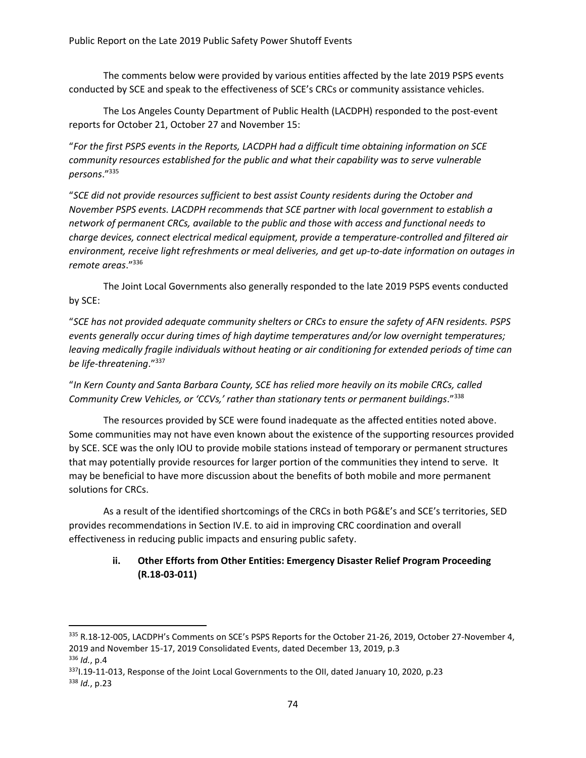The comments below were provided by various entities affected by the late 2019 PSPS events conducted by SCE and speak to the effectiveness of SCE's CRCs or community assistance vehicles.

The Los Angeles County Department of Public Health (LACDPH) responded to the post-event reports for October 21, October 27 and November 15:

"*For the first PSPS events in the Reports, LACDPH had a difficult time obtaining information on SCE community resources established for the public and what their capability was to serve vulnerable persons*."[335]

"*SCE did not provide resources sufficient to best assist County residents during the October and November PSPS events. LACDPH recommends that SCE partner with local government to establish a network of permanent CRCs, available to the public and those with access and functional needs to charge devices, connect electrical medical equipment, provide a temperature-controlled and filtered air environment, receive light refreshments or meal deliveries, and get up-to-date information on outages in remote areas*."[336]

The Joint Local Governments also generally responded to the late 2019 PSPS events conducted by SCE:

"*SCE has not provided adequate community shelters or CRCs to ensure the safety of AFN residents. PSPS events generally occur during times of high daytime temperatures and/or low overnight temperatures; leaving medically fragile individuals without heating or air conditioning for extended periods of time can be life-threatening*."[337]

"*In Kern County and Santa Barbara County, SCE has relied more heavily on its mobile CRCs, called Community Crew Vehicles, or 'CCVs,' rather than stationary tents or permanent buildings*."[338]

The resources provided by SCE were found inadequate as the affected entities noted above. Some communities may not have even known about the existence of the supporting resources provided by SCE. SCE was the only IOU to provide mobile stations instead of temporary or permanent structures that may potentially provide resources for larger portion of the communities they intend to serve. It may be beneficial to have more discussion about the benefits of both mobile and more permanent solutions for CRCs.

As a result of the identified shortcomings of the CRCs in both PG&E's and SCE's territories, SED provides recommendations in Section IV.E. to aid in improving CRC coordination and overall effectiveness in reducing public impacts and ensuring public safety.

#### ii. Other Efforts from Other Entities: Emergency Disaster Relief Program Proceeding (R.18-03-011)

---

[335] R.18-12-005, LACDPH's Comments on SCE's PSPS Reports for the October 21-26, 2019, October 27-November 4, 2019 and November 15-17, 2019 Consolidated Events, dated December 13, 2019, p.3

[336] *Id.*, p.4

[337] I.19-11-013, Response of the Joint Local Governments to the OII, dated January 10, 2020, p.23

[338] *Id.*, p.23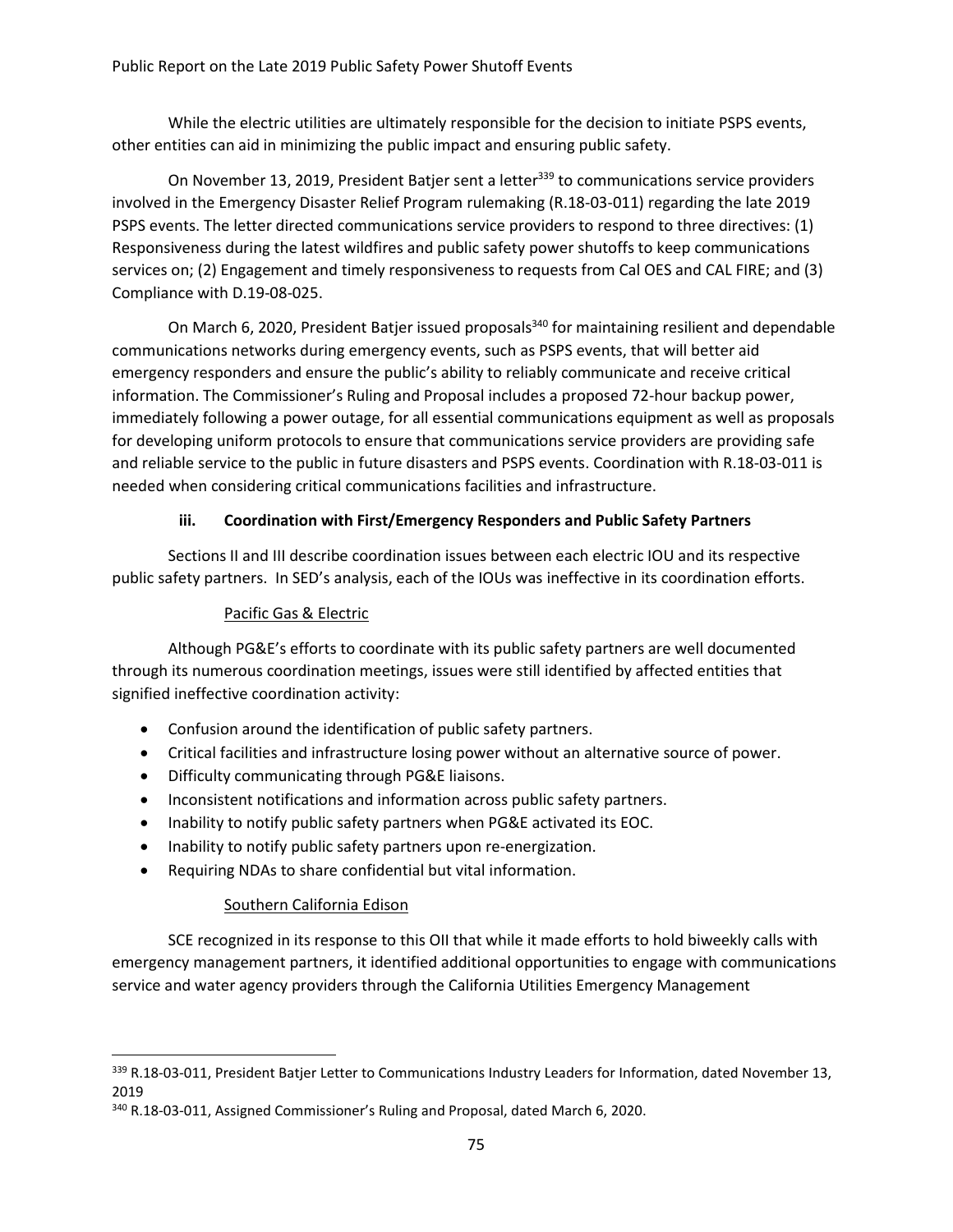While the electric utilities are ultimately responsible for the decision to initiate PSPS events, other entities can aid in minimizing the public impact and ensuring public safety.

On November 13, 2019, President Batjer sent a letter[339] to communications service providers involved in the Emergency Disaster Relief Program rulemaking (R.18-03-011) regarding the late 2019 PSPS events. The letter directed communications service providers to respond to three directives: (1) Responsiveness during the latest wildfires and public safety power shutoffs to keep communications services on; (2) Engagement and timely responsiveness to requests from Cal OES and CAL FIRE; and (3) Compliance with D.19-08-025.

On March 6, 2020, President Batjer issued proposals[340] for maintaining resilient and dependable communications networks during emergency events, such as PSPS events, that will better aid emergency responders and ensure the public's ability to reliably communicate and receive critical information. The Commissioner's Ruling and Proposal includes a proposed 72-hour backup power, immediately following a power outage, for all essential communications equipment as well as proposals for developing uniform protocols to ensure that communications service providers are providing safe and reliable service to the public in future disasters and PSPS events. Coordination with R.18-03-011 is needed when considering critical communications facilities and infrastructure.

### iii. Coordination with First/Emergency Responders and Public Safety Partners

Sections II and III describe coordination issues between each electric IOU and its respective public safety partners. In SED's analysis, each of the IOUs was ineffective in its coordination efforts.

#### Pacific Gas & Electric

Although PG&E's efforts to coordinate with its public safety partners are well documented through its numerous coordination meetings, issues were still identified by affected entities that signified ineffective coordination activity:

- Confusion around the identification of public safety partners.
- Critical facilities and infrastructure losing power without an alternative source of power.
- Difficulty communicating through PG&E liaisons.
- Inconsistent notifications and information across public safety partners.
- Inability to notify public safety partners when PG&E activated its EOC.
- Inability to notify public safety partners upon re-energization.
- Requiring NDAs to share confidential but vital information.

#### Southern California Edison

SCE recognized in its response to this OII that while it made efforts to hold biweekly calls with emergency management partners, it identified additional opportunities to engage with communications service and water agency providers through the California Utilities Emergency Management

---

[339] R.18-03-011, President Batjer Letter to Communications Industry Leaders for Information, dated November 13, 2019

[340] R.18-03-011, Assigned Commissioner's Ruling and Proposal, dated March 6, 2020.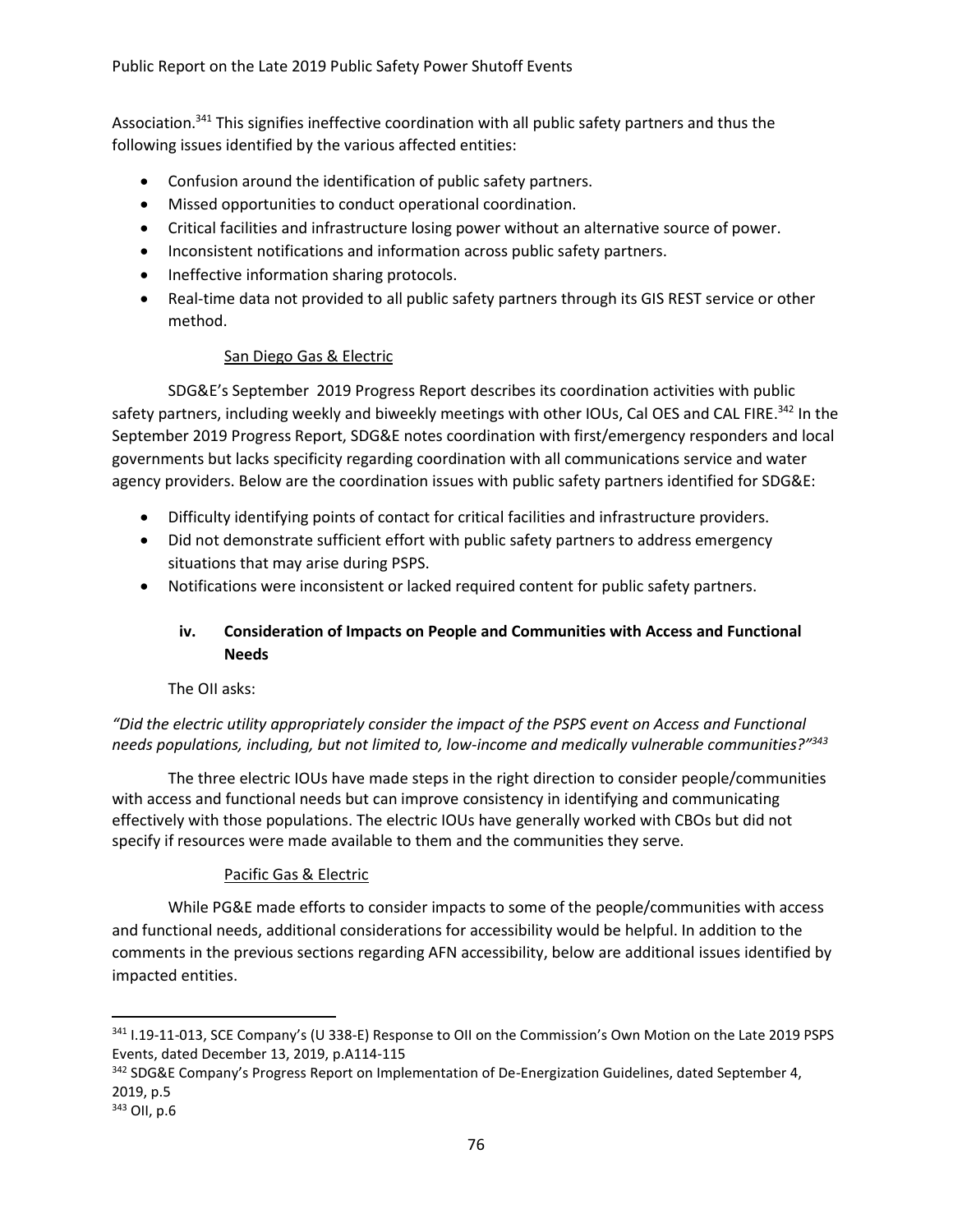Association.[341] This signifies ineffective coordination with all public safety partners and thus the following issues identified by the various affected entities:

- Confusion around the identification of public safety partners.
- Missed opportunities to conduct operational coordination.
- Critical facilities and infrastructure losing power without an alternative source of power.
- Inconsistent notifications and information across public safety partners.
- Ineffective information sharing protocols.
- Real-time data not provided to all public safety partners through its GIS REST service or other method.

<u>San Diego Gas & Electric</u>

SDG&E's September 2019 Progress Report describes its coordination activities with public safety partners, including weekly and biweekly meetings with other IOUs, Cal OES and CAL FIRE.[342] In the September 2019 Progress Report, SDG&E notes coordination with first/emergency responders and local governments but lacks specificity regarding coordination with all communications service and water agency providers. Below are the coordination issues with public safety partners identified for SDG&E:

- Difficulty identifying points of contact for critical facilities and infrastructure providers.
- Did not demonstrate sufficient effort with public safety partners to address emergency situations that may arise during PSPS.
- Notifications were inconsistent or lacked required content for public safety partners.

#### iv. Consideration of Impacts on People and Communities with Access and Functional Needs

The OII asks:

*"Did the electric utility appropriately consider the impact of the PSPS event on Access and Functional needs populations, including, but not limited to, low-income and medically vulnerable communities?"*[343]

The three electric IOUs have made steps in the right direction to consider people/communities with access and functional needs but can improve consistency in identifying and communicating effectively with those populations. The electric IOUs have generally worked with CBOs but did not specify if resources were made available to them and the communities they serve.

<u>Pacific Gas & Electric</u>

While PG&E made efforts to consider impacts to some of the people/communities with access and functional needs, additional considerations for accessibility would be helpful. In addition to the comments in the previous sections regarding AFN accessibility, below are additional issues identified by impacted entities.

---

[341] I.19-11-013, SCE Company's (U 338-E) Response to OII on the Commission's Own Motion on the Late 2019 PSPS Events, dated December 13, 2019, p.A114-115

[342] SDG&E Company's Progress Report on Implementation of De-Energization Guidelines, dated September 4, 2019, p.5

[343] OII, p.6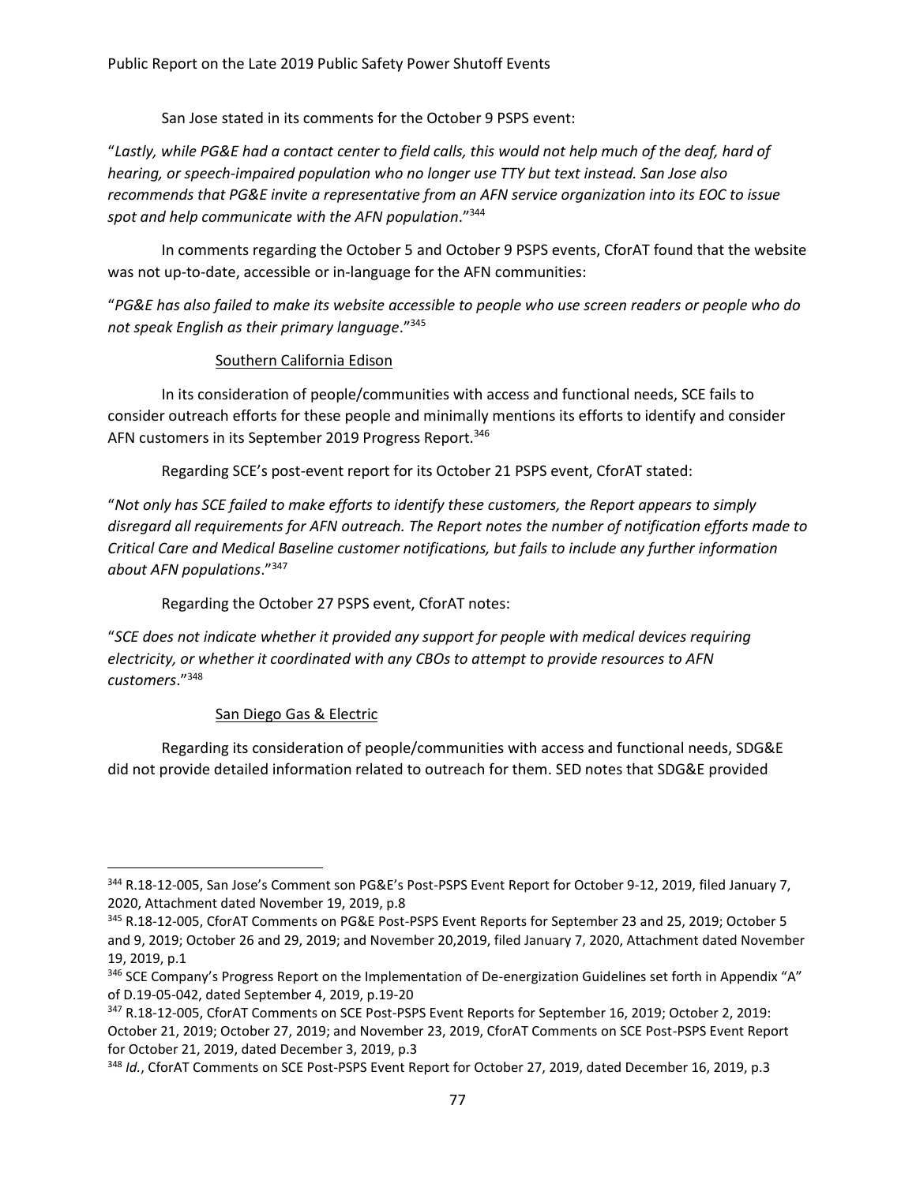San Jose stated in its comments for the October 9 PSPS event:

"*Lastly, while PG&E had a contact center to field calls, this would not help much of the deaf, hard of hearing, or speech-impaired population who no longer use TTY but text instead. San Jose also recommends that PG&E invite a representative from an AFN service organization into its EOC to issue spot and help communicate with the AFN population*."[344]

In comments regarding the October 5 and October 9 PSPS events, CforAT found that the website was not up-to-date, accessible or in-language for the AFN communities:

"*PG&E has also failed to make its website accessible to people who use screen readers or people who do not speak English as their primary language*."[345]

<u>Southern California Edison</u>

In its consideration of people/communities with access and functional needs, SCE fails to consider outreach efforts for these people and minimally mentions its efforts to identify and consider AFN customers in its September 2019 Progress Report.[346]

Regarding SCE's post-event report for its October 21 PSPS event, CforAT stated:

"*Not only has SCE failed to make efforts to identify these customers, the Report appears to simply disregard all requirements for AFN outreach. The Report notes the number of notification efforts made to Critical Care and Medical Baseline customer notifications, but fails to include any further information about AFN populations*."[347]

Regarding the October 27 PSPS event, CforAT notes:

"*SCE does not indicate whether it provided any support for people with medical devices requiring electricity, or whether it coordinated with any CBOs to attempt to provide resources to AFN customers*."[348]

<u>San Diego Gas & Electric</u>

Regarding its consideration of people/communities with access and functional needs, SDG&E did not provide detailed information related to outreach for them. SED notes that SDG&E provided

---

[344] R.18-12-005, San Jose's Comment son PG&E's Post-PSPS Event Report for October 9-12, 2019, filed January 7, 2020, Attachment dated November 19, 2019, p.8

[345] R.18-12-005, CforAT Comments on PG&E Post-PSPS Event Reports for September 23 and 25, 2019; October 5 and 9, 2019; October 26 and 29, 2019; and November 20,2019, filed January 7, 2020, Attachment dated November 19, 2019, p.1

[346] SCE Company's Progress Report on the Implementation of De-energization Guidelines set forth in Appendix "A" of D.19-05-042, dated September 4, 2019, p.19-20

[347] R.18-12-005, CforAT Comments on SCE Post-PSPS Event Reports for September 16, 2019; October 2, 2019: October 21, 2019; October 27, 2019; and November 23, 2019, CforAT Comments on SCE Post-PSPS Event Report for October 21, 2019, dated December 3, 2019, p.3

[348] *Id.*, CforAT Comments on SCE Post-PSPS Event Report for October 27, 2019, dated December 16, 2019, p.3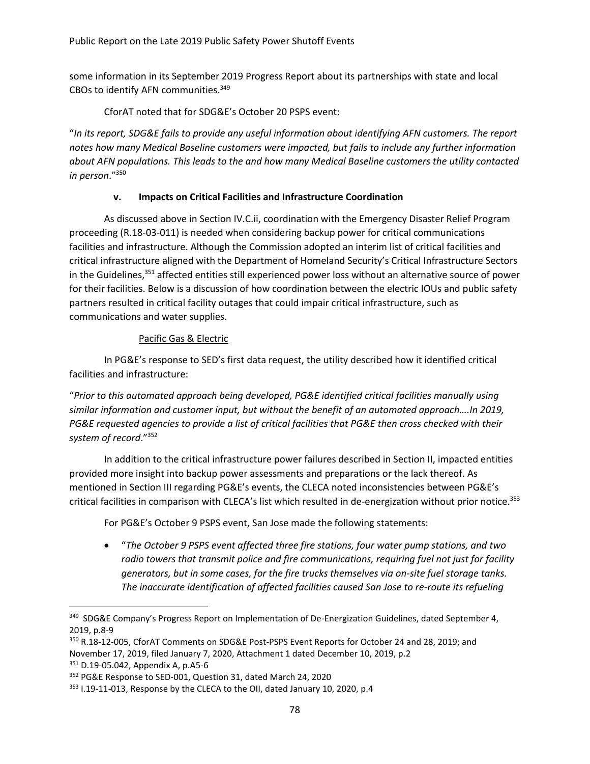some information in its September 2019 Progress Report about its partnerships with state and local CBOs to identify AFN communities.[349]

CforAT noted that for SDG&E's October 20 PSPS event:

"*In its report, SDG&E fails to provide any useful information about identifying AFN customers. The report notes how many Medical Baseline customers were impacted, but fails to include any further information about AFN populations. This leads to the and how many Medical Baseline customers the utility contacted in person*."[350]

### v. Impacts on Critical Facilities and Infrastructure Coordination

As discussed above in Section IV.C.ii, coordination with the Emergency Disaster Relief Program proceeding (R.18-03-011) is needed when considering backup power for critical communications facilities and infrastructure. Although the Commission adopted an interim list of critical facilities and critical infrastructure aligned with the Department of Homeland Security's Critical Infrastructure Sectors in the Guidelines,[351] affected entities still experienced power loss without an alternative source of power for their facilities. Below is a discussion of how coordination between the electric IOUs and public safety partners resulted in critical facility outages that could impair critical infrastructure, such as communications and water supplies.

Pacific Gas & Electric

In PG&E's response to SED's first data request, the utility described how it identified critical facilities and infrastructure:

"*Prior to this automated approach being developed, PG&E identified critical facilities manually using similar information and customer input, but without the benefit of an automated approach….In 2019, PG&E requested agencies to provide a list of critical facilities that PG&E then cross checked with their system of record*."[352]

In addition to the critical infrastructure power failures described in Section II, impacted entities provided more insight into backup power assessments and preparations or the lack thereof. As mentioned in Section III regarding PG&E's events, the CLECA noted inconsistencies between PG&E's critical facilities in comparison with CLECA's list which resulted in de-energization without prior notice.[353]

For PG&E's October 9 PSPS event, San Jose made the following statements:

- "*The October 9 PSPS event affected three fire stations, four water pump stations, and two radio towers that transmit police and fire communications, requiring fuel not just for facility generators, but in some cases, for the fire trucks themselves via on-site fuel storage tanks. The inaccurate identification of affected facilities caused San Jose to re-route its refueling*

---

[349] SDG&E Company's Progress Report on Implementation of De-Energization Guidelines, dated September 4, 2019, p.8-9

[350] R.18-12-005, CforAT Comments on SDG&E Post-PSPS Event Reports for October 24 and 28, 2019; and November 17, 2019, filed January 7, 2020, Attachment 1 dated December 10, 2019, p.2

[351] D.19-05.042, Appendix A, p.A5-6

[352] PG&E Response to SED-001, Question 31, dated March 24, 2020

[353] I.19-11-013, Response by the CLECA to the OII, dated January 10, 2020, p.4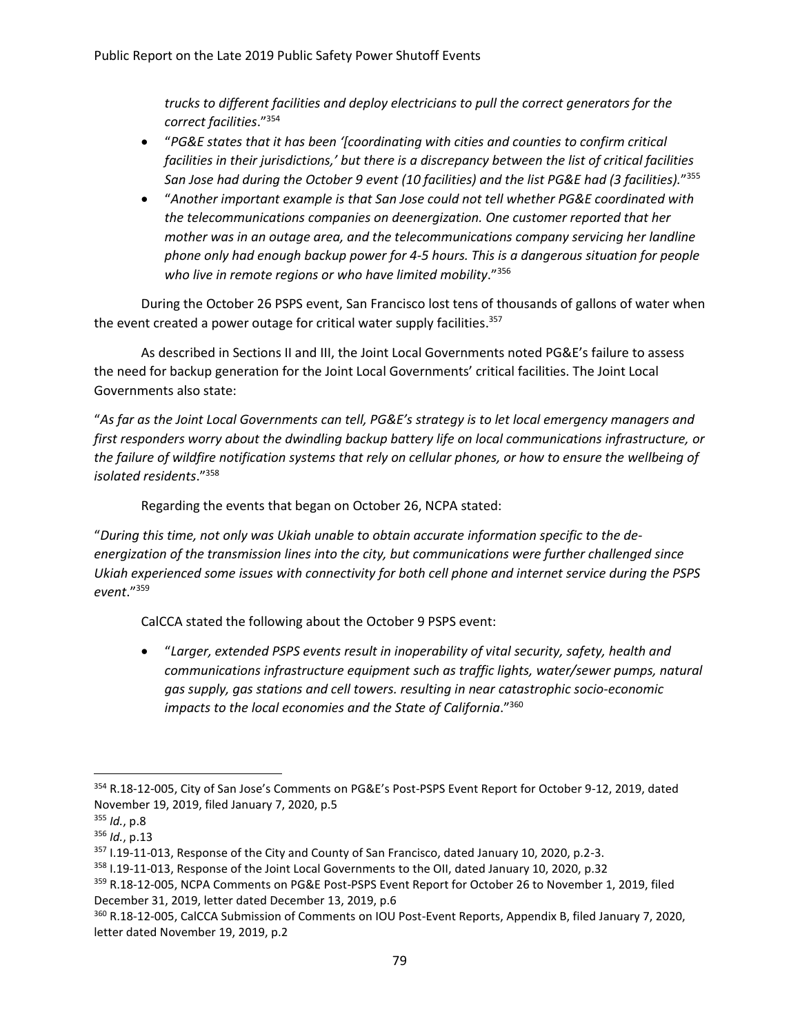*trucks to different facilities and deploy electricians to pull the correct generators for the correct facilities*."[354]

- "*PG&E states that it has been '[coordinating with cities and counties to confirm critical facilities in their jurisdictions,' but there is a discrepancy between the list of critical facilities San Jose had during the October 9 event (10 facilities) and the list PG&E had (3 facilities).*"[355]
- "*Another important example is that San Jose could not tell whether PG&E coordinated with the telecommunications companies on deenergization. One customer reported that her mother was in an outage area, and the telecommunications company servicing her landline phone only had enough backup power for 4-5 hours. This is a dangerous situation for people who live in remote regions or who have limited mobility*."[356]

During the October 26 PSPS event, San Francisco lost tens of thousands of gallons of water when the event created a power outage for critical water supply facilities.[357]

As described in Sections II and III, the Joint Local Governments noted PG&E's failure to assess the need for backup generation for the Joint Local Governments' critical facilities. The Joint Local Governments also state:

"*As far as the Joint Local Governments can tell, PG&E's strategy is to let local emergency managers and first responders worry about the dwindling backup battery life on local communications infrastructure, or the failure of wildfire notification systems that rely on cellular phones, or how to ensure the wellbeing of isolated residents*."[358]

Regarding the events that began on October 26, NCPA stated:

"*During this time, not only was Ukiah unable to obtain accurate information specific to the de-energization of the transmission lines into the city, but communications were further challenged since Ukiah experienced some issues with connectivity for both cell phone and internet service during the PSPS event*."[359]

CalCCA stated the following about the October 9 PSPS event:

- "*Larger, extended PSPS events result in inoperability of vital security, safety, health and communications infrastructure equipment such as traffic lights, water/sewer pumps, natural gas supply, gas stations and cell towers. resulting in near catastrophic socio-economic impacts to the local economies and the State of California*."[360]

---

[354] R.18-12-005, City of San Jose's Comments on PG&E's Post-PSPS Event Report for October 9-12, 2019, dated November 19, 2019, filed January 7, 2020, p.5

[355] *Id.*, p.8

[356] *Id.*, p.13

[357] I.19-11-013, Response of the City and County of San Francisco, dated January 10, 2020, p.2-3.

[358] I.19-11-013, Response of the Joint Local Governments to the OII, dated January 10, 2020, p.32

[359] R.18-12-005, NCPA Comments on PG&E Post-PSPS Event Report for October 26 to November 1, 2019, filed December 31, 2019, letter dated December 13, 2019, p.6

[360] R.18-12-005, CalCCA Submission of Comments on IOU Post-Event Reports, Appendix B, filed January 7, 2020, letter dated November 19, 2019, p.2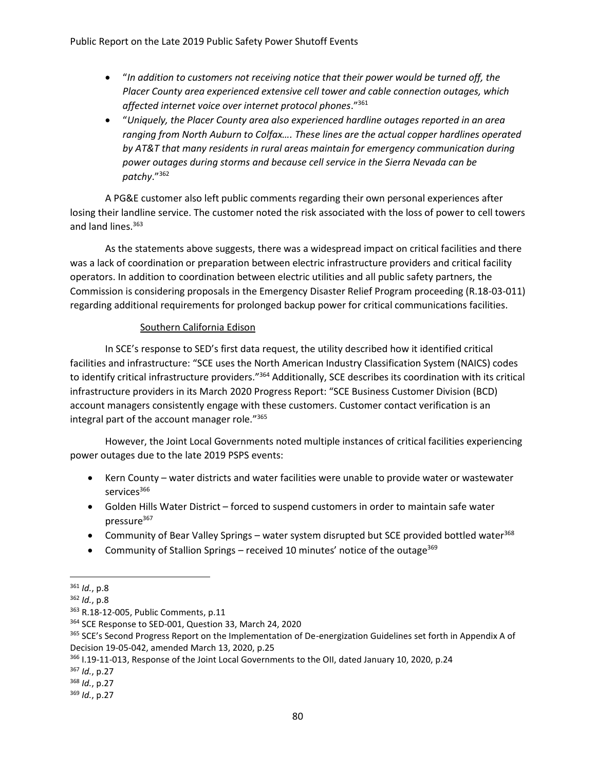- "*In addition to customers not receiving notice that their power would be turned off, the Placer County area experienced extensive cell tower and cable connection outages, which affected internet voice over internet protocol phones*."[361]
- "*Uniquely, the Placer County area also experienced hardline outages reported in an area ranging from North Auburn to Colfax…. These lines are the actual copper hardlines operated by AT&T that many residents in rural areas maintain for emergency communication during power outages during storms and because cell service in the Sierra Nevada can be patchy*."[362]

A PG&E customer also left public comments regarding their own personal experiences after losing their landline service. The customer noted the risk associated with the loss of power to cell towers and land lines.[363]

As the statements above suggests, there was a widespread impact on critical facilities and there was a lack of coordination or preparation between electric infrastructure providers and critical facility operators. In addition to coordination between electric utilities and all public safety partners, the Commission is considering proposals in the Emergency Disaster Relief Program proceeding (R.18-03-011) regarding additional requirements for prolonged backup power for critical communications facilities.

Southern California Edison

In SCE's response to SED's first data request, the utility described how it identified critical facilities and infrastructure: "SCE uses the North American Industry Classification System (NAICS) codes to identify critical infrastructure providers."[364] Additionally, SCE describes its coordination with its critical infrastructure providers in its March 2020 Progress Report: "SCE Business Customer Division (BCD) account managers consistently engage with these customers. Customer contact verification is an integral part of the account manager role."[365]

However, the Joint Local Governments noted multiple instances of critical facilities experiencing power outages due to the late 2019 PSPS events:

- Kern County – water districts and water facilities were unable to provide water or wastewater services[366]
- Golden Hills Water District – forced to suspend customers in order to maintain safe water pressure[367]
- Community of Bear Valley Springs – water system disrupted but SCE provided bottled water[368]
- Community of Stallion Springs – received 10 minutes' notice of the outage[369]

---

[361] *Id.*, p.8

[362] *Id.*, p.8

[363] R.18-12-005, Public Comments, p.11

[364] SCE Response to SED-001, Question 33, March 24, 2020

[365] SCE's Second Progress Report on the Implementation of De-energization Guidelines set forth in Appendix A of Decision 19-05-042, amended March 13, 2020, p.25

[366] I.19-11-013, Response of the Joint Local Governments to the OII, dated January 10, 2020, p.24

[367] *Id.*, p.27

[368] *Id.*, p.27

[369] *Id.*, p.27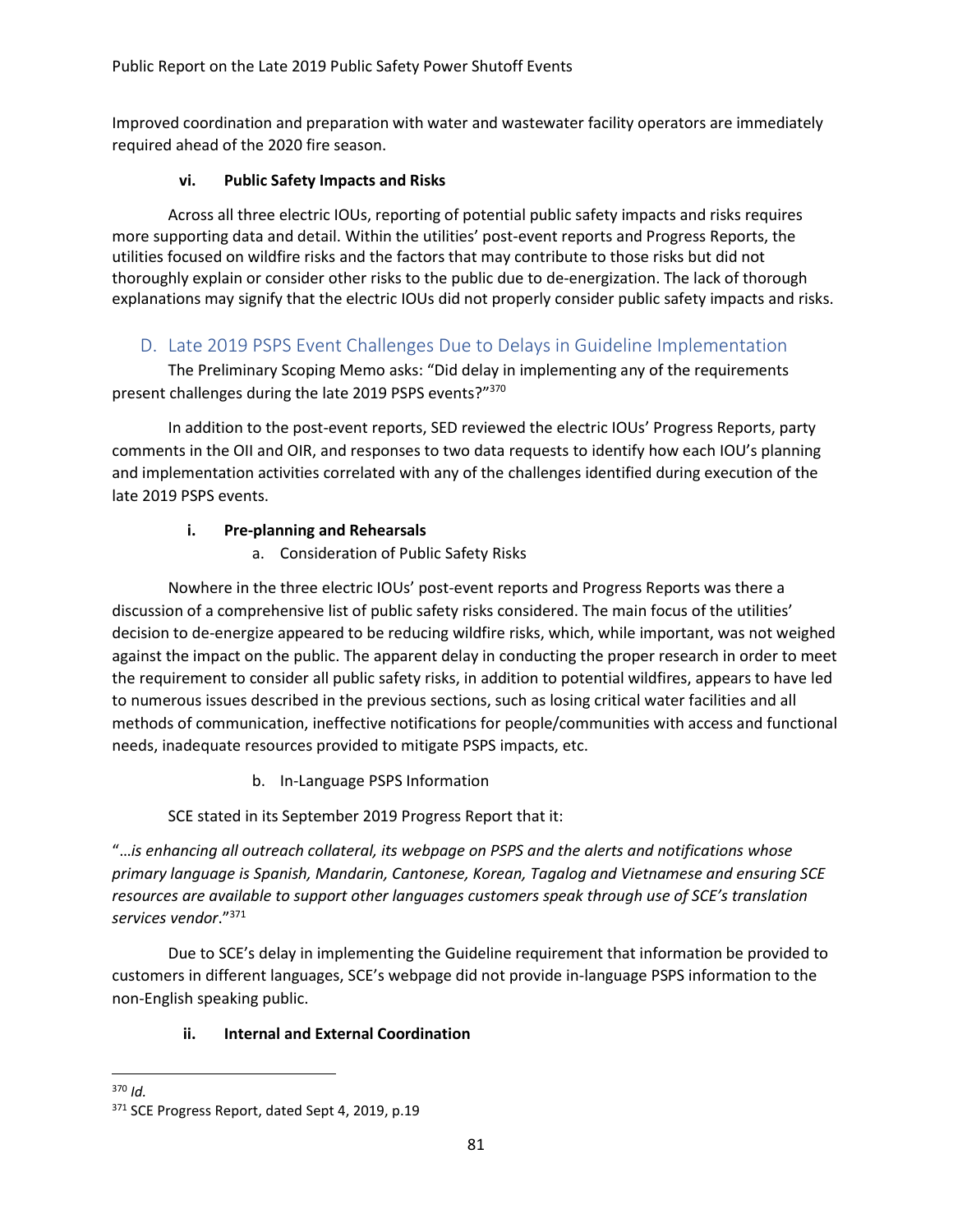Improved coordination and preparation with water and wastewater facility operators are immediately required ahead of the 2020 fire season.

#### vi. Public Safety Impacts and Risks

Across all three electric IOUs, reporting of potential public safety impacts and risks requires more supporting data and detail. Within the utilities' post-event reports and Progress Reports, the utilities focused on wildfire risks and the factors that may contribute to those risks but did not thoroughly explain or consider other risks to the public due to de-energization. The lack of thorough explanations may signify that the electric IOUs did not properly consider public safety impacts and risks.

## D. Late 2019 PSPS Event Challenges Due to Delays in Guideline Implementation

The Preliminary Scoping Memo asks: "Did delay in implementing any of the requirements present challenges during the late 2019 PSPS events?"[370]

In addition to the post-event reports, SED reviewed the electric IOUs' Progress Reports, party comments in the OII and OIR, and responses to two data requests to identify how each IOU's planning and implementation activities correlated with any of the challenges identified during execution of the late 2019 PSPS events.

#### i. Pre-planning and Rehearsals

a. Consideration of Public Safety Risks

Nowhere in the three electric IOUs' post-event reports and Progress Reports was there a discussion of a comprehensive list of public safety risks considered. The main focus of the utilities' decision to de-energize appeared to be reducing wildfire risks, which, while important, was not weighed against the impact on the public. The apparent delay in conducting the proper research in order to meet the requirement to consider all public safety risks, in addition to potential wildfires, appears to have led to numerous issues described in the previous sections, such as losing critical water facilities and all methods of communication, ineffective notifications for people/communities with access and functional needs, inadequate resources provided to mitigate PSPS impacts, etc.

b. In-Language PSPS Information

SCE stated in its September 2019 Progress Report that it:

"…*is enhancing all outreach collateral, its webpage on PSPS and the alerts and notifications whose primary language is Spanish, Mandarin, Cantonese, Korean, Tagalog and Vietnamese and ensuring SCE resources are available to support other languages customers speak through use of SCE's translation services vendor*."[371]

Due to SCE's delay in implementing the Guideline requirement that information be provided to customers in different languages, SCE's webpage did not provide in-language PSPS information to the non-English speaking public.

#### ii. Internal and External Coordination

---

[370] *Id.*

[371] SCE Progress Report, dated Sept 4, 2019, p.19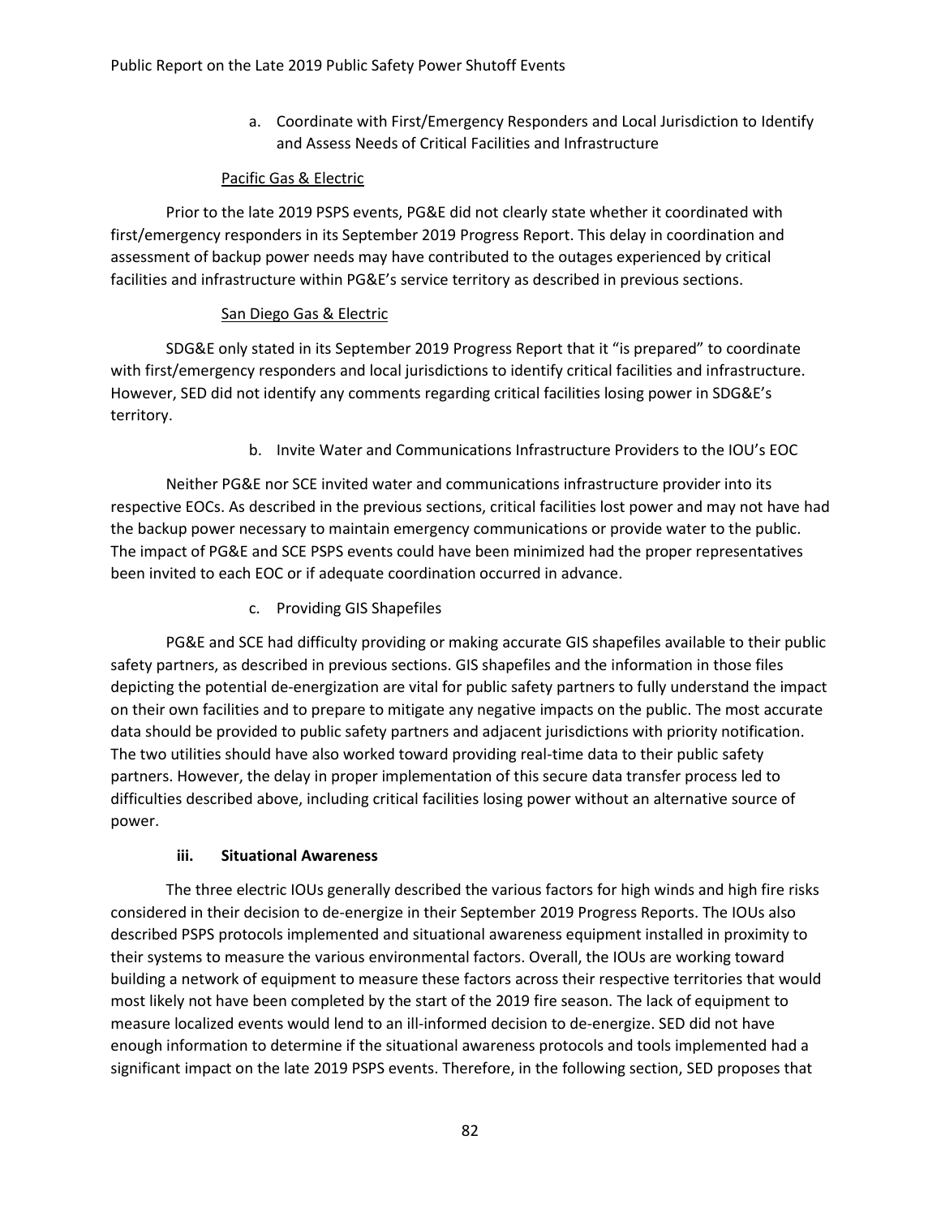a. Coordinate with First/Emergency Responders and Local Jurisdiction to Identify and Assess Needs of Critical Facilities and Infrastructure

Pacific Gas & Electric

Prior to the late 2019 PSPS events, PG&E did not clearly state whether it coordinated with first/emergency responders in its September 2019 Progress Report. This delay in coordination and assessment of backup power needs may have contributed to the outages experienced by critical facilities and infrastructure within PG&E's service territory as described in previous sections.

San Diego Gas & Electric

SDG&E only stated in its September 2019 Progress Report that it "is prepared" to coordinate with first/emergency responders and local jurisdictions to identify critical facilities and infrastructure. However, SED did not identify any comments regarding critical facilities losing power in SDG&E's territory.

b. Invite Water and Communications Infrastructure Providers to the IOU's EOC

Neither PG&E nor SCE invited water and communications infrastructure provider into its respective EOCs. As described in the previous sections, critical facilities lost power and may not have had the backup power necessary to maintain emergency communications or provide water to the public. The impact of PG&E and SCE PSPS events could have been minimized had the proper representatives been invited to each EOC or if adequate coordination occurred in advance.

c. Providing GIS Shapefiles

PG&E and SCE had difficulty providing or making accurate GIS shapefiles available to their public safety partners, as described in previous sections. GIS shapefiles and the information in those files depicting the potential de-energization are vital for public safety partners to fully understand the impact on their own facilities and to prepare to mitigate any negative impacts on the public. The most accurate data should be provided to public safety partners and adjacent jurisdictions with priority notification. The two utilities should have also worked toward providing real-time data to their public safety partners. However, the delay in proper implementation of this secure data transfer process led to difficulties described above, including critical facilities losing power without an alternative source of power.

#### iii. Situational Awareness

The three electric IOUs generally described the various factors for high winds and high fire risks considered in their decision to de-energize in their September 2019 Progress Reports. The IOUs also described PSPS protocols implemented and situational awareness equipment installed in proximity to their systems to measure the various environmental factors. Overall, the IOUs are working toward building a network of equipment to measure these factors across their respective territories that would most likely not have been completed by the start of the 2019 fire season. The lack of equipment to measure localized events would lend to an ill-informed decision to de-energize. SED did not have enough information to determine if the situational awareness protocols and tools implemented had a significant impact on the late 2019 PSPS events. Therefore, in the following section, SED proposes that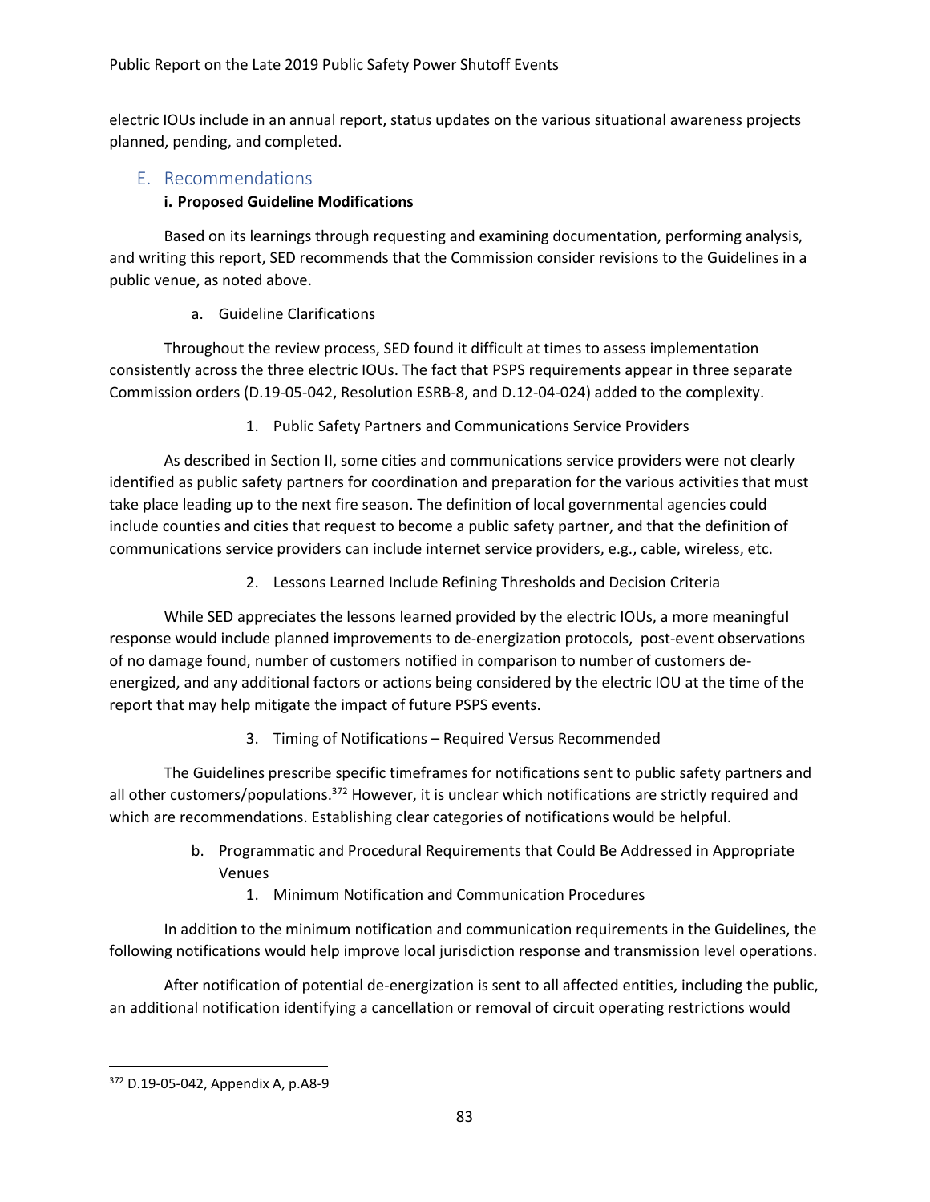electric IOUs include in an annual report, status updates on the various situational awareness projects planned, pending, and completed.

## E. Recommendations

### i. Proposed Guideline Modifications

Based on its learnings through requesting and examining documentation, performing analysis, and writing this report, SED recommends that the Commission consider revisions to the Guidelines in a public venue, as noted above.

a. Guideline Clarifications

Throughout the review process, SED found it difficult at times to assess implementation consistently across the three electric IOUs. The fact that PSPS requirements appear in three separate Commission orders (D.19-05-042, Resolution ESRB-8, and D.12-04-024) added to the complexity.

1. Public Safety Partners and Communications Service Providers

As described in Section II, some cities and communications service providers were not clearly identified as public safety partners for coordination and preparation for the various activities that must take place leading up to the next fire season. The definition of local governmental agencies could include counties and cities that request to become a public safety partner, and that the definition of communications service providers can include internet service providers, e.g., cable, wireless, etc.

2. Lessons Learned Include Refining Thresholds and Decision Criteria

While SED appreciates the lessons learned provided by the electric IOUs, a more meaningful response would include planned improvements to de-energization protocols, post-event observations of no damage found, number of customers notified in comparison to number of customers de-energized, and any additional factors or actions being considered by the electric IOU at the time of the report that may help mitigate the impact of future PSPS events.

3. Timing of Notifications – Required Versus Recommended

The Guidelines prescribe specific timeframes for notifications sent to public safety partners and all other customers/populations.[372] However, it is unclear which notifications are strictly required and which are recommendations. Establishing clear categories of notifications would be helpful.

b. Programmatic and Procedural Requirements that Could Be Addressed in Appropriate Venues

1. Minimum Notification and Communication Procedures

In addition to the minimum notification and communication requirements in the Guidelines, the following notifications would help improve local jurisdiction response and transmission level operations.

After notification of potential de-energization is sent to all affected entities, including the public, an additional notification identifying a cancellation or removal of circuit operating restrictions would

---

[372] D.19-05-042, Appendix A, p.A8-9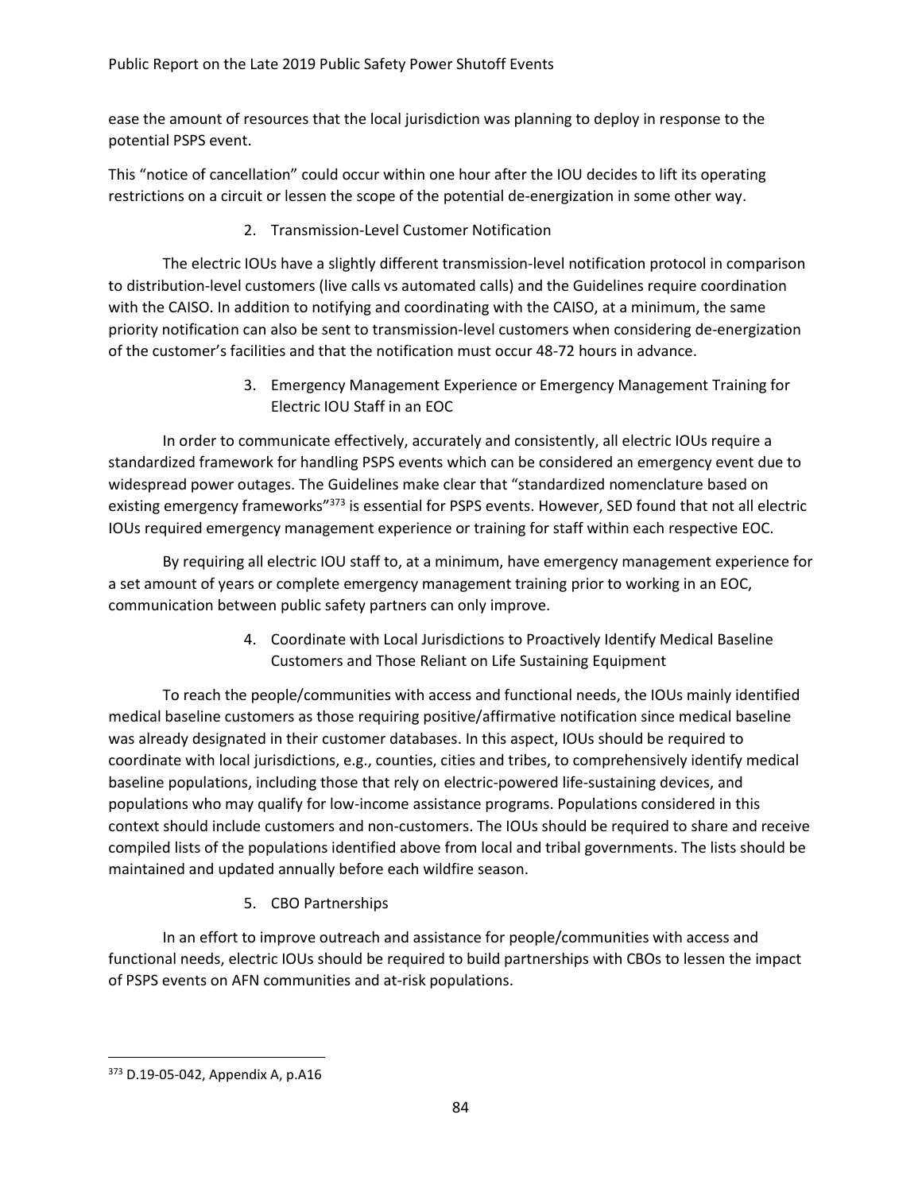ease the amount of resources that the local jurisdiction was planning to deploy in response to the potential PSPS event.

This "notice of cancellation" could occur within one hour after the IOU decides to lift its operating restrictions on a circuit or lessen the scope of the potential de-energization in some other way.

2. Transmission-Level Customer Notification

The electric IOUs have a slightly different transmission-level notification protocol in comparison to distribution-level customers (live calls vs automated calls) and the Guidelines require coordination with the CAISO. In addition to notifying and coordinating with the CAISO, at a minimum, the same priority notification can also be sent to transmission-level customers when considering de-energization of the customer's facilities and that the notification must occur 48-72 hours in advance.

3. Emergency Management Experience or Emergency Management Training for Electric IOU Staff in an EOC

In order to communicate effectively, accurately and consistently, all electric IOUs require a standardized framework for handling PSPS events which can be considered an emergency event due to widespread power outages. The Guidelines make clear that "standardized nomenclature based on existing emergency frameworks"[373] is essential for PSPS events. However, SED found that not all electric IOUs required emergency management experience or training for staff within each respective EOC.

By requiring all electric IOU staff to, at a minimum, have emergency management experience for a set amount of years or complete emergency management training prior to working in an EOC, communication between public safety partners can only improve.

4. Coordinate with Local Jurisdictions to Proactively Identify Medical Baseline Customers and Those Reliant on Life Sustaining Equipment

To reach the people/communities with access and functional needs, the IOUs mainly identified medical baseline customers as those requiring positive/affirmative notification since medical baseline was already designated in their customer databases. In this aspect, IOUs should be required to coordinate with local jurisdictions, e.g., counties, cities and tribes, to comprehensively identify medical baseline populations, including those that rely on electric-powered life-sustaining devices, and populations who may qualify for low-income assistance programs. Populations considered in this context should include customers and non-customers. The IOUs should be required to share and receive compiled lists of the populations identified above from local and tribal governments. The lists should be maintained and updated annually before each wildfire season.

5. CBO Partnerships

In an effort to improve outreach and assistance for people/communities with access and functional needs, electric IOUs should be required to build partnerships with CBOs to lessen the impact of PSPS events on AFN communities and at-risk populations.

---

[373] D.19-05-042, Appendix A, p.A16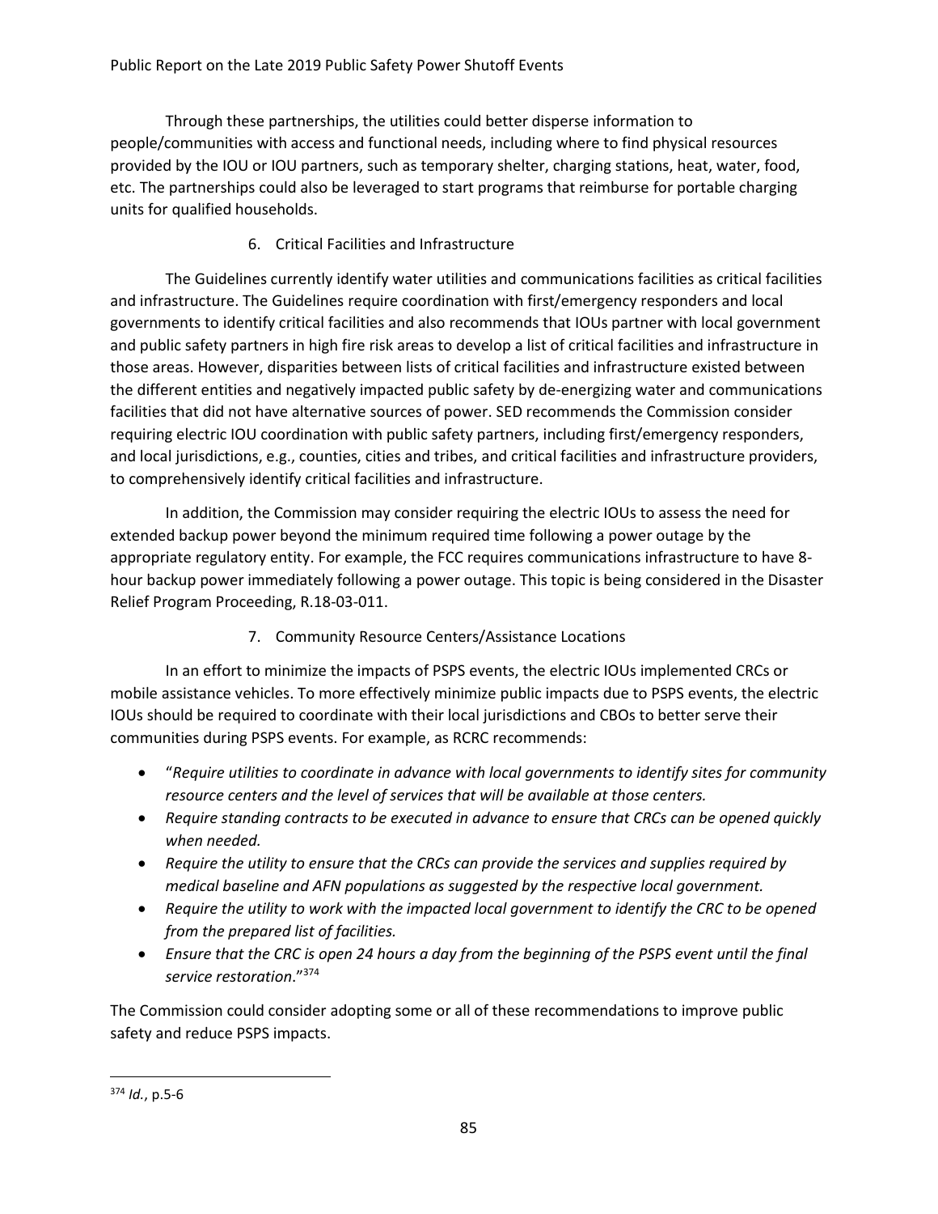Through these partnerships, the utilities could better disperse information to people/communities with access and functional needs, including where to find physical resources provided by the IOU or IOU partners, such as temporary shelter, charging stations, heat, water, food, etc. The partnerships could also be leveraged to start programs that reimburse for portable charging units for qualified households.

### 6. Critical Facilities and Infrastructure

The Guidelines currently identify water utilities and communications facilities as critical facilities and infrastructure. The Guidelines require coordination with first/emergency responders and local governments to identify critical facilities and also recommends that IOUs partner with local government and public safety partners in high fire risk areas to develop a list of critical facilities and infrastructure in those areas. However, disparities between lists of critical facilities and infrastructure existed between the different entities and negatively impacted public safety by de-energizing water and communications facilities that did not have alternative sources of power. SED recommends the Commission consider requiring electric IOU coordination with public safety partners, including first/emergency responders, and local jurisdictions, e.g., counties, cities and tribes, and critical facilities and infrastructure providers, to comprehensively identify critical facilities and infrastructure.

In addition, the Commission may consider requiring the electric IOUs to assess the need for extended backup power beyond the minimum required time following a power outage by the appropriate regulatory entity. For example, the FCC requires communications infrastructure to have 8-hour backup power immediately following a power outage. This topic is being considered in the Disaster Relief Program Proceeding, R.18-03-011.

### 7. Community Resource Centers/Assistance Locations

In an effort to minimize the impacts of PSPS events, the electric IOUs implemented CRCs or mobile assistance vehicles. To more effectively minimize public impacts due to PSPS events, the electric IOUs should be required to coordinate with their local jurisdictions and CBOs to better serve their communities during PSPS events. For example, as RCRC recommends:

- "*Require utilities to coordinate in advance with local governments to identify sites for community resource centers and the level of services that will be available at those centers.*
- *Require standing contracts to be executed in advance to ensure that CRCs can be opened quickly when needed.*
- *Require the utility to ensure that the CRCs can provide the services and supplies required by medical baseline and AFN populations as suggested by the respective local government.*
- *Require the utility to work with the impacted local government to identify the CRC to be opened from the prepared list of facilities.*
- *Ensure that the CRC is open 24 hours a day from the beginning of the PSPS event until the final service restoration*."[374]

The Commission could consider adopting some or all of these recommendations to improve public safety and reduce PSPS impacts.

[374] *Id.*, p.5-6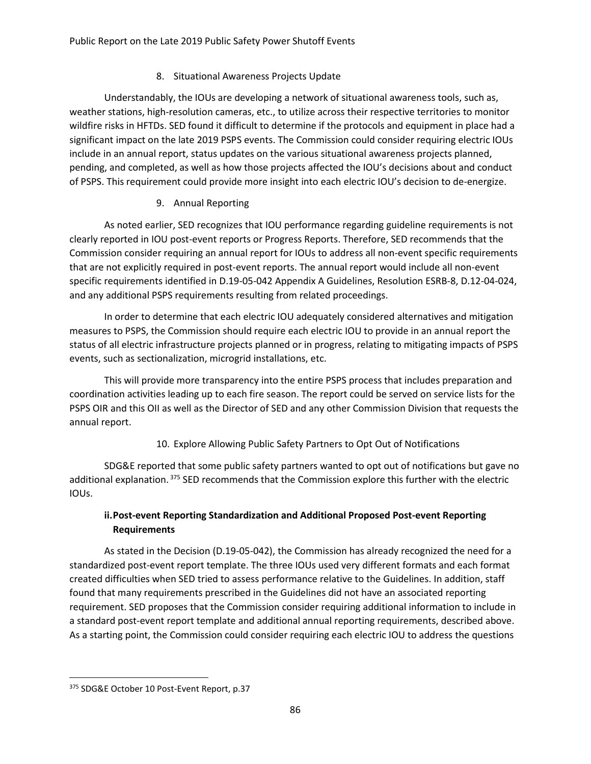8. Situational Awareness Projects Update

Understandably, the IOUs are developing a network of situational awareness tools, such as, weather stations, high-resolution cameras, etc., to utilize across their respective territories to monitor wildfire risks in HFTDs. SED found it difficult to determine if the protocols and equipment in place had a significant impact on the late 2019 PSPS events. The Commission could consider requiring electric IOUs include in an annual report, status updates on the various situational awareness projects planned, pending, and completed, as well as how those projects affected the IOU's decisions about and conduct of PSPS. This requirement could provide more insight into each electric IOU's decision to de-energize.

9. Annual Reporting

As noted earlier, SED recognizes that IOU performance regarding guideline requirements is not clearly reported in IOU post-event reports or Progress Reports. Therefore, SED recommends that the Commission consider requiring an annual report for IOUs to address all non-event specific requirements that are not explicitly required in post-event reports. The annual report would include all non-event specific requirements identified in D.19-05-042 Appendix A Guidelines, Resolution ESRB-8, D.12-04-024, and any additional PSPS requirements resulting from related proceedings.

In order to determine that each electric IOU adequately considered alternatives and mitigation measures to PSPS, the Commission should require each electric IOU to provide in an annual report the status of all electric infrastructure projects planned or in progress, relating to mitigating impacts of PSPS events, such as sectionalization, microgrid installations, etc.

This will provide more transparency into the entire PSPS process that includes preparation and coordination activities leading up to each fire season. The report could be served on service lists for the PSPS OIR and this OII as well as the Director of SED and any other Commission Division that requests the annual report.

10. Explore Allowing Public Safety Partners to Opt Out of Notifications

SDG&E reported that some public safety partners wanted to opt out of notifications but gave no additional explanation.[375] SED recommends that the Commission explore this further with the electric IOUs.

**ii. Post-event Reporting Standardization and Additional Proposed Post-event Reporting Requirements**

As stated in the Decision (D.19-05-042), the Commission has already recognized the need for a standardized post-event report template. The three IOUs used very different formats and each format created difficulties when SED tried to assess performance relative to the Guidelines. In addition, staff found that many requirements prescribed in the Guidelines did not have an associated reporting requirement. SED proposes that the Commission consider requiring additional information to include in a standard post-event report template and additional annual reporting requirements, described above. As a starting point, the Commission could consider requiring each electric IOU to address the questions

[375] SDG&E October 10 Post-Event Report, p.37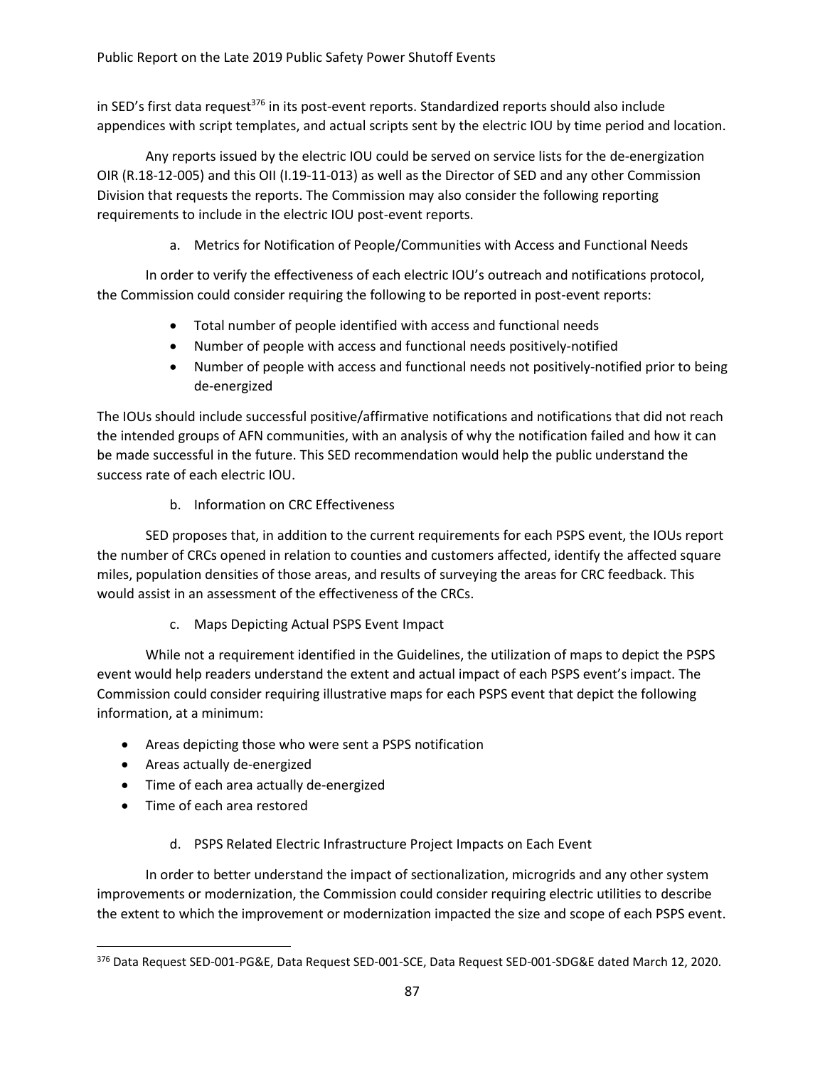in SED's first data request[376] in its post-event reports. Standardized reports should also include appendices with script templates, and actual scripts sent by the electric IOU by time period and location.

Any reports issued by the electric IOU could be served on service lists for the de-energization OIR (R.18-12-005) and this OII (I.19-11-013) as well as the Director of SED and any other Commission Division that requests the reports. The Commission may also consider the following reporting requirements to include in the electric IOU post-event reports.

a. Metrics for Notification of People/Communities with Access and Functional Needs

In order to verify the effectiveness of each electric IOU's outreach and notifications protocol, the Commission could consider requiring the following to be reported in post-event reports:

- Total number of people identified with access and functional needs
- Number of people with access and functional needs positively-notified
- Number of people with access and functional needs not positively-notified prior to being de-energized

The IOUs should include successful positive/affirmative notifications and notifications that did not reach the intended groups of AFN communities, with an analysis of why the notification failed and how it can be made successful in the future. This SED recommendation would help the public understand the success rate of each electric IOU.

b. Information on CRC Effectiveness

SED proposes that, in addition to the current requirements for each PSPS event, the IOUs report the number of CRCs opened in relation to counties and customers affected, identify the affected square miles, population densities of those areas, and results of surveying the areas for CRC feedback. This would assist in an assessment of the effectiveness of the CRCs.

c. Maps Depicting Actual PSPS Event Impact

While not a requirement identified in the Guidelines, the utilization of maps to depict the PSPS event would help readers understand the extent and actual impact of each PSPS event's impact. The Commission could consider requiring illustrative maps for each PSPS event that depict the following information, at a minimum:

- Areas depicting those who were sent a PSPS notification
- Areas actually de-energized
- Time of each area actually de-energized
- Time of each area restored

d. PSPS Related Electric Infrastructure Project Impacts on Each Event

In order to better understand the impact of sectionalization, microgrids and any other system improvements or modernization, the Commission could consider requiring electric utilities to describe the extent to which the improvement or modernization impacted the size and scope of each PSPS event.

[376] Data Request SED-001-PG&E, Data Request SED-001-SCE, Data Request SED-001-SDG&E dated March 12, 2020.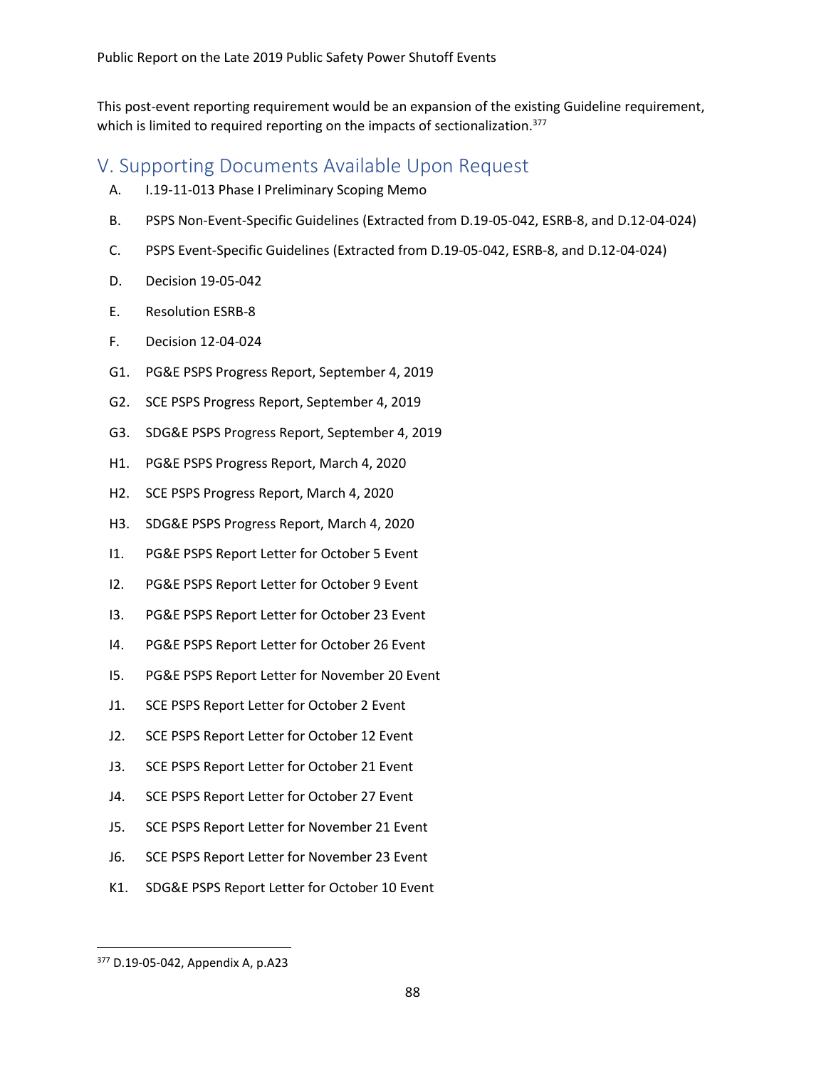This post-event reporting requirement would be an expansion of the existing Guideline requirement, which is limited to required reporting on the impacts of sectionalization.[377]

## V. Supporting Documents Available Upon Request

- A. I.19-11-013 Phase I Preliminary Scoping Memo
- B. PSPS Non-Event-Specific Guidelines (Extracted from D.19-05-042, ESRB-8, and D.12-04-024)
- C. PSPS Event-Specific Guidelines (Extracted from D.19-05-042, ESRB-8, and D.12-04-024)
- D. Decision 19-05-042
- E. Resolution ESRB-8
- F. Decision 12-04-024
- G1. PG&E PSPS Progress Report, September 4, 2019
- G2. SCE PSPS Progress Report, September 4, 2019
- G3. SDG&E PSPS Progress Report, September 4, 2019
- H1. PG&E PSPS Progress Report, March 4, 2020
- H2. SCE PSPS Progress Report, March 4, 2020
- H3. SDG&E PSPS Progress Report, March 4, 2020
- I1. PG&E PSPS Report Letter for October 5 Event
- I2. PG&E PSPS Report Letter for October 9 Event
- I3. PG&E PSPS Report Letter for October 23 Event
- I4. PG&E PSPS Report Letter for October 26 Event
- I5. PG&E PSPS Report Letter for November 20 Event
- J1. SCE PSPS Report Letter for October 2 Event
- J2. SCE PSPS Report Letter for October 12 Event
- J3. SCE PSPS Report Letter for October 21 Event
- J4. SCE PSPS Report Letter for October 27 Event
- J5. SCE PSPS Report Letter for November 21 Event
- J6. SCE PSPS Report Letter for November 23 Event
- K1. SDG&E PSPS Report Letter for October 10 Event

---

[377] D.19-05-042, Appendix A, p.A23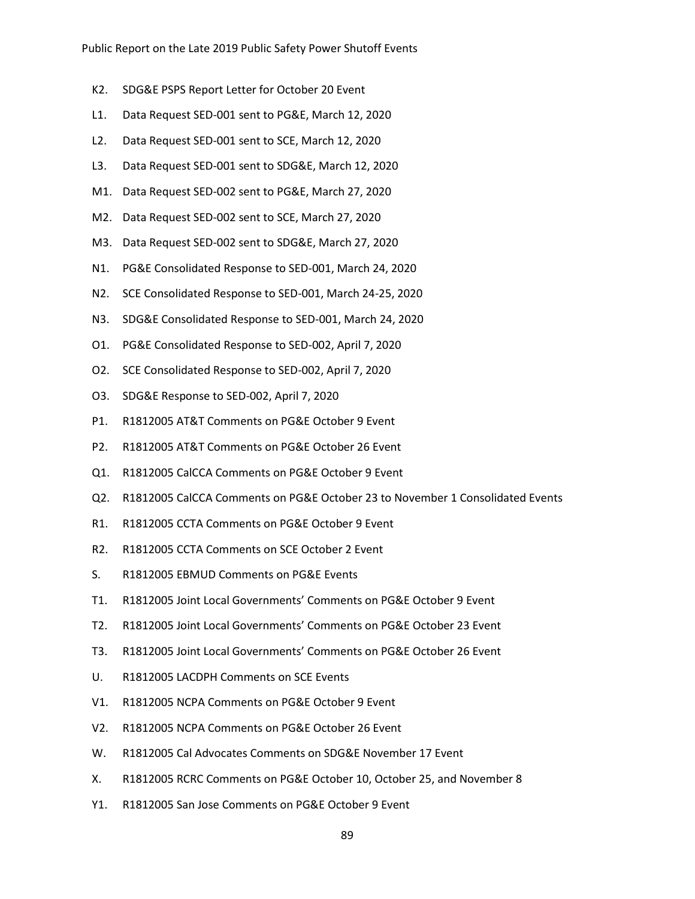K2. SDG&E PSPS Report Letter for October 20 Event

L1. Data Request SED-001 sent to PG&E, March 12, 2020

L2. Data Request SED-001 sent to SCE, March 12, 2020

L3. Data Request SED-001 sent to SDG&E, March 12, 2020

M1. Data Request SED-002 sent to PG&E, March 27, 2020

M2. Data Request SED-002 sent to SCE, March 27, 2020

M3. Data Request SED-002 sent to SDG&E, March 27, 2020

N1. PG&E Consolidated Response to SED-001, March 24, 2020

N2. SCE Consolidated Response to SED-001, March 24-25, 2020

N3. SDG&E Consolidated Response to SED-001, March 24, 2020

O1. PG&E Consolidated Response to SED-002, April 7, 2020

O2. SCE Consolidated Response to SED-002, April 7, 2020

O3. SDG&E Response to SED-002, April 7, 2020

P1. R1812005 AT&T Comments on PG&E October 9 Event

P2. R1812005 AT&T Comments on PG&E October 26 Event

Q1. R1812005 CalCCA Comments on PG&E October 9 Event

Q2. R1812005 CalCCA Comments on PG&E October 23 to November 1 Consolidated Events

R1. R1812005 CCTA Comments on PG&E October 9 Event

R2. R1812005 CCTA Comments on SCE October 2 Event

S. R1812005 EBMUD Comments on PG&E Events

T1. R1812005 Joint Local Governments' Comments on PG&E October 9 Event

T2. R1812005 Joint Local Governments' Comments on PG&E October 23 Event

T3. R1812005 Joint Local Governments' Comments on PG&E October 26 Event

U. R1812005 LACDPH Comments on SCE Events

V1. R1812005 NCPA Comments on PG&E October 9 Event

V2. R1812005 NCPA Comments on PG&E October 26 Event

W. R1812005 Cal Advocates Comments on SDG&E November 17 Event

X. R1812005 RCRC Comments on PG&E October 10, October 25, and November 8

Y1. R1812005 San Jose Comments on PG&E October 9 Event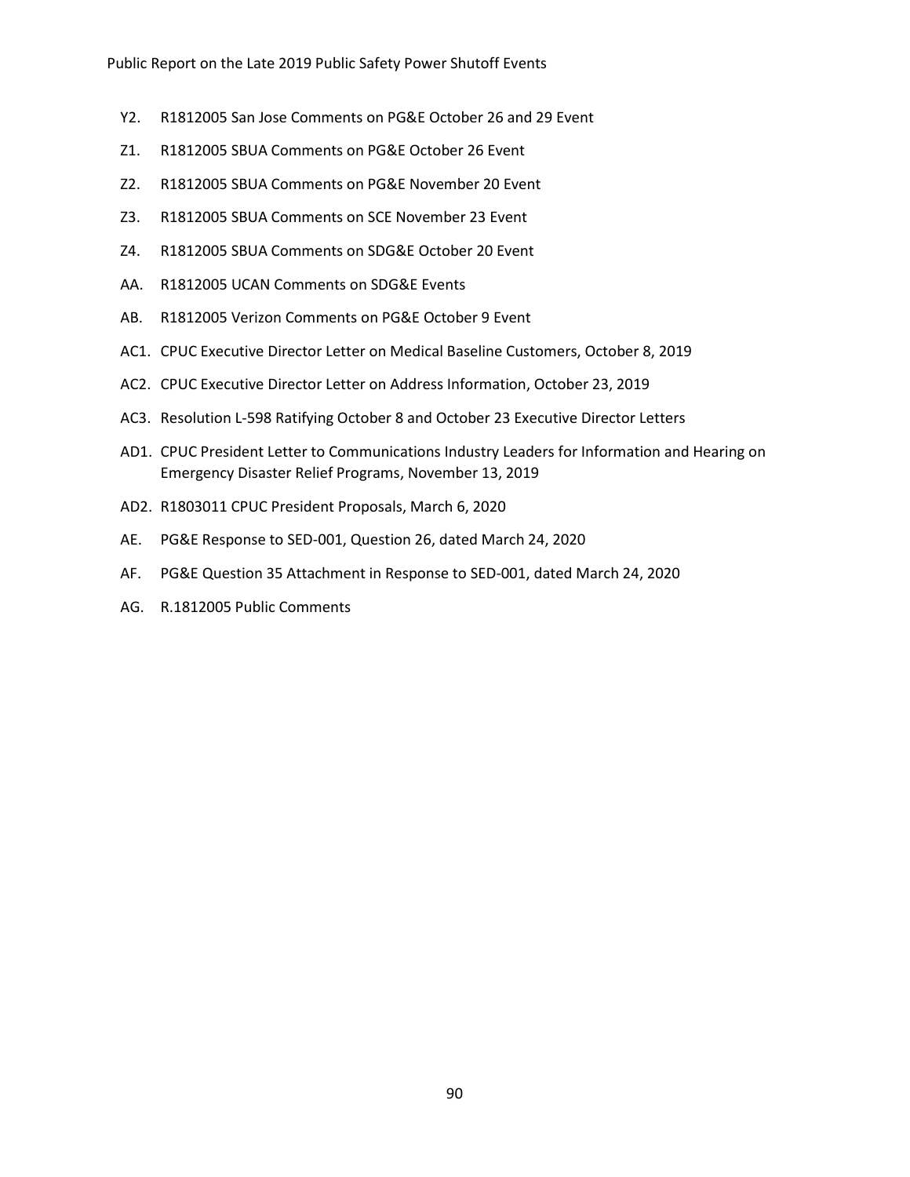Y2. R1812005 San Jose Comments on PG&E October 26 and 29 Event

Z1. R1812005 SBUA Comments on PG&E October 26 Event

Z2. R1812005 SBUA Comments on PG&E November 20 Event

Z3. R1812005 SBUA Comments on SCE November 23 Event

Z4. R1812005 SBUA Comments on SDG&E October 20 Event

AA. R1812005 UCAN Comments on SDG&E Events

AB. R1812005 Verizon Comments on PG&E October 9 Event

AC1. CPUC Executive Director Letter on Medical Baseline Customers, October 8, 2019

AC2. CPUC Executive Director Letter on Address Information, October 23, 2019

AC3. Resolution L-598 Ratifying October 8 and October 23 Executive Director Letters

AD1. CPUC President Letter to Communications Industry Leaders for Information and Hearing on Emergency Disaster Relief Programs, November 13, 2019

AD2. R1803011 CPUC President Proposals, March 6, 2020

AE. PG&E Response to SED-001, Question 26, dated March 24, 2020

AF. PG&E Question 35 Attachment in Response to SED-001, dated March 24, 2020

AG. R.1812005 Public Comments